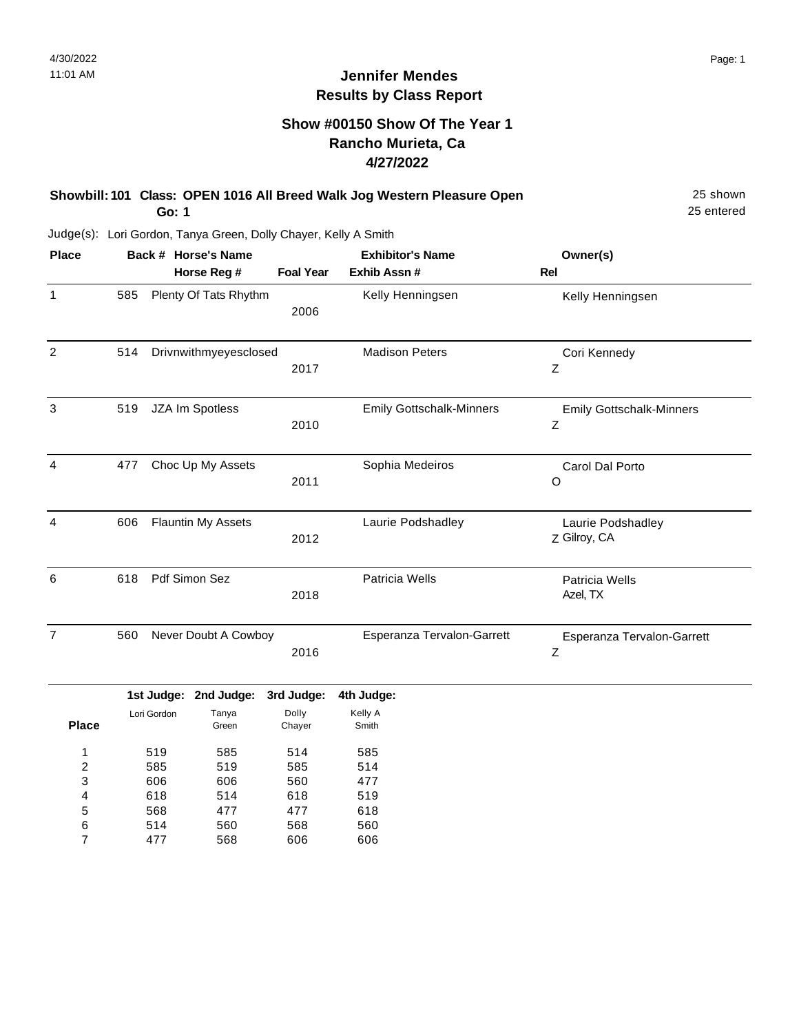# Jennifer Mendes
## Results by Class Report

### Show #00150 Show Of The Year 1
### Rancho Murieta, Ca
### 4/27/2022

**Showbill: 101 Class: OPEN 1016 All Breed Walk Jog Western Pleasure Open** 25 shown
**Go: 1** 25 entered

Judge(s): Lori Gordon, Tanya Green, Dolly Chayer, Kelly A Smith

| Place | Back # | Horse's Name / Horse Reg # | Foal Year | Exhibitor's Name / Exhib Assn # | Owner(s) | Rel |
|---|---|---|---|---|---|---|
| 1 | 585 | Plenty Of Tats Rhythm | 2006 | Kelly Henningsen | Kelly Henningsen | |
| 2 | 514 | Drivnwithmyeyesclosed | 2017 | Madison Peters | Cori Kennedy | Z |
| 3 | 519 | JZA Im Spotless | 2010 | Emily Gottschalk-Minners | Emily Gottschalk-Minners | Z |
| 4 | 477 | Choc Up My Assets | 2011 | Sophia Medeiros | Carol Dal Porto | O |
| 4 | 606 | Flauntin My Assets | 2012 | Laurie Podshadley | Laurie Podshadley Gilroy, CA | Z |
| 6 | 618 | Pdf Simon Sez | 2018 | Patricia Wells | Patricia Wells Azel, TX | |
| 7 | 560 | Never Doubt A Cowboy | 2016 | Esperanza Tervalon-Garrett | Esperanza Tervalon-Garrett | Z |

| Place | 1st Judge: Lori Gordon | 2nd Judge: Tanya Green | 3rd Judge: Dolly Chayer | 4th Judge: Kelly A Smith |
|---|---|---|---|---|
| 1 | 519 | 585 | 514 | 585 |
| 2 | 585 | 519 | 585 | 514 |
| 3 | 606 | 606 | 560 | 477 |
| 4 | 618 | 514 | 618 | 519 |
| 5 | 568 | 477 | 477 | 618 |
| 6 | 514 | 560 | 568 | 560 |
| 7 | 477 | 568 | 606 | 606 |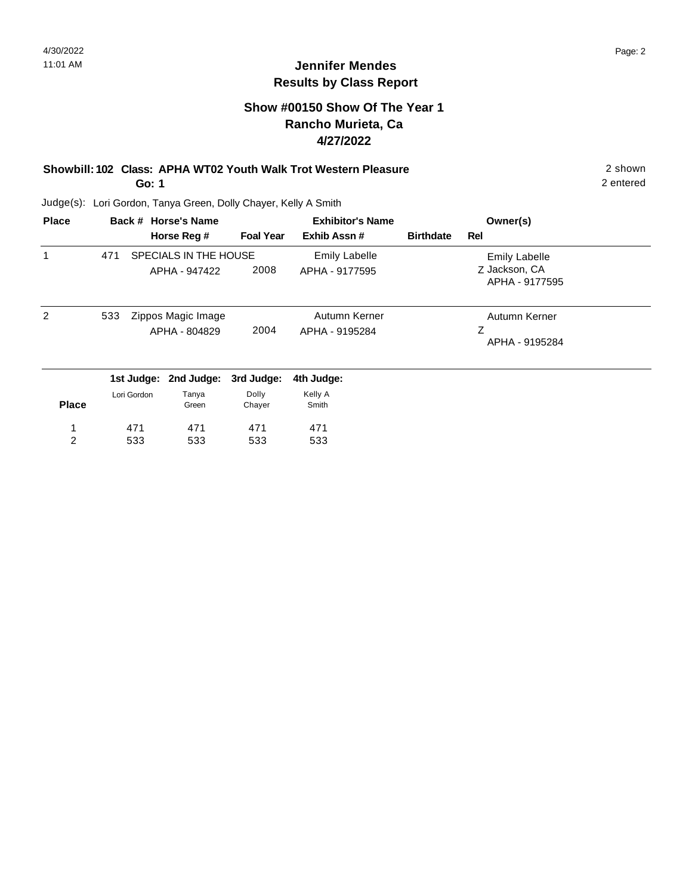# Jennifer Mendes
## Results by Class Report

### Show #00150 Show Of The Year 1
### Rancho Murieta, Ca
### 4/27/2022

**Showbill: 102 Class: APHA WT02 Youth Walk Trot Western Pleasure** — 2 shown

**Go: 1** — 2 entered

Judge(s): Lori Gordon, Tanya Green, Dolly Chayer, Kelly A Smith

| Place | Back # | Horse's Name / Horse Reg # | Foal Year | Exhibitor's Name / Exhib Assn # | Birthdate | Owner(s) / Rel |
|---|---|---|---|---|---|---|
| 1 | 471 | SPECIALS IN THE HOUSE<br>APHA - 947422 | 2008 | Emily Labelle<br>APHA - 9177595 | | Emily Labelle<br>Z Jackson, CA<br>APHA - 9177595 |
| 2 | 533 | Zippos Magic Image<br>APHA - 804829 | 2004 | Autumn Kerner<br>APHA - 9195284 | | Autumn Kerner<br>Z<br>APHA - 9195284 |

| Place | 1st Judge: Lori Gordon | 2nd Judge: Tanya Green | 3rd Judge: Dolly Chayer | 4th Judge: Kelly A Smith |
|---|---|---|---|---|
| 1 | 471 | 471 | 471 | 471 |
| 2 | 533 | 533 | 533 | 533 |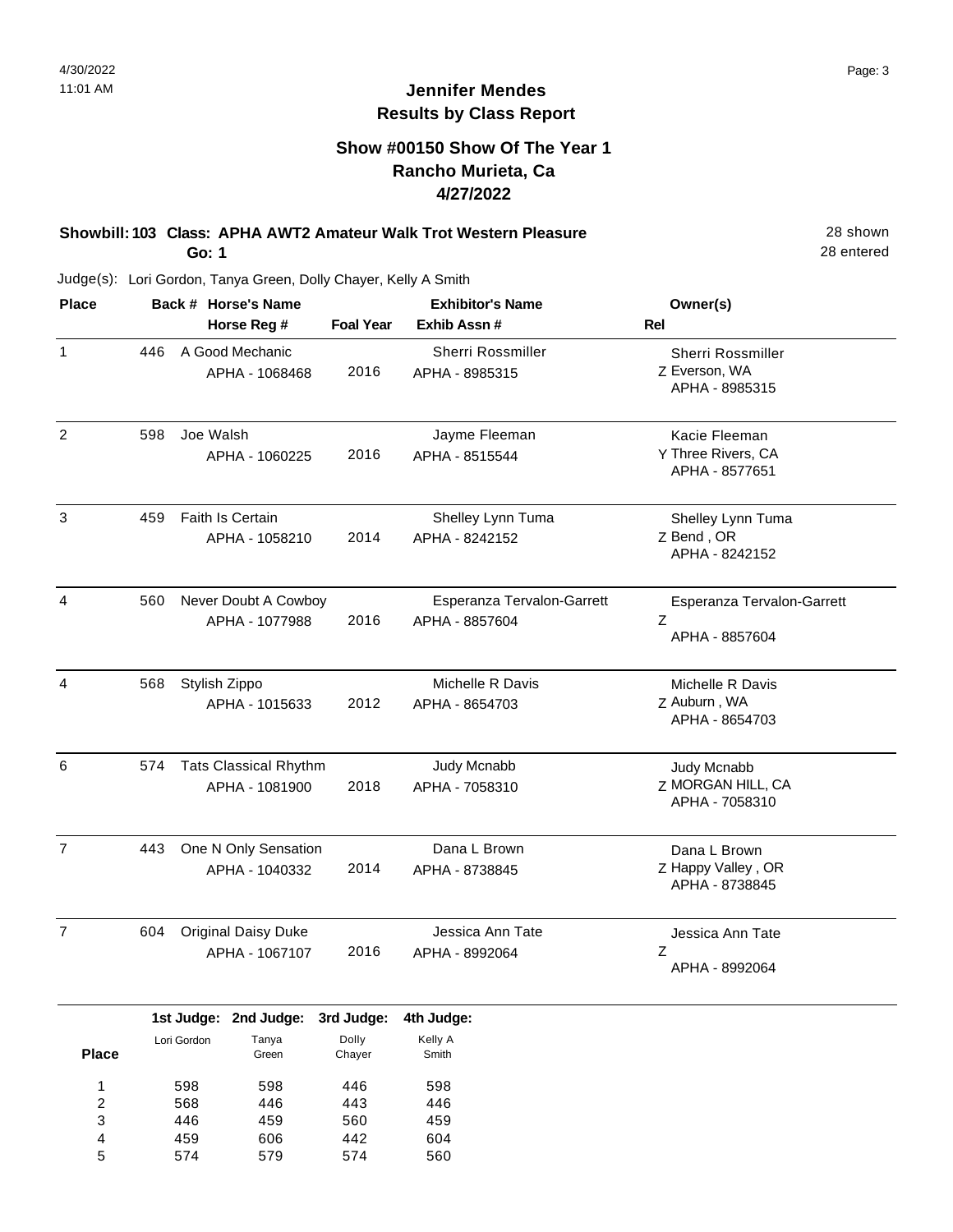# Jennifer Mendes
## Results by Class Report

### Show #00150 Show Of The Year 1
### Rancho Murieta, Ca
### 4/27/2022

**Showbill: 103 Class: APHA AWT2 Amateur Walk Trot Western Pleasure** 28 shown
**Go: 1** 28 entered

Judge(s): Lori Gordon, Tanya Green, Dolly Chayer, Kelly A Smith

| Place | Back # | Horse's Name / Horse Reg # | Foal Year | Exhibitor's Name / Exhib Assn # | Rel | Owner(s) |
|---|---|---|---|---|---|---|
| 1 | 446 | A Good Mechanic<br>APHA - 1068468 | 2016 | Sherri Rossmiller<br>APHA - 8985315 | Z | Sherri Rossmiller<br>Everson, WA<br>APHA - 8985315 |
| 2 | 598 | Joe Walsh<br>APHA - 1060225 | 2016 | Jayme Fleeman<br>APHA - 8515544 | Y | Kacie Fleeman<br>Three Rivers, CA<br>APHA - 8577651 |
| 3 | 459 | Faith Is Certain<br>APHA - 1058210 | 2014 | Shelley Lynn Tuma<br>APHA - 8242152 | Z | Shelley Lynn Tuma<br>Bend , OR<br>APHA - 8242152 |
| 4 | 560 | Never Doubt A Cowboy<br>APHA - 1077988 | 2016 | Esperanza Tervalon-Garrett<br>APHA - 8857604 | Z | Esperanza Tervalon-Garrett<br>APHA - 8857604 |
| 4 | 568 | Stylish Zippo<br>APHA - 1015633 | 2012 | Michelle R Davis<br>APHA - 8654703 | Z | Michelle R Davis<br>Auburn , WA<br>APHA - 8654703 |
| 6 | 574 | Tats Classical Rhythm<br>APHA - 1081900 | 2018 | Judy Mcnabb<br>APHA - 7058310 | Z | Judy Mcnabb<br>MORGAN HILL, CA<br>APHA - 7058310 |
| 7 | 443 | One N Only Sensation<br>APHA - 1040332 | 2014 | Dana L Brown<br>APHA - 8738845 | Z | Dana L Brown<br>Happy Valley , OR<br>APHA - 8738845 |
| 7 | 604 | Original Daisy Duke<br>APHA - 1067107 | 2016 | Jessica Ann Tate<br>APHA - 8992064 | Z | Jessica Ann Tate<br>APHA - 8992064 |

| Place | 1st Judge: Lori Gordon | 2nd Judge: Tanya Green | 3rd Judge: Dolly Chayer | 4th Judge: Kelly A Smith |
|---|---|---|---|---|
| 1 | 598 | 598 | 446 | 598 |
| 2 | 568 | 446 | 443 | 446 |
| 3 | 446 | 459 | 560 | 459 |
| 4 | 459 | 606 | 442 | 604 |
| 5 | 574 | 579 | 574 | 560 |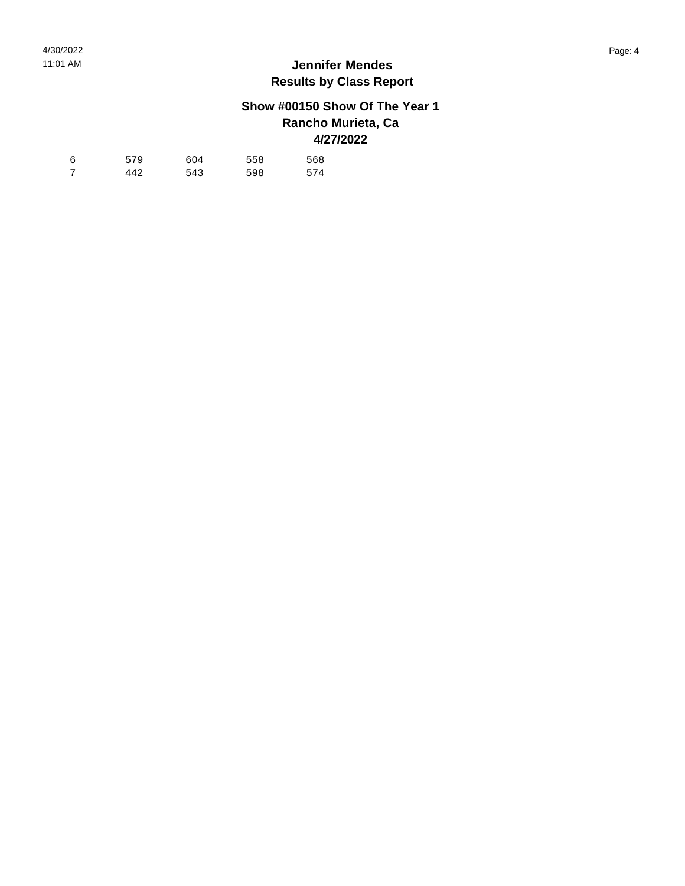# Jennifer Mendes
## Results by Class Report

### Show #00150 Show Of The Year 1
### Rancho Murieta, Ca
### 4/27/2022

| | | | | |
|---|---|---|---|---|
| 6 | 579 | 604 | 558 | 568 |
| 7 | 442 | 543 | 598 | 574 |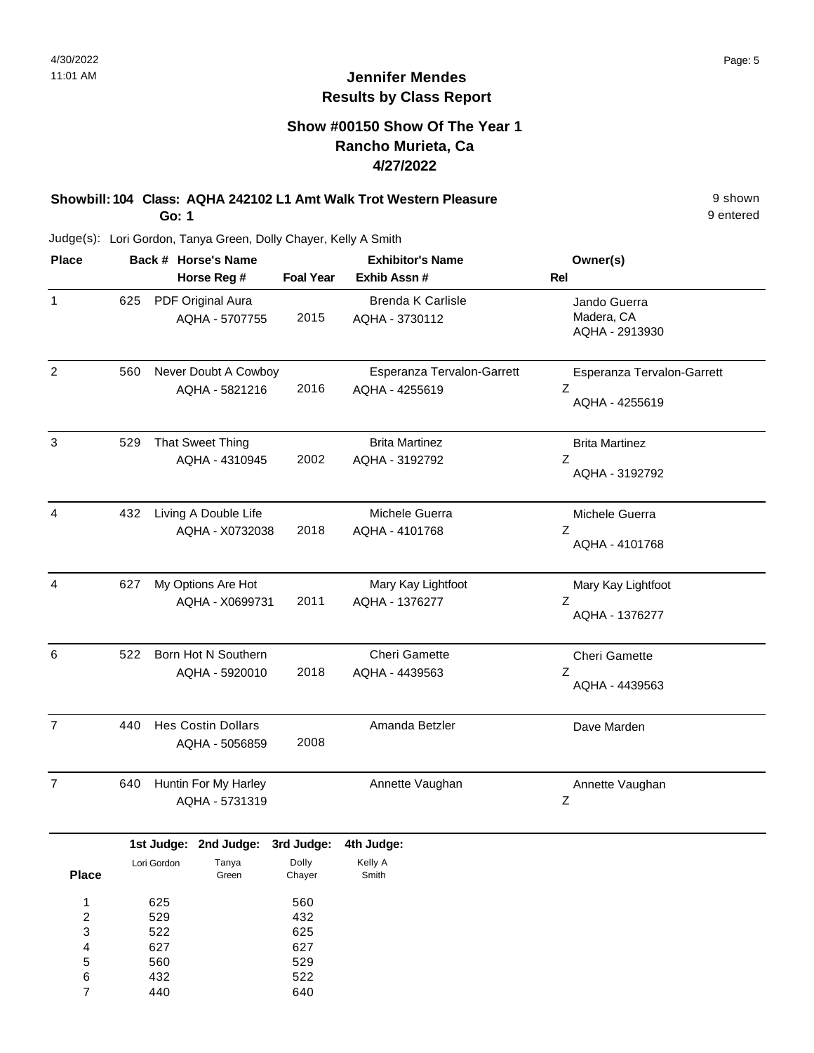# Jennifer Mendes
## Results by Class Report

### Show #00150 Show Of The Year 1
### Rancho Murieta, Ca
### 4/27/2022

**Showbill: 104 Class: AQHA 242102 L1 Amt Walk Trot Western Pleasure** 9 shown
**Go: 1** 9 entered

Judge(s): Lori Gordon, Tanya Green, Dolly Chayer, Kelly A Smith

| Place | Back # | Horse's Name / Horse Reg # | Foal Year | Exhibitor's Name / Exhib Assn # | Rel | Owner(s) |
|---|---|---|---|---|---|---|
| 1 | 625 | PDF Original Aura<br>AQHA - 5707755 | 2015 | Brenda K Carlisle<br>AQHA - 3730112 | | Jando Guerra<br>Madera, CA<br>AQHA - 2913930 |
| 2 | 560 | Never Doubt A Cowboy<br>AQHA - 5821216 | 2016 | Esperanza Tervalon-Garrett<br>AQHA - 4255619 | Z | Esperanza Tervalon-Garrett<br>AQHA - 4255619 |
| 3 | 529 | That Sweet Thing<br>AQHA - 4310945 | 2002 | Brita Martinez<br>AQHA - 3192792 | Z | Brita Martinez<br>AQHA - 3192792 |
| 4 | 432 | Living A Double Life<br>AQHA - X0732038 | 2018 | Michele Guerra<br>AQHA - 4101768 | Z | Michele Guerra<br>AQHA - 4101768 |
| 4 | 627 | My Options Are Hot<br>AQHA - X0699731 | 2011 | Mary Kay Lightfoot<br>AQHA - 1376277 | Z | Mary Kay Lightfoot<br>AQHA - 1376277 |
| 6 | 522 | Born Hot N Southern<br>AQHA - 5920010 | 2018 | Cheri Gamette<br>AQHA - 4439563 | Z | Cheri Gamette<br>AQHA - 4439563 |
| 7 | 440 | Hes Costin Dollars<br>AQHA - 5056859 | 2008 | Amanda Betzler | | Dave Marden |
| 7 | 640 | Huntin For My Harley<br>AQHA - 5731319 | | Annette Vaughan | Z | Annette Vaughan |

| Place | 1st Judge: Lori Gordon | 2nd Judge: Tanya Green | 3rd Judge: Dolly Chayer | 4th Judge: Kelly A Smith |
|---|---|---|---|---|
| 1 | 625 | | 560 | |
| 2 | 529 | | 432 | |
| 3 | 522 | | 625 | |
| 4 | 627 | | 627 | |
| 5 | 560 | | 529 | |
| 6 | 432 | | 522 | |
| 7 | 440 | | 640 | |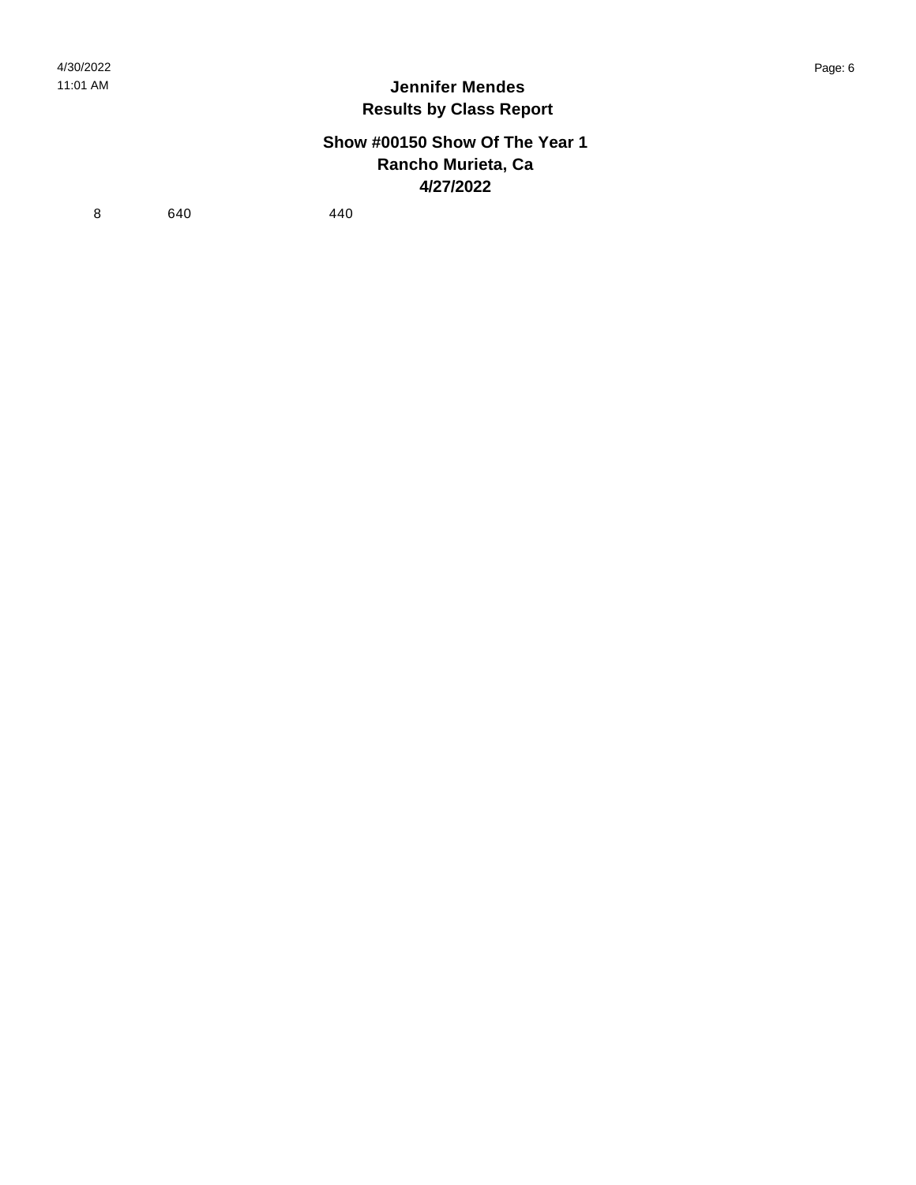# Jennifer Mendes
## Results by Class Report

### Show #00150 Show Of The Year 1
### Rancho Murieta, Ca
### 4/27/2022

| | | |
|---|---|---|
| 8 | 640 | 440 |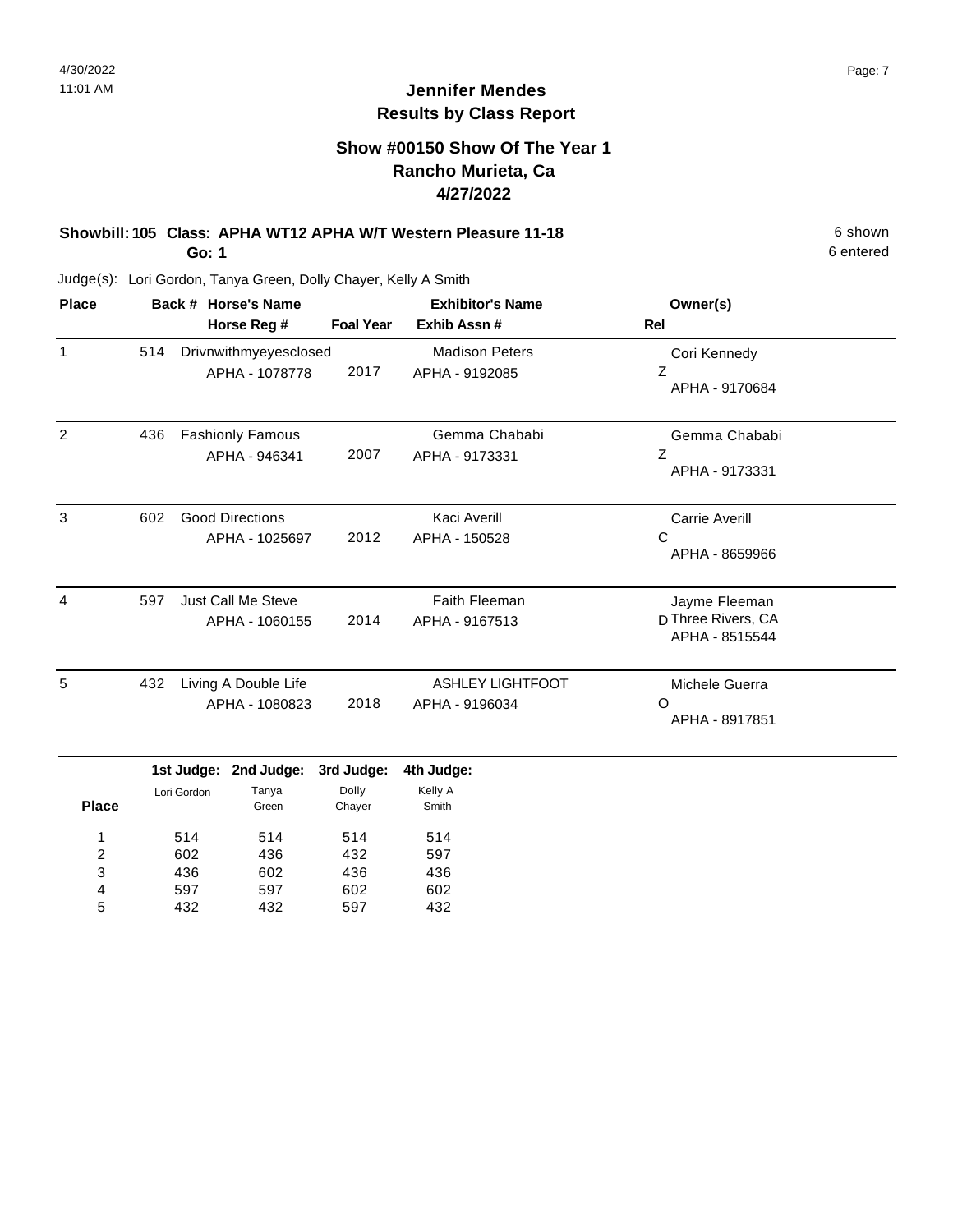# Jennifer Mendes
## Results by Class Report

### Show #00150 Show Of The Year 1
### Rancho Murieta, Ca
### 4/27/2022

**Showbill: 105 Class: APHA WT12 APHA W/T Western Pleasure 11-18** 6 shown

**Go: 1** 6 entered

Judge(s): Lori Gordon, Tanya Green, Dolly Chayer, Kelly A Smith

| Place | Back # | Horse's Name / Horse Reg # | Foal Year | Exhibitor's Name / Exhib Assn # | Owner(s) / Rel |
|---|---|---|---|---|---|
| 1 | 514 | Drivnwithmyeyesclosed<br>APHA - 1078778 | 2017 | Madison Peters<br>APHA - 9192085 | Cori Kennedy<br>Z<br>APHA - 9170684 |
| 2 | 436 | Fashionly Famous<br>APHA - 946341 | 2007 | Gemma Chababi<br>APHA - 9173331 | Gemma Chababi<br>Z<br>APHA - 9173331 |
| 3 | 602 | Good Directions<br>APHA - 1025697 | 2012 | Kaci Averill<br>APHA - 150528 | Carrie Averill<br>C<br>APHA - 8659966 |
| 4 | 597 | Just Call Me Steve<br>APHA - 1060155 | 2014 | Faith Fleeman<br>APHA - 9167513 | Jayme Fleeman<br>D Three Rivers, CA<br>APHA - 8515544 |
| 5 | 432 | Living A Double Life<br>APHA - 1080823 | 2018 | ASHLEY LIGHTFOOT<br>APHA - 9196034 | Michele Guerra<br>O<br>APHA - 8917851 |

| Place | 1st Judge: Lori Gordon | 2nd Judge: Tanya Green | 3rd Judge: Dolly Chayer | 4th Judge: Kelly A Smith |
|---|---|---|---|---|
| 1 | 514 | 514 | 514 | 514 |
| 2 | 602 | 436 | 432 | 597 |
| 3 | 436 | 602 | 436 | 436 |
| 4 | 597 | 597 | 602 | 602 |
| 5 | 432 | 432 | 597 | 432 |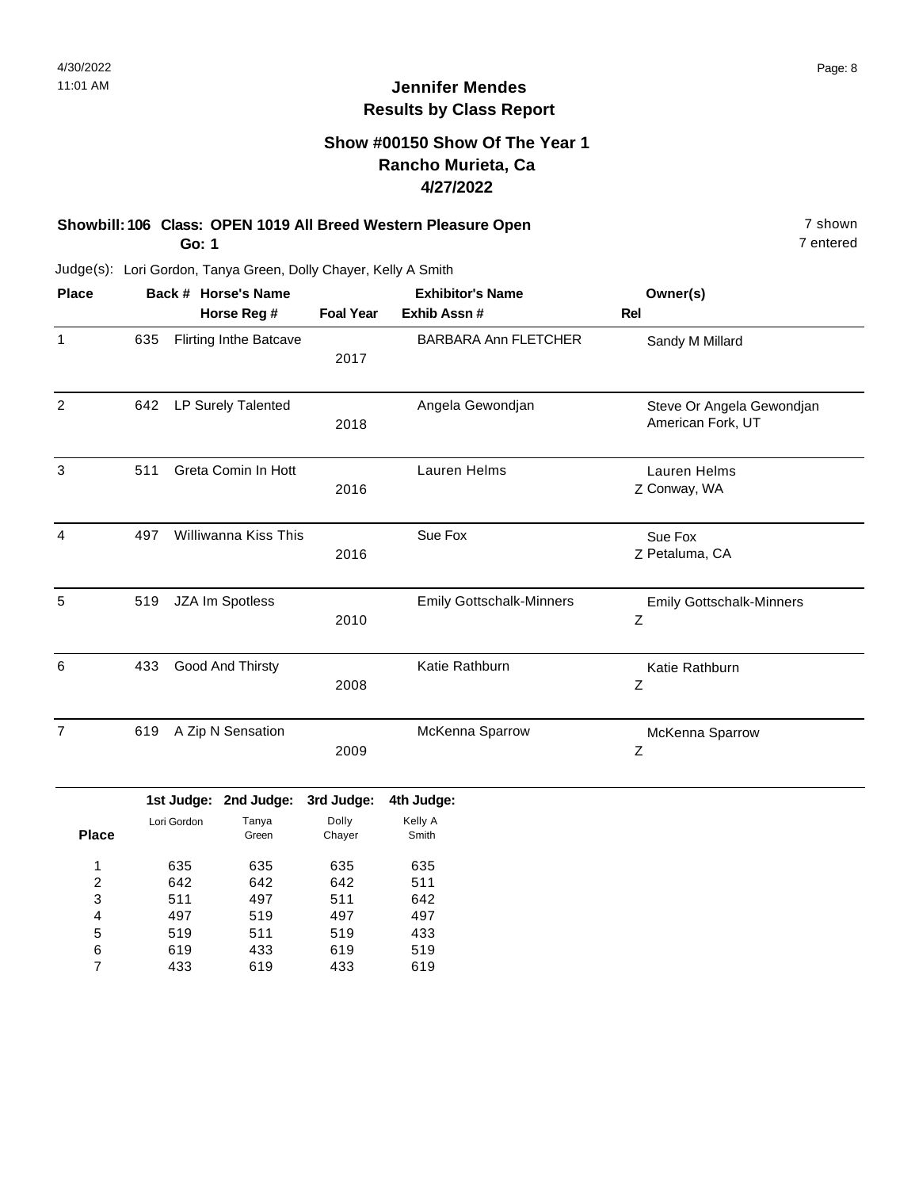# Jennifer Mendes
## Results by Class Report

### Show #00150 Show Of The Year 1
### Rancho Murieta, Ca
### 4/27/2022

**Showbill: 106 Class: OPEN 1019 All Breed Western Pleasure Open** — 7 shown, 7 entered

**Go: 1**

Judge(s): Lori Gordon, Tanya Green, Dolly Chayer, Kelly A Smith

| Place | Back # | Horse's Name / Horse Reg # | Foal Year | Exhibitor's Name / Exhib Assn # | Rel | Owner(s) |
|---|---|---|---|---|---|---|
| 1 | 635 | Flirting Inthe Batcave | 2017 | BARBARA Ann FLETCHER | | Sandy M Millard |
| 2 | 642 | LP Surely Talented | 2018 | Angela Gewondjan | | Steve Or Angela Gewondjan, American Fork, UT |
| 3 | 511 | Greta Comin In Hott | 2016 | Lauren Helms | Z | Lauren Helms, Conway, WA |
| 4 | 497 | Williwanna Kiss This | 2016 | Sue Fox | Z | Sue Fox, Petaluma, CA |
| 5 | 519 | JZA Im Spotless | 2010 | Emily Gottschalk-Minners | Z | Emily Gottschalk-Minners |
| 6 | 433 | Good And Thirsty | 2008 | Katie Rathburn | Z | Katie Rathburn |
| 7 | 619 | A Zip N Sensation | 2009 | McKenna Sparrow | Z | McKenna Sparrow |

| Place | 1st Judge: Lori Gordon | 2nd Judge: Tanya Green | 3rd Judge: Dolly Chayer | 4th Judge: Kelly A Smith |
|---|---|---|---|---|
| 1 | 635 | 635 | 635 | 635 |
| 2 | 642 | 642 | 642 | 511 |
| 3 | 511 | 497 | 511 | 642 |
| 4 | 497 | 519 | 497 | 497 |
| 5 | 519 | 511 | 519 | 433 |
| 6 | 619 | 433 | 619 | 519 |
| 7 | 433 | 619 | 433 | 619 |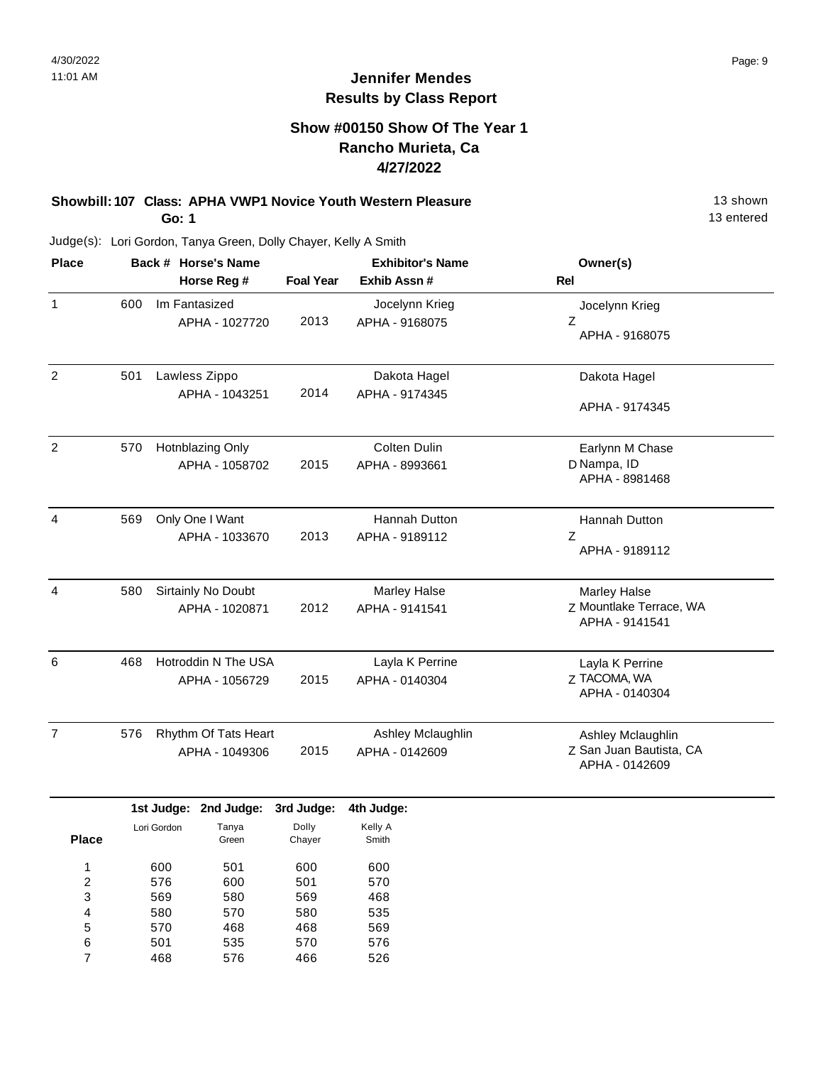# Jennifer Mendes
## Results by Class Report

### Show #00150 Show Of The Year 1
### Rancho Murieta, Ca
### 4/27/2022

**Showbill: 107 Class: APHA VWP1 Novice Youth Western Pleasure** 13 shown
**Go: 1** 13 entered

Judge(s): Lori Gordon, Tanya Green, Dolly Chayer, Kelly A Smith

| Place | Back # | Horse's Name / Horse Reg # | Foal Year | Exhibitor's Name / Exhib Assn # | Rel | Owner(s) |
|---|---|---|---|---|---|---|
| 1 | 600 | Im Fantasized<br>APHA - 1027720 | 2013 | Jocelynn Krieg<br>APHA - 9168075 | Z | Jocelynn Krieg<br>APHA - 9168075 |
| 2 | 501 | Lawless Zippo<br>APHA - 1043251 | 2014 | Dakota Hagel<br>APHA - 9174345 | | Dakota Hagel<br>APHA - 9174345 |
| 2 | 570 | Hotnblazing Only<br>APHA - 1058702 | 2015 | Colten Dulin<br>APHA - 8993661 | D | Earlynn M Chase<br>Nampa, ID<br>APHA - 8981468 |
| 4 | 569 | Only One I Want<br>APHA - 1033670 | 2013 | Hannah Dutton<br>APHA - 9189112 | Z | Hannah Dutton<br>APHA - 9189112 |
| 4 | 580 | Sirtainly No Doubt<br>APHA - 1020871 | 2012 | Marley Halse<br>APHA - 9141541 | Z | Marley Halse<br>Mountlake Terrace, WA<br>APHA - 9141541 |
| 6 | 468 | Hotroddin N The USA<br>APHA - 1056729 | 2015 | Layla K Perrine<br>APHA - 0140304 | Z | Layla K Perrine<br>TACOMA, WA<br>APHA - 0140304 |
| 7 | 576 | Rhythm Of Tats Heart<br>APHA - 1049306 | 2015 | Ashley Mclaughlin<br>APHA - 0142609 | Z | Ashley Mclaughlin<br>San Juan Bautista, CA<br>APHA - 0142609 |

| Place | 1st Judge: Lori Gordon | 2nd Judge: Tanya Green | 3rd Judge: Dolly Chayer | 4th Judge: Kelly A Smith |
|---|---|---|---|---|
| 1 | 600 | 501 | 600 | 600 |
| 2 | 576 | 600 | 501 | 570 |
| 3 | 569 | 580 | 569 | 468 |
| 4 | 580 | 570 | 580 | 535 |
| 5 | 570 | 468 | 468 | 569 |
| 6 | 501 | 535 | 570 | 576 |
| 7 | 468 | 576 | 466 | 526 |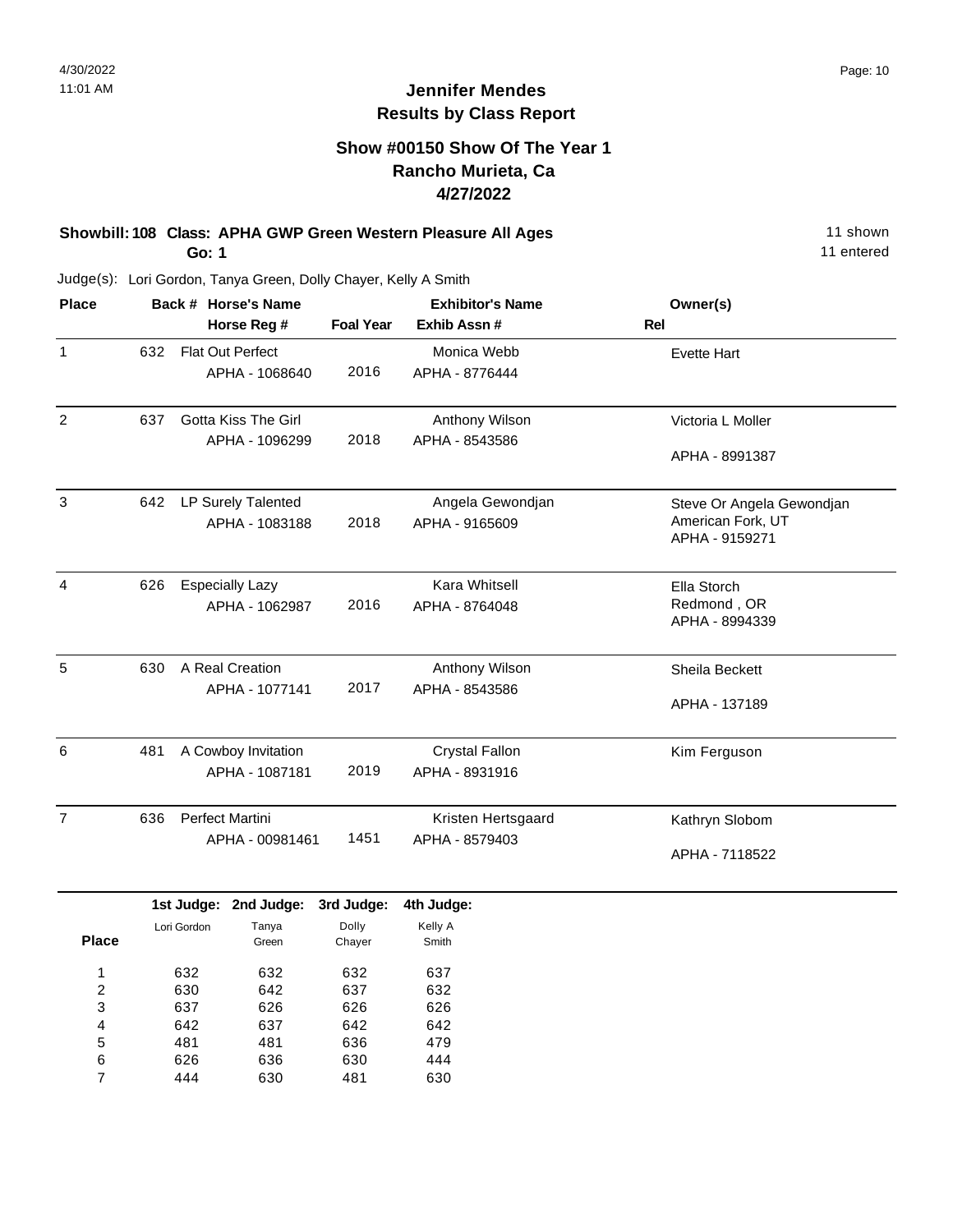# Jennifer Mendes
## Results by Class Report

### Show #00150 Show Of The Year 1
### Rancho Murieta, Ca
### 4/27/2022

**Showbill: 108 Class: APHA GWP Green Western Pleasure All Ages** — 11 shown, 11 entered

**Go: 1**

Judge(s): Lori Gordon, Tanya Green, Dolly Chayer, Kelly A Smith

| Place | Back # | Horse's Name / Horse Reg # | Foal Year | Exhibitor's Name / Exhib Assn # | Owner(s) / Rel |
|---|---|---|---|---|---|
| 1 | 632 | Flat Out Perfect<br>APHA - 1068640 | 2016 | Monica Webb<br>APHA - 8776444 | Evette Hart |
| 2 | 637 | Gotta Kiss The Girl<br>APHA - 1096299 | 2018 | Anthony Wilson<br>APHA - 8543586 | Victoria L Moller<br>APHA - 8991387 |
| 3 | 642 | LP Surely Talented<br>APHA - 1083188 | 2018 | Angela Gewondjan<br>APHA - 9165609 | Steve Or Angela Gewondjan<br>American Fork, UT<br>APHA - 9159271 |
| 4 | 626 | Especially Lazy<br>APHA - 1062987 | 2016 | Kara Whitsell<br>APHA - 8764048 | Ella Storch<br>Redmond , OR<br>APHA - 8994339 |
| 5 | 630 | A Real Creation<br>APHA - 1077141 | 2017 | Anthony Wilson<br>APHA - 8543586 | Sheila Beckett<br>APHA - 137189 |
| 6 | 481 | A Cowboy Invitation<br>APHA - 1087181 | 2019 | Crystal Fallon<br>APHA - 8931916 | Kim Ferguson |
| 7 | 636 | Perfect Martini<br>APHA - 00981461 | 1451 | Kristen Hertsgaard<br>APHA - 8579403 | Kathryn Slobom<br>APHA - 7118522 |

| Place | 1st Judge: Lori Gordon | 2nd Judge: Tanya Green | 3rd Judge: Dolly Chayer | 4th Judge: Kelly A Smith |
|---|---|---|---|---|
| 1 | 632 | 632 | 632 | 637 |
| 2 | 630 | 642 | 637 | 632 |
| 3 | 637 | 626 | 626 | 626 |
| 4 | 642 | 637 | 642 | 642 |
| 5 | 481 | 481 | 636 | 479 |
| 6 | 626 | 636 | 630 | 444 |
| 7 | 444 | 630 | 481 | 630 |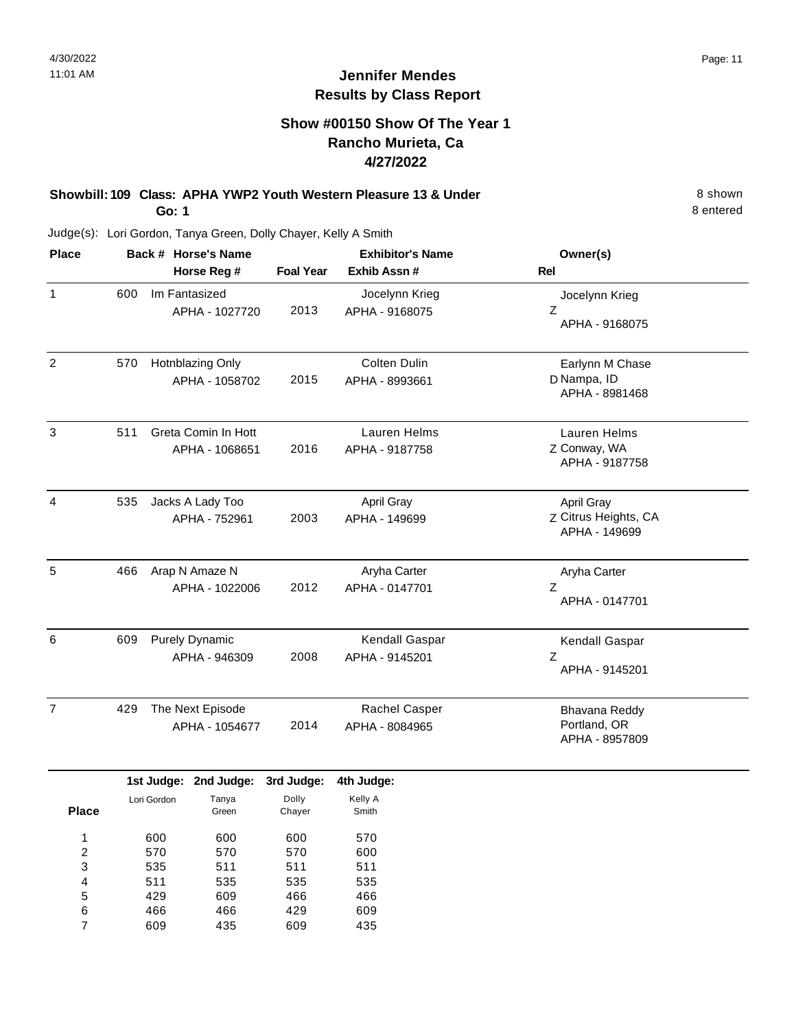# Jennifer Mendes
## Results by Class Report

### Show #00150 Show Of The Year 1
### Rancho Murieta, Ca
### 4/27/2022

**Showbill: 109 Class: APHA YWP2 Youth Western Pleasure 13 & Under** — 8 shown

**Go: 1** — 8 entered

Judge(s): Lori Gordon, Tanya Green, Dolly Chayer, Kelly A Smith

| Place | Back # | Horse's Name / Horse Reg # | Foal Year | Exhibitor's Name / Exhib Assn # | Rel | Owner(s) |
|---|---|---|---|---|---|---|
| 1 | 600 | Im Fantasized<br>APHA - 1027720 | 2013 | Jocelynn Krieg<br>APHA - 9168075 | Z | Jocelynn Krieg<br>APHA - 9168075 |
| 2 | 570 | Hotnblazing Only<br>APHA - 1058702 | 2015 | Colten Dulin<br>APHA - 8993661 | D | Earlynn M Chase<br>Nampa, ID<br>APHA - 8981468 |
| 3 | 511 | Greta Comin In Hott<br>APHA - 1068651 | 2016 | Lauren Helms<br>APHA - 9187758 | Z | Lauren Helms<br>Conway, WA<br>APHA - 9187758 |
| 4 | 535 | Jacks A Lady Too<br>APHA - 752961 | 2003 | April Gray<br>APHA - 149699 | Z | April Gray<br>Citrus Heights, CA<br>APHA - 149699 |
| 5 | 466 | Arap N Amaze N<br>APHA - 1022006 | 2012 | Aryha Carter<br>APHA - 0147701 | Z | Aryha Carter<br>APHA - 0147701 |
| 6 | 609 | Purely Dynamic<br>APHA - 946309 | 2008 | Kendall Gaspar<br>APHA - 9145201 | Z | Kendall Gaspar<br>APHA - 9145201 |
| 7 | 429 | The Next Episode<br>APHA - 1054677 | 2014 | Rachel Casper<br>APHA - 8084965 | | Bhavana Reddy<br>Portland, OR<br>APHA - 8957809 |

| Place | 1st Judge: Lori Gordon | 2nd Judge: Tanya Green | 3rd Judge: Dolly Chayer | 4th Judge: Kelly A Smith |
|---|---|---|---|---|
| 1 | 600 | 600 | 600 | 570 |
| 2 | 570 | 570 | 570 | 600 |
| 3 | 535 | 511 | 511 | 511 |
| 4 | 511 | 535 | 535 | 535 |
| 5 | 429 | 609 | 466 | 466 |
| 6 | 466 | 466 | 429 | 609 |
| 7 | 609 | 435 | 609 | 435 |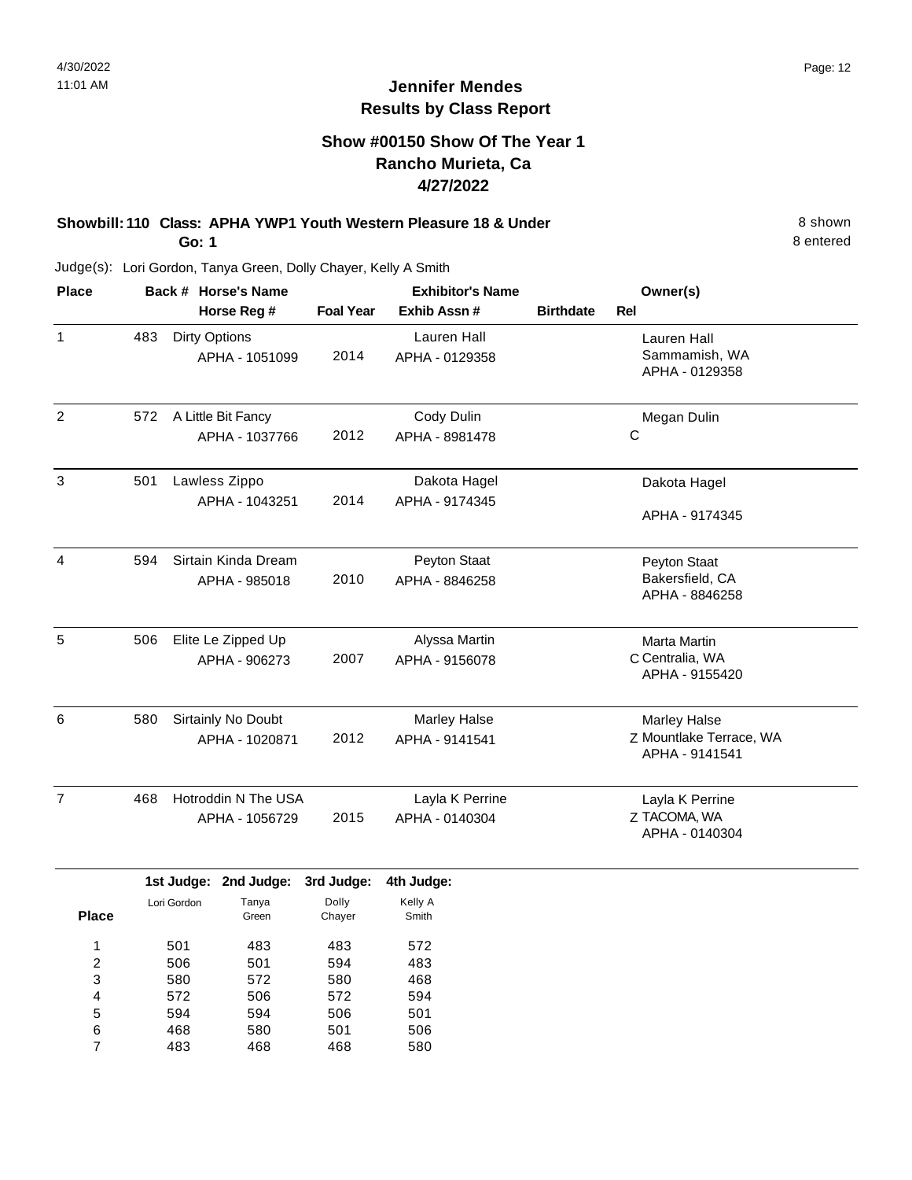# Jennifer Mendes
## Results by Class Report

### Show #00150 Show Of The Year 1
### Rancho Murieta, Ca
### 4/27/2022

**Showbill: 110 Class: APHA YWP1 Youth Western Pleasure 18 & Under** 8 shown
**Go: 1** 8 entered

Judge(s): Lori Gordon, Tanya Green, Dolly Chayer, Kelly A Smith

| Place | Back # | Horse's Name / Horse Reg # | Foal Year | Exhibitor's Name / Exhib Assn # | Birthdate | Rel | Owner(s) |
|---|---|---|---|---|---|---|---|
| 1 | 483 | Dirty Options<br>APHA - 1051099 | 2014 | Lauren Hall<br>APHA - 0129358 | | | Lauren Hall<br>Sammamish, WA<br>APHA - 0129358 |
| 2 | 572 | A Little Bit Fancy<br>APHA - 1037766 | 2012 | Cody Dulin<br>APHA - 8981478 | | C | Megan Dulin |
| 3 | 501 | Lawless Zippo<br>APHA - 1043251 | 2014 | Dakota Hagel<br>APHA - 9174345 | | | Dakota Hagel<br>APHA - 9174345 |
| 4 | 594 | Sirtain Kinda Dream<br>APHA - 985018 | 2010 | Peyton Staat<br>APHA - 8846258 | | | Peyton Staat<br>Bakersfield, CA<br>APHA - 8846258 |
| 5 | 506 | Elite Le Zipped Up<br>APHA - 906273 | 2007 | Alyssa Martin<br>APHA - 9156078 | | C | Marta Martin<br>Centralia, WA<br>APHA - 9155420 |
| 6 | 580 | Sirtainly No Doubt<br>APHA - 1020871 | 2012 | Marley Halse<br>APHA - 9141541 | | Z | Marley Halse<br>Mountlake Terrace, WA<br>APHA - 9141541 |
| 7 | 468 | Hotroddin N The USA<br>APHA - 1056729 | 2015 | Layla K Perrine<br>APHA - 0140304 | | Z | Layla K Perrine<br>TACOMA, WA<br>APHA - 0140304 |

| Place | 1st Judge: Lori Gordon | 2nd Judge: Tanya Green | 3rd Judge: Dolly Chayer | 4th Judge: Kelly A Smith |
|---|---|---|---|---|
| 1 | 501 | 483 | 483 | 572 |
| 2 | 506 | 501 | 594 | 483 |
| 3 | 580 | 572 | 580 | 468 |
| 4 | 572 | 506 | 572 | 594 |
| 5 | 594 | 594 | 506 | 501 |
| 6 | 468 | 580 | 501 | 506 |
| 7 | 483 | 468 | 468 | 580 |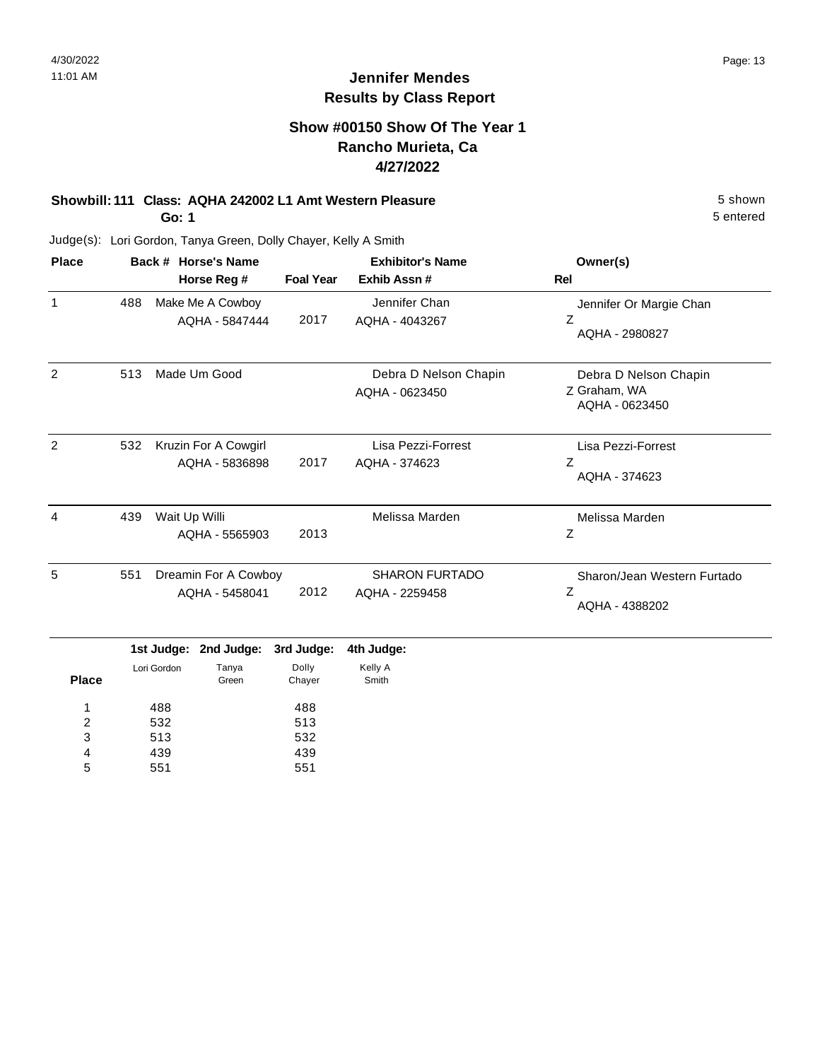# Jennifer Mendes
## Results by Class Report

### Show #00150 Show Of The Year 1
### Rancho Murieta, Ca
### 4/27/2022

**Showbill: 111 Class: AQHA 242002 L1 Amt Western Pleasure** 5 shown
**Go: 1** 5 entered

Judge(s): Lori Gordon, Tanya Green, Dolly Chayer, Kelly A Smith

| Place | Back # | Horse's Name / Horse Reg # | Foal Year | Exhibitor's Name / Exhib Assn # | Rel | Owner(s) |
|---|---|---|---|---|---|---|
| 1 | 488 | Make Me A Cowboy<br>AQHA - 5847444 | 2017 | Jennifer Chan<br>AQHA - 4043267 | Z | Jennifer Or Margie Chan<br>AQHA - 2980827 |
| 2 | 513 | Made Um Good | | Debra D Nelson Chapin<br>AQHA - 0623450 | Z | Debra D Nelson Chapin<br>Graham, WA<br>AQHA - 0623450 |
| 2 | 532 | Kruzin For A Cowgirl<br>AQHA - 5836898 | 2017 | Lisa Pezzi-Forrest<br>AQHA - 374623 | Z | Lisa Pezzi-Forrest<br>AQHA - 374623 |
| 4 | 439 | Wait Up Willi<br>AQHA - 5565903 | 2013 | Melissa Marden | Z | Melissa Marden |
| 5 | 551 | Dreamin For A Cowboy<br>AQHA - 5458041 | 2012 | SHARON FURTADO<br>AQHA - 2259458 | Z | Sharon/Jean Western Furtado<br>AQHA - 4388202 |

| Place | 1st Judge: Lori Gordon | 2nd Judge: Tanya Green | 3rd Judge: Dolly Chayer | 4th Judge: Kelly A Smith |
|---|---|---|---|---|
| 1 | 488 | | 488 | |
| 2 | 532 | | 513 | |
| 3 | 513 | | 532 | |
| 4 | 439 | | 439 | |
| 5 | 551 | | 551 | |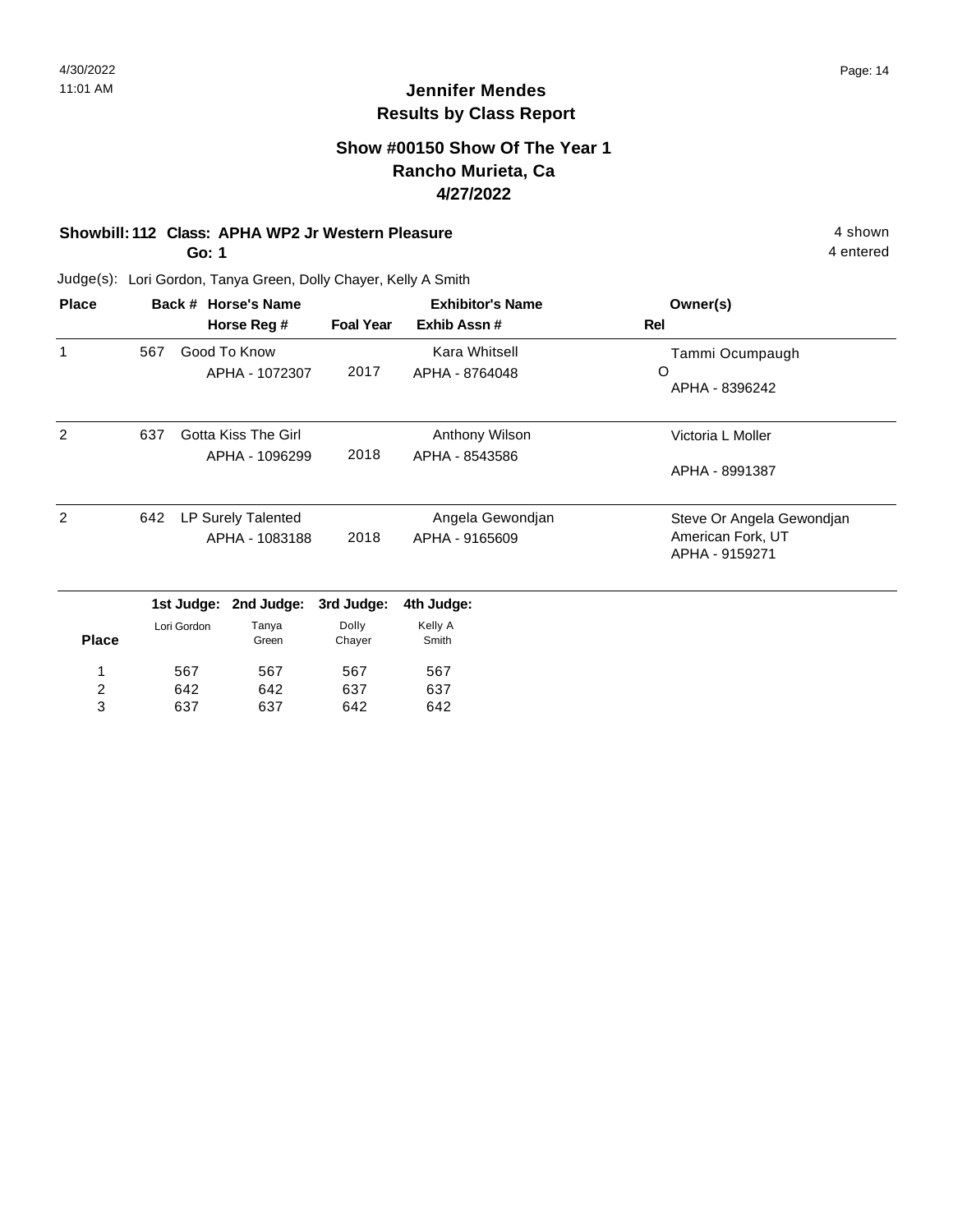4/30/2022
11:01 AM

# Jennifer Mendes
## Results by Class Report

### Show #00150 Show Of The Year 1
### Rancho Murieta, Ca
### 4/27/2022

**Showbill: 112 Class: APHA WP2 Jr Western Pleasure** 4 shown
**Go: 1** 4 entered

Judge(s): Lori Gordon, Tanya Green, Dolly Chayer, Kelly A Smith

| Place | Back # | Horse's Name / Horse Reg # | Foal Year | Exhibitor's Name / Exhib Assn # | Owner(s) / Rel |
|---|---|---|---|---|---|
| 1 | 567 | Good To Know<br>APHA - 1072307 | 2017 | Kara Whitsell<br>APHA - 8764048 | Tammi Ocumpaugh<br>O<br>APHA - 8396242 |
| 2 | 637 | Gotta Kiss The Girl<br>APHA - 1096299 | 2018 | Anthony Wilson<br>APHA - 8543586 | Victoria L Moller<br>APHA - 8991387 |
| 2 | 642 | LP Surely Talented<br>APHA - 1083188 | 2018 | Angela Gewondjan<br>APHA - 9165609 | Steve Or Angela Gewondjan<br>American Fork, UT<br>APHA - 9159271 |

| Place | 1st Judge: Lori Gordon | 2nd Judge: Tanya Green | 3rd Judge: Dolly Chayer | 4th Judge: Kelly A Smith |
|---|---|---|---|---|
| 1 | 567 | 567 | 567 | 567 |
| 2 | 642 | 642 | 637 | 637 |
| 3 | 637 | 637 | 642 | 642 |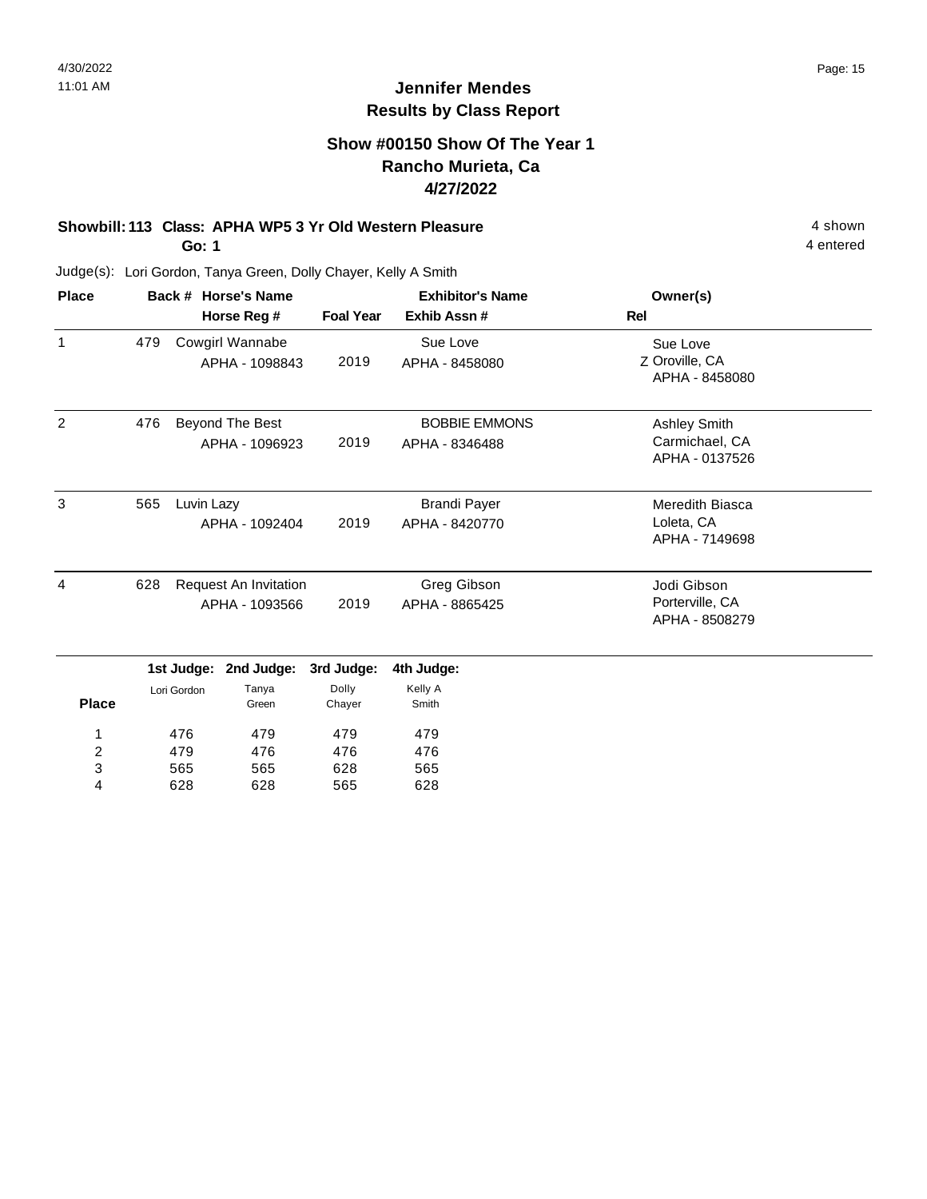# Jennifer Mendes
## Results by Class Report

### Show #00150 Show Of The Year 1
### Rancho Murieta, Ca
### 4/27/2022

**Showbill: 113 Class: APHA WP5 3 Yr Old Western Pleasure** — 4 shown

**Go: 1** — 4 entered

Judge(s): Lori Gordon, Tanya Green, Dolly Chayer, Kelly A Smith

| Place | Back # | Horse's Name / Horse Reg # | Foal Year | Exhibitor's Name / Exhib Assn # | Rel | Owner(s) |
|---|---|---|---|---|---|---|
| 1 | 479 | Cowgirl Wannabe<br>APHA - 1098843 | 2019 | Sue Love<br>APHA - 8458080 | Z | Sue Love<br>Oroville, CA<br>APHA - 8458080 |
| 2 | 476 | Beyond The Best<br>APHA - 1096923 | 2019 | BOBBIE EMMONS<br>APHA - 8346488 | | Ashley Smith<br>Carmichael, CA<br>APHA - 0137526 |
| 3 | 565 | Luvin Lazy<br>APHA - 1092404 | 2019 | Brandi Payer<br>APHA - 8420770 | | Meredith Biasca<br>Loleta, CA<br>APHA - 7149698 |
| 4 | 628 | Request An Invitation<br>APHA - 1093566 | 2019 | Greg Gibson<br>APHA - 8865425 | | Jodi Gibson<br>Porterville, CA<br>APHA - 8508279 |

| Place | 1st Judge: Lori Gordon | 2nd Judge: Tanya Green | 3rd Judge: Dolly Chayer | 4th Judge: Kelly A Smith |
|---|---|---|---|---|
| 1 | 476 | 479 | 479 | 479 |
| 2 | 479 | 476 | 476 | 476 |
| 3 | 565 | 565 | 628 | 565 |
| 4 | 628 | 628 | 565 | 628 |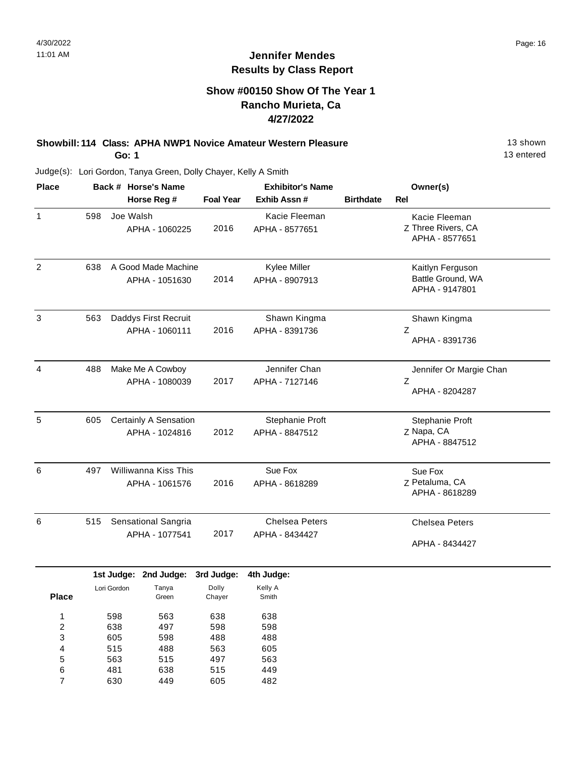# Jennifer Mendes
## Results by Class Report

### Show #00150 Show Of The Year 1
### Rancho Murieta, Ca
### 4/27/2022

**Showbill: 114 Class: APHA NWP1 Novice Amateur Western Pleasure** — 13 shown, 13 entered

**Go: 1**

Judge(s): Lori Gordon, Tanya Green, Dolly Chayer, Kelly A Smith

| Place | Back # | Horse's Name / Horse Reg # | Foal Year | Exhibitor's Name / Exhib Assn # | Birthdate | Rel | Owner(s) |
|---|---|---|---|---|---|---|---|
| 1 | 598 | Joe Walsh<br>APHA - 1060225 | 2016 | Kacie Fleeman<br>APHA - 8577651 | | Z | Kacie Fleeman<br>Three Rivers, CA<br>APHA - 8577651 |
| 2 | 638 | A Good Made Machine<br>APHA - 1051630 | 2014 | Kylee Miller<br>APHA - 8907913 | | | Kaitlyn Ferguson<br>Battle Ground, WA<br>APHA - 9147801 |
| 3 | 563 | Daddys First Recruit<br>APHA - 1060111 | 2016 | Shawn Kingma<br>APHA - 8391736 | | Z | Shawn Kingma<br>APHA - 8391736 |
| 4 | 488 | Make Me A Cowboy<br>APHA - 1080039 | 2017 | Jennifer Chan<br>APHA - 7127146 | | Z | Jennifer Or Margie Chan<br>APHA - 8204287 |
| 5 | 605 | Certainly A Sensation<br>APHA - 1024816 | 2012 | Stephanie Proft<br>APHA - 8847512 | | Z | Stephanie Proft<br>Napa, CA<br>APHA - 8847512 |
| 6 | 497 | Williwanna Kiss This<br>APHA - 1061576 | 2016 | Sue Fox<br>APHA - 8618289 | | Z | Sue Fox<br>Petaluma, CA<br>APHA - 8618289 |
| 6 | 515 | Sensational Sangria<br>APHA - 1077541 | 2017 | Chelsea Peters<br>APHA - 8434427 | | | Chelsea Peters<br>APHA - 8434427 |

| Place | 1st Judge: Lori Gordon | 2nd Judge: Tanya Green | 3rd Judge: Dolly Chayer | 4th Judge: Kelly A Smith |
|---|---|---|---|---|
| 1 | 598 | 563 | 638 | 638 |
| 2 | 638 | 497 | 598 | 598 |
| 3 | 605 | 598 | 488 | 488 |
| 4 | 515 | 488 | 563 | 605 |
| 5 | 563 | 515 | 497 | 563 |
| 6 | 481 | 638 | 515 | 449 |
| 7 | 630 | 449 | 605 | 482 |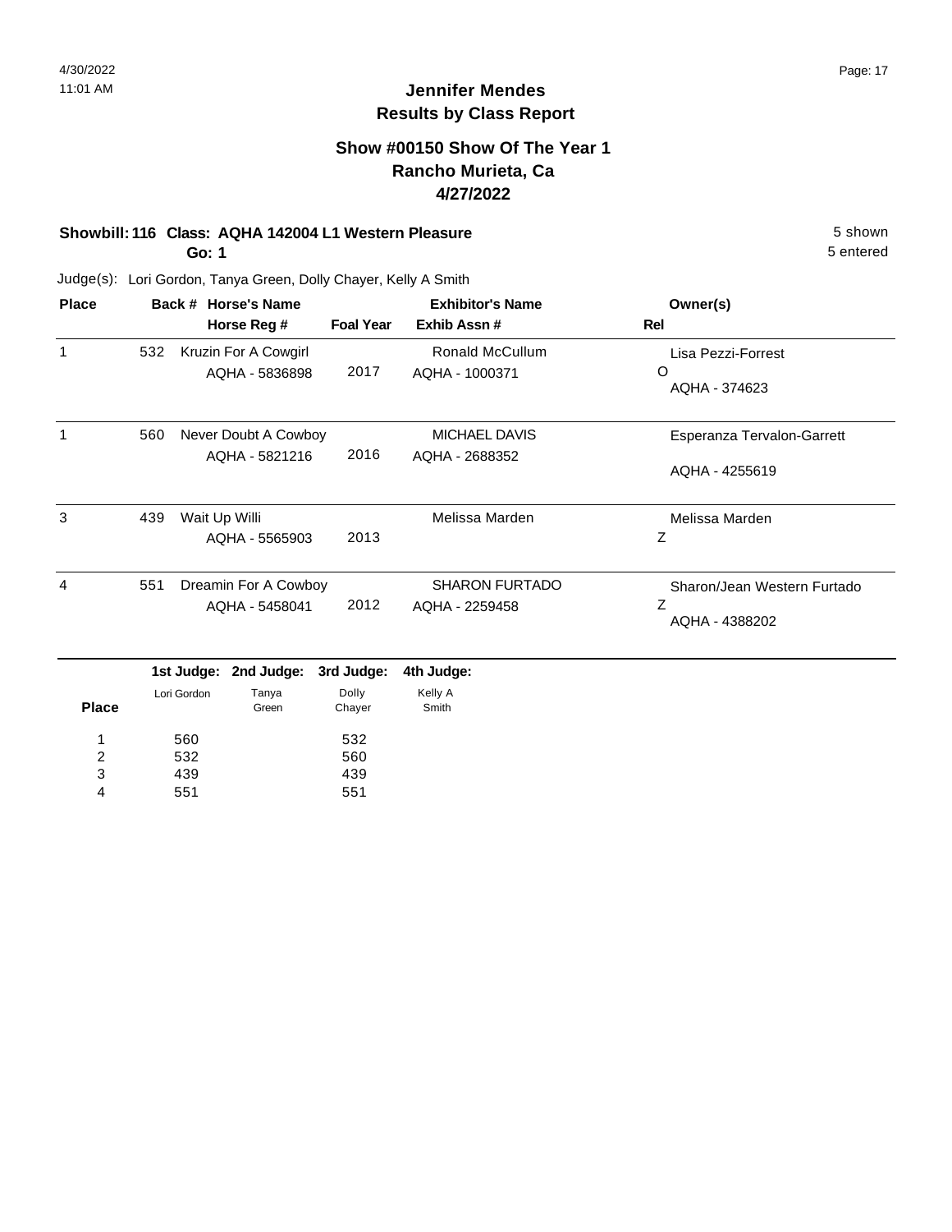**Jennifer Mendes**
**Results by Class Report**

## Show #00150 Show Of The Year 1
## Rancho Murieta, Ca
## 4/27/2022

**Showbill: 116 Class: AQHA 142004 L1 Western Pleasure** — 5 shown
**Go: 1** — 5 entered

Judge(s): Lori Gordon, Tanya Green, Dolly Chayer, Kelly A Smith

| Place | Back # | Horse's Name / Horse Reg # | Foal Year | Exhibitor's Name / Exhib Assn # | Owner(s) / Rel |
|---|---|---|---|---|---|
| 1 | 532 | Kruzin For A Cowgirl<br>AQHA - 5836898 | 2017 | Ronald McCullum<br>AQHA - 1000371 | Lisa Pezzi-Forrest<br>O<br>AQHA - 374623 |
| 1 | 560 | Never Doubt A Cowboy<br>AQHA - 5821216 | 2016 | MICHAEL DAVIS<br>AQHA - 2688352 | Esperanza Tervalon-Garrett<br>AQHA - 4255619 |
| 3 | 439 | Wait Up Willi<br>AQHA - 5565903 | 2013 | Melissa Marden | Melissa Marden<br>Z |
| 4 | 551 | Dreamin For A Cowboy<br>AQHA - 5458041 | 2012 | SHARON FURTADO<br>AQHA - 2259458 | Sharon/Jean Western Furtado<br>Z<br>AQHA - 4388202 |

| Place | 1st Judge: Lori Gordon | 2nd Judge: Tanya Green | 3rd Judge: Dolly Chayer | 4th Judge: Kelly A Smith |
|---|---|---|---|---|
| 1 | 560 | | 532 | |
| 2 | 532 | | 560 | |
| 3 | 439 | | 439 | |
| 4 | 551 | | 551 | |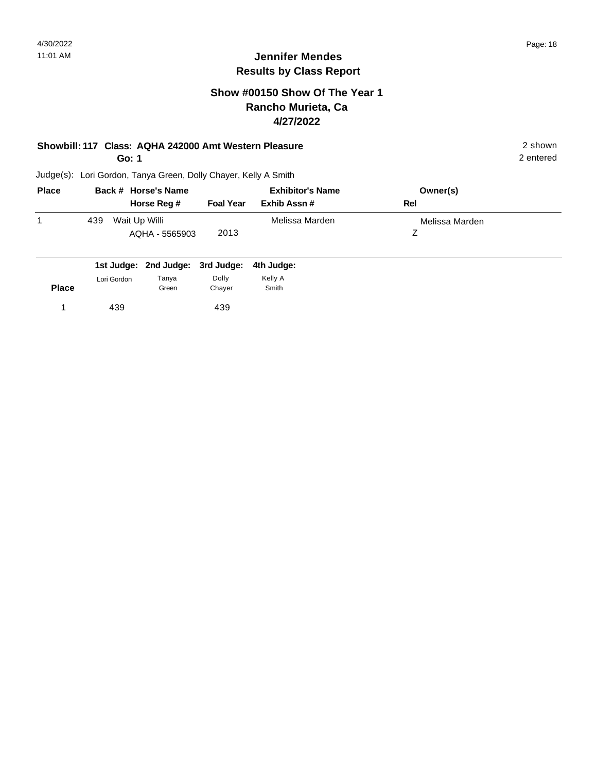# Jennifer Mendes
## Results by Class Report

### Show #00150 Show Of The Year 1
### Rancho Murieta, Ca
### 4/27/2022

**Showbill: 117 Class: AQHA 242000 Amt Western Pleasure** — 2 shown

**Go: 1** — 2 entered

Judge(s): Lori Gordon, Tanya Green, Dolly Chayer, Kelly A Smith

| Place | Back # | Horse's Name / Horse Reg # | Foal Year | Exhibitor's Name / Exhib Assn # | Owner(s) / Rel |
|---|---|---|---|---|---|
| 1 | 439 | Wait Up Willi<br>AQHA - 5565903 | 2013 | Melissa Marden | Melissa Marden<br>Z |

| Place | 1st Judge: Lori Gordon | 2nd Judge: Tanya Green | 3rd Judge: Dolly Chayer | 4th Judge: Kelly A Smith |
|---|---|---|---|---|
| 1 | 439 | | 439 | |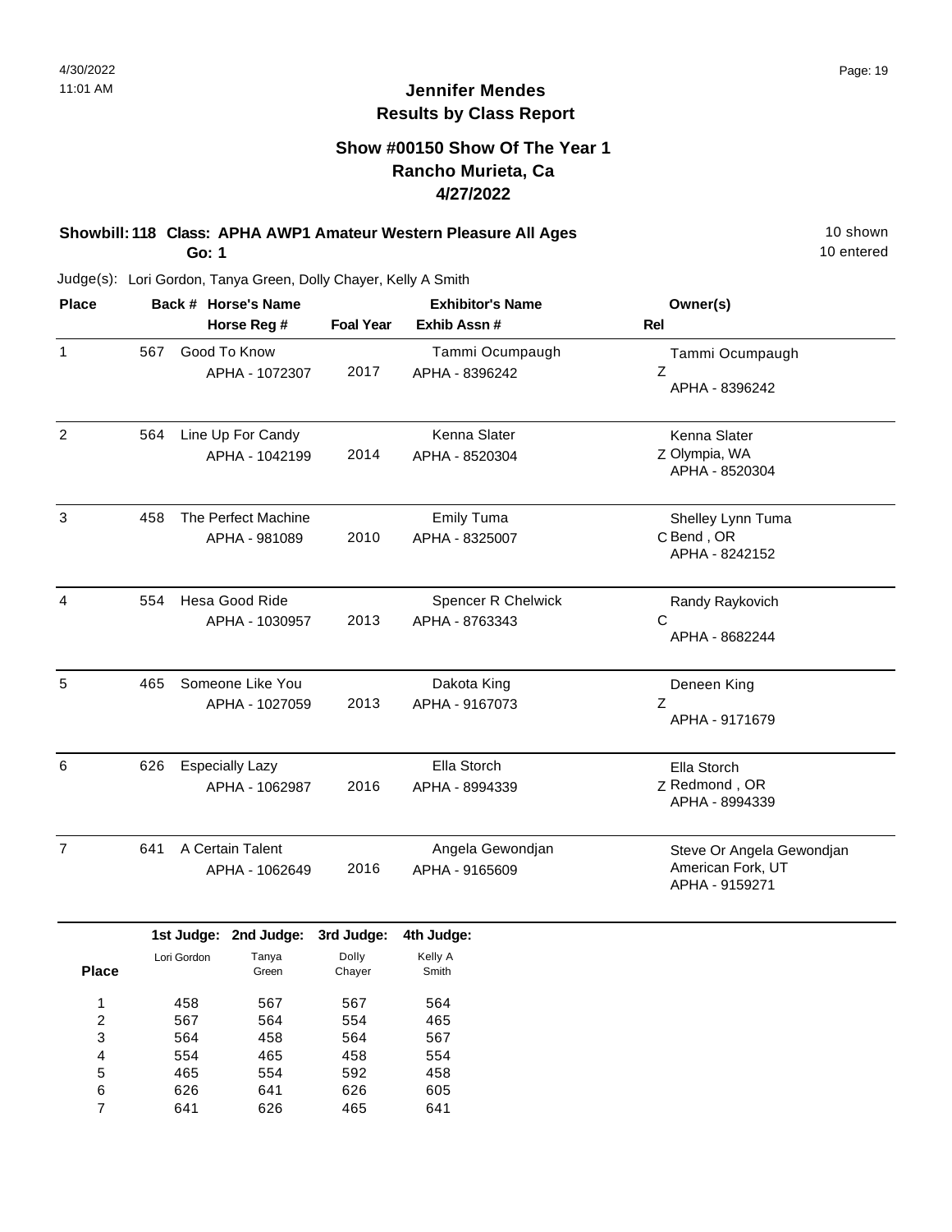# Jennifer Mendes
## Results by Class Report

### Show #00150 Show Of The Year 1
### Rancho Murieta, Ca
### 4/27/2022

**Showbill: 118 Class: APHA AWP1 Amateur Western Pleasure All Ages** 10 shown
**Go: 1** 10 entered

Judge(s): Lori Gordon, Tanya Green, Dolly Chayer, Kelly A Smith

| Place | Back # | Horse's Name / Horse Reg # | Foal Year | Exhibitor's Name / Exhib Assn # | Rel | Owner(s) |
|---|---|---|---|---|---|---|
| 1 | 567 | Good To Know<br>APHA - 1072307 | 2017 | Tammi Ocumpaugh<br>APHA - 8396242 | Z | Tammi Ocumpaugh<br>APHA - 8396242 |
| 2 | 564 | Line Up For Candy<br>APHA - 1042199 | 2014 | Kenna Slater<br>APHA - 8520304 | Z | Kenna Slater<br>Olympia, WA<br>APHA - 8520304 |
| 3 | 458 | The Perfect Machine<br>APHA - 981089 | 2010 | Emily Tuma<br>APHA - 8325007 | C | Shelley Lynn Tuma<br>Bend , OR<br>APHA - 8242152 |
| 4 | 554 | Hesa Good Ride<br>APHA - 1030957 | 2013 | Spencer R Chelwick<br>APHA - 8763343 | C | Randy Raykovich<br>APHA - 8682244 |
| 5 | 465 | Someone Like You<br>APHA - 1027059 | 2013 | Dakota King<br>APHA - 9167073 | Z | Deneen King<br>APHA - 9171679 |
| 6 | 626 | Especially Lazy<br>APHA - 1062987 | 2016 | Ella Storch<br>APHA - 8994339 | Z | Ella Storch<br>Redmond , OR<br>APHA - 8994339 |
| 7 | 641 | A Certain Talent<br>APHA - 1062649 | 2016 | Angela Gewondjan<br>APHA - 9165609 | | Steve Or Angela Gewondjan<br>American Fork, UT<br>APHA - 9159271 |

| Place | 1st Judge: Lori Gordon | 2nd Judge: Tanya Green | 3rd Judge: Dolly Chayer | 4th Judge: Kelly A Smith |
|---|---|---|---|---|
| 1 | 458 | 567 | 567 | 564 |
| 2 | 567 | 564 | 554 | 465 |
| 3 | 564 | 458 | 564 | 567 |
| 4 | 554 | 465 | 458 | 554 |
| 5 | 465 | 554 | 592 | 458 |
| 6 | 626 | 641 | 626 | 605 |
| 7 | 641 | 626 | 465 | 641 |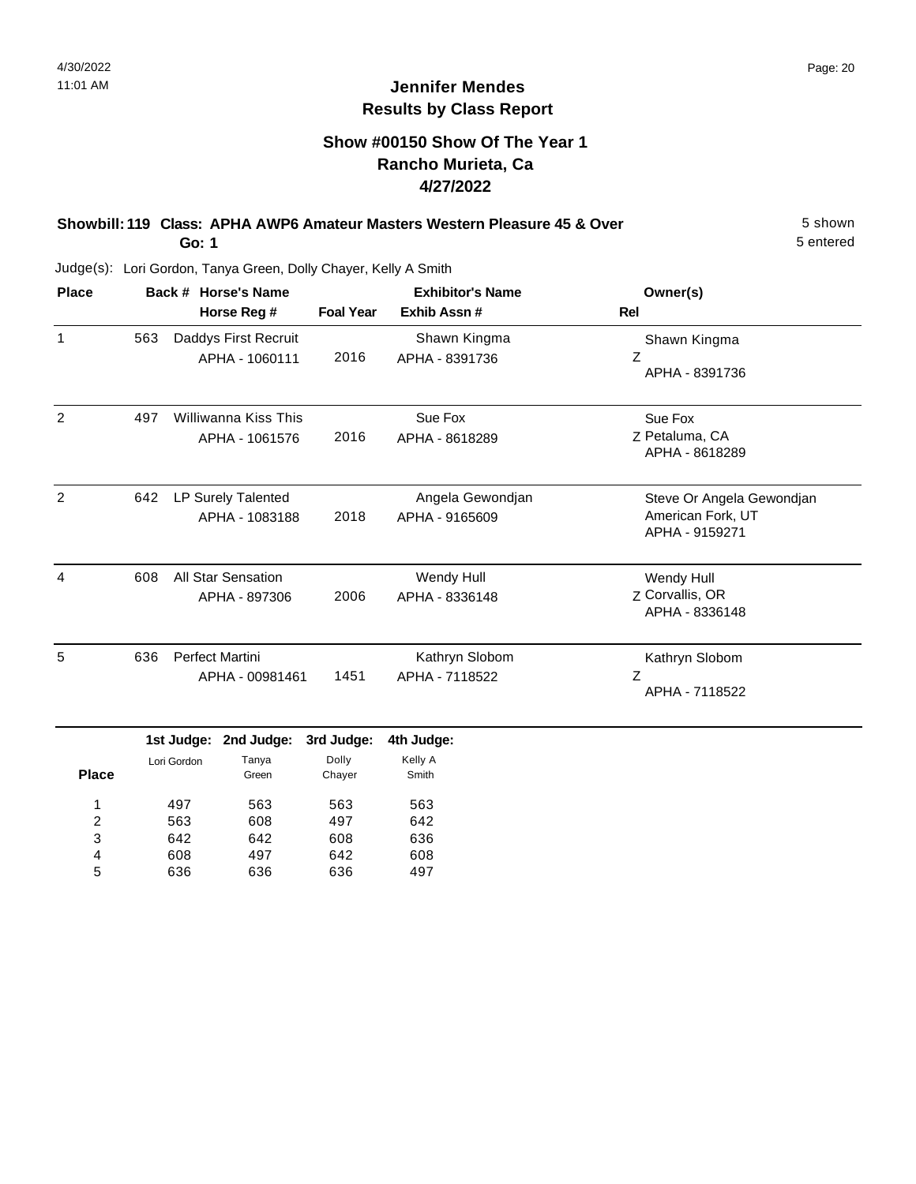# Jennifer Mendes
## Results by Class Report

### Show #00150 Show Of The Year 1
### Rancho Murieta, Ca
### 4/27/2022

**Showbill: 119 Class: APHA AWP6 Amateur Masters Western Pleasure 45 & Over** — 5 shown, 5 entered

**Go: 1**

Judge(s): Lori Gordon, Tanya Green, Dolly Chayer, Kelly A Smith

| Place | Back # | Horse's Name / Horse Reg # | Foal Year | Exhibitor's Name / Exhib Assn # | Rel | Owner(s) |
|---|---|---|---|---|---|---|
| 1 | 563 | Daddys First Recruit<br>APHA - 1060111 | 2016 | Shawn Kingma<br>APHA - 8391736 | Z | Shawn Kingma<br>APHA - 8391736 |
| 2 | 497 | Williwanna Kiss This<br>APHA - 1061576 | 2016 | Sue Fox<br>APHA - 8618289 | Z | Sue Fox<br>Petaluma, CA<br>APHA - 8618289 |
| 2 | 642 | LP Surely Talented<br>APHA - 1083188 | 2018 | Angela Gewondjan<br>APHA - 9165609 | | Steve Or Angela Gewondjan<br>American Fork, UT<br>APHA - 9159271 |
| 4 | 608 | All Star Sensation<br>APHA - 897306 | 2006 | Wendy Hull<br>APHA - 8336148 | Z | Wendy Hull<br>Corvallis, OR<br>APHA - 8336148 |
| 5 | 636 | Perfect Martini<br>APHA - 00981461 | 1451 | Kathryn Slobom<br>APHA - 7118522 | Z | Kathryn Slobom<br>APHA - 7118522 |

| Place | 1st Judge: Lori Gordon | 2nd Judge: Tanya Green | 3rd Judge: Dolly Chayer | 4th Judge: Kelly A Smith |
|---|---|---|---|---|
| 1 | 497 | 563 | 563 | 563 |
| 2 | 563 | 608 | 497 | 642 |
| 3 | 642 | 642 | 608 | 636 |
| 4 | 608 | 497 | 642 | 608 |
| 5 | 636 | 636 | 636 | 497 |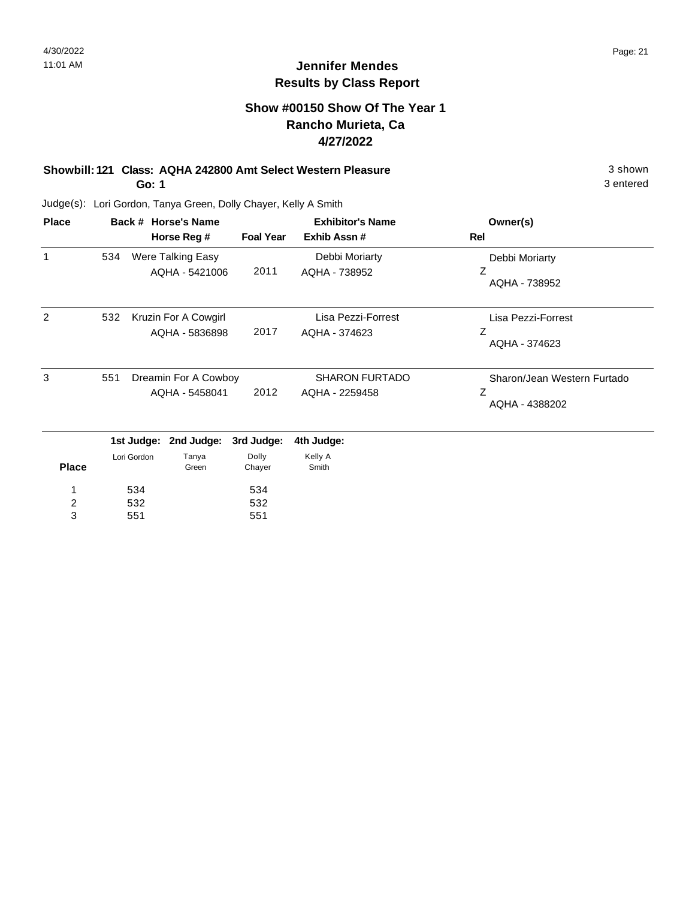# Jennifer Mendes
## Results by Class Report

### Show #00150 Show Of The Year 1
### Rancho Murieta, Ca
### 4/27/2022

**Showbill: 121 Class: AQHA 242800 Amt Select Western Pleasure** 3 shown
**Go: 1** 3 entered

Judge(s): Lori Gordon, Tanya Green, Dolly Chayer, Kelly A Smith

| Place | Back # | Horse's Name / Horse Reg # | Foal Year | Exhibitor's Name / Exhib Assn # | Owner(s) / Rel |
|---|---|---|---|---|---|
| 1 | 534 | Were Talking Easy<br>AQHA - 5421006 | 2011 | Debbi Moriarty<br>AQHA - 738952 | Debbi Moriarty<br>Z<br>AQHA - 738952 |
| 2 | 532 | Kruzin For A Cowgirl<br>AQHA - 5836898 | 2017 | Lisa Pezzi-Forrest<br>AQHA - 374623 | Lisa Pezzi-Forrest<br>Z<br>AQHA - 374623 |
| 3 | 551 | Dreamin For A Cowboy<br>AQHA - 5458041 | 2012 | SHARON FURTADO<br>AQHA - 2259458 | Sharon/Jean Western Furtado<br>Z<br>AQHA - 4388202 |

| Place | 1st Judge: Lori Gordon | 2nd Judge: Tanya Green | 3rd Judge: Dolly Chayer | 4th Judge: Kelly A Smith |
|---|---|---|---|---|
| 1 | 534 | | 534 | |
| 2 | 532 | | 532 | |
| 3 | 551 | | 551 | |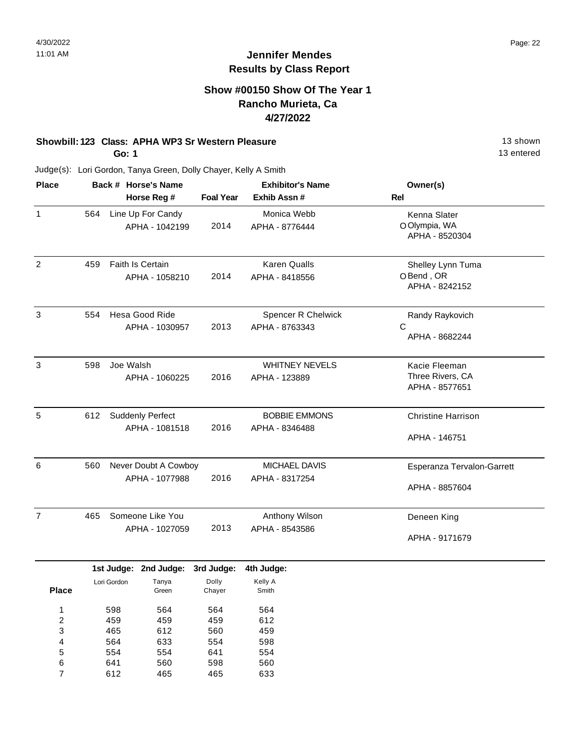# Jennifer Mendes
## Results by Class Report

### Show #00150 Show Of The Year 1
### Rancho Murieta, Ca
### 4/27/2022

**Showbill: 123 Class: APHA WP3 Sr Western Pleasure** 13 shown
**Go: 1** 13 entered

Judge(s): Lori Gordon, Tanya Green, Dolly Chayer, Kelly A Smith

| Place | Back # | Horse's Name / Horse Reg # | Foal Year | Exhibitor's Name / Exhib Assn # | Owner(s) / Rel |
|---|---|---|---|---|---|
| 1 | 564 | Line Up For Candy<br>APHA - 1042199 | 2014 | Monica Webb<br>APHA - 8776444 | Kenna Slater<br>O Olympia, WA<br>APHA - 8520304 |
| 2 | 459 | Faith Is Certain<br>APHA - 1058210 | 2014 | Karen Qualls<br>APHA - 8418556 | Shelley Lynn Tuma<br>O Bend , OR<br>APHA - 8242152 |
| 3 | 554 | Hesa Good Ride<br>APHA - 1030957 | 2013 | Spencer R Chelwick<br>APHA - 8763343 | Randy Raykovich<br>C<br>APHA - 8682244 |
| 3 | 598 | Joe Walsh<br>APHA - 1060225 | 2016 | WHITNEY NEVELS<br>APHA - 123889 | Kacie Fleeman<br>Three Rivers, CA<br>APHA - 8577651 |
| 5 | 612 | Suddenly Perfect<br>APHA - 1081518 | 2016 | BOBBIE EMMONS<br>APHA - 8346488 | Christine Harrison<br>APHA - 146751 |
| 6 | 560 | Never Doubt A Cowboy<br>APHA - 1077988 | 2016 | MICHAEL DAVIS<br>APHA - 8317254 | Esperanza Tervalon-Garrett<br>APHA - 8857604 |
| 7 | 465 | Someone Like You<br>APHA - 1027059 | 2013 | Anthony Wilson<br>APHA - 8543586 | Deneen King<br>APHA - 9171679 |

| Place | 1st Judge: Lori Gordon | 2nd Judge: Tanya Green | 3rd Judge: Dolly Chayer | 4th Judge: Kelly A Smith |
|---|---|---|---|---|
| 1 | 598 | 564 | 564 | 564 |
| 2 | 459 | 459 | 459 | 612 |
| 3 | 465 | 612 | 560 | 459 |
| 4 | 564 | 633 | 554 | 598 |
| 5 | 554 | 554 | 641 | 554 |
| 6 | 641 | 560 | 598 | 560 |
| 7 | 612 | 465 | 465 | 633 |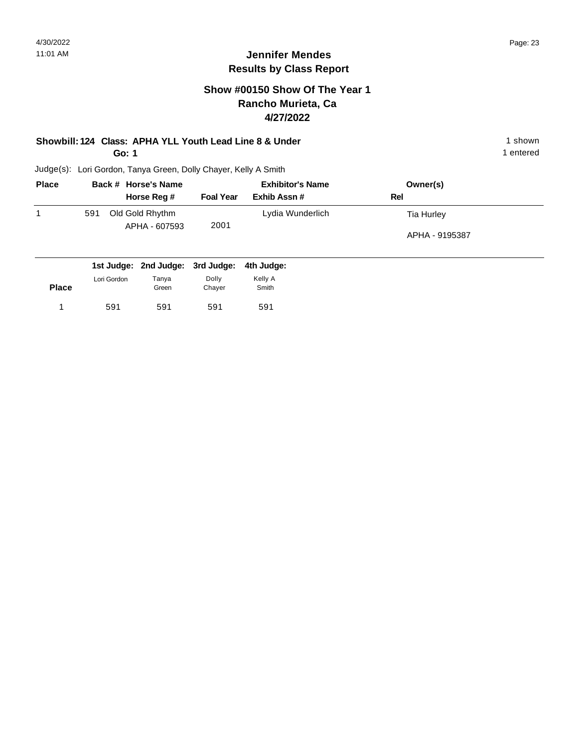## Jennifer Mendes
## Results by Class Report

### Show #00150 Show Of The Year 1
### Rancho Murieta, Ca
### 4/27/2022

**Showbill: 124 Class: APHA YLL Youth Lead Line 8 & Under** — 1 shown
**Go: 1** — 1 entered

Judge(s): Lori Gordon, Tanya Green, Dolly Chayer, Kelly A Smith

| Place | Back # | Horse's Name / Horse Reg # | Foal Year | Exhibitor's Name / Exhib Assn # | Owner(s) / Rel |
|---|---|---|---|---|---|
| 1 | 591 | Old Gold Rhythm<br>APHA - 607593 | 2001 | Lydia Wunderlich | Tia Hurley<br>APHA - 9195387 |

| Place | 1st Judge: Lori Gordon | 2nd Judge: Tanya Green | 3rd Judge: Dolly Chayer | 4th Judge: Kelly A Smith |
|---|---|---|---|---|
| 1 | 591 | 591 | 591 | 591 |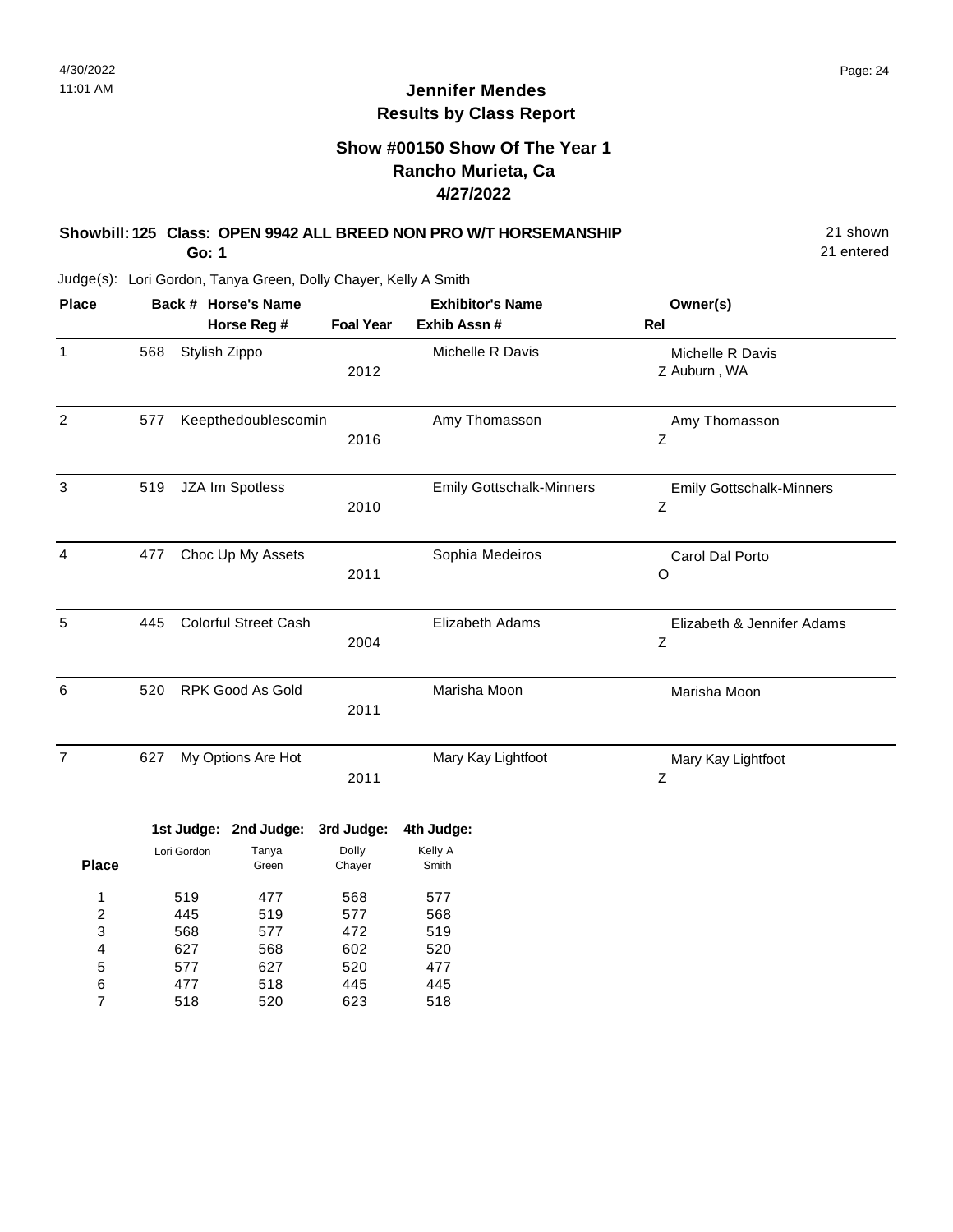4/30/2022
11:01 AM

# Jennifer Mendes
## Results by Class Report

### Show #00150 Show Of The Year 1
### Rancho Murieta, Ca
### 4/27/2022

**Showbill: 125 Class: OPEN 9942 ALL BREED NON PRO W/T HORSEMANSHIP** 21 shown
**Go: 1** 21 entered

Judge(s): Lori Gordon, Tanya Green, Dolly Chayer, Kelly A Smith

| Place | Back # | Horse's Name / Horse Reg # | Foal Year | Exhibitor's Name / Exhib Assn # | Owner(s) / Rel |
|---|---|---|---|---|---|
| 1 | 568 | Stylish Zippo | 2012 | Michelle R Davis | Michelle R Davis<br>Z Auburn , WA |
| 2 | 577 | Keepthedoublescomin | 2016 | Amy Thomasson | Amy Thomasson<br>Z |
| 3 | 519 | JZA Im Spotless | 2010 | Emily Gottschalk-Minners | Emily Gottschalk-Minners<br>Z |
| 4 | 477 | Choc Up My Assets | 2011 | Sophia Medeiros | Carol Dal Porto<br>O |
| 5 | 445 | Colorful Street Cash | 2004 | Elizabeth Adams | Elizabeth & Jennifer Adams<br>Z |
| 6 | 520 | RPK Good As Gold | 2011 | Marisha Moon | Marisha Moon |
| 7 | 627 | My Options Are Hot | 2011 | Mary Kay Lightfoot | Mary Kay Lightfoot<br>Z |

| Place | 1st Judge: Lori Gordon | 2nd Judge: Tanya Green | 3rd Judge: Dolly Chayer | 4th Judge: Kelly A Smith |
|---|---|---|---|---|
| 1 | 519 | 477 | 568 | 577 |
| 2 | 445 | 519 | 577 | 568 |
| 3 | 568 | 577 | 472 | 519 |
| 4 | 627 | 568 | 602 | 520 |
| 5 | 577 | 627 | 520 | 477 |
| 6 | 477 | 518 | 445 | 445 |
| 7 | 518 | 520 | 623 | 518 |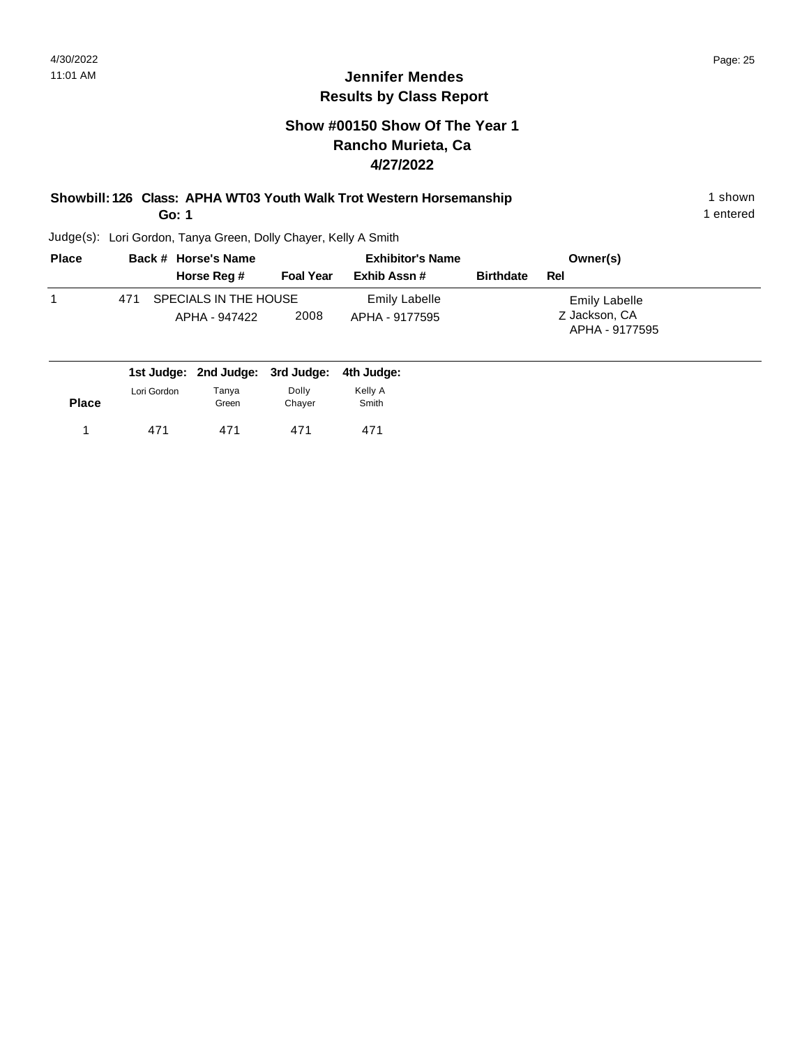# Jennifer Mendes
## Results by Class Report

### Show #00150 Show Of The Year 1
### Rancho Murieta, Ca
### 4/27/2022

**Showbill: 126 Class: APHA WT03 Youth Walk Trot Western Horsemanship** 1 shown
**Go: 1** 1 entered

Judge(s): Lori Gordon, Tanya Green, Dolly Chayer, Kelly A Smith

| Place | Back # | Horse's Name / Horse Reg # | Foal Year | Exhibitor's Name / Exhib Assn # | Birthdate | Rel | Owner(s) |
|---|---|---|---|---|---|---|---|
| 1 | 471 | SPECIALS IN THE HOUSE<br>APHA - 947422 | 2008 | Emily Labelle<br>APHA - 9177595 | | | Emily Labelle<br>Z Jackson, CA<br>APHA - 9177595 |

| Place | 1st Judge: Lori Gordon | 2nd Judge: Tanya Green | 3rd Judge: Dolly Chayer | 4th Judge: Kelly A Smith |
|---|---|---|---|---|
| 1 | 471 | 471 | 471 | 471 |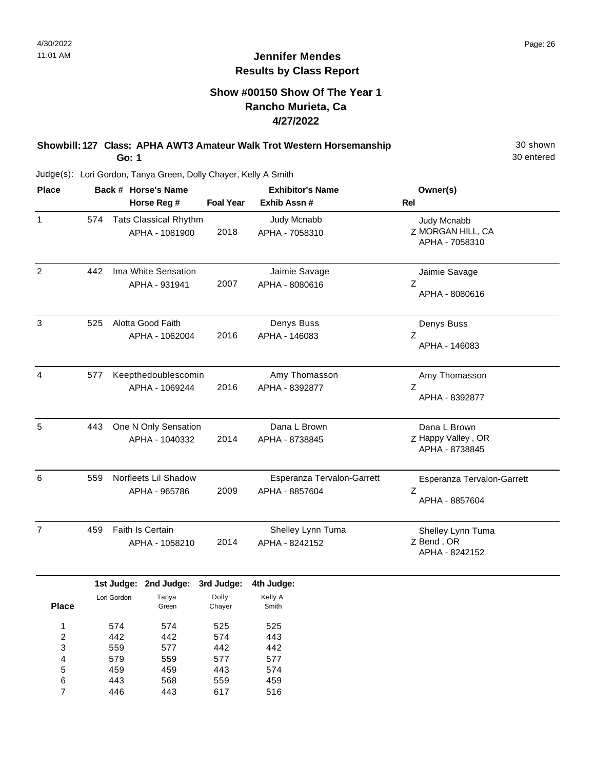## Jennifer Mendes
## Results by Class Report

### Show #00150 Show Of The Year 1
### Rancho Murieta, Ca
### 4/27/2022

**Showbill: 127 Class: APHA AWT3 Amateur Walk Trot Western Horsemanship** 30 shown
**Go: 1** 30 entered

Judge(s): Lori Gordon, Tanya Green, Dolly Chayer, Kelly A Smith

| Place | Back # | Horse's Name / Horse Reg # | Foal Year | Exhibitor's Name / Exhib Assn # | Owner(s) / Rel |
|---|---|---|---|---|---|
| 1 | 574 | Tats Classical Rhythm<br>APHA - 1081900 | 2018 | Judy Mcnabb<br>APHA - 7058310 | Judy Mcnabb<br>Z MORGAN HILL, CA<br>APHA - 7058310 |
| 2 | 442 | Ima White Sensation<br>APHA - 931941 | 2007 | Jaimie Savage<br>APHA - 8080616 | Jaimie Savage<br>Z<br>APHA - 8080616 |
| 3 | 525 | Alotta Good Faith<br>APHA - 1062004 | 2016 | Denys Buss<br>APHA - 146083 | Denys Buss<br>Z<br>APHA - 146083 |
| 4 | 577 | Keepthedoublescomin<br>APHA - 1069244 | 2016 | Amy Thomasson<br>APHA - 8392877 | Amy Thomasson<br>Z<br>APHA - 8392877 |
| 5 | 443 | One N Only Sensation<br>APHA - 1040332 | 2014 | Dana L Brown<br>APHA - 8738845 | Dana L Brown<br>Z Happy Valley , OR<br>APHA - 8738845 |
| 6 | 559 | Norfleets Lil Shadow<br>APHA - 965786 | 2009 | Esperanza Tervalon-Garrett<br>APHA - 8857604 | Esperanza Tervalon-Garrett<br>Z<br>APHA - 8857604 |
| 7 | 459 | Faith Is Certain<br>APHA - 1058210 | 2014 | Shelley Lynn Tuma<br>APHA - 8242152 | Shelley Lynn Tuma<br>Z Bend , OR<br>APHA - 8242152 |

| Place | 1st Judge: Lori Gordon | 2nd Judge: Tanya Green | 3rd Judge: Dolly Chayer | 4th Judge: Kelly A Smith |
|---|---|---|---|---|
| 1 | 574 | 574 | 525 | 525 |
| 2 | 442 | 442 | 574 | 443 |
| 3 | 559 | 577 | 442 | 442 |
| 4 | 579 | 559 | 577 | 577 |
| 5 | 459 | 459 | 443 | 574 |
| 6 | 443 | 568 | 559 | 459 |
| 7 | 446 | 443 | 617 | 516 |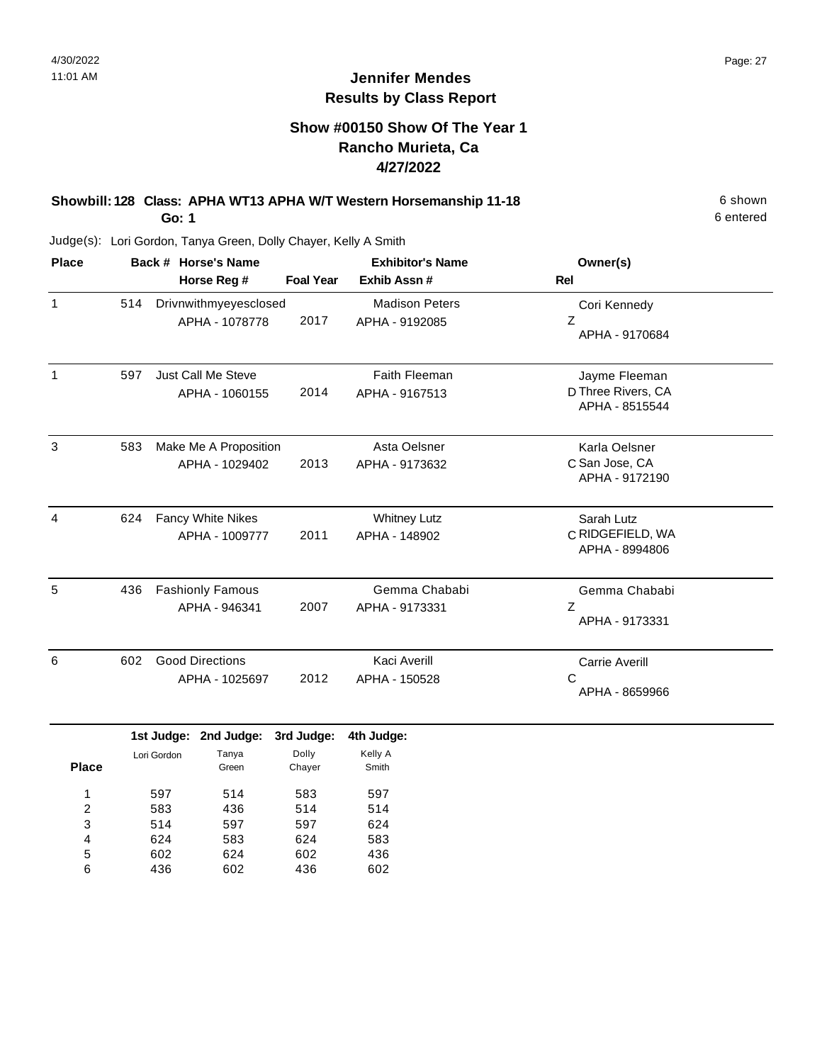## Jennifer Mendes
## Results by Class Report

### Show #00150 Show Of The Year 1
### Rancho Murieta, Ca
### 4/27/2022

**Showbill: 128 Class: APHA WT13 APHA W/T Western Horsemanship 11-18** 6 shown

**Go: 1** 6 entered

Judge(s): Lori Gordon, Tanya Green, Dolly Chayer, Kelly A Smith

| Place | Back # | Horse's Name / Horse Reg # | Foal Year | Exhibitor's Name / Exhib Assn # | Owner(s) / Rel |
|---|---|---|---|---|---|
| 1 | 514 | Drivnwithmyeyesclosed<br>APHA - 1078778 | 2017 | Madison Peters<br>APHA - 9192085 | Cori Kennedy<br>Z<br>APHA - 9170684 |
| 1 | 597 | Just Call Me Steve<br>APHA - 1060155 | 2014 | Faith Fleeman<br>APHA - 9167513 | Jayme Fleeman<br>D Three Rivers, CA<br>APHA - 8515544 |
| 3 | 583 | Make Me A Proposition<br>APHA - 1029402 | 2013 | Asta Oelsner<br>APHA - 9173632 | Karla Oelsner<br>C San Jose, CA<br>APHA - 9172190 |
| 4 | 624 | Fancy White Nikes<br>APHA - 1009777 | 2011 | Whitney Lutz<br>APHA - 148902 | Sarah Lutz<br>C RIDGEFIELD, WA<br>APHA - 8994806 |
| 5 | 436 | Fashionly Famous<br>APHA - 946341 | 2007 | Gemma Chababi<br>APHA - 9173331 | Gemma Chababi<br>Z<br>APHA - 9173331 |
| 6 | 602 | Good Directions<br>APHA - 1025697 | 2012 | Kaci Averill<br>APHA - 150528 | Carrie Averill<br>C<br>APHA - 8659966 |

| Place | 1st Judge: Lori Gordon | 2nd Judge: Tanya Green | 3rd Judge: Dolly Chayer | 4th Judge: Kelly A Smith |
|---|---|---|---|---|
| 1 | 597 | 514 | 583 | 597 |
| 2 | 583 | 436 | 514 | 514 |
| 3 | 514 | 597 | 597 | 624 |
| 4 | 624 | 583 | 624 | 583 |
| 5 | 602 | 624 | 602 | 436 |
| 6 | 436 | 602 | 436 | 602 |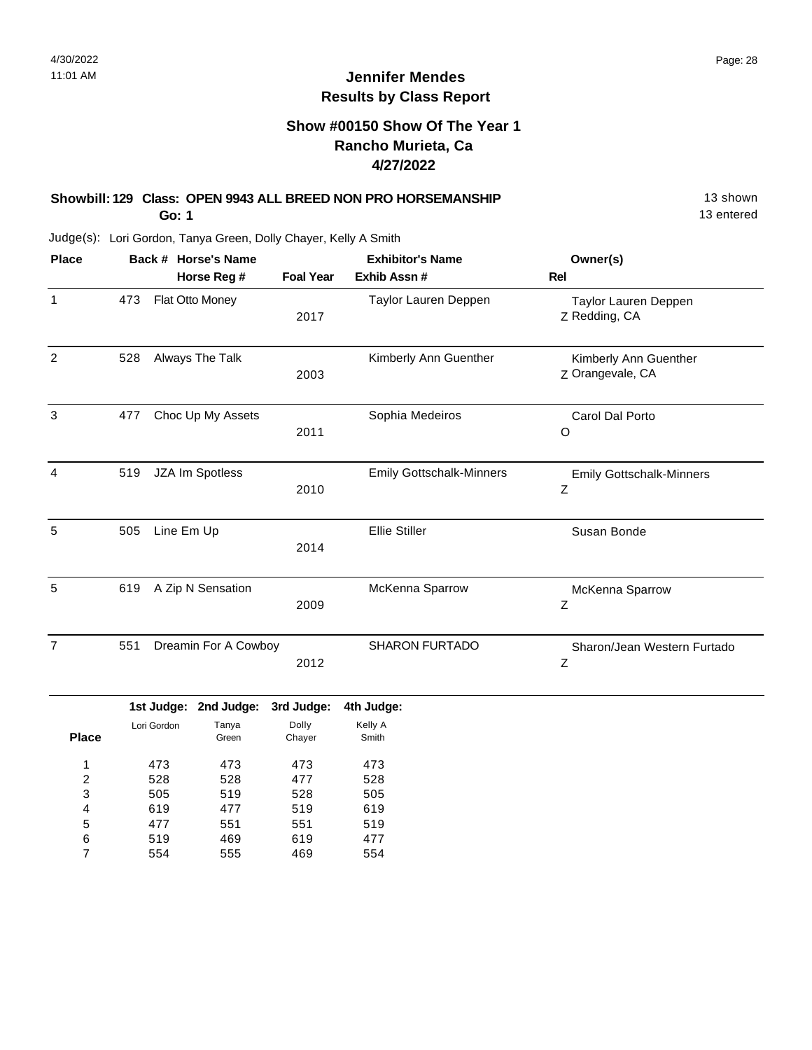# Jennifer Mendes
## Results by Class Report

### Show #00150 Show Of The Year 1
### Rancho Murieta, Ca
### 4/27/2022

**Showbill: 129 Class: OPEN 9943 ALL BREED NON PRO HORSEMANSHIP** 13 shown
**Go: 1** 13 entered

Judge(s): Lori Gordon, Tanya Green, Dolly Chayer, Kelly A Smith

| Place | Back # | Horse's Name / Horse Reg # | Foal Year | Exhibitor's Name / Exhib Assn # | Owner(s) / Rel |
|---|---|---|---|---|---|
| 1 | 473 | Flat Otto Money | 2017 | Taylor Lauren Deppen | Taylor Lauren Deppen<br>Z Redding, CA |
| 2 | 528 | Always The Talk | 2003 | Kimberly Ann Guenther | Kimberly Ann Guenther<br>Z Orangevale, CA |
| 3 | 477 | Choc Up My Assets | 2011 | Sophia Medeiros | Carol Dal Porto<br>O |
| 4 | 519 | JZA Im Spotless | 2010 | Emily Gottschalk-Minners | Emily Gottschalk-Minners<br>Z |
| 5 | 505 | Line Em Up | 2014 | Ellie Stiller | Susan Bonde |
| 5 | 619 | A Zip N Sensation | 2009 | McKenna Sparrow | McKenna Sparrow<br>Z |
| 7 | 551 | Dreamin For A Cowboy | 2012 | SHARON FURTADO | Sharon/Jean Western Furtado<br>Z |

| Place | 1st Judge: Lori Gordon | 2nd Judge: Tanya Green | 3rd Judge: Dolly Chayer | 4th Judge: Kelly A Smith |
|---|---|---|---|---|
| 1 | 473 | 473 | 473 | 473 |
| 2 | 528 | 528 | 477 | 528 |
| 3 | 505 | 519 | 528 | 505 |
| 4 | 619 | 477 | 519 | 619 |
| 5 | 477 | 551 | 551 | 519 |
| 6 | 519 | 469 | 619 | 477 |
| 7 | 554 | 555 | 469 | 554 |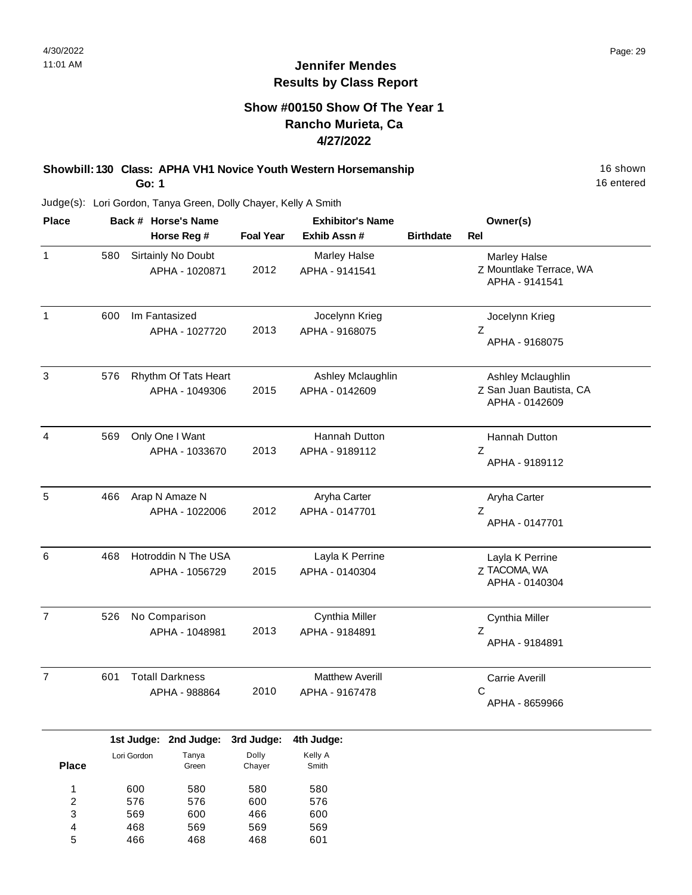# Jennifer Mendes
## Results by Class Report

### Show #00150 Show Of The Year 1
### Rancho Murieta, Ca
### 4/27/2022

**Showbill: 130 Class: APHA VH1 Novice Youth Western Horsemanship** 16 shown
**Go: 1** 16 entered

Judge(s): Lori Gordon, Tanya Green, Dolly Chayer, Kelly A Smith

| Place | Back # | Horse's Name / Horse Reg # | Foal Year | Exhibitor's Name / Exhib Assn # | Birthdate | Rel | Owner(s) |
|---|---|---|---|---|---|---|---|
| 1 | 580 | Sirtainly No Doubt<br>APHA - 1020871 | 2012 | Marley Halse<br>APHA - 9141541 | | Z | Marley Halse<br>Mountlake Terrace, WA<br>APHA - 9141541 |
| 1 | 600 | Im Fantasized<br>APHA - 1027720 | 2013 | Jocelynn Krieg<br>APHA - 9168075 | | Z | Jocelynn Krieg<br>APHA - 9168075 |
| 3 | 576 | Rhythm Of Tats Heart<br>APHA - 1049306 | 2015 | Ashley Mclaughlin<br>APHA - 0142609 | | Z | Ashley Mclaughlin<br>San Juan Bautista, CA<br>APHA - 0142609 |
| 4 | 569 | Only One I Want<br>APHA - 1033670 | 2013 | Hannah Dutton<br>APHA - 9189112 | | Z | Hannah Dutton<br>APHA - 9189112 |
| 5 | 466 | Arap N Amaze N<br>APHA - 1022006 | 2012 | Aryha Carter<br>APHA - 0147701 | | Z | Aryha Carter<br>APHA - 0147701 |
| 6 | 468 | Hotroddin N The USA<br>APHA - 1056729 | 2015 | Layla K Perrine<br>APHA - 0140304 | | Z | Layla K Perrine<br>TACOMA, WA<br>APHA - 0140304 |
| 7 | 526 | No Comparison<br>APHA - 1048981 | 2013 | Cynthia Miller<br>APHA - 9184891 | | Z | Cynthia Miller<br>APHA - 9184891 |
| 7 | 601 | Totall Darkness<br>APHA - 988864 | 2010 | Matthew Averill<br>APHA - 9167478 | | C | Carrie Averill<br>APHA - 8659966 |

| Place | 1st Judge: Lori Gordon | 2nd Judge: Tanya Green | 3rd Judge: Dolly Chayer | 4th Judge: Kelly A Smith |
|---|---|---|---|---|
| 1 | 600 | 580 | 580 | 580 |
| 2 | 576 | 576 | 600 | 576 |
| 3 | 569 | 600 | 466 | 600 |
| 4 | 468 | 569 | 569 | 569 |
| 5 | 466 | 468 | 468 | 601 |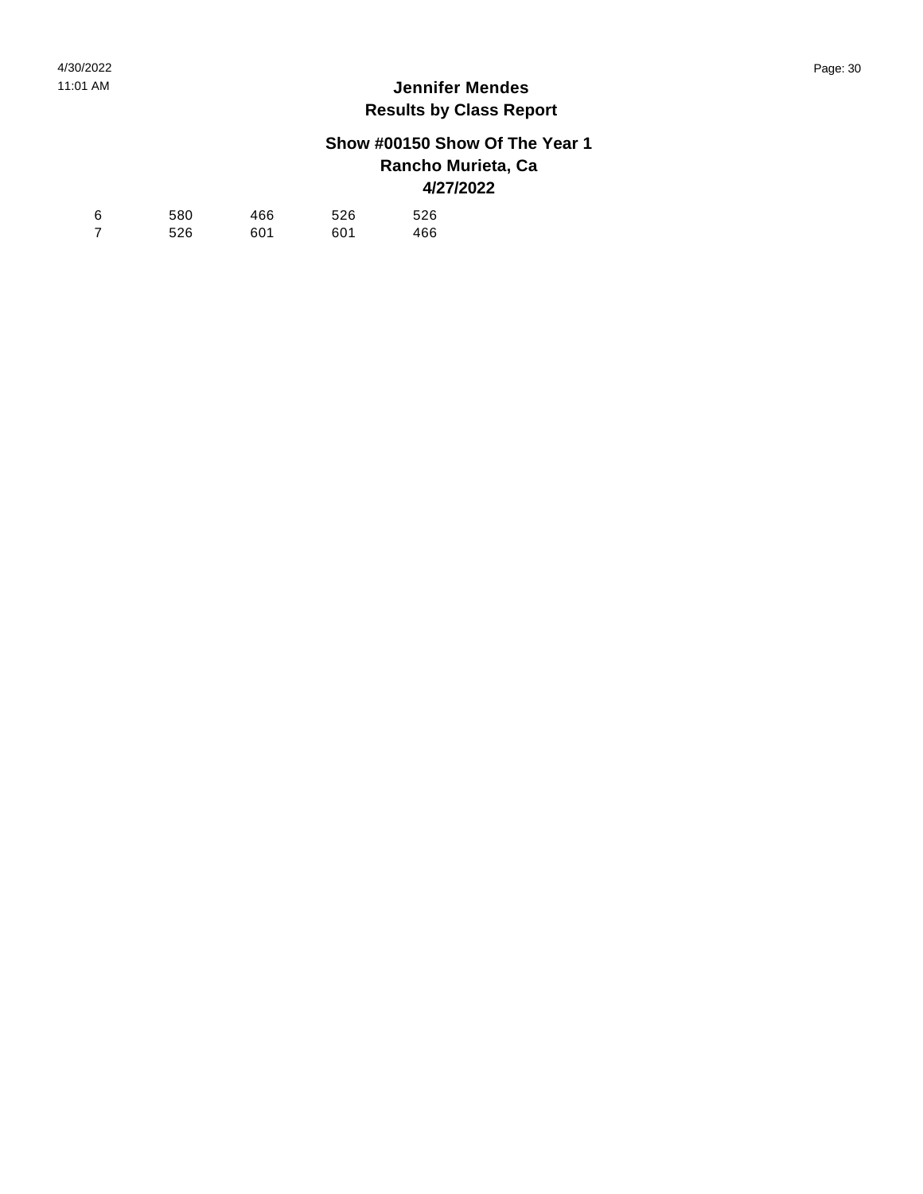# Jennifer Mendes
## Results by Class Report

### Show #00150 Show Of The Year 1
### Rancho Murieta, Ca
### 4/27/2022

| | | | | |
|---|---|---|---|---|
| 6 | 580 | 466 | 526 | 526 |
| 7 | 526 | 601 | 601 | 466 |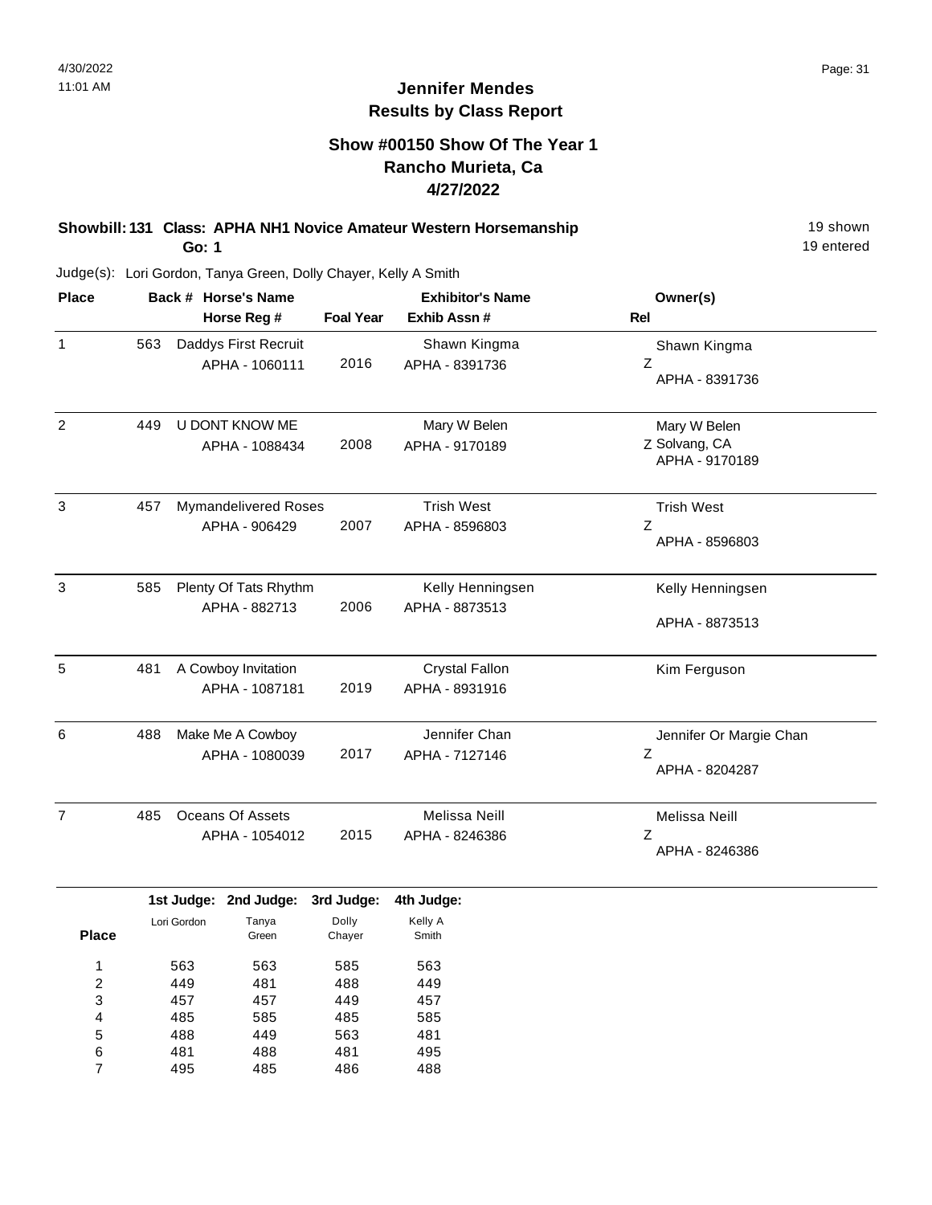# Jennifer Mendes
## Results by Class Report

### Show #00150 Show Of The Year 1
### Rancho Murieta, Ca
### 4/27/2022

**Showbill: 131 Class: APHA NH1 Novice Amateur Western Horsemanship** — 19 shown, 19 entered

**Go: 1**

Judge(s): Lori Gordon, Tanya Green, Dolly Chayer, Kelly A Smith

| Place | Back # | Horse's Name / Horse Reg # | Foal Year | Exhibitor's Name / Exhib Assn # | Owner(s) / Rel |
|---|---|---|---|---|---|
| 1 | 563 | Daddys First Recruit<br>APHA - 1060111 | 2016 | Shawn Kingma<br>APHA - 8391736 | Shawn Kingma<br>Z<br>APHA - 8391736 |
| 2 | 449 | U DONT KNOW ME<br>APHA - 1088434 | 2008 | Mary W Belen<br>APHA - 9170189 | Mary W Belen<br>Z Solvang, CA<br>APHA - 9170189 |
| 3 | 457 | Mymandelivered Roses<br>APHA - 906429 | 2007 | Trish West<br>APHA - 8596803 | Trish West<br>Z<br>APHA - 8596803 |
| 3 | 585 | Plenty Of Tats Rhythm<br>APHA - 882713 | 2006 | Kelly Henningsen<br>APHA - 8873513 | Kelly Henningsen<br>APHA - 8873513 |
| 5 | 481 | A Cowboy Invitation<br>APHA - 1087181 | 2019 | Crystal Fallon<br>APHA - 8931916 | Kim Ferguson |
| 6 | 488 | Make Me A Cowboy<br>APHA - 1080039 | 2017 | Jennifer Chan<br>APHA - 7127146 | Jennifer Or Margie Chan<br>Z<br>APHA - 8204287 |
| 7 | 485 | Oceans Of Assets<br>APHA - 1054012 | 2015 | Melissa Neill<br>APHA - 8246386 | Melissa Neill<br>Z<br>APHA - 8246386 |

| Place | 1st Judge: Lori Gordon | 2nd Judge: Tanya Green | 3rd Judge: Dolly Chayer | 4th Judge: Kelly A Smith |
|---|---|---|---|---|
| 1 | 563 | 563 | 585 | 563 |
| 2 | 449 | 481 | 488 | 449 |
| 3 | 457 | 457 | 449 | 457 |
| 4 | 485 | 585 | 485 | 585 |
| 5 | 488 | 449 | 563 | 481 |
| 6 | 481 | 488 | 481 | 495 |
| 7 | 495 | 485 | 486 | 488 |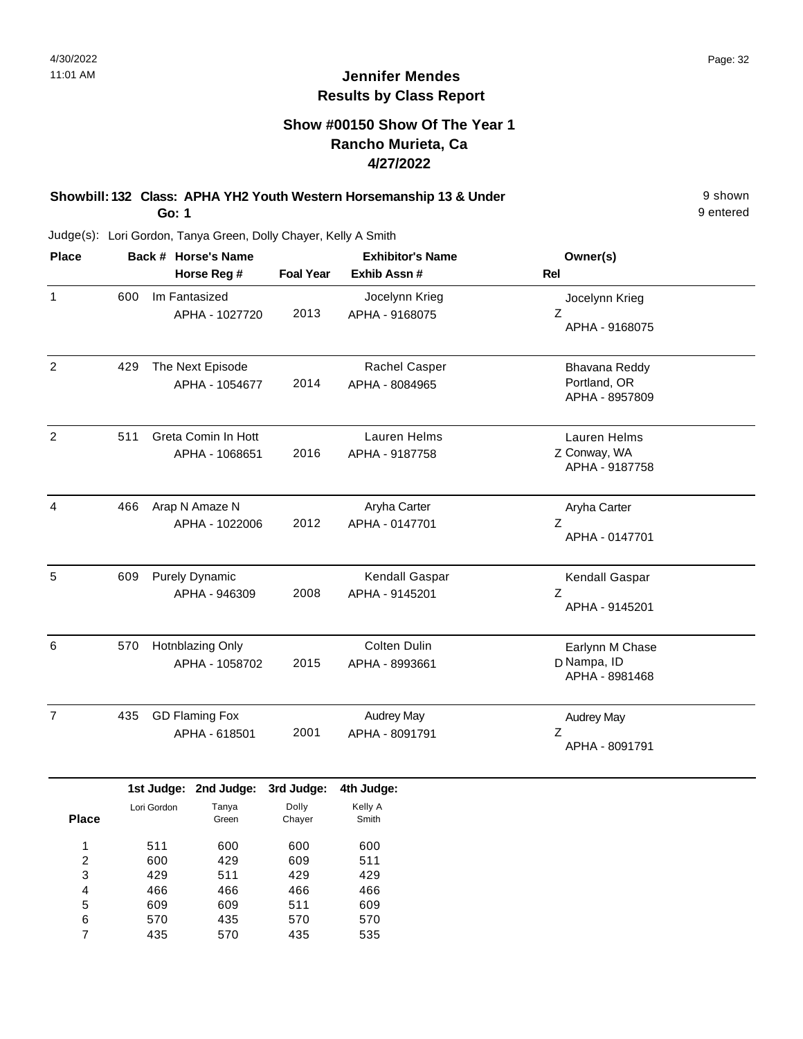4/30/2022
11:01 AM

# Jennifer Mendes
## Results by Class Report

### Show #00150 Show Of The Year 1
### Rancho Murieta, Ca
### 4/27/2022

**Showbill: 132 Class: APHA YH2 Youth Western Horsemanship 13 & Under** 9 shown
**Go: 1** 9 entered

Judge(s): Lori Gordon, Tanya Green, Dolly Chayer, Kelly A Smith

| Place | Back # | Horse's Name / Horse Reg # | Foal Year | Exhibitor's Name / Exhib Assn # | Rel | Owner(s) |
|---|---|---|---|---|---|---|
| 1 | 600 | Im Fantasized<br>APHA - 1027720 | 2013 | Jocelynn Krieg<br>APHA - 9168075 | Z | Jocelynn Krieg<br>APHA - 9168075 |
| 2 | 429 | The Next Episode<br>APHA - 1054677 | 2014 | Rachel Casper<br>APHA - 8084965 | | Bhavana Reddy<br>Portland, OR<br>APHA - 8957809 |
| 2 | 511 | Greta Comin In Hott<br>APHA - 1068651 | 2016 | Lauren Helms<br>APHA - 9187758 | Z | Lauren Helms<br>Conway, WA<br>APHA - 9187758 |
| 4 | 466 | Arap N Amaze N<br>APHA - 1022006 | 2012 | Aryha Carter<br>APHA - 0147701 | Z | Aryha Carter<br>APHA - 0147701 |
| 5 | 609 | Purely Dynamic<br>APHA - 946309 | 2008 | Kendall Gaspar<br>APHA - 9145201 | Z | Kendall Gaspar<br>APHA - 9145201 |
| 6 | 570 | Hotnblazing Only<br>APHA - 1058702 | 2015 | Colten Dulin<br>APHA - 8993661 | D | Earlynn M Chase<br>Nampa, ID<br>APHA - 8981468 |
| 7 | 435 | GD Flaming Fox<br>APHA - 618501 | 2001 | Audrey May<br>APHA - 8091791 | Z | Audrey May<br>APHA - 8091791 |

| Place | 1st Judge: Lori Gordon | 2nd Judge: Tanya Green | 3rd Judge: Dolly Chayer | 4th Judge: Kelly A Smith |
|---|---|---|---|---|
| 1 | 511 | 600 | 600 | 600 |
| 2 | 600 | 429 | 609 | 511 |
| 3 | 429 | 511 | 429 | 429 |
| 4 | 466 | 466 | 466 | 466 |
| 5 | 609 | 609 | 511 | 609 |
| 6 | 570 | 435 | 570 | 570 |
| 7 | 435 | 570 | 435 | 535 |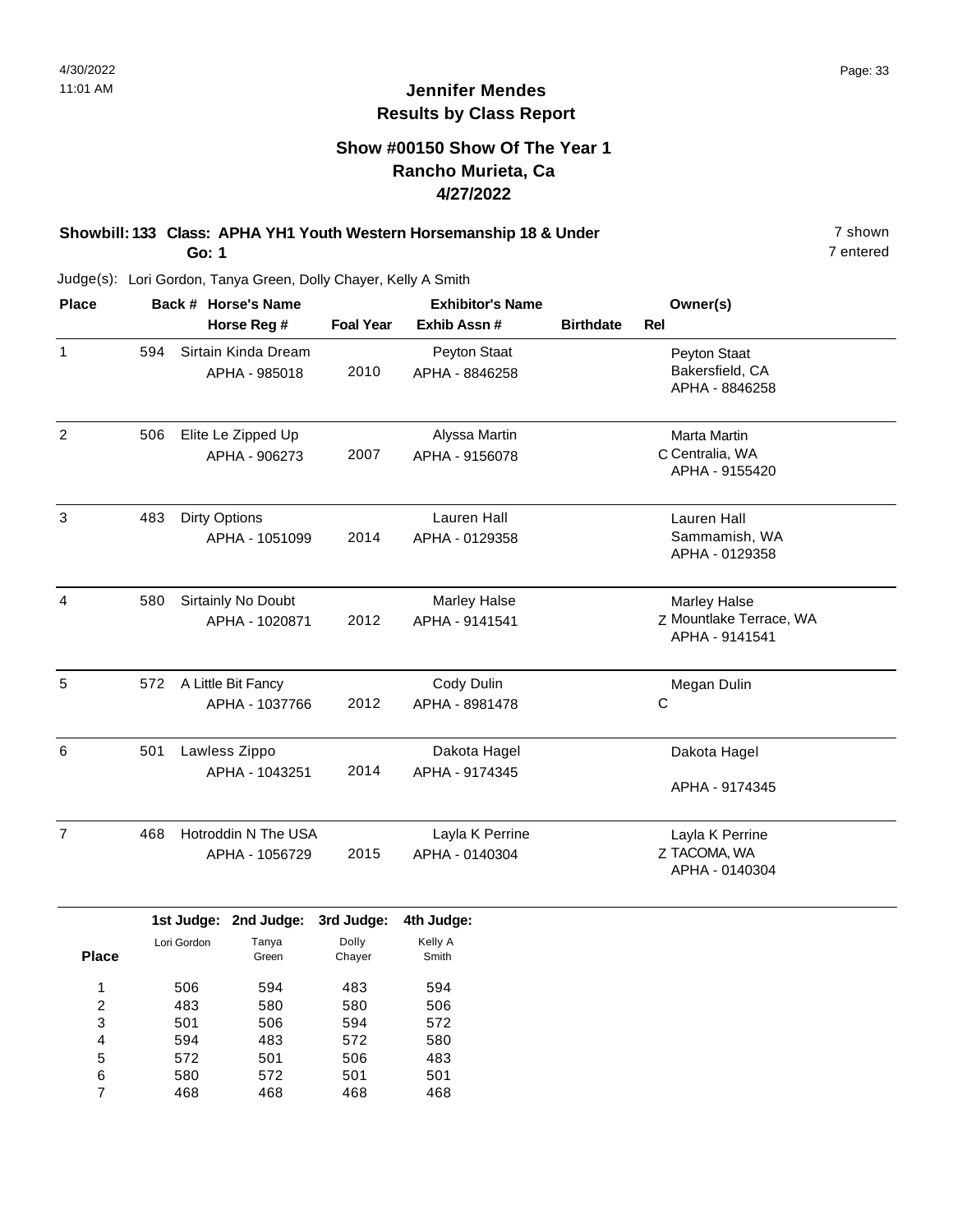4/30/2022
11:01 AM

# Jennifer Mendes
## Results by Class Report

### Show #00150 Show Of The Year 1
### Rancho Murieta, Ca
### 4/27/2022

**Showbill: 133 Class: APHA YH1 Youth Western Horsemanship 18 & Under** — 7 shown
**Go: 1** — 7 entered

Judge(s): Lori Gordon, Tanya Green, Dolly Chayer, Kelly A Smith

| Place | Back # | Horse's Name / Horse Reg # | Foal Year | Exhibitor's Name / Exhib Assn # | Birthdate | Rel | Owner(s) |
|---|---|---|---|---|---|---|---|
| 1 | 594 | Sirtain Kinda Dream<br>APHA - 985018 | 2010 | Peyton Staat<br>APHA - 8846258 | | | Peyton Staat<br>Bakersfield, CA<br>APHA - 8846258 |
| 2 | 506 | Elite Le Zipped Up<br>APHA - 906273 | 2007 | Alyssa Martin<br>APHA - 9156078 | | C | Marta Martin<br>Centralia, WA<br>APHA - 9155420 |
| 3 | 483 | Dirty Options<br>APHA - 1051099 | 2014 | Lauren Hall<br>APHA - 0129358 | | | Lauren Hall<br>Sammamish, WA<br>APHA - 0129358 |
| 4 | 580 | Sirtainly No Doubt<br>APHA - 1020871 | 2012 | Marley Halse<br>APHA - 9141541 | | Z | Marley Halse<br>Mountlake Terrace, WA<br>APHA - 9141541 |
| 5 | 572 | A Little Bit Fancy<br>APHA - 1037766 | 2012 | Cody Dulin<br>APHA - 8981478 | | C | Megan Dulin |
| 6 | 501 | Lawless Zippo<br>APHA - 1043251 | 2014 | Dakota Hagel<br>APHA - 9174345 | | | Dakota Hagel<br>APHA - 9174345 |
| 7 | 468 | Hotroddin N The USA<br>APHA - 1056729 | 2015 | Layla K Perrine<br>APHA - 0140304 | | Z | Layla K Perrine<br>TACOMA, WA<br>APHA - 0140304 |

| Place | 1st Judge: Lori Gordon | 2nd Judge: Tanya Green | 3rd Judge: Dolly Chayer | 4th Judge: Kelly A Smith |
|---|---|---|---|---|
| 1 | 506 | 594 | 483 | 594 |
| 2 | 483 | 580 | 580 | 506 |
| 3 | 501 | 506 | 594 | 572 |
| 4 | 594 | 483 | 572 | 580 |
| 5 | 572 | 501 | 506 | 483 |
| 6 | 580 | 572 | 501 | 501 |
| 7 | 468 | 468 | 468 | 468 |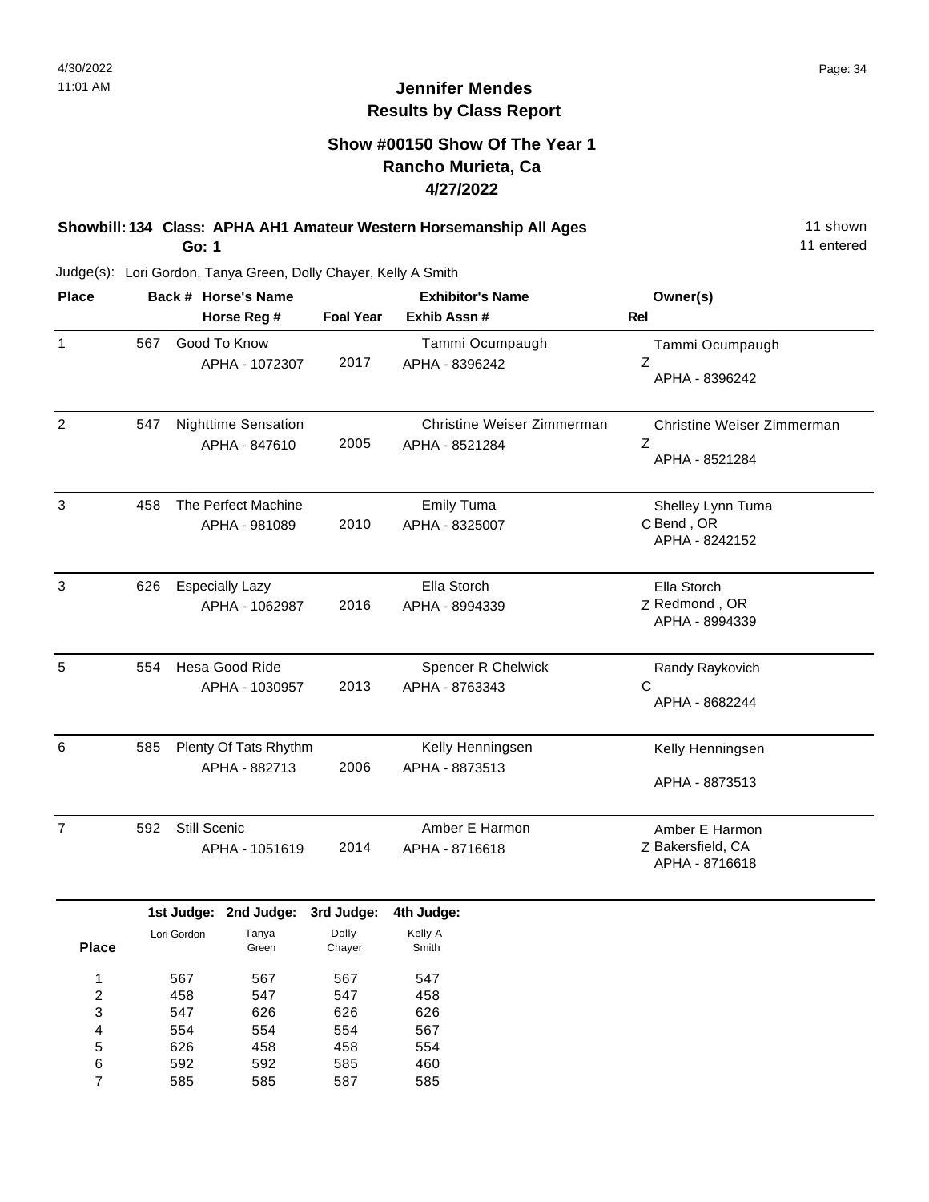4/30/2022
11:01 AM

# Jennifer Mendes
## Results by Class Report

### Show #00150 Show Of The Year 1
### Rancho Murieta, Ca
### 4/27/2022

**Showbill: 134 Class: APHA AH1 Amateur Western Horsemanship All Ages** — 11 shown, 11 entered

**Go: 1**

Judge(s): Lori Gordon, Tanya Green, Dolly Chayer, Kelly A Smith

| Place | Back # | Horse's Name / Horse Reg # | Foal Year | Exhibitor's Name / Exhib Assn # | Rel | Owner(s) |
|---|---|---|---|---|---|---|
| 1 | 567 | Good To Know<br>APHA - 1072307 | 2017 | Tammi Ocumpaugh<br>APHA - 8396242 | Z | Tammi Ocumpaugh<br>APHA - 8396242 |
| 2 | 547 | Nighttime Sensation<br>APHA - 847610 | 2005 | Christine Weiser Zimmerman<br>APHA - 8521284 | Z | Christine Weiser Zimmerman<br>APHA - 8521284 |
| 3 | 458 | The Perfect Machine<br>APHA - 981089 | 2010 | Emily Tuma<br>APHA - 8325007 | C | Shelley Lynn Tuma<br>Bend , OR<br>APHA - 8242152 |
| 3 | 626 | Especially Lazy<br>APHA - 1062987 | 2016 | Ella Storch<br>APHA - 8994339 | Z | Ella Storch<br>Redmond , OR<br>APHA - 8994339 |
| 5 | 554 | Hesa Good Ride<br>APHA - 1030957 | 2013 | Spencer R Chelwick<br>APHA - 8763343 | C | Randy Raykovich<br>APHA - 8682244 |
| 6 | 585 | Plenty Of Tats Rhythm<br>APHA - 882713 | 2006 | Kelly Henningsen<br>APHA - 8873513 | | Kelly Henningsen<br>APHA - 8873513 |
| 7 | 592 | Still Scenic<br>APHA - 1051619 | 2014 | Amber E Harmon<br>APHA - 8716618 | Z | Amber E Harmon<br>Bakersfield, CA<br>APHA - 8716618 |

| Place | 1st Judge: Lori Gordon | 2nd Judge: Tanya Green | 3rd Judge: Dolly Chayer | 4th Judge: Kelly A Smith |
|---|---|---|---|---|
| 1 | 567 | 567 | 567 | 547 |
| 2 | 458 | 547 | 547 | 458 |
| 3 | 547 | 626 | 626 | 626 |
| 4 | 554 | 554 | 554 | 567 |
| 5 | 626 | 458 | 458 | 554 |
| 6 | 592 | 592 | 585 | 460 |
| 7 | 585 | 585 | 587 | 585 |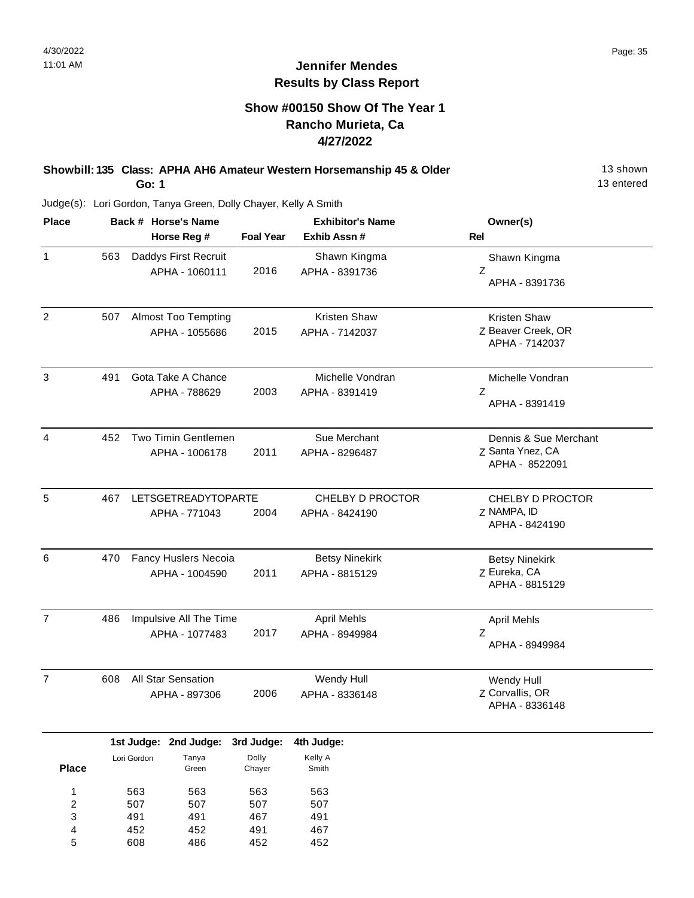# Jennifer Mendes
## Results by Class Report

### Show #00150 Show Of The Year 1
### Rancho Murieta, Ca
### 4/27/2022

**Showbill: 135 Class: APHA AH6 Amateur Western Horsemanship 45 & Older** — 13 shown, 13 entered

**Go: 1**

Judge(s): Lori Gordon, Tanya Green, Dolly Chayer, Kelly A Smith

| Place | Back # | Horse's Name / Horse Reg # | Foal Year | Exhibitor's Name / Exhib Assn # | Rel | Owner(s) |
|---|---|---|---|---|---|---|
| 1 | 563 | Daddys First Recruit<br>APHA - 1060111 | 2016 | Shawn Kingma<br>APHA - 8391736 | Z | Shawn Kingma<br>APHA - 8391736 |
| 2 | 507 | Almost Too Tempting<br>APHA - 1055686 | 2015 | Kristen Shaw<br>APHA - 7142037 | Z | Kristen Shaw<br>Beaver Creek, OR<br>APHA - 7142037 |
| 3 | 491 | Gota Take A Chance<br>APHA - 788629 | 2003 | Michelle Vondran<br>APHA - 8391419 | Z | Michelle Vondran<br>APHA - 8391419 |
| 4 | 452 | Two Timin Gentlemen<br>APHA - 1006178 | 2011 | Sue Merchant<br>APHA - 8296487 | Z | Dennis & Sue Merchant<br>Santa Ynez, CA<br>APHA - 8522091 |
| 5 | 467 | LETSGETREADYTOPARTE<br>APHA - 771043 | 2004 | CHELBY D PROCTOR<br>APHA - 8424190 | Z | CHELBY D PROCTOR<br>NAMPA, ID<br>APHA - 8424190 |
| 6 | 470 | Fancy Huslers Necoia<br>APHA - 1004590 | 2011 | Betsy Ninekirk<br>APHA - 8815129 | Z | Betsy Ninekirk<br>Eureka, CA<br>APHA - 8815129 |
| 7 | 486 | Impulsive All The Time<br>APHA - 1077483 | 2017 | April Mehls<br>APHA - 8949984 | Z | April Mehls<br>APHA - 8949984 |
| 7 | 608 | All Star Sensation<br>APHA - 897306 | 2006 | Wendy Hull<br>APHA - 8336148 | Z | Wendy Hull<br>Corvallis, OR<br>APHA - 8336148 |

| Place | 1st Judge: Lori Gordon | 2nd Judge: Tanya Green | 3rd Judge: Dolly Chayer | 4th Judge: Kelly A Smith |
|---|---|---|---|---|
| 1 | 563 | 563 | 563 | 563 |
| 2 | 507 | 507 | 507 | 507 |
| 3 | 491 | 491 | 467 | 491 |
| 4 | 452 | 452 | 491 | 467 |
| 5 | 608 | 486 | 452 | 452 |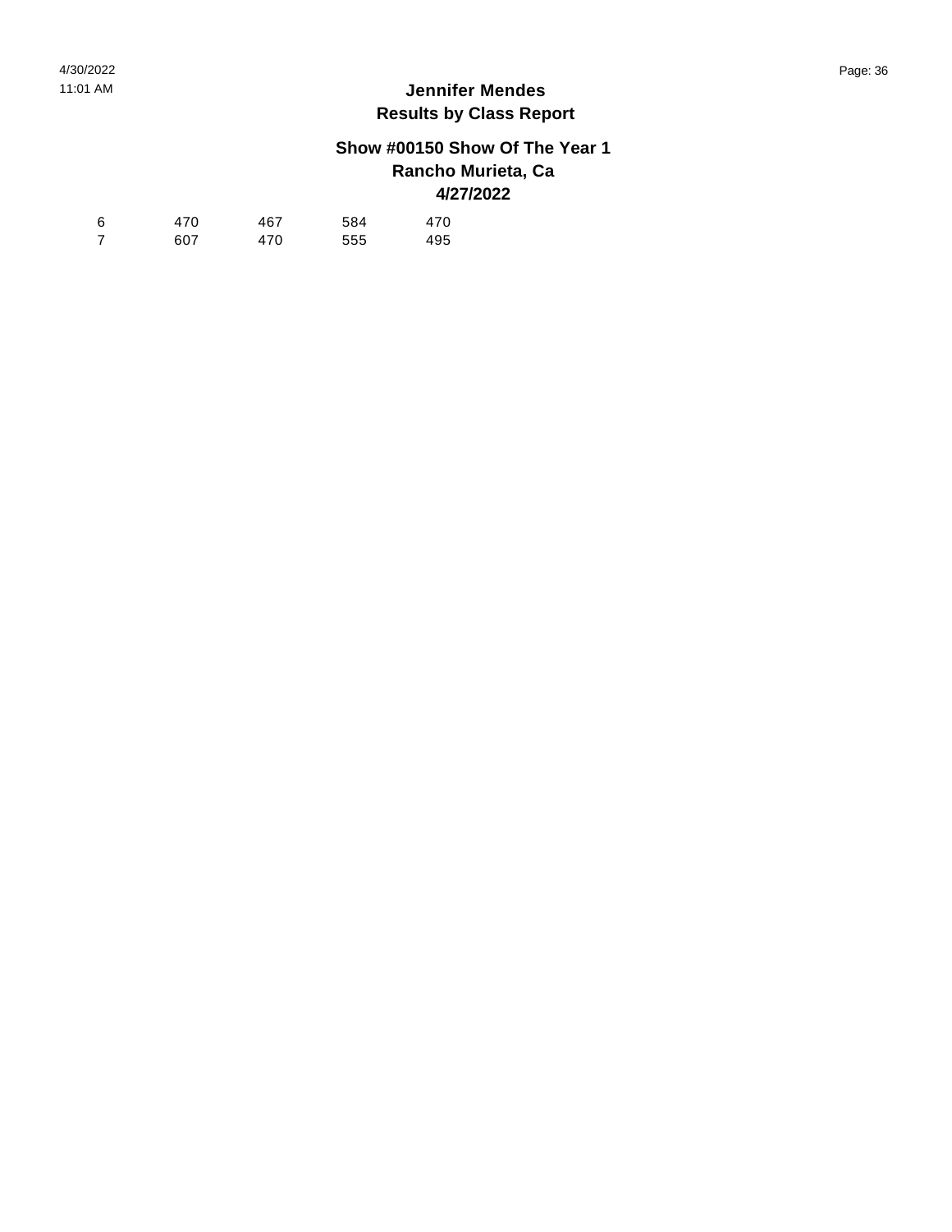# Jennifer Mendes
## Results by Class Report

### Show #00150 Show Of The Year 1
### Rancho Murieta, Ca
### 4/27/2022

| | | | | |
|---|---|---|---|---|
| 6 | 470 | 467 | 584 | 470 |
| 7 | 607 | 470 | 555 | 495 |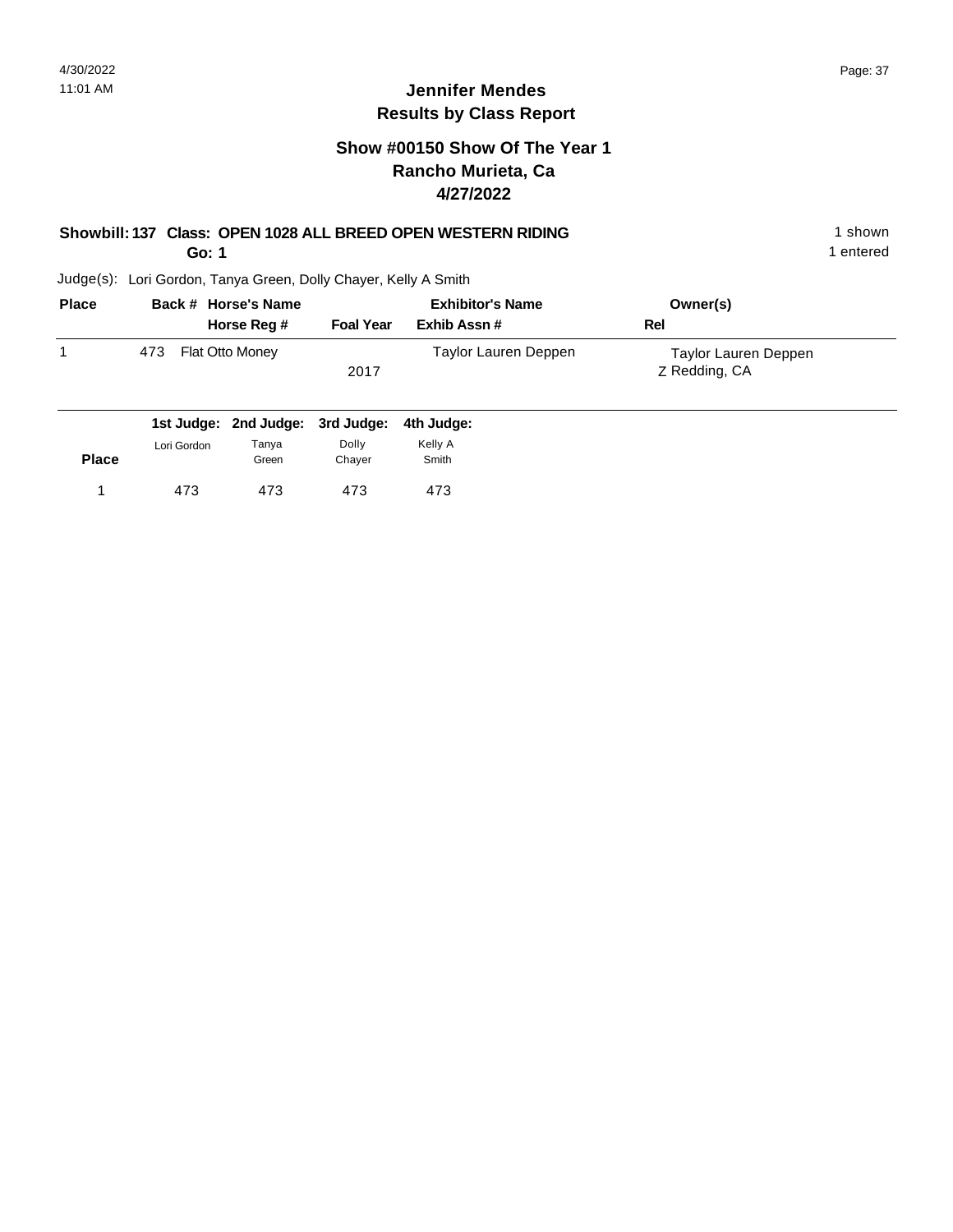**Jennifer Mendes**
**Results by Class Report**

## Show #00150 Show Of The Year 1
## Rancho Murieta, Ca
## 4/27/2022

**Showbill: 137 Class: OPEN 1028 ALL BREED OPEN WESTERN RIDING** 1 shown
**Go: 1** 1 entered

Judge(s): Lori Gordon, Tanya Green, Dolly Chayer, Kelly A Smith

| Place | Back # | Horse's Name / Horse Reg # | Foal Year | Exhibitor's Name / Exhib Assn # | Owner(s) / Rel |
|---|---|---|---|---|---|
| 1 | 473 | Flat Otto Money | 2017 | Taylor Lauren Deppen | Taylor Lauren Deppen<br>Z Redding, CA |

| Place | 1st Judge: Lori Gordon | 2nd Judge: Tanya Green | 3rd Judge: Dolly Chayer | 4th Judge: Kelly A Smith |
|---|---|---|---|---|
| 1 | 473 | 473 | 473 | 473 |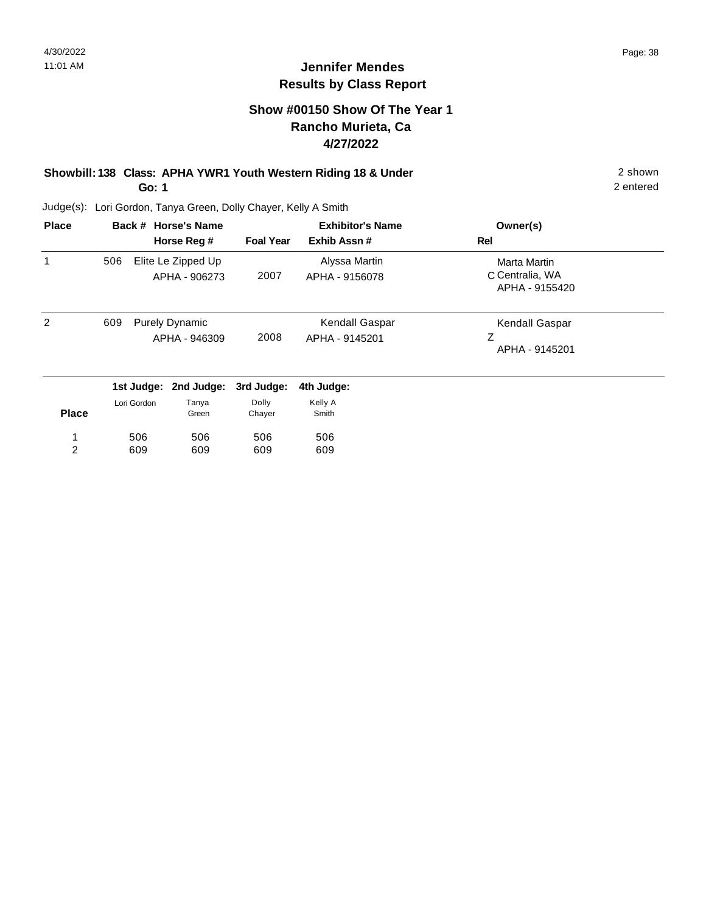# Jennifer Mendes
## Results by Class Report

### Show #00150 Show Of The Year 1
### Rancho Murieta, Ca
### 4/27/2022

**Showbill: 138 Class: APHA YWR1 Youth Western Riding 18 & Under** 2 shown

**Go: 1** 2 entered

Judge(s): Lori Gordon, Tanya Green, Dolly Chayer, Kelly A Smith

| Place | Back # | Horse's Name / Horse Reg # | Foal Year | Exhibitor's Name / Exhib Assn # | Owner(s) / Rel |
|---|---|---|---|---|---|
| 1 | 506 | Elite Le Zipped Up<br>APHA - 906273 | 2007 | Alyssa Martin<br>APHA - 9156078 | Marta Martin<br>C Centralia, WA<br>APHA - 9155420 |
| 2 | 609 | Purely Dynamic<br>APHA - 946309 | 2008 | Kendall Gaspar<br>APHA - 9145201 | Kendall Gaspar<br>Z<br>APHA - 9145201 |

| Place | 1st Judge: Lori Gordon | 2nd Judge: Tanya Green | 3rd Judge: Dolly Chayer | 4th Judge: Kelly A Smith |
|---|---|---|---|---|
| 1 | 506 | 506 | 506 | 506 |
| 2 | 609 | 609 | 609 | 609 |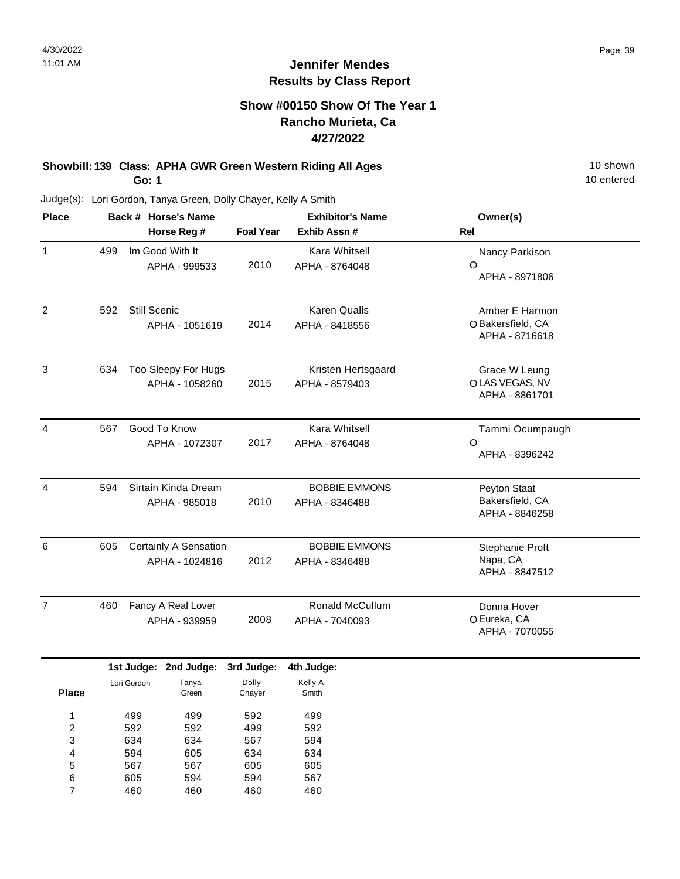# Jennifer Mendes
## Results by Class Report

### Show #00150 Show Of The Year 1
### Rancho Murieta, Ca
### 4/27/2022

**Showbill: 139 Class: APHA GWR Green Western Riding All Ages** — 10 shown

**Go: 1** — 10 entered

Judge(s): Lori Gordon, Tanya Green, Dolly Chayer, Kelly A Smith

| Place | Back # | Horse's Name / Horse Reg # | Foal Year | Exhibitor's Name / Exhib Assn # | Rel | Owner(s) |
|---|---|---|---|---|---|---|
| 1 | 499 | Im Good With It<br>APHA - 999533 | 2010 | Kara Whitsell<br>APHA - 8764048 | O | Nancy Parkison<br>APHA - 8971806 |
| 2 | 592 | Still Scenic<br>APHA - 1051619 | 2014 | Karen Qualls<br>APHA - 8418556 | O | Amber E Harmon<br>Bakersfield, CA<br>APHA - 8716618 |
| 3 | 634 | Too Sleepy For Hugs<br>APHA - 1058260 | 2015 | Kristen Hertsgaard<br>APHA - 8579403 | O | Grace W Leung<br>LAS VEGAS, NV<br>APHA - 8861701 |
| 4 | 567 | Good To Know<br>APHA - 1072307 | 2017 | Kara Whitsell<br>APHA - 8764048 | O | Tammi Ocumpaugh<br>APHA - 8396242 |
| 4 | 594 | Sirtain Kinda Dream<br>APHA - 985018 | 2010 | BOBBIE EMMONS<br>APHA - 8346488 | | Peyton Staat<br>Bakersfield, CA<br>APHA - 8846258 |
| 6 | 605 | Certainly A Sensation<br>APHA - 1024816 | 2012 | BOBBIE EMMONS<br>APHA - 8346488 | | Stephanie Proft<br>Napa, CA<br>APHA - 8847512 |
| 7 | 460 | Fancy A Real Lover<br>APHA - 939959 | 2008 | Ronald McCullum<br>APHA - 7040093 | O | Donna Hover<br>Eureka, CA<br>APHA - 7070055 |

| Place | 1st Judge: Lori Gordon | 2nd Judge: Tanya Green | 3rd Judge: Dolly Chayer | 4th Judge: Kelly A Smith |
|---|---|---|---|---|
| 1 | 499 | 499 | 592 | 499 |
| 2 | 592 | 592 | 499 | 592 |
| 3 | 634 | 634 | 567 | 594 |
| 4 | 594 | 605 | 634 | 634 |
| 5 | 567 | 567 | 605 | 605 |
| 6 | 605 | 594 | 594 | 567 |
| 7 | 460 | 460 | 460 | 460 |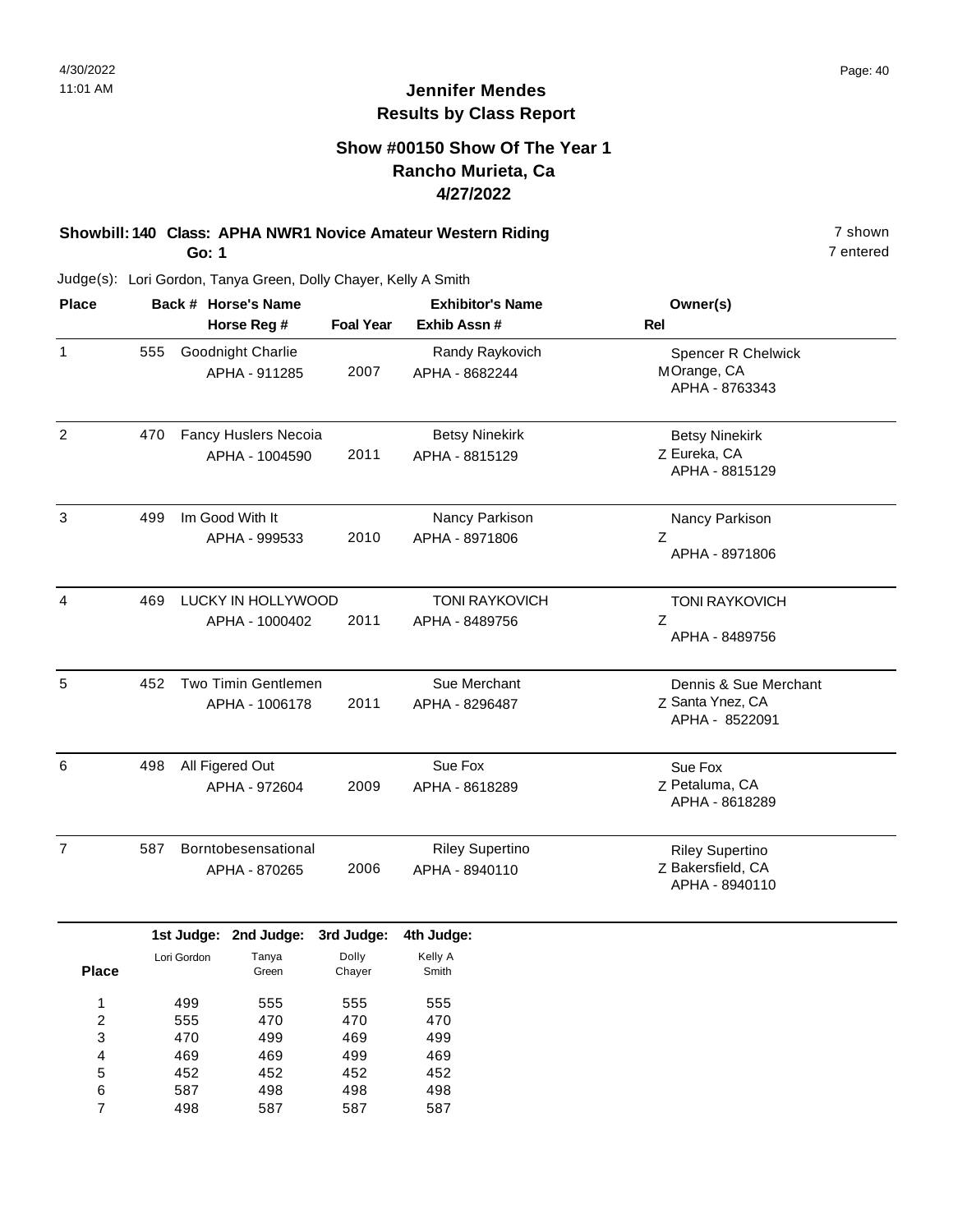# Jennifer Mendes
## Results by Class Report

### Show #00150 Show Of The Year 1
### Rancho Murieta, Ca
### 4/27/2022

**Showbill: 140 Class: APHA NWR1 Novice Amateur Western Riding** 7 shown
**Go: 1** 7 entered

Judge(s): Lori Gordon, Tanya Green, Dolly Chayer, Kelly A Smith

| Place | Back # | Horse's Name / Horse Reg # | Foal Year | Exhibitor's Name / Exhib Assn # | Rel | Owner(s) |
|---|---|---|---|---|---|---|
| 1 | 555 | Goodnight Charlie<br>APHA - 911285 | 2007 | Randy Raykovich<br>APHA - 8682244 | M | Spencer R Chelwick<br>Orange, CA<br>APHA - 8763343 |
| 2 | 470 | Fancy Huslers Necoia<br>APHA - 1004590 | 2011 | Betsy Ninekirk<br>APHA - 8815129 | Z | Betsy Ninekirk<br>Eureka, CA<br>APHA - 8815129 |
| 3 | 499 | Im Good With It<br>APHA - 999533 | 2010 | Nancy Parkison<br>APHA - 8971806 | Z | Nancy Parkison<br>APHA - 8971806 |
| 4 | 469 | LUCKY IN HOLLYWOOD<br>APHA - 1000402 | 2011 | TONI RAYKOVICH<br>APHA - 8489756 | Z | TONI RAYKOVICH<br>APHA - 8489756 |
| 5 | 452 | Two Timin Gentlemen<br>APHA - 1006178 | 2011 | Sue Merchant<br>APHA - 8296487 | Z | Dennis & Sue Merchant<br>Santa Ynez, CA<br>APHA - 8522091 |
| 6 | 498 | All Figered Out<br>APHA - 972604 | 2009 | Sue Fox<br>APHA - 8618289 | Z | Sue Fox<br>Petaluma, CA<br>APHA - 8618289 |
| 7 | 587 | Borntobesensational<br>APHA - 870265 | 2006 | Riley Supertino<br>APHA - 8940110 | Z | Riley Supertino<br>Bakersfield, CA<br>APHA - 8940110 |

| Place | 1st Judge: Lori Gordon | 2nd Judge: Tanya Green | 3rd Judge: Dolly Chayer | 4th Judge: Kelly A Smith |
|---|---|---|---|---|
| 1 | 499 | 555 | 555 | 555 |
| 2 | 555 | 470 | 470 | 470 |
| 3 | 470 | 499 | 469 | 499 |
| 4 | 469 | 469 | 499 | 469 |
| 5 | 452 | 452 | 452 | 452 |
| 6 | 587 | 498 | 498 | 498 |
| 7 | 498 | 587 | 587 | 587 |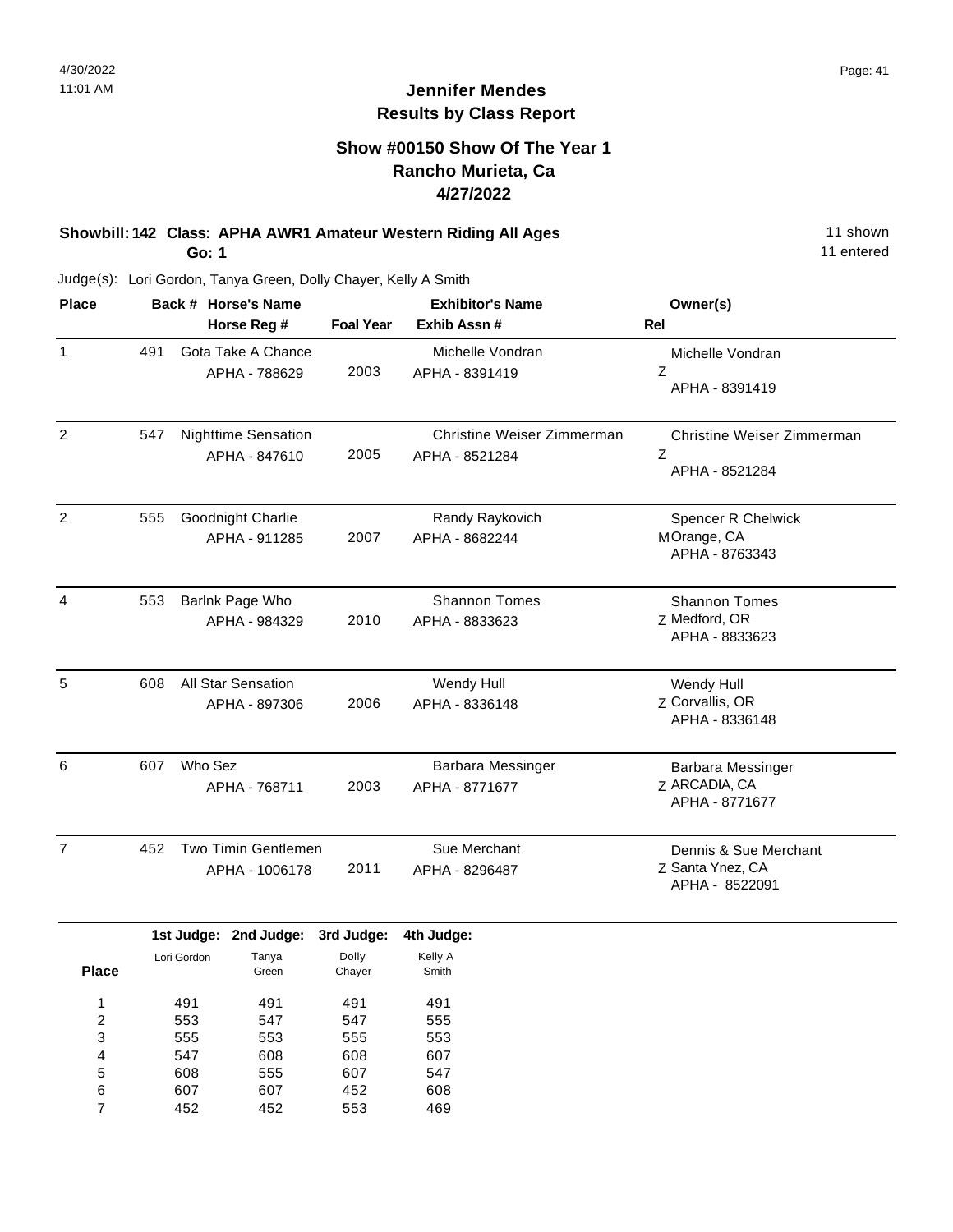# Jennifer Mendes
## Results by Class Report

### Show #00150 Show Of The Year 1
### Rancho Murieta, Ca
### 4/27/2022

**Showbill: 142 Class: APHA AWR1 Amateur Western Riding All Ages** 11 shown
**Go: 1** 11 entered

Judge(s): Lori Gordon, Tanya Green, Dolly Chayer, Kelly A Smith

| Place | Back # | Horse's Name / Horse Reg # | Foal Year | Exhibitor's Name / Exhib Assn # | Rel | Owner(s) |
|---|---|---|---|---|---|---|
| 1 | 491 | Gota Take A Chance<br>APHA - 788629 | 2003 | Michelle Vondran<br>APHA - 8391419 | Z | Michelle Vondran<br>APHA - 8391419 |
| 2 | 547 | Nighttime Sensation<br>APHA - 847610 | 2005 | Christine Weiser Zimmerman<br>APHA - 8521284 | Z | Christine Weiser Zimmerman<br>APHA - 8521284 |
| 2 | 555 | Goodnight Charlie<br>APHA - 911285 | 2007 | Randy Raykovich<br>APHA - 8682244 | M | Spencer R Chelwick<br>Orange, CA<br>APHA - 8763343 |
| 4 | 553 | Barlnk Page Who<br>APHA - 984329 | 2010 | Shannon Tomes<br>APHA - 8833623 | Z | Shannon Tomes<br>Medford, OR<br>APHA - 8833623 |
| 5 | 608 | All Star Sensation<br>APHA - 897306 | 2006 | Wendy Hull<br>APHA - 8336148 | Z | Wendy Hull<br>Corvallis, OR<br>APHA - 8336148 |
| 6 | 607 | Who Sez<br>APHA - 768711 | 2003 | Barbara Messinger<br>APHA - 8771677 | Z | Barbara Messinger<br>ARCADIA, CA<br>APHA - 8771677 |
| 7 | 452 | Two Timin Gentlemen<br>APHA - 1006178 | 2011 | Sue Merchant<br>APHA - 8296487 | Z | Dennis & Sue Merchant<br>Santa Ynez, CA<br>APHA - 8522091 |

| Place | 1st Judge: Lori Gordon | 2nd Judge: Tanya Green | 3rd Judge: Dolly Chayer | 4th Judge: Kelly A Smith |
|---|---|---|---|---|
| 1 | 491 | 491 | 491 | 491 |
| 2 | 553 | 547 | 547 | 555 |
| 3 | 555 | 553 | 555 | 553 |
| 4 | 547 | 608 | 608 | 607 |
| 5 | 608 | 555 | 607 | 547 |
| 6 | 607 | 607 | 452 | 608 |
| 7 | 452 | 452 | 553 | 469 |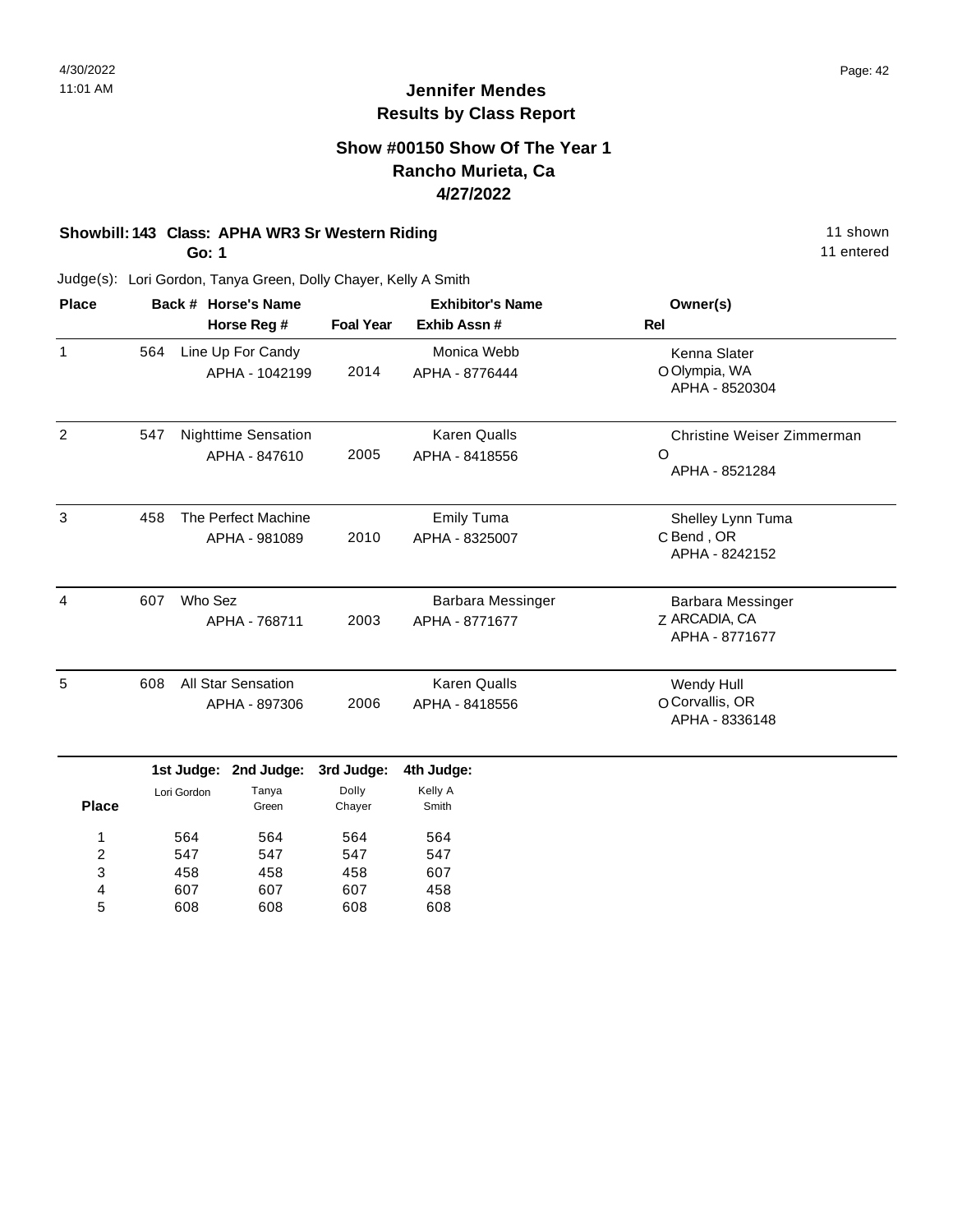# Jennifer Mendes
## Results by Class Report

### Show #00150 Show Of The Year 1
### Rancho Murieta, Ca
### 4/27/2022

**Showbill: 143 Class: APHA WR3 Sr Western Riding** — 11 shown, 11 entered

**Go: 1**

Judge(s): Lori Gordon, Tanya Green, Dolly Chayer, Kelly A Smith

| Place | Back # | Horse's Name / Horse Reg # | Foal Year | Exhibitor's Name / Exhib Assn # | Rel | Owner(s) |
|---|---|---|---|---|---|---|
| 1 | 564 | Line Up For Candy<br>APHA - 1042199 | 2014 | Monica Webb<br>APHA - 8776444 | O | Kenna Slater<br>Olympia, WA<br>APHA - 8520304 |
| 2 | 547 | Nighttime Sensation<br>APHA - 847610 | 2005 | Karen Qualls<br>APHA - 8418556 | O | Christine Weiser Zimmerman<br>APHA - 8521284 |
| 3 | 458 | The Perfect Machine<br>APHA - 981089 | 2010 | Emily Tuma<br>APHA - 8325007 | C | Shelley Lynn Tuma<br>Bend , OR<br>APHA - 8242152 |
| 4 | 607 | Who Sez<br>APHA - 768711 | 2003 | Barbara Messinger<br>APHA - 8771677 | Z | Barbara Messinger<br>ARCADIA, CA<br>APHA - 8771677 |
| 5 | 608 | All Star Sensation<br>APHA - 897306 | 2006 | Karen Qualls<br>APHA - 8418556 | O | Wendy Hull<br>Corvallis, OR<br>APHA - 8336148 |

| Place | 1st Judge: Lori Gordon | 2nd Judge: Tanya Green | 3rd Judge: Dolly Chayer | 4th Judge: Kelly A Smith |
|---|---|---|---|---|
| 1 | 564 | 564 | 564 | 564 |
| 2 | 547 | 547 | 547 | 547 |
| 3 | 458 | 458 | 458 | 607 |
| 4 | 607 | 607 | 607 | 458 |
| 5 | 608 | 608 | 608 | 608 |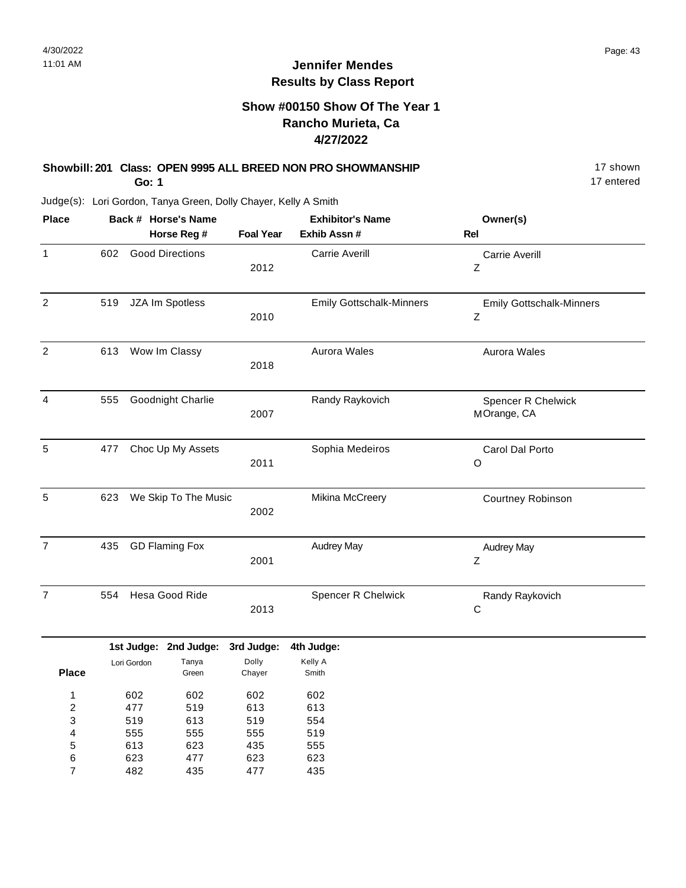# Jennifer Mendes
## Results by Class Report

### Show #00150 Show Of The Year 1
### Rancho Murieta, Ca
### 4/27/2022

**Showbill: 201 Class: OPEN 9995 ALL BREED NON PRO SHOWMANSHIP** 17 shown
**Go: 1** 17 entered

Judge(s): Lori Gordon, Tanya Green, Dolly Chayer, Kelly A Smith

| Place | Back # | Horse's Name / Horse Reg # | Foal Year | Exhibitor's Name / Exhib Assn # | Owner(s) / Rel |
|---|---|---|---|---|---|
| 1 | 602 | Good Directions | 2012 | Carrie Averill | Carrie Averill<br>Z |
| 2 | 519 | JZA Im Spotless | 2010 | Emily Gottschalk-Minners | Emily Gottschalk-Minners<br>Z |
| 2 | 613 | Wow Im Classy | 2018 | Aurora Wales | Aurora Wales |
| 4 | 555 | Goodnight Charlie | 2007 | Randy Raykovich | Spencer R Chelwick<br>M Orange, CA |
| 5 | 477 | Choc Up My Assets | 2011 | Sophia Medeiros | Carol Dal Porto<br>O |
| 5 | 623 | We Skip To The Music | 2002 | Mikina McCreery | Courtney Robinson |
| 7 | 435 | GD Flaming Fox | 2001 | Audrey May | Audrey May<br>Z |
| 7 | 554 | Hesa Good Ride | 2013 | Spencer R Chelwick | Randy Raykovich<br>C |

| Place | 1st Judge: Lori Gordon | 2nd Judge: Tanya Green | 3rd Judge: Dolly Chayer | 4th Judge: Kelly A Smith |
|---|---|---|---|---|
| 1 | 602 | 602 | 602 | 602 |
| 2 | 477 | 519 | 613 | 613 |
| 3 | 519 | 613 | 519 | 554 |
| 4 | 555 | 555 | 555 | 519 |
| 5 | 613 | 623 | 435 | 555 |
| 6 | 623 | 477 | 623 | 623 |
| 7 | 482 | 435 | 477 | 435 |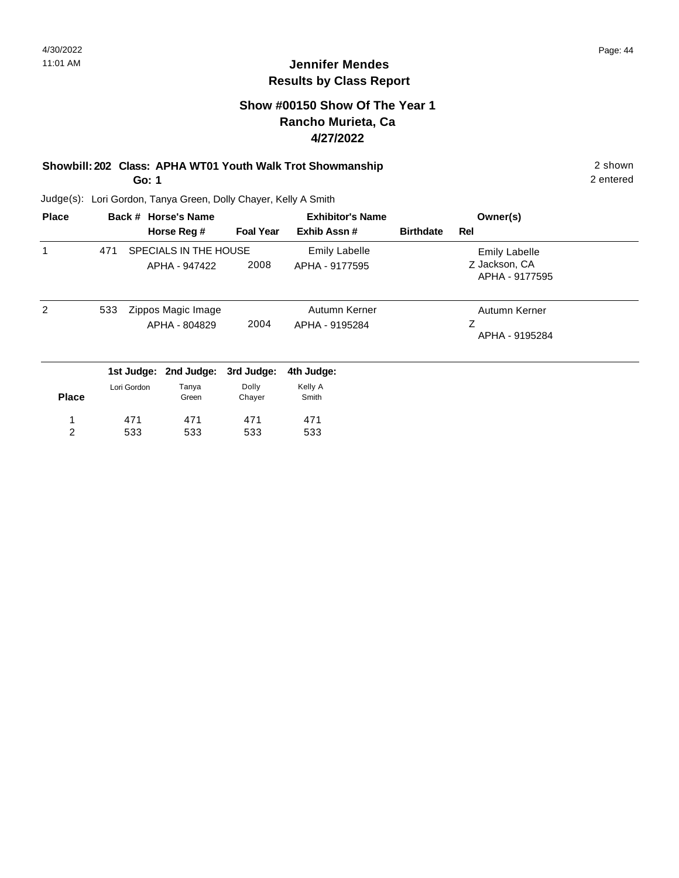## Jennifer Mendes
## Results by Class Report

### Show #00150 Show Of The Year 1
### Rancho Murieta, Ca
### 4/27/2022

**Showbill: 202 Class: APHA WT01 Youth Walk Trot Showmanship** — 2 shown, 2 entered

**Go: 1**

Judge(s): Lori Gordon, Tanya Green, Dolly Chayer, Kelly A Smith

| Place | Back # | Horse's Name / Horse Reg # | Foal Year | Exhibitor's Name / Exhib Assn # | Birthdate | Owner(s) / Rel |
|---|---|---|---|---|---|---|
| 1 | 471 | SPECIALS IN THE HOUSE<br>APHA - 947422 | 2008 | Emily Labelle<br>APHA - 9177595 | | Emily Labelle<br>Z Jackson, CA<br>APHA - 9177595 |
| 2 | 533 | Zippos Magic Image<br>APHA - 804829 | 2004 | Autumn Kerner<br>APHA - 9195284 | | Autumn Kerner<br>Z<br>APHA - 9195284 |

| Place | 1st Judge: Lori Gordon | 2nd Judge: Tanya Green | 3rd Judge: Dolly Chayer | 4th Judge: Kelly A Smith |
|---|---|---|---|---|
| 1 | 471 | 471 | 471 | 471 |
| 2 | 533 | 533 | 533 | 533 |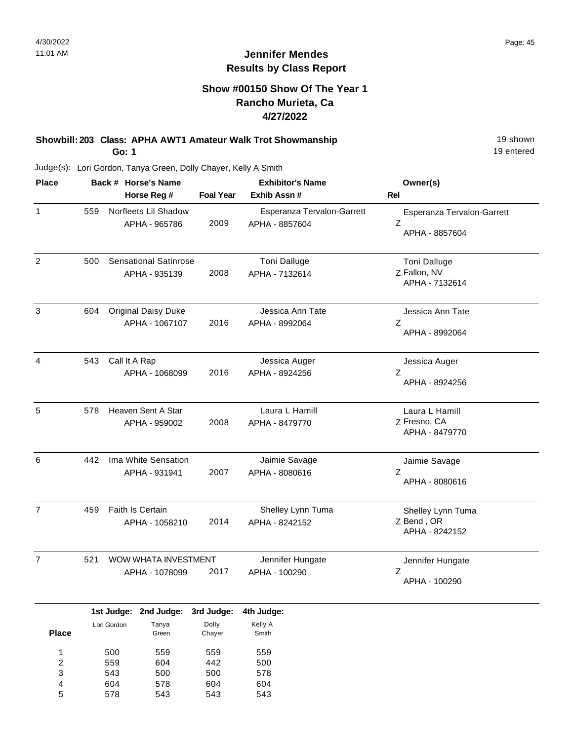# Jennifer Mendes
## Results by Class Report

### Show #00150 Show Of The Year 1
### Rancho Murieta, Ca
### 4/27/2022

**Showbill: 203 Class: APHA AWT1 Amateur Walk Trot Showmanship** 19 shown

**Go: 1** 19 entered

Judge(s): Lori Gordon, Tanya Green, Dolly Chayer, Kelly A Smith

| Place | Back # | Horse's Name / Horse Reg # | Foal Year | Exhibitor's Name / Exhib Assn # | Rel | Owner(s) |
|---|---|---|---|---|---|---|
| 1 | 559 | Norfleets Lil Shadow<br>APHA - 965786 | 2009 | Esperanza Tervalon-Garrett<br>APHA - 8857604 | Z | Esperanza Tervalon-Garrett<br>APHA - 8857604 |
| 2 | 500 | Sensational Satinrose<br>APHA - 935139 | 2008 | Toni Dalluge<br>APHA - 7132614 | Z | Toni Dalluge<br>Fallon, NV<br>APHA - 7132614 |
| 3 | 604 | Original Daisy Duke<br>APHA - 1067107 | 2016 | Jessica Ann Tate<br>APHA - 8992064 | Z | Jessica Ann Tate<br>APHA - 8992064 |
| 4 | 543 | Call It A Rap<br>APHA - 1068099 | 2016 | Jessica Auger<br>APHA - 8924256 | Z | Jessica Auger<br>APHA - 8924256 |
| 5 | 578 | Heaven Sent A Star<br>APHA - 959002 | 2008 | Laura L Hamill<br>APHA - 8479770 | Z | Laura L Hamill<br>Fresno, CA<br>APHA - 8479770 |
| 6 | 442 | Ima White Sensation<br>APHA - 931941 | 2007 | Jaimie Savage<br>APHA - 8080616 | Z | Jaimie Savage<br>APHA - 8080616 |
| 7 | 459 | Faith Is Certain<br>APHA - 1058210 | 2014 | Shelley Lynn Tuma<br>APHA - 8242152 | Z | Shelley Lynn Tuma<br>Bend , OR<br>APHA - 8242152 |
| 7 | 521 | WOW WHATA INVESTMENT<br>APHA - 1078099 | 2017 | Jennifer Hungate<br>APHA - 100290 | Z | Jennifer Hungate<br>APHA - 100290 |

| Place | 1st Judge: Lori Gordon | 2nd Judge: Tanya Green | 3rd Judge: Dolly Chayer | 4th Judge: Kelly A Smith |
|---|---|---|---|---|
| 1 | 500 | 559 | 559 | 559 |
| 2 | 559 | 604 | 442 | 500 |
| 3 | 543 | 500 | 500 | 578 |
| 4 | 604 | 578 | 604 | 604 |
| 5 | 578 | 543 | 543 | 543 |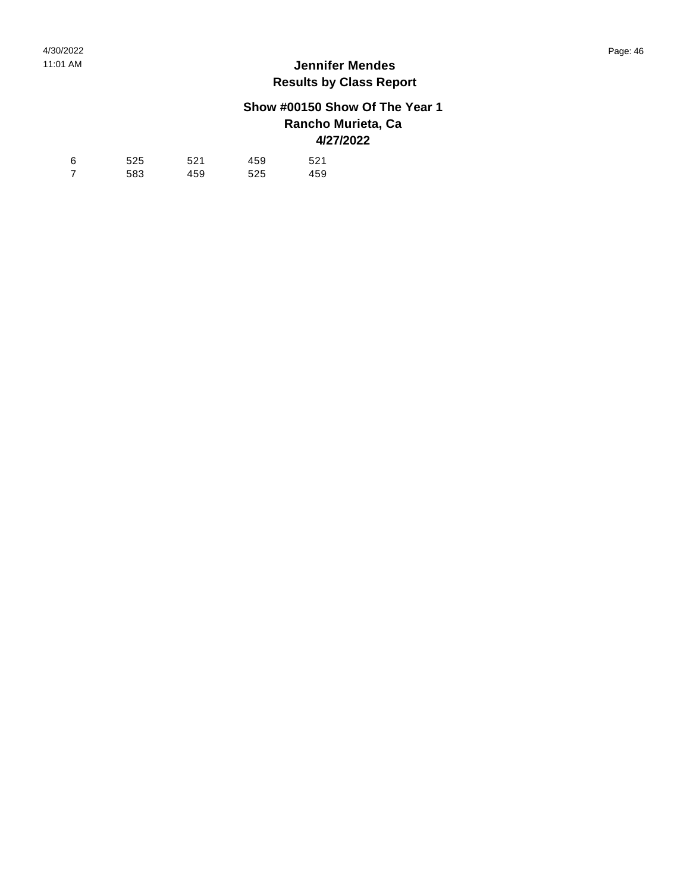# Jennifer Mendes

## Results by Class Report

### Show #00150 Show Of The Year 1

### Rancho Murieta, Ca

### 4/27/2022

| | | | | |
|---|---|---|---|---|
| 6 | 525 | 521 | 459 | 521 |
| 7 | 583 | 459 | 525 | 459 |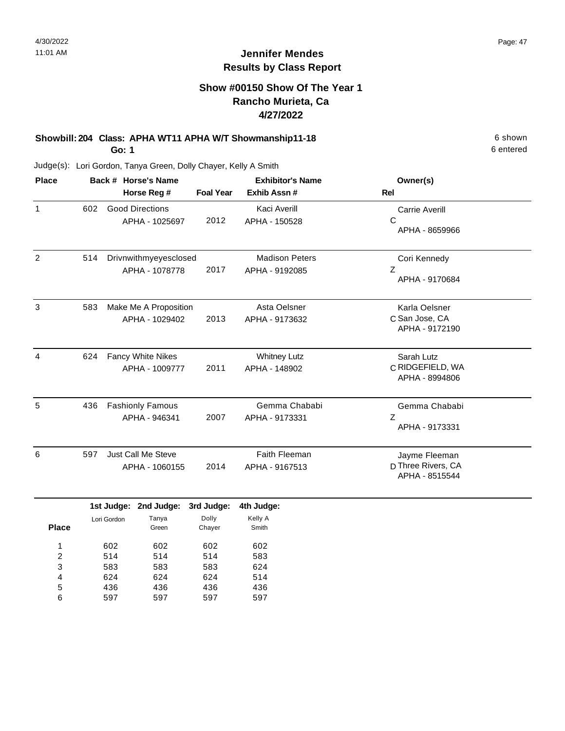# Jennifer Mendes
## Results by Class Report

### Show #00150 Show Of The Year 1
### Rancho Murieta, Ca
### 4/27/2022

**Showbill: 204 Class: APHA WT11 APHA W/T Showmanship11-18** — 6 shown, 6 entered

**Go: 1**

Judge(s): Lori Gordon, Tanya Green, Dolly Chayer, Kelly A Smith

| Place | Back # | Horse's Name / Horse Reg # | Foal Year | Exhibitor's Name / Exhib Assn # | Rel | Owner(s) |
|---|---|---|---|---|---|---|
| 1 | 602 | Good Directions<br>APHA - 1025697 | 2012 | Kaci Averill<br>APHA - 150528 | C | Carrie Averill<br>APHA - 8659966 |
| 2 | 514 | Drivnwithmyeyesclosed<br>APHA - 1078778 | 2017 | Madison Peters<br>APHA - 9192085 | Z | Cori Kennedy<br>APHA - 9170684 |
| 3 | 583 | Make Me A Proposition<br>APHA - 1029402 | 2013 | Asta Oelsner<br>APHA - 9173632 | C | Karla Oelsner<br>San Jose, CA<br>APHA - 9172190 |
| 4 | 624 | Fancy White Nikes<br>APHA - 1009777 | 2011 | Whitney Lutz<br>APHA - 148902 | C | Sarah Lutz<br>RIDGEFIELD, WA<br>APHA - 8994806 |
| 5 | 436 | Fashionly Famous<br>APHA - 946341 | 2007 | Gemma Chababi<br>APHA - 9173331 | Z | Gemma Chababi<br>APHA - 9173331 |
| 6 | 597 | Just Call Me Steve<br>APHA - 1060155 | 2014 | Faith Fleeman<br>APHA - 9167513 | D | Jayme Fleeman<br>Three Rivers, CA<br>APHA - 8515544 |

| Place | 1st Judge: Lori Gordon | 2nd Judge: Tanya Green | 3rd Judge: Dolly Chayer | 4th Judge: Kelly A Smith |
|---|---|---|---|---|
| 1 | 602 | 602 | 602 | 602 |
| 2 | 514 | 514 | 514 | 583 |
| 3 | 583 | 583 | 583 | 624 |
| 4 | 624 | 624 | 624 | 514 |
| 5 | 436 | 436 | 436 | 436 |
| 6 | 597 | 597 | 597 | 597 |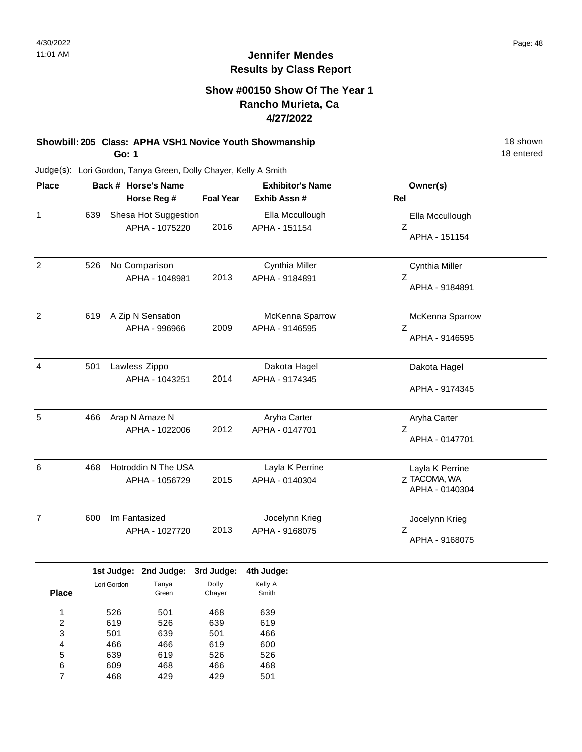# Jennifer Mendes
## Results by Class Report

### Show #00150 Show Of The Year 1
### Rancho Murieta, Ca
### 4/27/2022

**Showbill: 205 Class: APHA VSH1 Novice Youth Showmanship** 18 shown
**Go: 1** 18 entered

Judge(s): Lori Gordon, Tanya Green, Dolly Chayer, Kelly A Smith

| Place | Back # | Horse's Name / Horse Reg # | Foal Year | Exhibitor's Name / Exhib Assn # | Rel | Owner(s) |
|---|---|---|---|---|---|---|
| 1 | 639 | Shesa Hot Suggestion<br>APHA - 1075220 | 2016 | Ella Mccullough<br>APHA - 151154 | Z | Ella Mccullough<br>APHA - 151154 |
| 2 | 526 | No Comparison<br>APHA - 1048981 | 2013 | Cynthia Miller<br>APHA - 9184891 | Z | Cynthia Miller<br>APHA - 9184891 |
| 2 | 619 | A Zip N Sensation<br>APHA - 996966 | 2009 | McKenna Sparrow<br>APHA - 9146595 | Z | McKenna Sparrow<br>APHA - 9146595 |
| 4 | 501 | Lawless Zippo<br>APHA - 1043251 | 2014 | Dakota Hagel<br>APHA - 9174345 | | Dakota Hagel<br>APHA - 9174345 |
| 5 | 466 | Arap N Amaze N<br>APHA - 1022006 | 2012 | Aryha Carter<br>APHA - 0147701 | Z | Aryha Carter<br>APHA - 0147701 |
| 6 | 468 | Hotroddin N The USA<br>APHA - 1056729 | 2015 | Layla K Perrine<br>APHA - 0140304 | Z | Layla K Perrine<br>TACOMA, WA<br>APHA - 0140304 |
| 7 | 600 | Im Fantasized<br>APHA - 1027720 | 2013 | Jocelynn Krieg<br>APHA - 9168075 | Z | Jocelynn Krieg<br>APHA - 9168075 |

| Place | 1st Judge: Lori Gordon | 2nd Judge: Tanya Green | 3rd Judge: Dolly Chayer | 4th Judge: Kelly A Smith |
|---|---|---|---|---|
| 1 | 526 | 501 | 468 | 639 |
| 2 | 619 | 526 | 639 | 619 |
| 3 | 501 | 639 | 501 | 466 |
| 4 | 466 | 466 | 619 | 600 |
| 5 | 639 | 619 | 526 | 526 |
| 6 | 609 | 468 | 466 | 468 |
| 7 | 468 | 429 | 429 | 501 |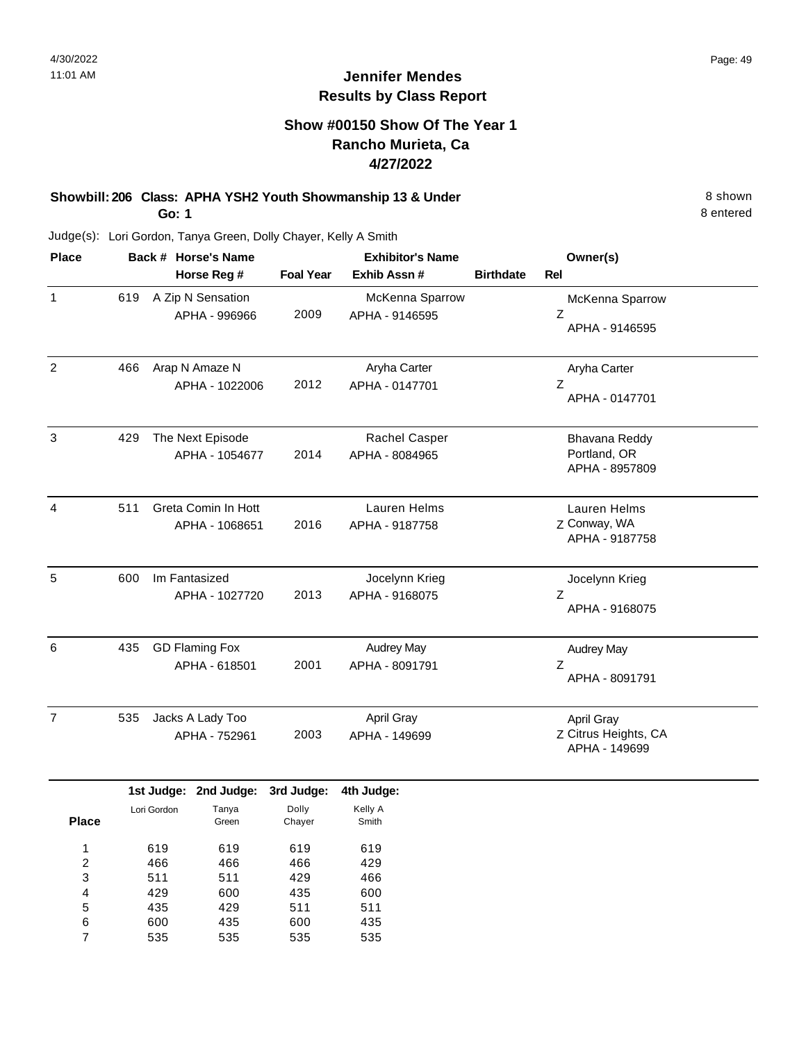## Jennifer Mendes
## Results by Class Report

### Show #00150 Show Of The Year 1
### Rancho Murieta, Ca
### 4/27/2022

**Showbill: 206 Class: APHA YSH2 Youth Showmanship 13 & Under** 8 shown
**Go: 1** 8 entered

Judge(s): Lori Gordon, Tanya Green, Dolly Chayer, Kelly A Smith

| Place | Back # | Horse's Name / Horse Reg # | Foal Year | Exhibitor's Name / Exhib Assn # | Birthdate | Rel | Owner(s) |
|---|---|---|---|---|---|---|---|
| 1 | 619 | A Zip N Sensation<br>APHA - 996966 | 2009 | McKenna Sparrow<br>APHA - 9146595 | | Z | McKenna Sparrow<br>APHA - 9146595 |
| 2 | 466 | Arap N Amaze N<br>APHA - 1022006 | 2012 | Aryha Carter<br>APHA - 0147701 | | Z | Aryha Carter<br>APHA - 0147701 |
| 3 | 429 | The Next Episode<br>APHA - 1054677 | 2014 | Rachel Casper<br>APHA - 8084965 | | | Bhavana Reddy<br>Portland, OR<br>APHA - 8957809 |
| 4 | 511 | Greta Comin In Hott<br>APHA - 1068651 | 2016 | Lauren Helms<br>APHA - 9187758 | | Z | Lauren Helms<br>Conway, WA<br>APHA - 9187758 |
| 5 | 600 | Im Fantasized<br>APHA - 1027720 | 2013 | Jocelynn Krieg<br>APHA - 9168075 | | Z | Jocelynn Krieg<br>APHA - 9168075 |
| 6 | 435 | GD Flaming Fox<br>APHA - 618501 | 2001 | Audrey May<br>APHA - 8091791 | | Z | Audrey May<br>APHA - 8091791 |
| 7 | 535 | Jacks A Lady Too<br>APHA - 752961 | 2003 | April Gray<br>APHA - 149699 | | Z | April Gray<br>Citrus Heights, CA<br>APHA - 149699 |

| Place | 1st Judge: Lori Gordon | 2nd Judge: Tanya Green | 3rd Judge: Dolly Chayer | 4th Judge: Kelly A Smith |
|---|---|---|---|---|
| 1 | 619 | 619 | 619 | 619 |
| 2 | 466 | 466 | 466 | 429 |
| 3 | 511 | 511 | 429 | 466 |
| 4 | 429 | 600 | 435 | 600 |
| 5 | 435 | 429 | 511 | 511 |
| 6 | 600 | 435 | 600 | 435 |
| 7 | 535 | 535 | 535 | 535 |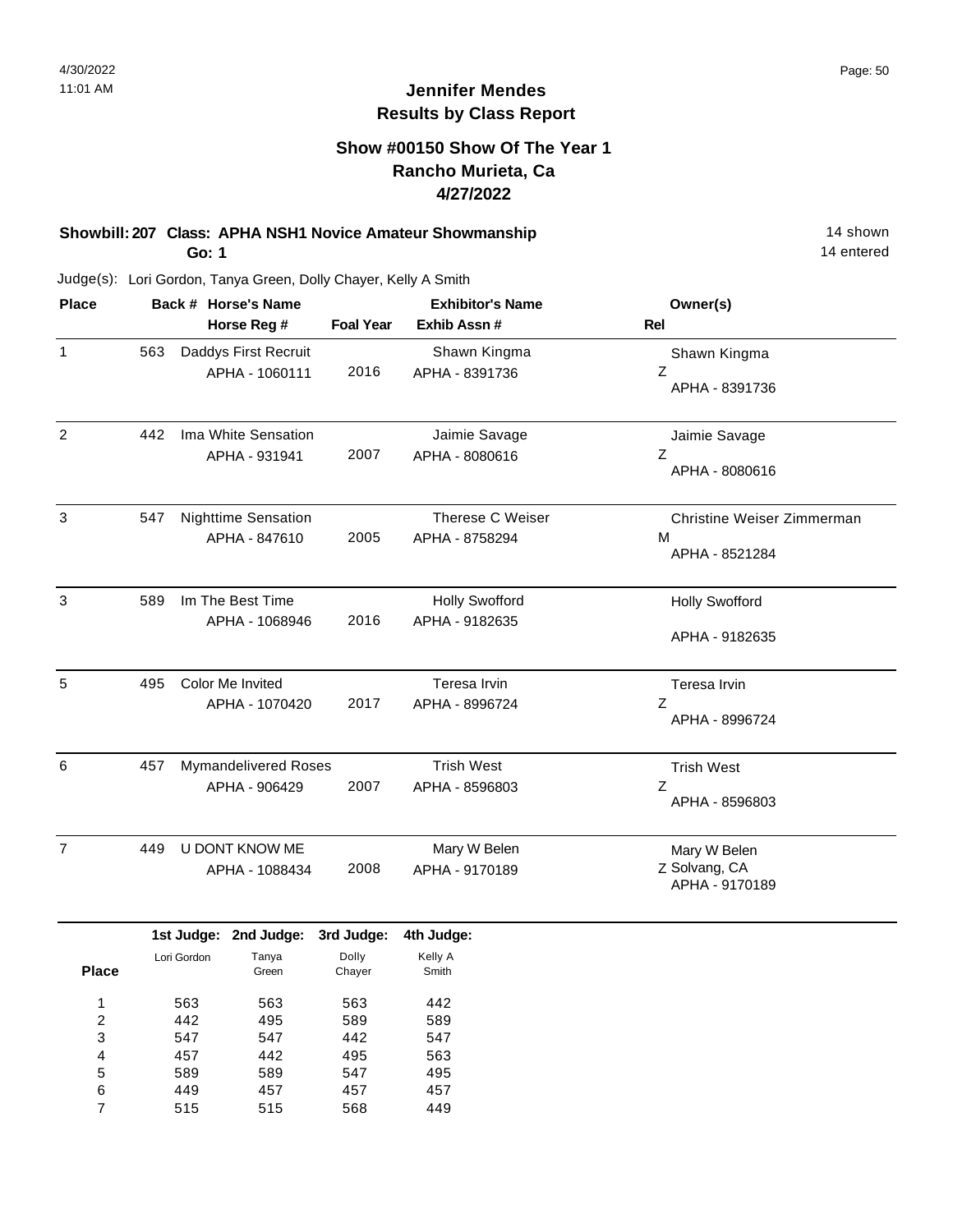# Jennifer Mendes
## Results by Class Report

### Show #00150 Show Of The Year 1
### Rancho Murieta, Ca
### 4/27/2022

**Showbill: 207 Class: APHA NSH1 Novice Amateur Showmanship** — 14 shown, 14 entered

**Go: 1**

Judge(s): Lori Gordon, Tanya Green, Dolly Chayer, Kelly A Smith

| Place | Back # | Horse's Name / Horse Reg # | Foal Year | Exhibitor's Name / Exhib Assn # | Owner(s) / Rel |
|---|---|---|---|---|---|
| 1 | 563 | Daddys First Recruit<br>APHA - 1060111 | 2016 | Shawn Kingma<br>APHA - 8391736 | Shawn Kingma<br>Z<br>APHA - 8391736 |
| 2 | 442 | Ima White Sensation<br>APHA - 931941 | 2007 | Jaimie Savage<br>APHA - 8080616 | Jaimie Savage<br>Z<br>APHA - 8080616 |
| 3 | 547 | Nighttime Sensation<br>APHA - 847610 | 2005 | Therese C Weiser<br>APHA - 8758294 | Christine Weiser Zimmerman<br>M<br>APHA - 8521284 |
| 3 | 589 | Im The Best Time<br>APHA - 1068946 | 2016 | Holly Swofford<br>APHA - 9182635 | Holly Swofford<br>APHA - 9182635 |
| 5 | 495 | Color Me Invited<br>APHA - 1070420 | 2017 | Teresa Irvin<br>APHA - 8996724 | Teresa Irvin<br>Z<br>APHA - 8996724 |
| 6 | 457 | Mymandelivered Roses<br>APHA - 906429 | 2007 | Trish West<br>APHA - 8596803 | Trish West<br>Z<br>APHA - 8596803 |
| 7 | 449 | U DONT KNOW ME<br>APHA - 1088434 | 2008 | Mary W Belen<br>APHA - 9170189 | Mary W Belen<br>Z Solvang, CA<br>APHA - 9170189 |

| Place | 1st Judge: Lori Gordon | 2nd Judge: Tanya Green | 3rd Judge: Dolly Chayer | 4th Judge: Kelly A Smith |
|---|---|---|---|---|
| 1 | 563 | 563 | 563 | 442 |
| 2 | 442 | 495 | 589 | 589 |
| 3 | 547 | 547 | 442 | 547 |
| 4 | 457 | 442 | 495 | 563 |
| 5 | 589 | 589 | 547 | 495 |
| 6 | 449 | 457 | 457 | 457 |
| 7 | 515 | 515 | 568 | 449 |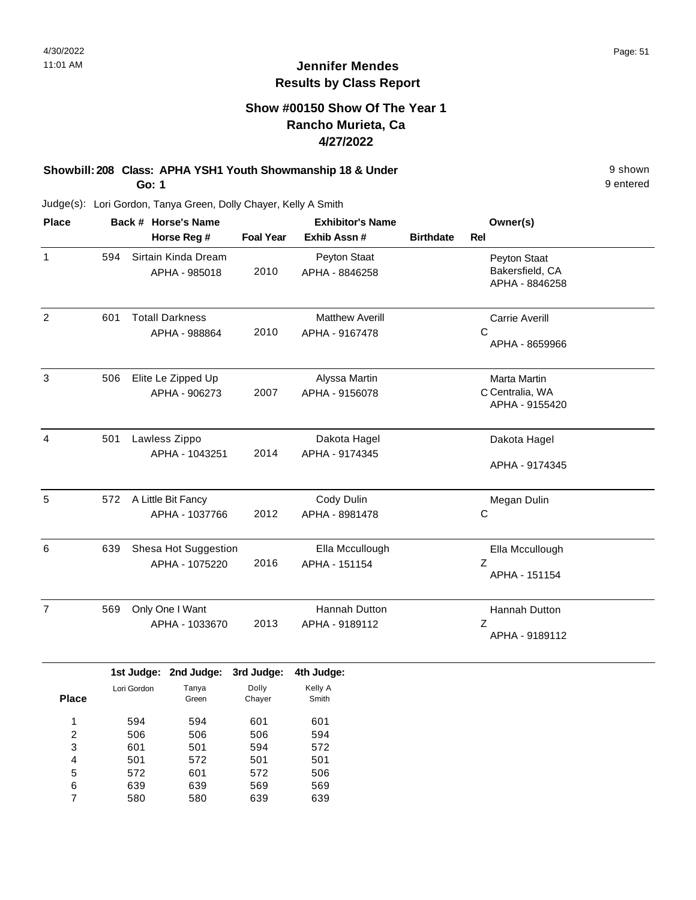# Jennifer Mendes
## Results by Class Report

### Show #00150 Show Of The Year 1
### Rancho Murieta, Ca
### 4/27/2022

**Showbill: 208 Class: APHA YSH1 Youth Showmanship 18 & Under** — 9 shown

**Go: 1** — 9 entered

Judge(s): Lori Gordon, Tanya Green, Dolly Chayer, Kelly A Smith

| Place | Back # | Horse's Name / Horse Reg # | Foal Year | Exhibitor's Name / Exhib Assn # | Birthdate | Rel | Owner(s) |
|---|---|---|---|---|---|---|---|
| 1 | 594 | Sirtain Kinda Dream<br>APHA - 985018 | 2010 | Peyton Staat<br>APHA - 8846258 | | | Peyton Staat<br>Bakersfield, CA<br>APHA - 8846258 |
| 2 | 601 | Totall Darkness<br>APHA - 988864 | 2010 | Matthew Averill<br>APHA - 9167478 | | C | Carrie Averill<br>APHA - 8659966 |
| 3 | 506 | Elite Le Zipped Up<br>APHA - 906273 | 2007 | Alyssa Martin<br>APHA - 9156078 | | C | Marta Martin<br>Centralia, WA<br>APHA - 9155420 |
| 4 | 501 | Lawless Zippo<br>APHA - 1043251 | 2014 | Dakota Hagel<br>APHA - 9174345 | | | Dakota Hagel<br>APHA - 9174345 |
| 5 | 572 | A Little Bit Fancy<br>APHA - 1037766 | 2012 | Cody Dulin<br>APHA - 8981478 | | C | Megan Dulin |
| 6 | 639 | Shesa Hot Suggestion<br>APHA - 1075220 | 2016 | Ella Mccullough<br>APHA - 151154 | | Z | Ella Mccullough<br>APHA - 151154 |
| 7 | 569 | Only One I Want<br>APHA - 1033670 | 2013 | Hannah Dutton<br>APHA - 9189112 | | Z | Hannah Dutton<br>APHA - 9189112 |

| Place | 1st Judge: Lori Gordon | 2nd Judge: Tanya Green | 3rd Judge: Dolly Chayer | 4th Judge: Kelly A Smith |
|---|---|---|---|---|
| 1 | 594 | 594 | 601 | 601 |
| 2 | 506 | 506 | 506 | 594 |
| 3 | 601 | 501 | 594 | 572 |
| 4 | 501 | 572 | 501 | 501 |
| 5 | 572 | 601 | 572 | 506 |
| 6 | 639 | 639 | 569 | 569 |
| 7 | 580 | 580 | 639 | 639 |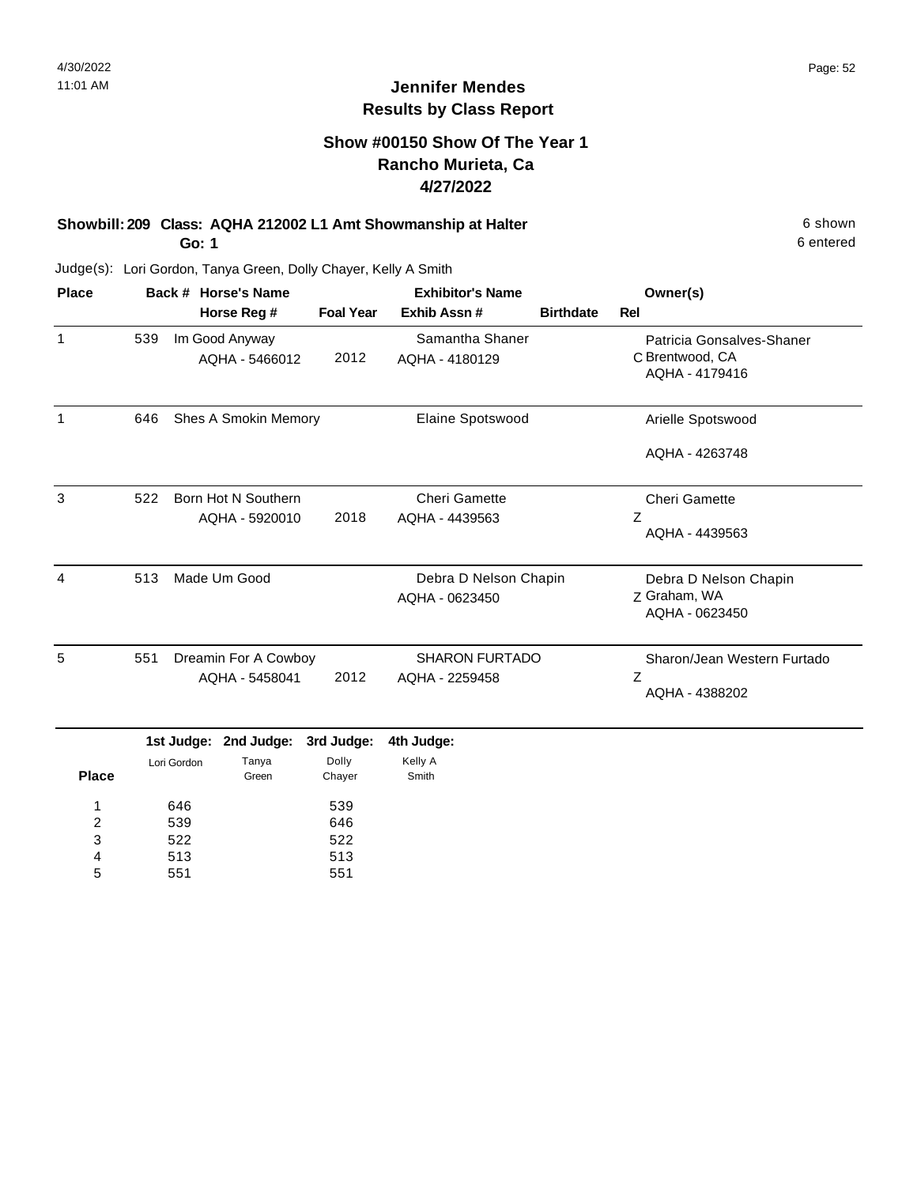# Jennifer Mendes
## Results by Class Report

### Show #00150 Show Of The Year 1
### Rancho Murieta, Ca
### 4/27/2022

**Showbill: 209 Class: AQHA 212002 L1 Amt Showmanship at Halter** 6 shown
**Go: 1** 6 entered

Judge(s): Lori Gordon, Tanya Green, Dolly Chayer, Kelly A Smith

| Place | Back # | Horse's Name / Horse Reg # | Foal Year | Exhibitor's Name / Exhib Assn # | Birthdate | Rel | Owner(s) |
|---|---|---|---|---|---|---|---|
| 1 | 539 | Im Good Anyway<br>AQHA - 5466012 | 2012 | Samantha Shaner<br>AQHA - 4180129 | | C | Patricia Gonsalves-Shaner<br>Brentwood, CA<br>AQHA - 4179416 |
| 1 | 646 | Shes A Smokin Memory | | Elaine Spotswood | | | Arielle Spotswood<br>AQHA - 4263748 |
| 3 | 522 | Born Hot N Southern<br>AQHA - 5920010 | 2018 | Cheri Gamette<br>AQHA - 4439563 | | Z | Cheri Gamette<br>AQHA - 4439563 |
| 4 | 513 | Made Um Good | | Debra D Nelson Chapin<br>AQHA - 0623450 | | Z | Debra D Nelson Chapin<br>Graham, WA<br>AQHA - 0623450 |
| 5 | 551 | Dreamin For A Cowboy<br>AQHA - 5458041 | 2012 | SHARON FURTADO<br>AQHA - 2259458 | | Z | Sharon/Jean Western Furtado<br>AQHA - 4388202 |

| Place | 1st Judge: Lori Gordon | 2nd Judge: Tanya Green | 3rd Judge: Dolly Chayer | 4th Judge: Kelly A Smith |
|---|---|---|---|---|
| 1 | 646 | | 539 | |
| 2 | 539 | | 646 | |
| 3 | 522 | | 522 | |
| 4 | 513 | | 513 | |
| 5 | 551 | | 551 | |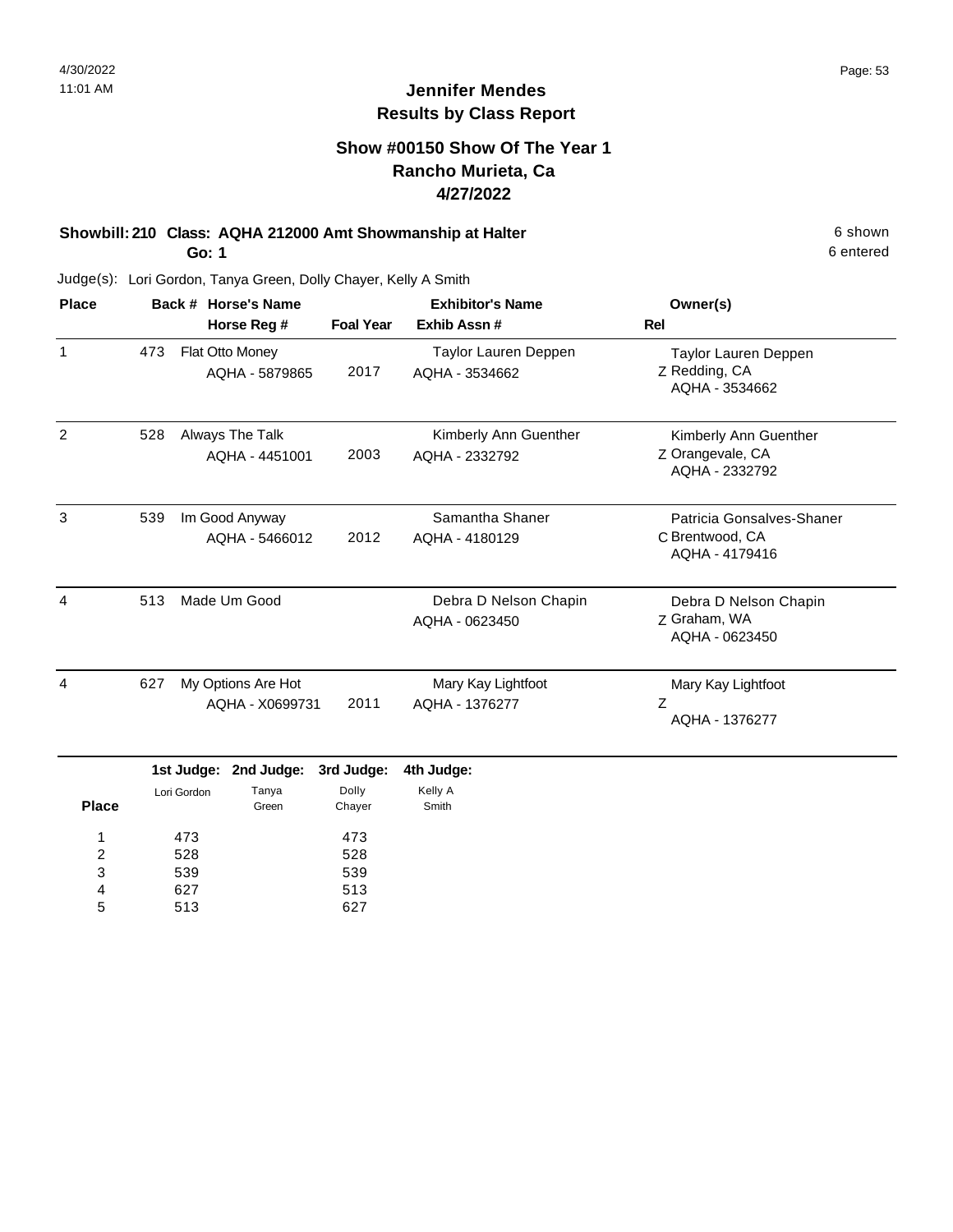# Jennifer Mendes
## Results by Class Report

### Show #00150 Show Of The Year 1
### Rancho Murieta, Ca
### 4/27/2022

**Showbill: 210 Class: AQHA 212000 Amt Showmanship at Halter** — 6 shown

**Go: 1** — 6 entered

Judge(s): Lori Gordon, Tanya Green, Dolly Chayer, Kelly A Smith

| Place | Back # | Horse's Name / Horse Reg # | Foal Year | Exhibitor's Name / Exhib Assn # | Rel | Owner(s) |
|---|---|---|---|---|---|---|
| 1 | 473 | Flat Otto Money<br>AQHA - 5879865 | 2017 | Taylor Lauren Deppen<br>AQHA - 3534662 | Z | Taylor Lauren Deppen<br>Redding, CA<br>AQHA - 3534662 |
| 2 | 528 | Always The Talk<br>AQHA - 4451001 | 2003 | Kimberly Ann Guenther<br>AQHA - 2332792 | Z | Kimberly Ann Guenther<br>Orangevale, CA<br>AQHA - 2332792 |
| 3 | 539 | Im Good Anyway<br>AQHA - 5466012 | 2012 | Samantha Shaner<br>AQHA - 4180129 | C | Patricia Gonsalves-Shaner<br>Brentwood, CA<br>AQHA - 4179416 |
| 4 | 513 | Made Um Good | | Debra D Nelson Chapin<br>AQHA - 0623450 | Z | Debra D Nelson Chapin<br>Graham, WA<br>AQHA - 0623450 |
| 4 | 627 | My Options Are Hot<br>AQHA - X0699731 | 2011 | Mary Kay Lightfoot<br>AQHA - 1376277 | Z | Mary Kay Lightfoot<br>AQHA - 1376277 |

| Place | 1st Judge: Lori Gordon | 2nd Judge: Tanya Green | 3rd Judge: Dolly Chayer | 4th Judge: Kelly A Smith |
|---|---|---|---|---|
| 1 | 473 | | 473 | |
| 2 | 528 | | 528 | |
| 3 | 539 | | 539 | |
| 4 | 627 | | 513 | |
| 5 | 513 | | 627 | |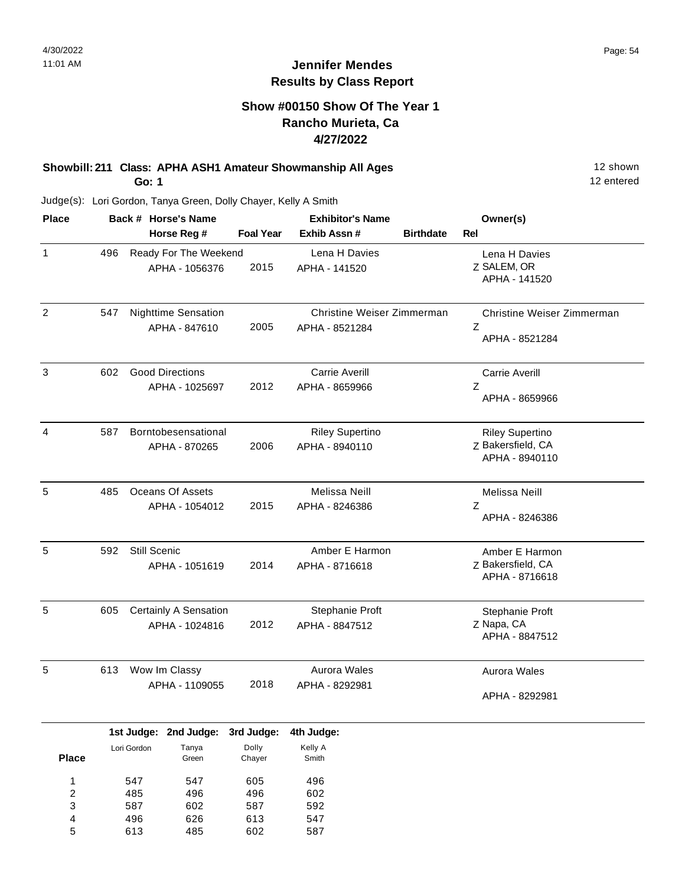# Jennifer Mendes

## Results by Class Report

### Show #00150 Show Of The Year 1
### Rancho Murieta, Ca
### 4/27/2022

**Showbill: 211 Class: APHA ASH1 Amateur Showmanship All Ages** — 12 shown

**Go: 1** — 12 entered

Judge(s): Lori Gordon, Tanya Green, Dolly Chayer, Kelly A Smith

| Place | Back # | Horse's Name / Horse Reg # | Foal Year | Exhibitor's Name / Exhib Assn # | Birthdate | Rel | Owner(s) |
|---|---|---|---|---|---|---|---|
| 1 | 496 | Ready For The Weekend<br>APHA - 1056376 | 2015 | Lena H Davies<br>APHA - 141520 | | Z | Lena H Davies<br>SALEM, OR<br>APHA - 141520 |
| 2 | 547 | Nighttime Sensation<br>APHA - 847610 | 2005 | Christine Weiser Zimmerman<br>APHA - 8521284 | | Z | Christine Weiser Zimmerman<br>APHA - 8521284 |
| 3 | 602 | Good Directions<br>APHA - 1025697 | 2012 | Carrie Averill<br>APHA - 8659966 | | Z | Carrie Averill<br>APHA - 8659966 |
| 4 | 587 | Borntobesensational<br>APHA - 870265 | 2006 | Riley Supertino<br>APHA - 8940110 | | Z | Riley Supertino<br>Bakersfield, CA<br>APHA - 8940110 |
| 5 | 485 | Oceans Of Assets<br>APHA - 1054012 | 2015 | Melissa Neill<br>APHA - 8246386 | | Z | Melissa Neill<br>APHA - 8246386 |
| 5 | 592 | Still Scenic<br>APHA - 1051619 | 2014 | Amber E Harmon<br>APHA - 8716618 | | Z | Amber E Harmon<br>Bakersfield, CA<br>APHA - 8716618 |
| 5 | 605 | Certainly A Sensation<br>APHA - 1024816 | 2012 | Stephanie Proft<br>APHA - 8847512 | | Z | Stephanie Proft<br>Napa, CA<br>APHA - 8847512 |
| 5 | 613 | Wow Im Classy<br>APHA - 1109055 | 2018 | Aurora Wales<br>APHA - 8292981 | | | Aurora Wales<br>APHA - 8292981 |

| Place | 1st Judge: Lori Gordon | 2nd Judge: Tanya Green | 3rd Judge: Dolly Chayer | 4th Judge: Kelly A Smith |
|---|---|---|---|---|
| 1 | 547 | 547 | 605 | 496 |
| 2 | 485 | 496 | 496 | 602 |
| 3 | 587 | 602 | 587 | 592 |
| 4 | 496 | 626 | 613 | 547 |
| 5 | 613 | 485 | 602 | 587 |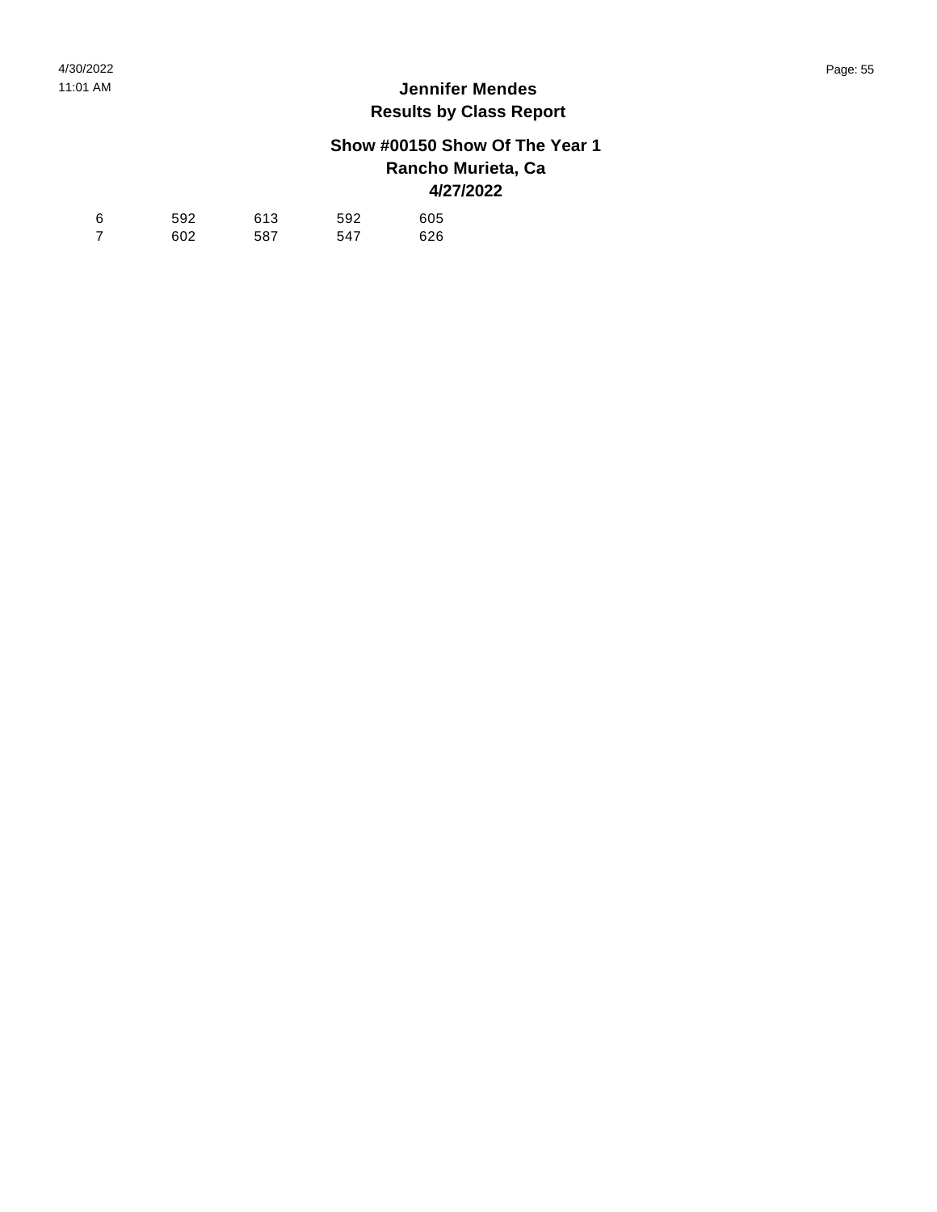**Jennifer Mendes**
**Results by Class Report**

**Show #00150 Show Of The Year 1**
**Rancho Murieta, Ca**
**4/27/2022**

| | | | | |
|---|---|---|---|---|
| 6 | 592 | 613 | 592 | 605 |
| 7 | 602 | 587 | 547 | 626 |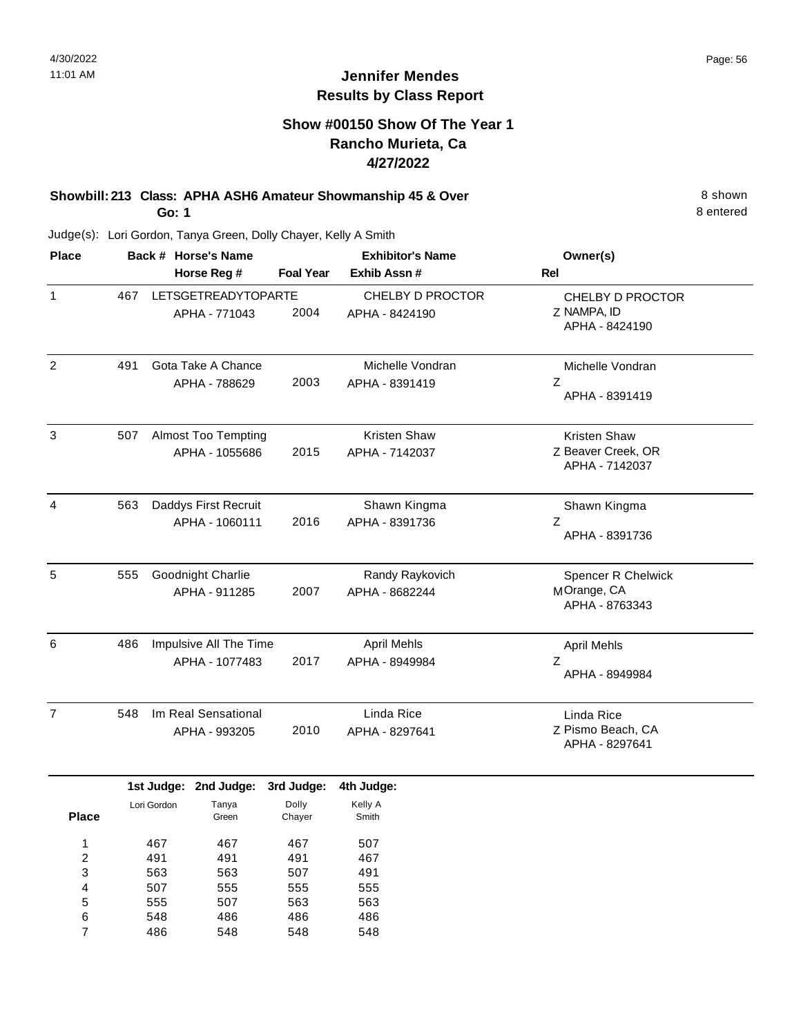# Jennifer Mendes
## Results by Class Report

### Show #00150 Show Of The Year 1
### Rancho Murieta, Ca
### 4/27/2022

**Showbill: 213 Class: APHA ASH6 Amateur Showmanship 45 & Over** — 8 shown

**Go: 1** — 8 entered

Judge(s): Lori Gordon, Tanya Green, Dolly Chayer, Kelly A Smith

| Place | Back # | Horse's Name / Horse Reg # | Foal Year | Exhibitor's Name / Exhib Assn # | Rel | Owner(s) |
|---|---|---|---|---|---|---|
| 1 | 467 | LETSGETREADYTOPARTE<br>APHA - 771043 | 2004 | CHELBY D PROCTOR<br>APHA - 8424190 | Z | CHELBY D PROCTOR<br>NAMPA, ID<br>APHA - 8424190 |
| 2 | 491 | Gota Take A Chance<br>APHA - 788629 | 2003 | Michelle Vondran<br>APHA - 8391419 | Z | Michelle Vondran<br>APHA - 8391419 |
| 3 | 507 | Almost Too Tempting<br>APHA - 1055686 | 2015 | Kristen Shaw<br>APHA - 7142037 | Z | Kristen Shaw<br>Beaver Creek, OR<br>APHA - 7142037 |
| 4 | 563 | Daddys First Recruit<br>APHA - 1060111 | 2016 | Shawn Kingma<br>APHA - 8391736 | Z | Shawn Kingma<br>APHA - 8391736 |
| 5 | 555 | Goodnight Charlie<br>APHA - 911285 | 2007 | Randy Raykovich<br>APHA - 8682244 | M | Spencer R Chelwick<br>Orange, CA<br>APHA - 8763343 |
| 6 | 486 | Impulsive All The Time<br>APHA - 1077483 | 2017 | April Mehls<br>APHA - 8949984 | Z | April Mehls<br>APHA - 8949984 |
| 7 | 548 | Im Real Sensational<br>APHA - 993205 | 2010 | Linda Rice<br>APHA - 8297641 | Z | Linda Rice<br>Pismo Beach, CA<br>APHA - 8297641 |

| Place | 1st Judge: Lori Gordon | 2nd Judge: Tanya Green | 3rd Judge: Dolly Chayer | 4th Judge: Kelly A Smith |
|---|---|---|---|---|
| 1 | 467 | 467 | 467 | 507 |
| 2 | 491 | 491 | 491 | 467 |
| 3 | 563 | 563 | 507 | 491 |
| 4 | 507 | 555 | 555 | 555 |
| 5 | 555 | 507 | 563 | 563 |
| 6 | 548 | 486 | 486 | 486 |
| 7 | 486 | 548 | 548 | 548 |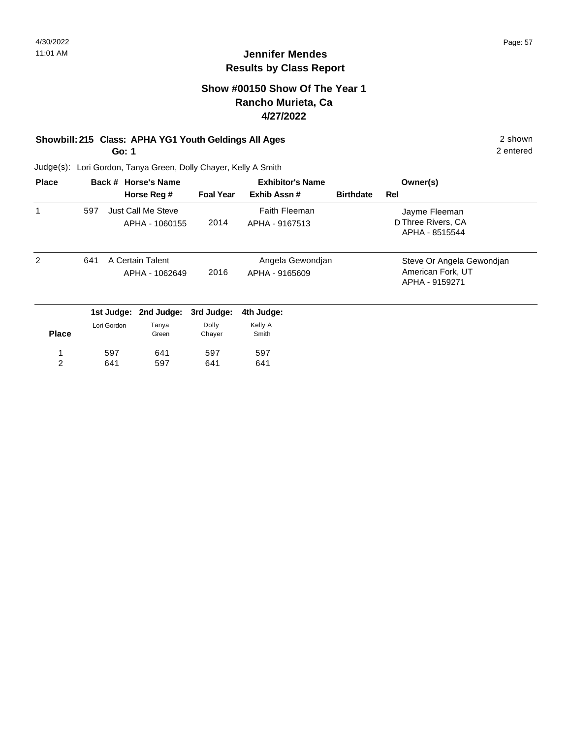4/30/2022
11:01 AM

**Jennifer Mendes**
**Results by Class Report**

**Show #00150 Show Of The Year 1**
**Rancho Murieta, Ca**
**4/27/2022**

**Showbill: 215 Class: APHA YG1 Youth Geldings All Ages** — 2 shown
**Go: 1** — 2 entered

Judge(s): Lori Gordon, Tanya Green, Dolly Chayer, Kelly A Smith

| Place | Back # | Horse's Name / Horse Reg # | Foal Year | Exhibitor's Name / Exhib Assn # | Birthdate | Rel | Owner(s) |
|---|---|---|---|---|---|---|---|
| 1 | 597 | Just Call Me Steve<br>APHA - 1060155 | 2014 | Faith Fleeman<br>APHA - 9167513 | | D | Jayme Fleeman<br>Three Rivers, CA<br>APHA - 8515544 |
| 2 | 641 | A Certain Talent<br>APHA - 1062649 | 2016 | Angela Gewondjan<br>APHA - 9165609 | | | Steve Or Angela Gewondjan<br>American Fork, UT<br>APHA - 9159271 |

| Place | 1st Judge: Lori Gordon | 2nd Judge: Tanya Green | 3rd Judge: Dolly Chayer | 4th Judge: Kelly A Smith |
|---|---|---|---|---|
| 1 | 597 | 641 | 597 | 597 |
| 2 | 641 | 597 | 641 | 641 |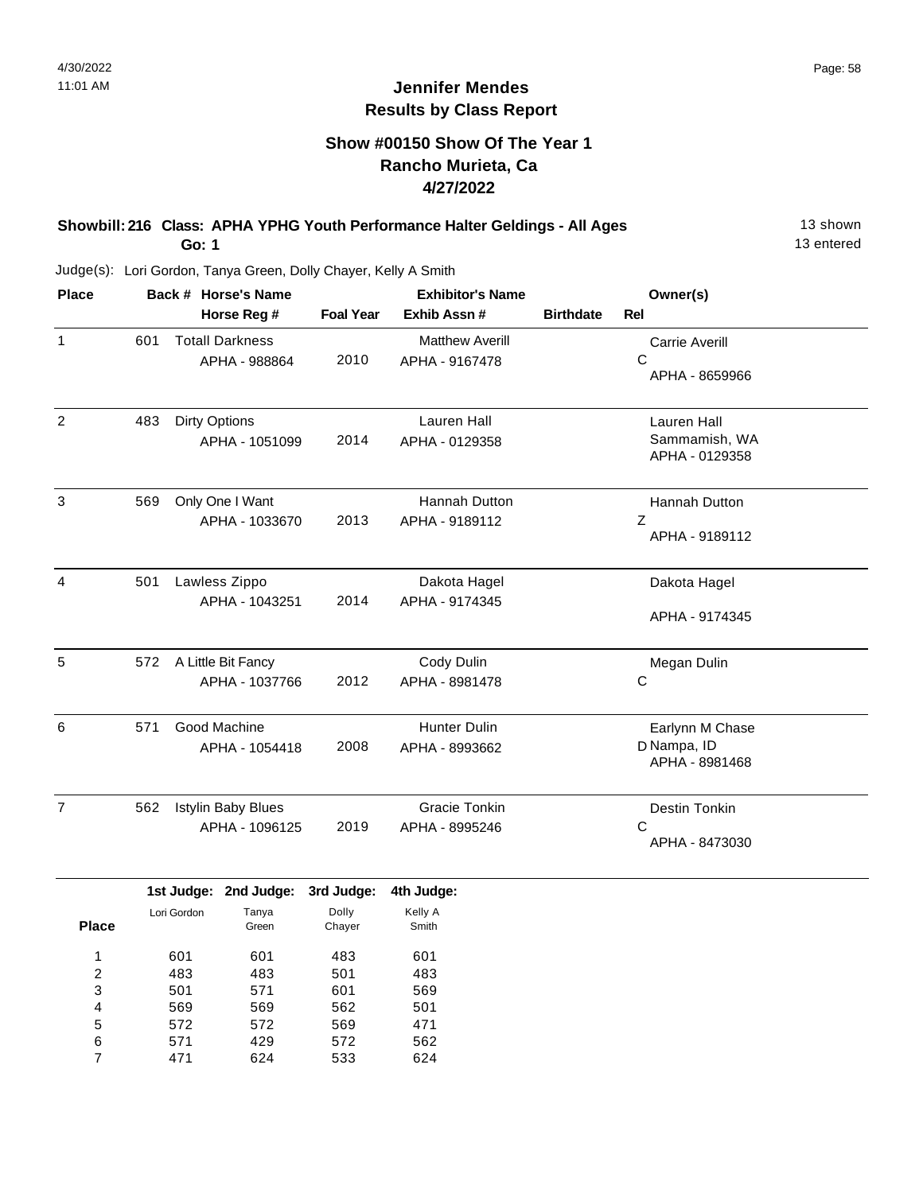# Jennifer Mendes
## Results by Class Report

### Show #00150 Show Of The Year 1
### Rancho Murieta, Ca
### 4/27/2022

**Showbill: 216 Class: APHA YPHG Youth Performance Halter Geldings - All Ages** — 13 shown, 13 entered

**Go: 1**

Judge(s): Lori Gordon, Tanya Green, Dolly Chayer, Kelly A Smith

| Place | Back # | Horse's Name / Horse Reg # | Foal Year | Exhibitor's Name / Exhib Assn # | Birthdate | Rel | Owner(s) |
|---|---|---|---|---|---|---|---|
| 1 | 601 | Totall Darkness<br>APHA - 988864 | 2010 | Matthew Averill<br>APHA - 9167478 | | C | Carrie Averill<br>APHA - 8659966 |
| 2 | 483 | Dirty Options<br>APHA - 1051099 | 2014 | Lauren Hall<br>APHA - 0129358 | | | Lauren Hall<br>Sammamish, WA<br>APHA - 0129358 |
| 3 | 569 | Only One I Want<br>APHA - 1033670 | 2013 | Hannah Dutton<br>APHA - 9189112 | | Z | Hannah Dutton<br>APHA - 9189112 |
| 4 | 501 | Lawless Zippo<br>APHA - 1043251 | 2014 | Dakota Hagel<br>APHA - 9174345 | | | Dakota Hagel<br>APHA - 9174345 |
| 5 | 572 | A Little Bit Fancy<br>APHA - 1037766 | 2012 | Cody Dulin<br>APHA - 8981478 | | C | Megan Dulin |
| 6 | 571 | Good Machine<br>APHA - 1054418 | 2008 | Hunter Dulin<br>APHA - 8993662 | | D | Earlynn M Chase<br>Nampa, ID<br>APHA - 8981468 |
| 7 | 562 | Istylin Baby Blues<br>APHA - 1096125 | 2019 | Gracie Tonkin<br>APHA - 8995246 | | C | Destin Tonkin<br>APHA - 8473030 |

| Place | 1st Judge: Lori Gordon | 2nd Judge: Tanya Green | 3rd Judge: Dolly Chayer | 4th Judge: Kelly A Smith |
|---|---|---|---|---|
| 1 | 601 | 601 | 483 | 601 |
| 2 | 483 | 483 | 501 | 483 |
| 3 | 501 | 571 | 601 | 569 |
| 4 | 569 | 569 | 562 | 501 |
| 5 | 572 | 572 | 569 | 471 |
| 6 | 571 | 429 | 572 | 562 |
| 7 | 471 | 624 | 533 | 624 |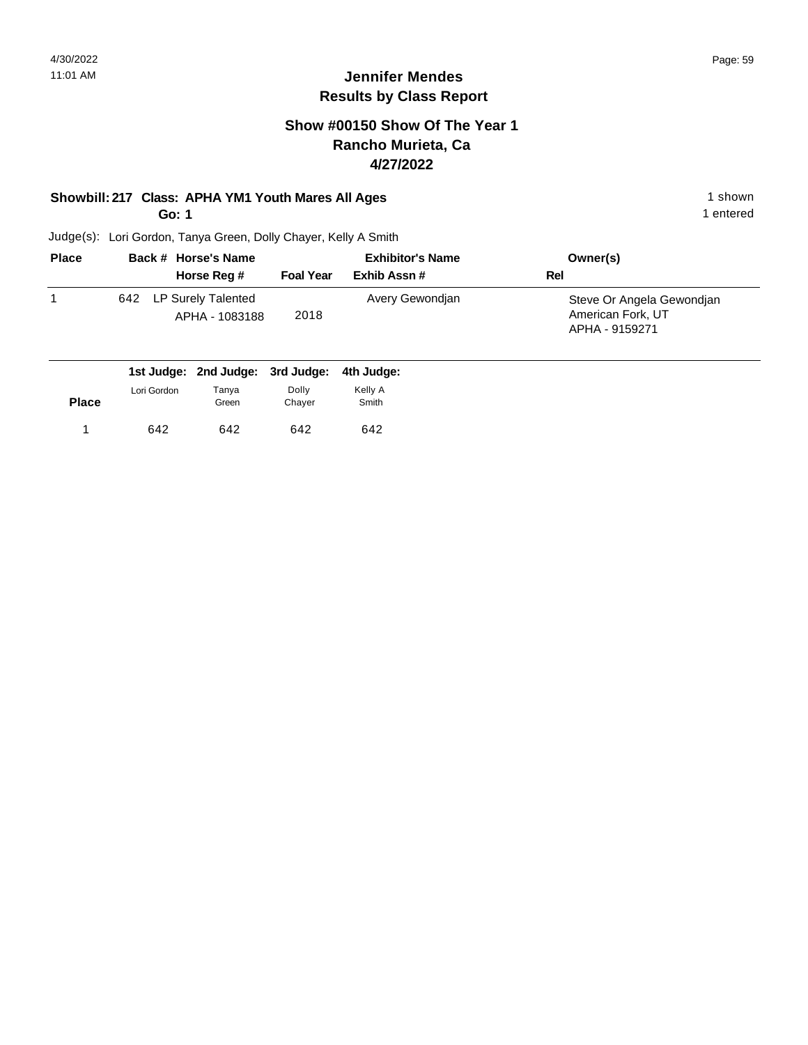# Jennifer Mendes
## Results by Class Report

### Show #00150 Show Of The Year 1
### Rancho Murieta, Ca
### 4/27/2022

**Showbill: 217 Class: APHA YM1 Youth Mares All Ages** 1 shown

**Go: 1** 1 entered

Judge(s): Lori Gordon, Tanya Green, Dolly Chayer, Kelly A Smith

| Place | Back # | Horse's Name / Horse Reg # | Foal Year | Exhibitor's Name / Exhib Assn # | Owner(s) / Rel |
|---|---|---|---|---|---|
| 1 | 642 | LP Surely Talented<br>APHA - 1083188 | 2018 | Avery Gewondjan | Steve Or Angela Gewondjan<br>American Fork, UT<br>APHA - 9159271 |

| Place | 1st Judge: Lori Gordon | 2nd Judge: Tanya Green | 3rd Judge: Dolly Chayer | 4th Judge: Kelly A Smith |
|---|---|---|---|---|
| 1 | 642 | 642 | 642 | 642 |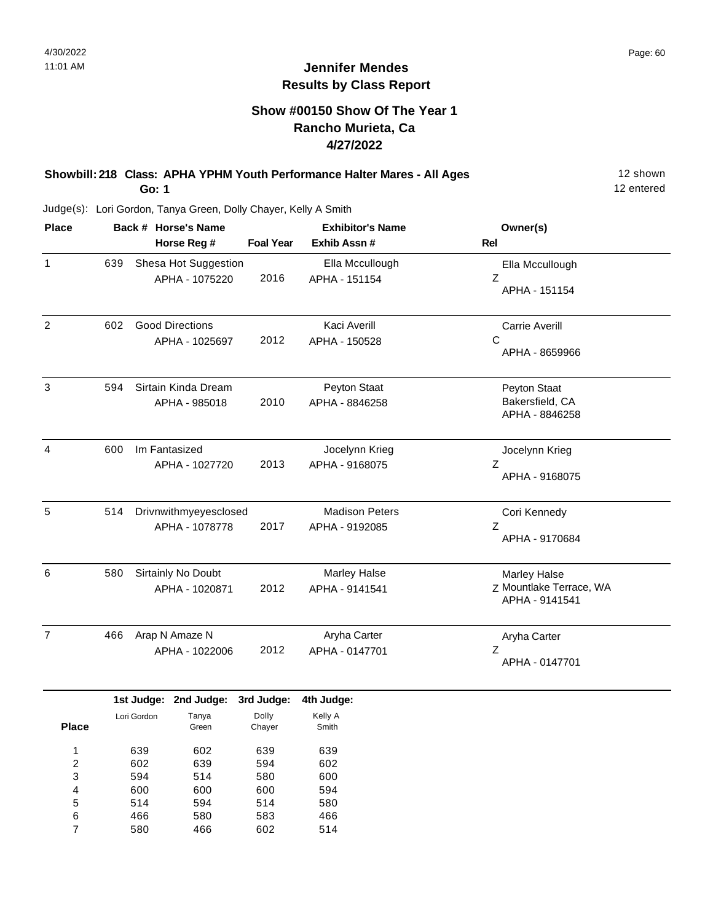## Jennifer Mendes
## Results by Class Report

### Show #00150 Show Of The Year 1
### Rancho Murieta, Ca
### 4/27/2022

**Showbill: 218 Class: APHA YPHM Youth Performance Halter Mares - All Ages** — 12 shown

**Go: 1** — 12 entered

Judge(s): Lori Gordon, Tanya Green, Dolly Chayer, Kelly A Smith

| Place | Back # | Horse's Name / Horse Reg # | Foal Year | Exhibitor's Name / Exhib Assn # | Rel | Owner(s) |
|---|---|---|---|---|---|---|
| 1 | 639 | Shesa Hot Suggestion<br>APHA - 1075220 | 2016 | Ella Mccullough<br>APHA - 151154 | Z | Ella Mccullough<br>APHA - 151154 |
| 2 | 602 | Good Directions<br>APHA - 1025697 | 2012 | Kaci Averill<br>APHA - 150528 | C | Carrie Averill<br>APHA - 8659966 |
| 3 | 594 | Sirtain Kinda Dream<br>APHA - 985018 | 2010 | Peyton Staat<br>APHA - 8846258 | | Peyton Staat<br>Bakersfield, CA<br>APHA - 8846258 |
| 4 | 600 | Im Fantasized<br>APHA - 1027720 | 2013 | Jocelynn Krieg<br>APHA - 9168075 | Z | Jocelynn Krieg<br>APHA - 9168075 |
| 5 | 514 | Drivnwithmyeyesclosed<br>APHA - 1078778 | 2017 | Madison Peters<br>APHA - 9192085 | Z | Cori Kennedy<br>APHA - 9170684 |
| 6 | 580 | Sirtainly No Doubt<br>APHA - 1020871 | 2012 | Marley Halse<br>APHA - 9141541 | Z | Marley Halse<br>Mountlake Terrace, WA<br>APHA - 9141541 |
| 7 | 466 | Arap N Amaze N<br>APHA - 1022006 | 2012 | Aryha Carter<br>APHA - 0147701 | Z | Aryha Carter<br>APHA - 0147701 |

| Place | 1st Judge: Lori Gordon | 2nd Judge: Tanya Green | 3rd Judge: Dolly Chayer | 4th Judge: Kelly A Smith |
|---|---|---|---|---|
| 1 | 639 | 602 | 639 | 639 |
| 2 | 602 | 639 | 594 | 602 |
| 3 | 594 | 514 | 580 | 600 |
| 4 | 600 | 600 | 600 | 594 |
| 5 | 514 | 594 | 514 | 580 |
| 6 | 466 | 580 | 583 | 466 |
| 7 | 580 | 466 | 602 | 514 |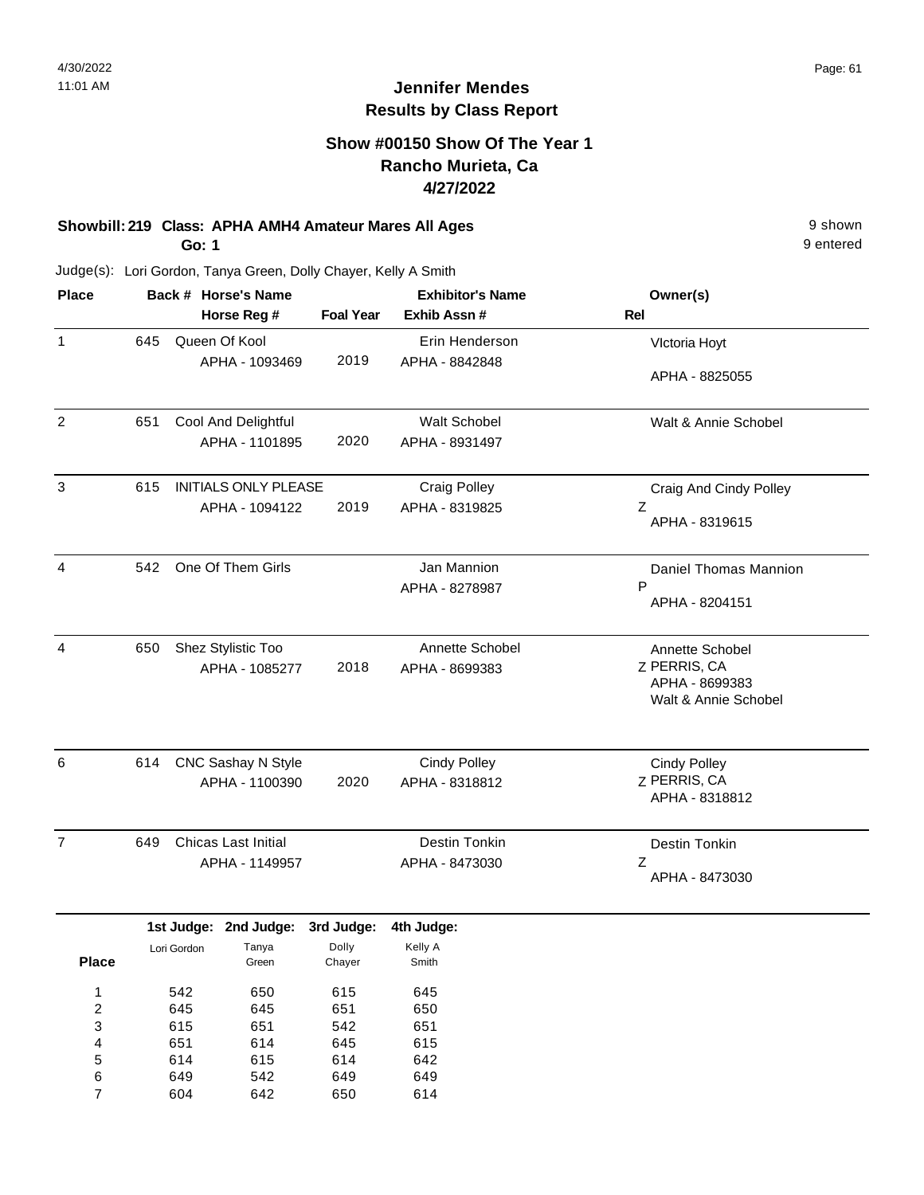**Jennifer Mendes**
**Results by Class Report**

## Show #00150 Show Of The Year 1
## Rancho Murieta, Ca
## 4/27/2022

**Showbill: 219 Class: APHA AMH4 Amateur Mares All Ages** — 9 shown, 9 entered
**Go: 1**

Judge(s): Lori Gordon, Tanya Green, Dolly Chayer, Kelly A Smith

| Place | Back # | Horse's Name / Horse Reg # | Foal Year | Exhibitor's Name / Exhib Assn # | Rel | Owner(s) |
|---|---|---|---|---|---|---|
| 1 | 645 | Queen Of Kool<br>APHA - 1093469 | 2019 | Erin Henderson<br>APHA - 8842848 | | VIctoria Hoyt<br>APHA - 8825055 |
| 2 | 651 | Cool And Delightful<br>APHA - 1101895 | 2020 | Walt Schobel<br>APHA - 8931497 | | Walt & Annie Schobel |
| 3 | 615 | INITIALS ONLY PLEASE<br>APHA - 1094122 | 2019 | Craig Polley<br>APHA - 8319825 | Z | Craig And Cindy Polley<br>APHA - 8319615 |
| 4 | 542 | One Of Them Girls | | Jan Mannion<br>APHA - 8278987 | P | Daniel Thomas Mannion<br>APHA - 8204151 |
| 4 | 650 | Shez Stylistic Too<br>APHA - 1085277 | 2018 | Annette Schobel<br>APHA - 8699383 | Z | Annette Schobel<br>PERRIS, CA<br>APHA - 8699383<br>Walt & Annie Schobel |
| 6 | 614 | CNC Sashay N Style<br>APHA - 1100390 | 2020 | Cindy Polley<br>APHA - 8318812 | Z | Cindy Polley<br>PERRIS, CA<br>APHA - 8318812 |
| 7 | 649 | Chicas Last Initial<br>APHA - 1149957 | | Destin Tonkin<br>APHA - 8473030 | Z | Destin Tonkin<br>APHA - 8473030 |

| Place | 1st Judge: Lori Gordon | 2nd Judge: Tanya Green | 3rd Judge: Dolly Chayer | 4th Judge: Kelly A Smith |
|---|---|---|---|---|
| 1 | 542 | 650 | 615 | 645 |
| 2 | 645 | 645 | 651 | 650 |
| 3 | 615 | 651 | 542 | 651 |
| 4 | 651 | 614 | 645 | 615 |
| 5 | 614 | 615 | 614 | 642 |
| 6 | 649 | 542 | 649 | 649 |
| 7 | 604 | 642 | 650 | 614 |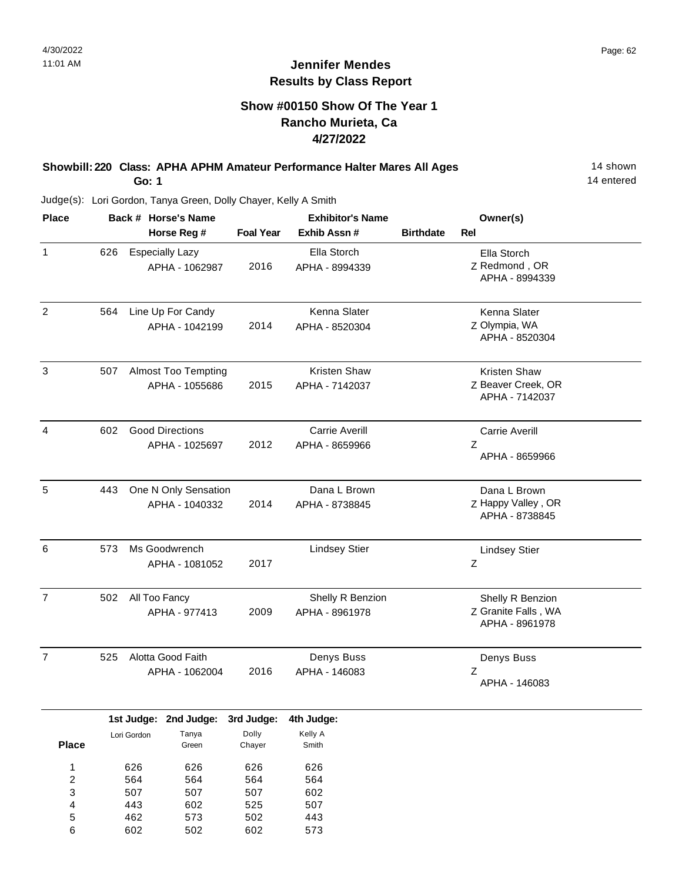# Jennifer Mendes
## Results by Class Report

### Show #00150 Show Of The Year 1
### Rancho Murieta, Ca
### 4/27/2022

**Showbill: 220 Class: APHA APHM Amateur Performance Halter Mares All Ages** — 14 shown

**Go: 1** — 14 entered

Judge(s): Lori Gordon, Tanya Green, Dolly Chayer, Kelly A Smith

| Place | Back # | Horse's Name / Horse Reg # | Foal Year | Exhibitor's Name / Exhib Assn # | Birthdate | Rel | Owner(s) |
|---|---|---|---|---|---|---|---|
| 1 | 626 | Especially Lazy<br>APHA - 1062987 | 2016 | Ella Storch<br>APHA - 8994339 | | Z | Ella Storch<br>Redmond , OR<br>APHA - 8994339 |
| 2 | 564 | Line Up For Candy<br>APHA - 1042199 | 2014 | Kenna Slater<br>APHA - 8520304 | | Z | Kenna Slater<br>Olympia, WA<br>APHA - 8520304 |
| 3 | 507 | Almost Too Tempting<br>APHA - 1055686 | 2015 | Kristen Shaw<br>APHA - 7142037 | | Z | Kristen Shaw<br>Beaver Creek, OR<br>APHA - 7142037 |
| 4 | 602 | Good Directions<br>APHA - 1025697 | 2012 | Carrie Averill<br>APHA - 8659966 | | Z | Carrie Averill<br>APHA - 8659966 |
| 5 | 443 | One N Only Sensation<br>APHA - 1040332 | 2014 | Dana L Brown<br>APHA - 8738845 | | Z | Dana L Brown<br>Happy Valley , OR<br>APHA - 8738845 |
| 6 | 573 | Ms Goodwrench<br>APHA - 1081052 | 2017 | Lindsey Stier | | Z | Lindsey Stier |
| 7 | 502 | All Too Fancy<br>APHA - 977413 | 2009 | Shelly R Benzion<br>APHA - 8961978 | | Z | Shelly R Benzion<br>Granite Falls , WA<br>APHA - 8961978 |
| 7 | 525 | Alotta Good Faith<br>APHA - 1062004 | 2016 | Denys Buss<br>APHA - 146083 | | Z | Denys Buss<br>APHA - 146083 |

| Place | 1st Judge: Lori Gordon | 2nd Judge: Tanya Green | 3rd Judge: Dolly Chayer | 4th Judge: Kelly A Smith |
|---|---|---|---|---|
| 1 | 626 | 626 | 626 | 626 |
| 2 | 564 | 564 | 564 | 564 |
| 3 | 507 | 507 | 507 | 602 |
| 4 | 443 | 602 | 525 | 507 |
| 5 | 462 | 573 | 502 | 443 |
| 6 | 602 | 502 | 602 | 573 |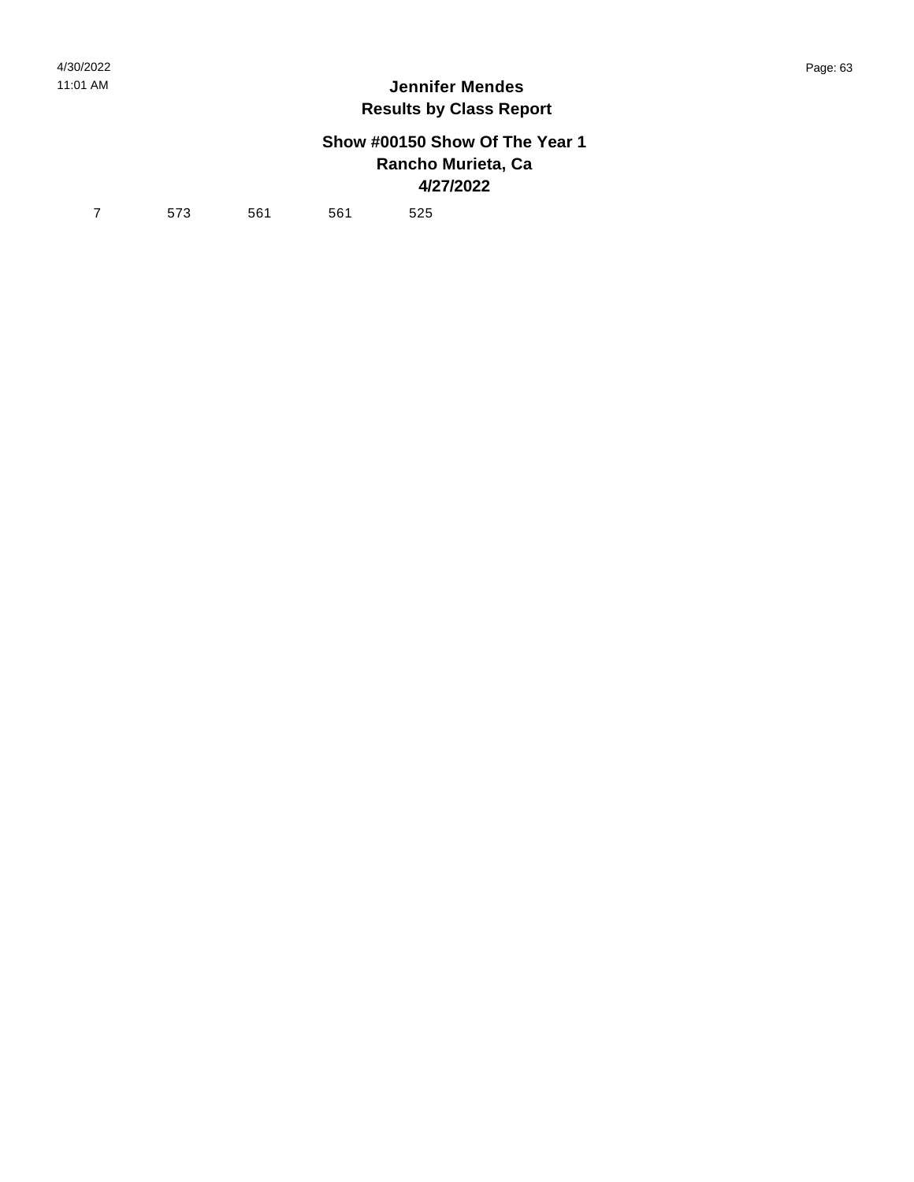# Jennifer Mendes
## Results by Class Report

### Show #00150 Show Of The Year 1
### Rancho Murieta, Ca
### 4/27/2022

| 7 | 573 | 561 | 561 | 525 |
|---|---|---|---|---|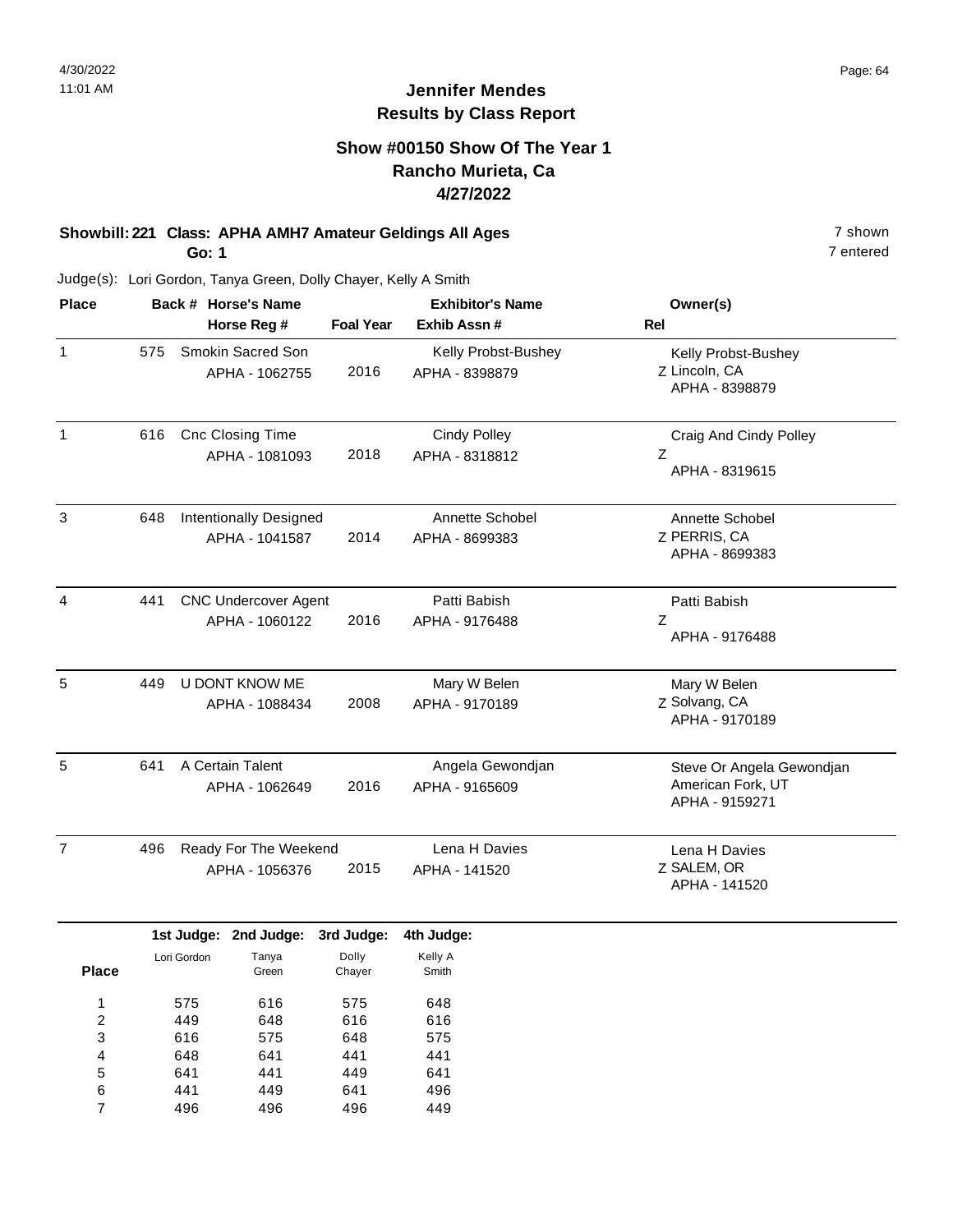# Jennifer Mendes
## Results by Class Report

### Show #00150 Show Of The Year 1
### Rancho Murieta, Ca
### 4/27/2022

**Showbill: 221 Class: APHA AMH7 Amateur Geldings All Ages** 7 shown
**Go: 1** 7 entered

Judge(s): Lori Gordon, Tanya Green, Dolly Chayer, Kelly A Smith

| Place | Back # | Horse's Name / Horse Reg # | Foal Year | Exhibitor's Name / Exhib Assn # | Rel | Owner(s) |
|---|---|---|---|---|---|---|
| 1 | 575 | Smokin Sacred Son<br>APHA - 1062755 | 2016 | Kelly Probst-Bushey<br>APHA - 8398879 | Z | Kelly Probst-Bushey<br>Lincoln, CA<br>APHA - 8398879 |
| 1 | 616 | Cnc Closing Time<br>APHA - 1081093 | 2018 | Cindy Polley<br>APHA - 8318812 | Z | Craig And Cindy Polley<br>APHA - 8319615 |
| 3 | 648 | Intentionally Designed<br>APHA - 1041587 | 2014 | Annette Schobel<br>APHA - 8699383 | Z | Annette Schobel<br>PERRIS, CA<br>APHA - 8699383 |
| 4 | 441 | CNC Undercover Agent<br>APHA - 1060122 | 2016 | Patti Babish<br>APHA - 9176488 | Z | Patti Babish<br>APHA - 9176488 |
| 5 | 449 | U DONT KNOW ME<br>APHA - 1088434 | 2008 | Mary W Belen<br>APHA - 9170189 | Z | Mary W Belen<br>Solvang, CA<br>APHA - 9170189 |
| 5 | 641 | A Certain Talent<br>APHA - 1062649 | 2016 | Angela Gewondjan<br>APHA - 9165609 | | Steve Or Angela Gewondjan<br>American Fork, UT<br>APHA - 9159271 |
| 7 | 496 | Ready For The Weekend<br>APHA - 1056376 | 2015 | Lena H Davies<br>APHA - 141520 | Z | Lena H Davies<br>SALEM, OR<br>APHA - 141520 |

| Place | 1st Judge: Lori Gordon | 2nd Judge: Tanya Green | 3rd Judge: Dolly Chayer | 4th Judge: Kelly A Smith |
|---|---|---|---|---|
| 1 | 575 | 616 | 575 | 648 |
| 2 | 449 | 648 | 616 | 616 |
| 3 | 616 | 575 | 648 | 575 |
| 4 | 648 | 641 | 441 | 441 |
| 5 | 641 | 441 | 449 | 641 |
| 6 | 441 | 449 | 641 | 496 |
| 7 | 496 | 496 | 496 | 449 |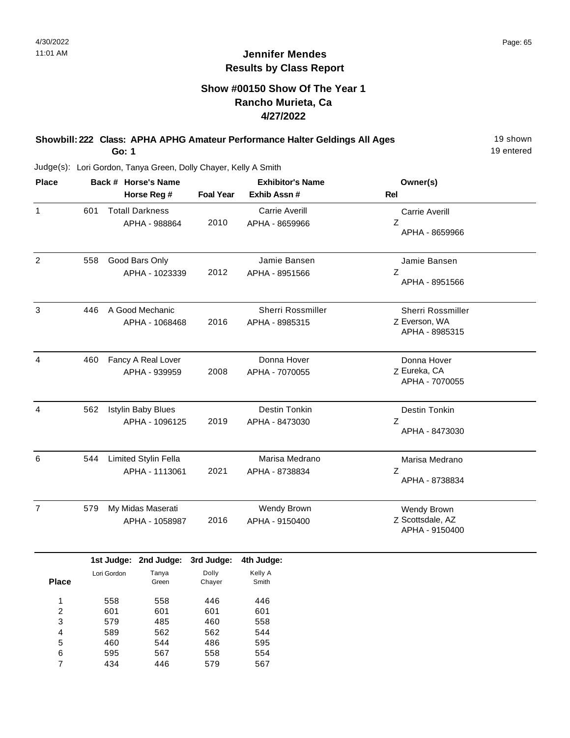4/30/2022
11:01 AM

# Jennifer Mendes
## Results by Class Report

### Show #00150 Show Of The Year 1
### Rancho Murieta, Ca
### 4/27/2022

**Showbill: 222 Class: APHA APHG Amateur Performance Halter Geldings All Ages** — 19 shown

**Go: 1** — 19 entered

Judge(s): Lori Gordon, Tanya Green, Dolly Chayer, Kelly A Smith

| Place | Back # | Horse's Name / Horse Reg # | Foal Year | Exhibitor's Name / Exhib Assn # | Owner(s) / Rel |
|---|---|---|---|---|---|
| 1 | 601 | Totall Darkness<br>APHA - 988864 | 2010 | Carrie Averill<br>APHA - 8659966 | Carrie Averill<br>Z<br>APHA - 8659966 |
| 2 | 558 | Good Bars Only<br>APHA - 1023339 | 2012 | Jamie Bansen<br>APHA - 8951566 | Jamie Bansen<br>Z<br>APHA - 8951566 |
| 3 | 446 | A Good Mechanic<br>APHA - 1068468 | 2016 | Sherri Rossmiller<br>APHA - 8985315 | Sherri Rossmiller<br>Z Everson, WA<br>APHA - 8985315 |
| 4 | 460 | Fancy A Real Lover<br>APHA - 939959 | 2008 | Donna Hover<br>APHA - 7070055 | Donna Hover<br>Z Eureka, CA<br>APHA - 7070055 |
| 4 | 562 | Istylin Baby Blues<br>APHA - 1096125 | 2019 | Destin Tonkin<br>APHA - 8473030 | Destin Tonkin<br>Z<br>APHA - 8473030 |
| 6 | 544 | Limited Stylin Fella<br>APHA - 1113061 | 2021 | Marisa Medrano<br>APHA - 8738834 | Marisa Medrano<br>Z<br>APHA - 8738834 |
| 7 | 579 | My Midas Maserati<br>APHA - 1058987 | 2016 | Wendy Brown<br>APHA - 9150400 | Wendy Brown<br>Z Scottsdale, AZ<br>APHA - 9150400 |

| Place | 1st Judge: Lori Gordon | 2nd Judge: Tanya Green | 3rd Judge: Dolly Chayer | 4th Judge: Kelly A Smith |
|---|---|---|---|---|
| 1 | 558 | 558 | 446 | 446 |
| 2 | 601 | 601 | 601 | 601 |
| 3 | 579 | 485 | 460 | 558 |
| 4 | 589 | 562 | 562 | 544 |
| 5 | 460 | 544 | 486 | 595 |
| 6 | 595 | 567 | 558 | 554 |
| 7 | 434 | 446 | 579 | 567 |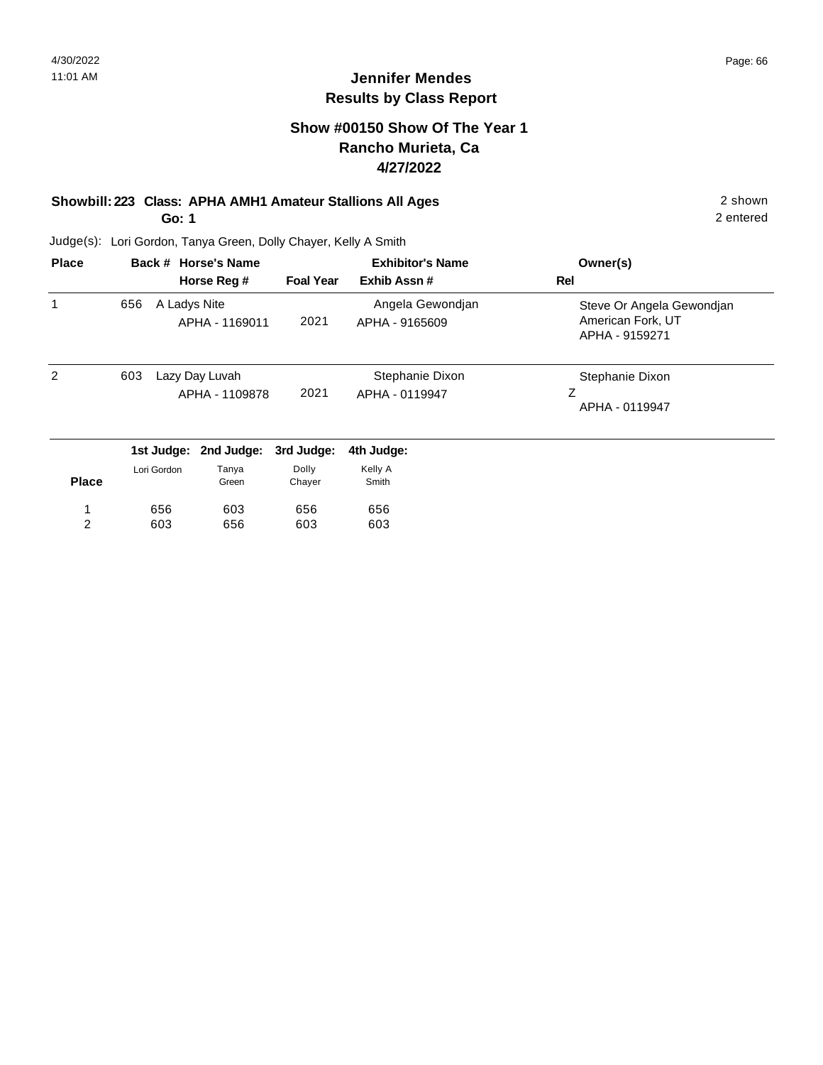## Jennifer Mendes
## Results by Class Report

### Show #00150 Show Of The Year 1
### Rancho Murieta, Ca
### 4/27/2022

**Showbill: 223 Class: APHA AMH1 Amateur Stallions All Ages** — 2 shown

**Go: 1** — 2 entered

Judge(s): Lori Gordon, Tanya Green, Dolly Chayer, Kelly A Smith

| Place | Back # | Horse's Name / Horse Reg # | Foal Year | Exhibitor's Name / Exhib Assn # | Rel | Owner(s) |
|---|---|---|---|---|---|---|
| 1 | 656 | A Ladys Nite<br>APHA - 1169011 | 2021 | Angela Gewondjan<br>APHA - 9165609 | | Steve Or Angela Gewondjan<br>American Fork, UT<br>APHA - 9159271 |
| 2 | 603 | Lazy Day Luvah<br>APHA - 1109878 | 2021 | Stephanie Dixon<br>APHA - 0119947 | Z | Stephanie Dixon<br>APHA - 0119947 |

| Place | 1st Judge: Lori Gordon | 2nd Judge: Tanya Green | 3rd Judge: Dolly Chayer | 4th Judge: Kelly A Smith |
|---|---|---|---|---|
| 1 | 656 | 603 | 656 | 656 |
| 2 | 603 | 656 | 603 | 603 |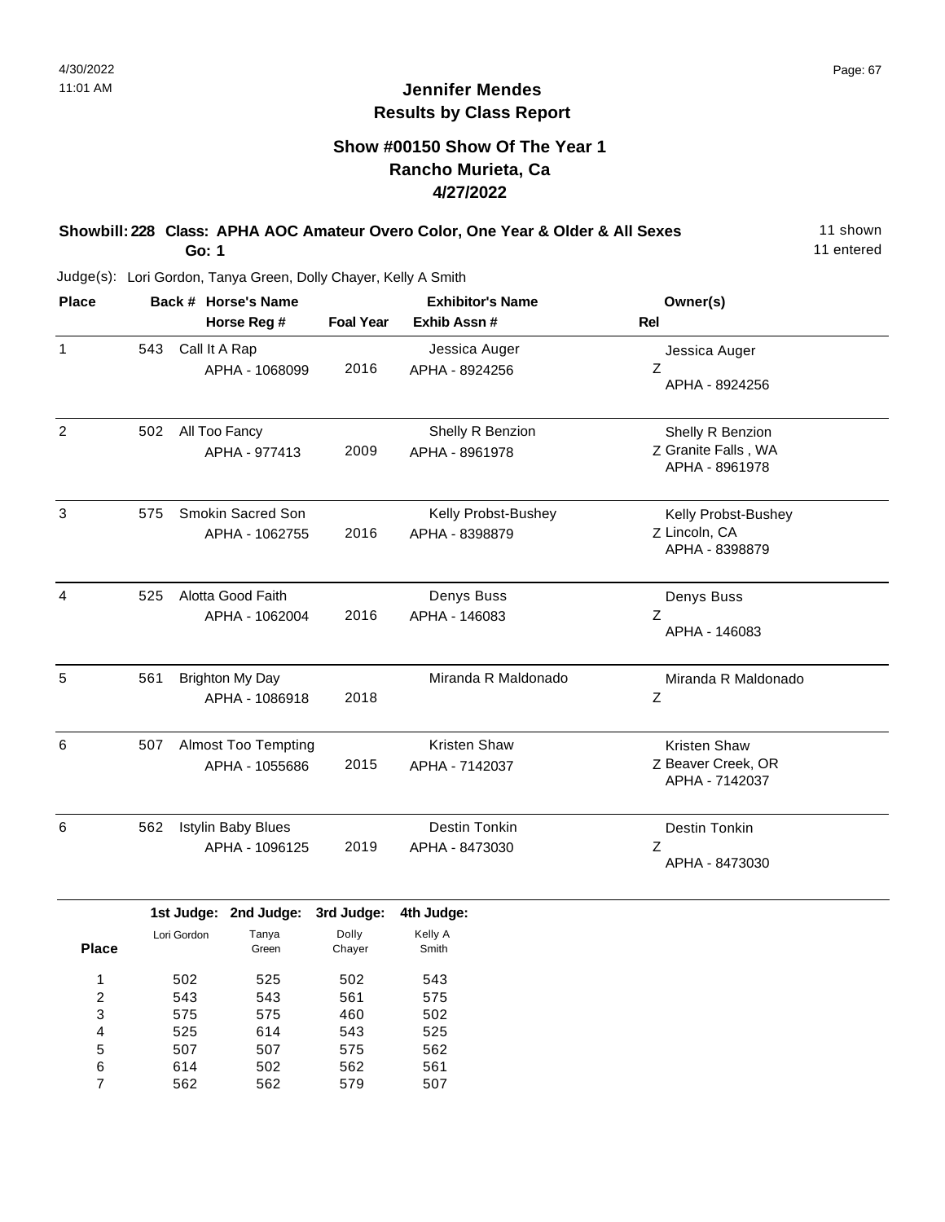# Jennifer Mendes
## Results by Class Report

### Show #00150 Show Of The Year 1
### Rancho Murieta, Ca
### 4/27/2022

**Showbill: 228 Class: APHA AOC Amateur Overo Color, One Year & Older & All Sexes** — 11 shown, 11 entered

**Go: 1**

Judge(s): Lori Gordon, Tanya Green, Dolly Chayer, Kelly A Smith

| Place | Back # | Horse's Name / Horse Reg # | Foal Year | Exhibitor's Name / Exhib Assn # | Owner(s) / Rel |
|---|---|---|---|---|---|
| 1 | 543 | Call It A Rap<br>APHA - 1068099 | 2016 | Jessica Auger<br>APHA - 8924256 | Jessica Auger<br>Z<br>APHA - 8924256 |
| 2 | 502 | All Too Fancy<br>APHA - 977413 | 2009 | Shelly R Benzion<br>APHA - 8961978 | Shelly R Benzion<br>Z Granite Falls , WA<br>APHA - 8961978 |
| 3 | 575 | Smokin Sacred Son<br>APHA - 1062755 | 2016 | Kelly Probst-Bushey<br>APHA - 8398879 | Kelly Probst-Bushey<br>Z Lincoln, CA<br>APHA - 8398879 |
| 4 | 525 | Alotta Good Faith<br>APHA - 1062004 | 2016 | Denys Buss<br>APHA - 146083 | Denys Buss<br>Z<br>APHA - 146083 |
| 5 | 561 | Brighton My Day<br>APHA - 1086918 | 2018 | Miranda R Maldonado | Miranda R Maldonado<br>Z |
| 6 | 507 | Almost Too Tempting<br>APHA - 1055686 | 2015 | Kristen Shaw<br>APHA - 7142037 | Kristen Shaw<br>Z Beaver Creek, OR<br>APHA - 7142037 |
| 6 | 562 | Istylin Baby Blues<br>APHA - 1096125 | 2019 | Destin Tonkin<br>APHA - 8473030 | Destin Tonkin<br>Z<br>APHA - 8473030 |

| Place | 1st Judge: Lori Gordon | 2nd Judge: Tanya Green | 3rd Judge: Dolly Chayer | 4th Judge: Kelly A Smith |
|---|---|---|---|---|
| 1 | 502 | 525 | 502 | 543 |
| 2 | 543 | 543 | 561 | 575 |
| 3 | 575 | 575 | 460 | 502 |
| 4 | 525 | 614 | 543 | 525 |
| 5 | 507 | 507 | 575 | 562 |
| 6 | 614 | 502 | 562 | 561 |
| 7 | 562 | 562 | 579 | 507 |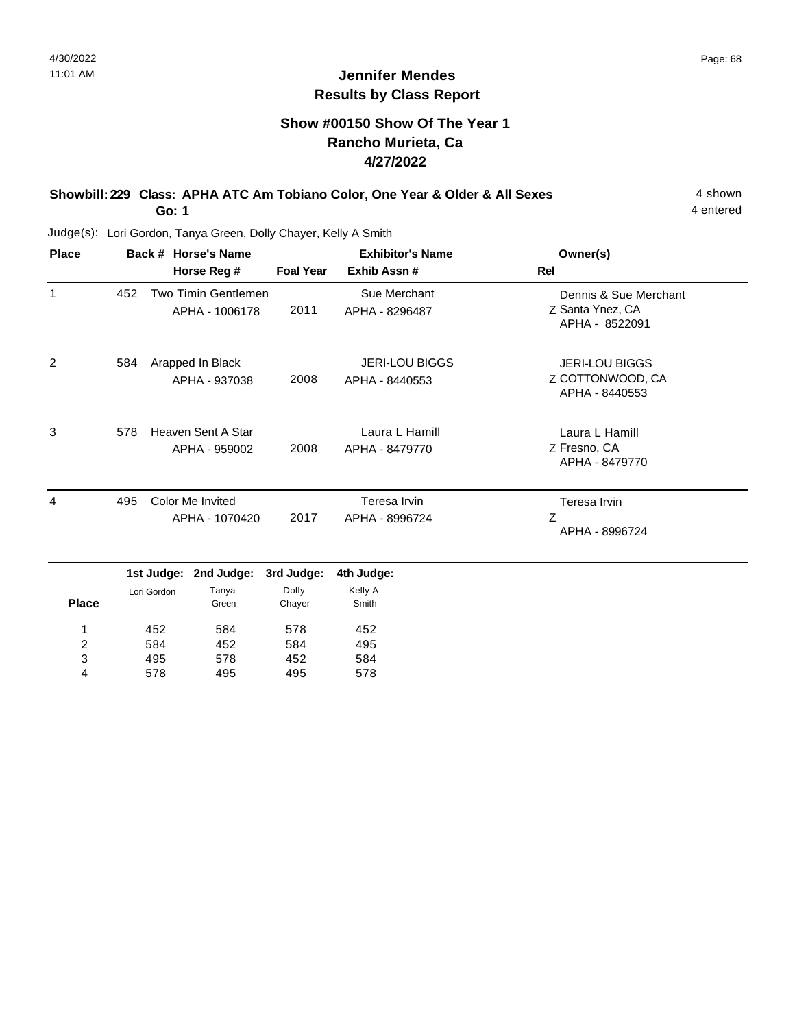# Jennifer Mendes
## Results by Class Report

### Show #00150 Show Of The Year 1
### Rancho Murieta, Ca
### 4/27/2022

**Showbill: 229 Class: APHA ATC Am Tobiano Color, One Year & Older & All Sexes** — 4 shown

**Go: 1** — 4 entered

Judge(s): Lori Gordon, Tanya Green, Dolly Chayer, Kelly A Smith

| Place | Back # | Horse's Name / Horse Reg # | Foal Year | Exhibitor's Name / Exhib Assn # | Rel | Owner(s) |
|---|---|---|---|---|---|---|
| 1 | 452 | Two Timin Gentlemen<br>APHA - 1006178 | 2011 | Sue Merchant<br>APHA - 8296487 | Z | Dennis & Sue Merchant<br>Santa Ynez, CA<br>APHA - 8522091 |
| 2 | 584 | Arapped In Black<br>APHA - 937038 | 2008 | JERI-LOU BIGGS<br>APHA - 8440553 | Z | JERI-LOU BIGGS<br>COTTONWOOD, CA<br>APHA - 8440553 |
| 3 | 578 | Heaven Sent A Star<br>APHA - 959002 | 2008 | Laura L Hamill<br>APHA - 8479770 | Z | Laura L Hamill<br>Fresno, CA<br>APHA - 8479770 |
| 4 | 495 | Color Me Invited<br>APHA - 1070420 | 2017 | Teresa Irvin<br>APHA - 8996724 | Z | Teresa Irvin<br>APHA - 8996724 |

| Place | 1st Judge: Lori Gordon | 2nd Judge: Tanya Green | 3rd Judge: Dolly Chayer | 4th Judge: Kelly A Smith |
|---|---|---|---|---|
| 1 | 452 | 584 | 578 | 452 |
| 2 | 584 | 452 | 584 | 495 |
| 3 | 495 | 578 | 452 | 584 |
| 4 | 578 | 495 | 495 | 578 |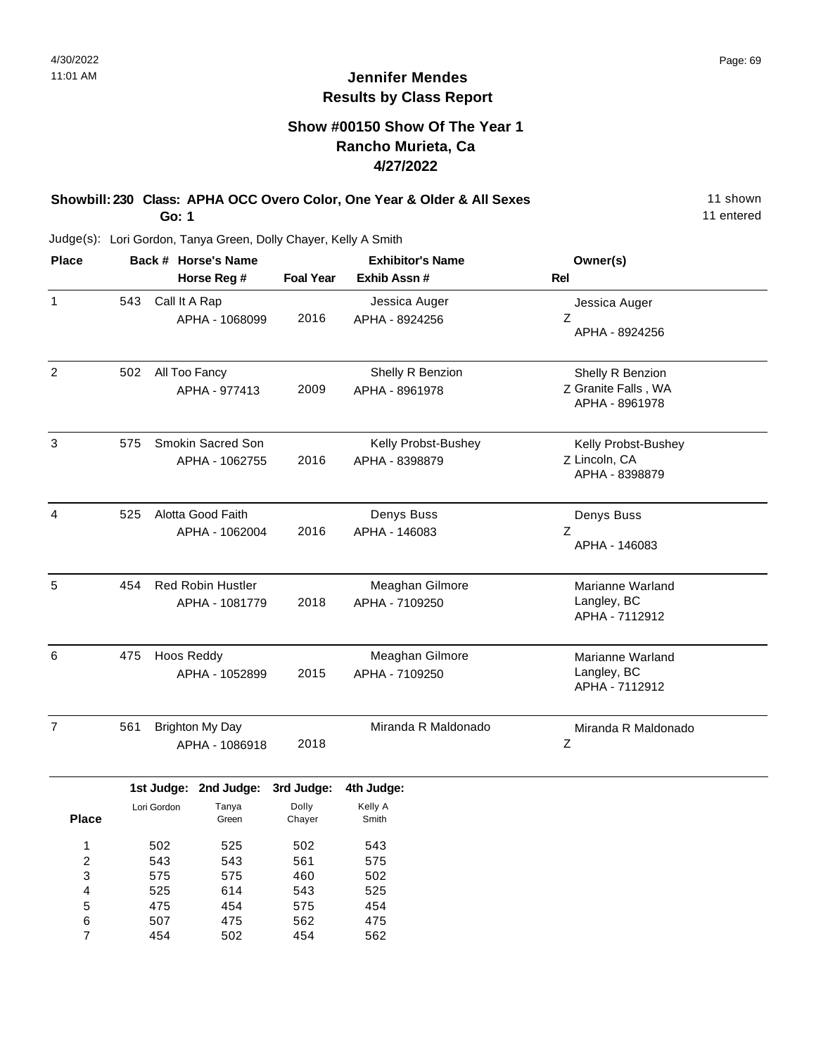# Jennifer Mendes
## Results by Class Report

### Show #00150 Show Of The Year 1
### Rancho Murieta, Ca
### 4/27/2022

**Showbill: 230 Class: APHA OCC Overo Color, One Year & Older & All Sexes** — 11 shown, 11 entered

**Go: 1**

Judge(s): Lori Gordon, Tanya Green, Dolly Chayer, Kelly A Smith

| Place | Back # | Horse's Name / Horse Reg # | Foal Year | Exhibitor's Name / Exhib Assn # | Rel | Owner(s) |
|---|---|---|---|---|---|---|
| 1 | 543 | Call It A Rap / APHA - 1068099 | 2016 | Jessica Auger / APHA - 8924256 | Z | Jessica Auger, APHA - 8924256 |
| 2 | 502 | All Too Fancy / APHA - 977413 | 2009 | Shelly R Benzion / APHA - 8961978 | Z | Shelly R Benzion, Granite Falls , WA, APHA - 8961978 |
| 3 | 575 | Smokin Sacred Son / APHA - 1062755 | 2016 | Kelly Probst-Bushey / APHA - 8398879 | Z | Kelly Probst-Bushey, Lincoln, CA, APHA - 8398879 |
| 4 | 525 | Alotta Good Faith / APHA - 1062004 | 2016 | Denys Buss / APHA - 146083 | Z | Denys Buss, APHA - 146083 |
| 5 | 454 | Red Robin Hustler / APHA - 1081779 | 2018 | Meaghan Gilmore / APHA - 7109250 | | Marianne Warland, Langley, BC, APHA - 7112912 |
| 6 | 475 | Hoos Reddy / APHA - 1052899 | 2015 | Meaghan Gilmore / APHA - 7109250 | | Marianne Warland, Langley, BC, APHA - 7112912 |
| 7 | 561 | Brighton My Day / APHA - 1086918 | 2018 | Miranda R Maldonado | Z | Miranda R Maldonado |

| Place | 1st Judge: Lori Gordon | 2nd Judge: Tanya Green | 3rd Judge: Dolly Chayer | 4th Judge: Kelly A Smith |
|---|---|---|---|---|
| 1 | 502 | 525 | 502 | 543 |
| 2 | 543 | 543 | 561 | 575 |
| 3 | 575 | 575 | 460 | 502 |
| 4 | 525 | 614 | 543 | 525 |
| 5 | 475 | 454 | 575 | 454 |
| 6 | 507 | 475 | 562 | 475 |
| 7 | 454 | 502 | 454 | 562 |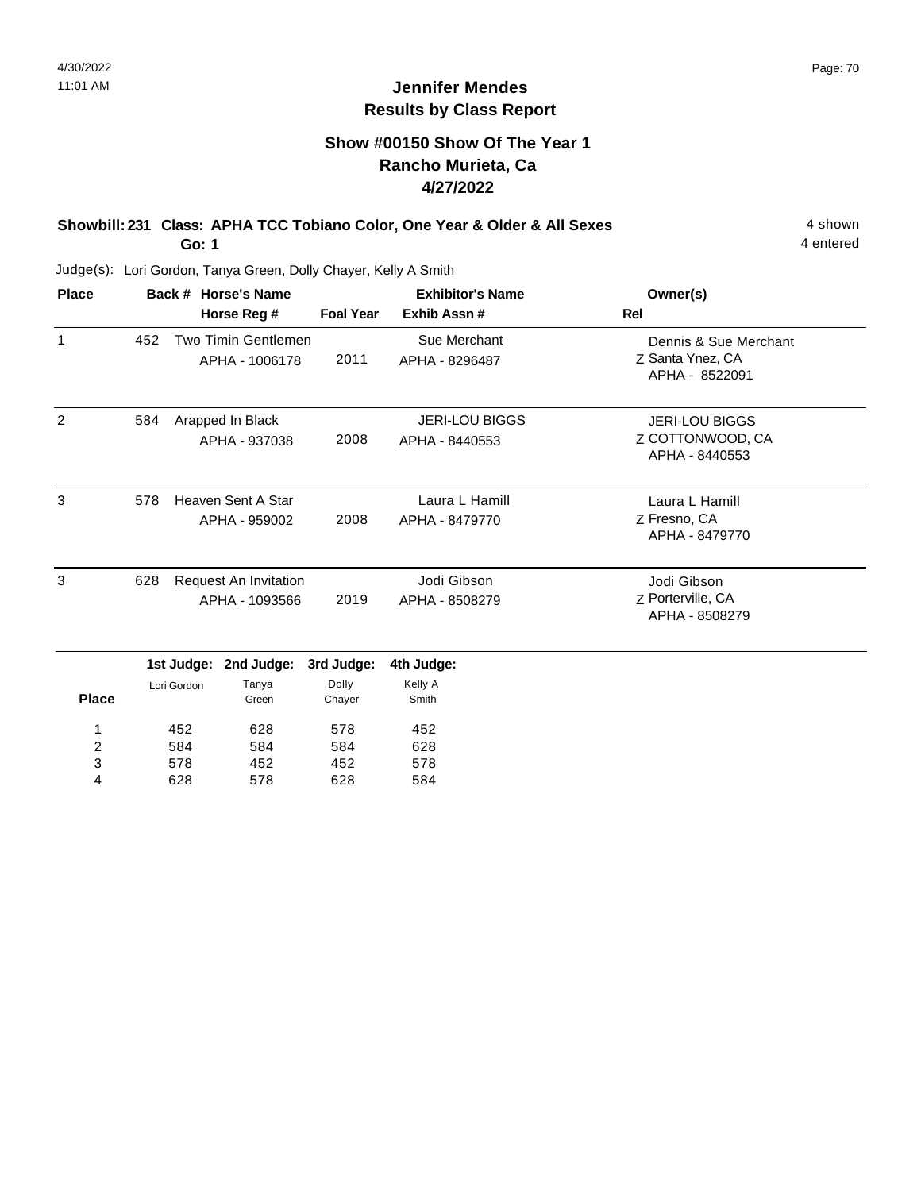# Jennifer Mendes
## Results by Class Report

### Show #00150 Show Of The Year 1
### Rancho Murieta, Ca
### 4/27/2022

**Showbill: 231 Class: APHA TCC Tobiano Color, One Year & Older & All Sexes** — 4 shown, 4 entered

**Go: 1**

Judge(s): Lori Gordon, Tanya Green, Dolly Chayer, Kelly A Smith

| Place | Back # | Horse's Name / Horse Reg # | Foal Year | Exhibitor's Name / Exhib Assn # | Rel | Owner(s) |
|---|---|---|---|---|---|---|
| 1 | 452 | Two Timin Gentlemen<br>APHA - 1006178 | 2011 | Sue Merchant<br>APHA - 8296487 | Z | Dennis & Sue Merchant<br>Santa Ynez, CA<br>APHA - 8522091 |
| 2 | 584 | Arapped In Black<br>APHA - 937038 | 2008 | JERI-LOU BIGGS<br>APHA - 8440553 | Z | JERI-LOU BIGGS<br>COTTONWOOD, CA<br>APHA - 8440553 |
| 3 | 578 | Heaven Sent A Star<br>APHA - 959002 | 2008 | Laura L Hamill<br>APHA - 8479770 | Z | Laura L Hamill<br>Fresno, CA<br>APHA - 8479770 |
| 3 | 628 | Request An Invitation<br>APHA - 1093566 | 2019 | Jodi Gibson<br>APHA - 8508279 | Z | Jodi Gibson<br>Porterville, CA<br>APHA - 8508279 |

| Place | 1st Judge: Lori Gordon | 2nd Judge: Tanya Green | 3rd Judge: Dolly Chayer | 4th Judge: Kelly A Smith |
|---|---|---|---|---|
| 1 | 452 | 628 | 578 | 452 |
| 2 | 584 | 584 | 584 | 628 |
| 3 | 578 | 452 | 452 | 578 |
| 4 | 628 | 578 | 628 | 584 |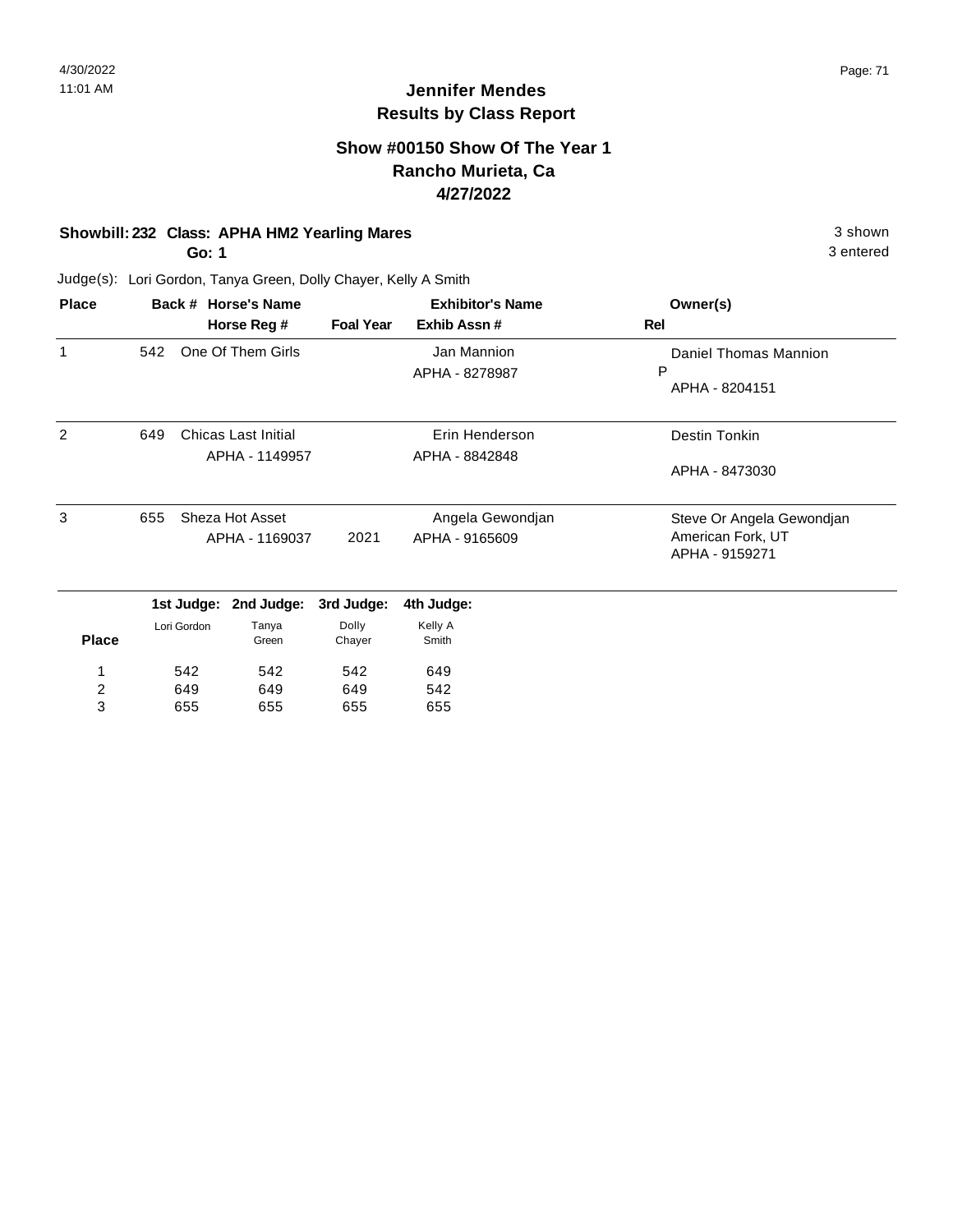# Jennifer Mendes
## Results by Class Report

### Show #00150 Show Of The Year 1
### Rancho Murieta, Ca
### 4/27/2022

**Showbill: 232 Class: APHA HM2 Yearling Mares** — 3 shown

**Go: 1** — 3 entered

Judge(s): Lori Gordon, Tanya Green, Dolly Chayer, Kelly A Smith

| Place | Back # | Horse's Name / Horse Reg # | Foal Year | Exhibitor's Name / Exhib Assn # | Owner(s) / Rel |
|---|---|---|---|---|---|
| 1 | 542 | One Of Them Girls | | Jan Mannion<br>APHA - 8278987 | Daniel Thomas Mannion<br>P<br>APHA - 8204151 |
| 2 | 649 | Chicas Last Initial<br>APHA - 1149957 | | Erin Henderson<br>APHA - 8842848 | Destin Tonkin<br>APHA - 8473030 |
| 3 | 655 | Sheza Hot Asset<br>APHA - 1169037 | 2021 | Angela Gewondjan<br>APHA - 9165609 | Steve Or Angela Gewondjan<br>American Fork, UT<br>APHA - 9159271 |

| Place | 1st Judge: Lori Gordon | 2nd Judge: Tanya Green | 3rd Judge: Dolly Chayer | 4th Judge: Kelly A Smith |
|---|---|---|---|---|
| 1 | 542 | 542 | 542 | 649 |
| 2 | 649 | 649 | 649 | 542 |
| 3 | 655 | 655 | 655 | 655 |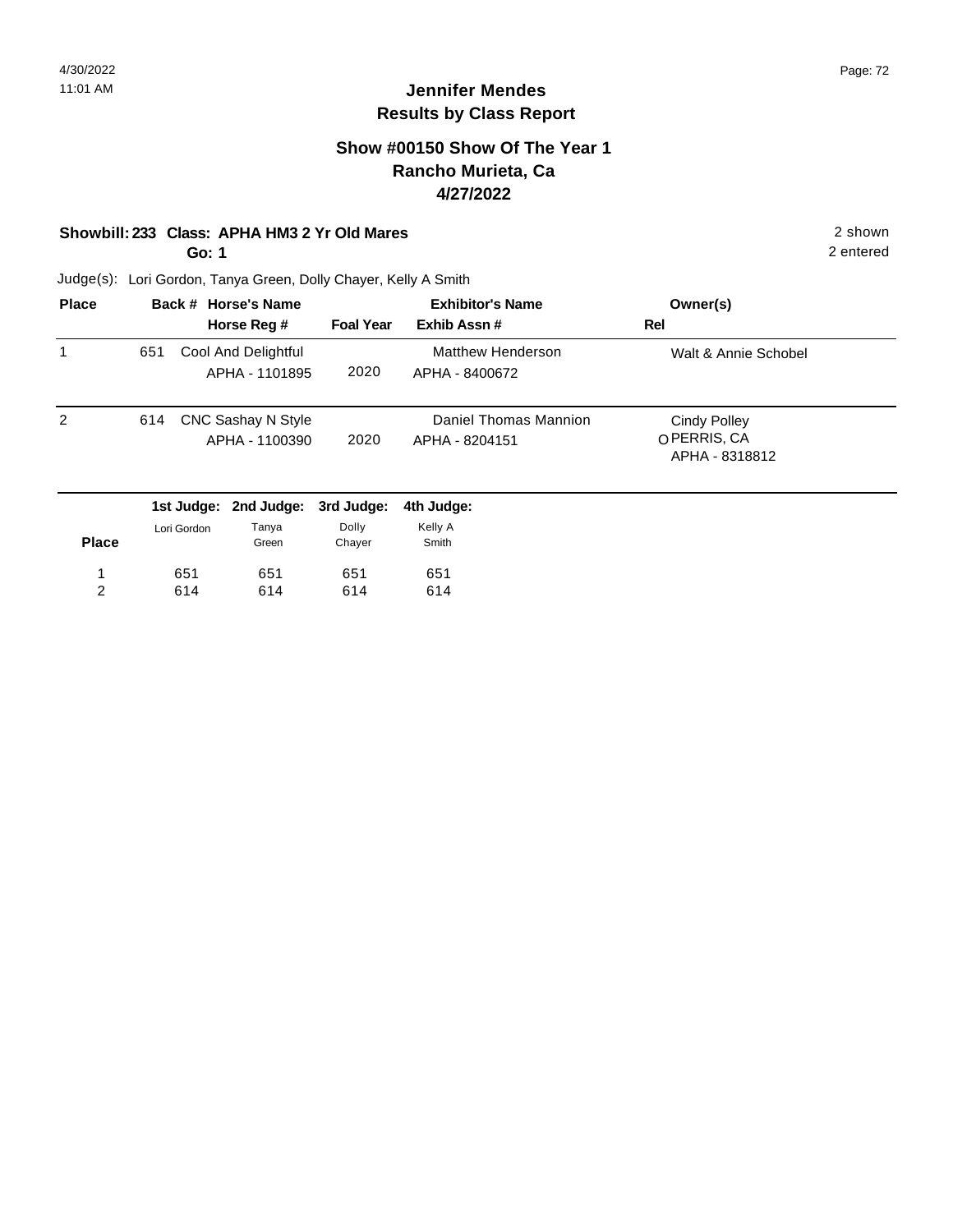# Jennifer Mendes
## Results by Class Report

### Show #00150 Show Of The Year 1
### Rancho Murieta, Ca
### 4/27/2022

**Showbill: 233 Class: APHA HM3 2 Yr Old Mares** — 2 shown

**Go: 1** — 2 entered

Judge(s): Lori Gordon, Tanya Green, Dolly Chayer, Kelly A Smith

| Place | Back # | Horse's Name / Horse Reg # | Foal Year | Exhibitor's Name / Exhib Assn # | Rel | Owner(s) |
|---|---|---|---|---|---|---|
| 1 | 651 | Cool And Delightful<br>APHA - 1101895 | 2020 | Matthew Henderson<br>APHA - 8400672 | | Walt & Annie Schobel |
| 2 | 614 | CNC Sashay N Style<br>APHA - 1100390 | 2020 | Daniel Thomas Mannion<br>APHA - 8204151 | O | Cindy Polley<br>PERRIS, CA<br>APHA - 8318812 |

| Place | 1st Judge: Lori Gordon | 2nd Judge: Tanya Green | 3rd Judge: Dolly Chayer | 4th Judge: Kelly A Smith |
|---|---|---|---|---|
| 1 | 651 | 651 | 651 | 651 |
| 2 | 614 | 614 | 614 | 614 |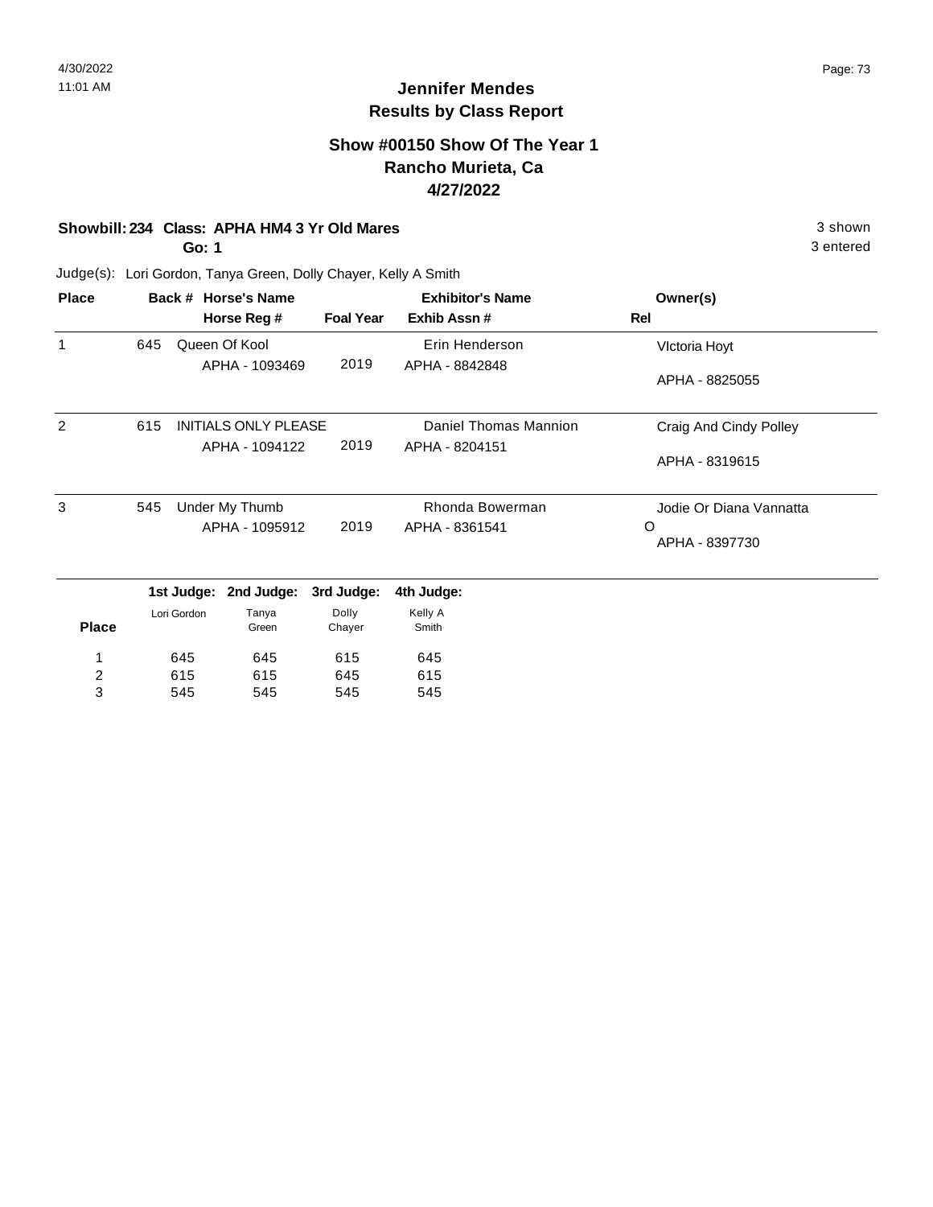# Jennifer Mendes
## Results by Class Report

### Show #00150 Show Of The Year 1
### Rancho Murieta, Ca
### 4/27/2022

**Showbill: 234 Class: APHA HM4 3 Yr Old Mares** — 3 shown

**Go: 1** — 3 entered

Judge(s): Lori Gordon, Tanya Green, Dolly Chayer, Kelly A Smith

| Place | Back # | Horse's Name / Horse Reg # | Foal Year | Exhibitor's Name / Exhib Assn # | Owner(s) / Rel |
|---|---|---|---|---|---|
| 1 | 645 | Queen Of Kool<br>APHA - 1093469 | 2019 | Erin Henderson<br>APHA - 8842848 | VIctoria Hoyt<br>APHA - 8825055 |
| 2 | 615 | INITIALS ONLY PLEASE<br>APHA - 1094122 | 2019 | Daniel Thomas Mannion<br>APHA - 8204151 | Craig And Cindy Polley<br>APHA - 8319615 |
| 3 | 545 | Under My Thumb<br>APHA - 1095912 | 2019 | Rhonda Bowerman<br>APHA - 8361541 | Jodie Or Diana Vannatta<br>O<br>APHA - 8397730 |

| Place | 1st Judge: Lori Gordon | 2nd Judge: Tanya Green | 3rd Judge: Dolly Chayer | 4th Judge: Kelly A Smith |
|---|---|---|---|---|
| 1 | 645 | 645 | 615 | 645 |
| 2 | 615 | 615 | 645 | 615 |
| 3 | 545 | 545 | 545 | 545 |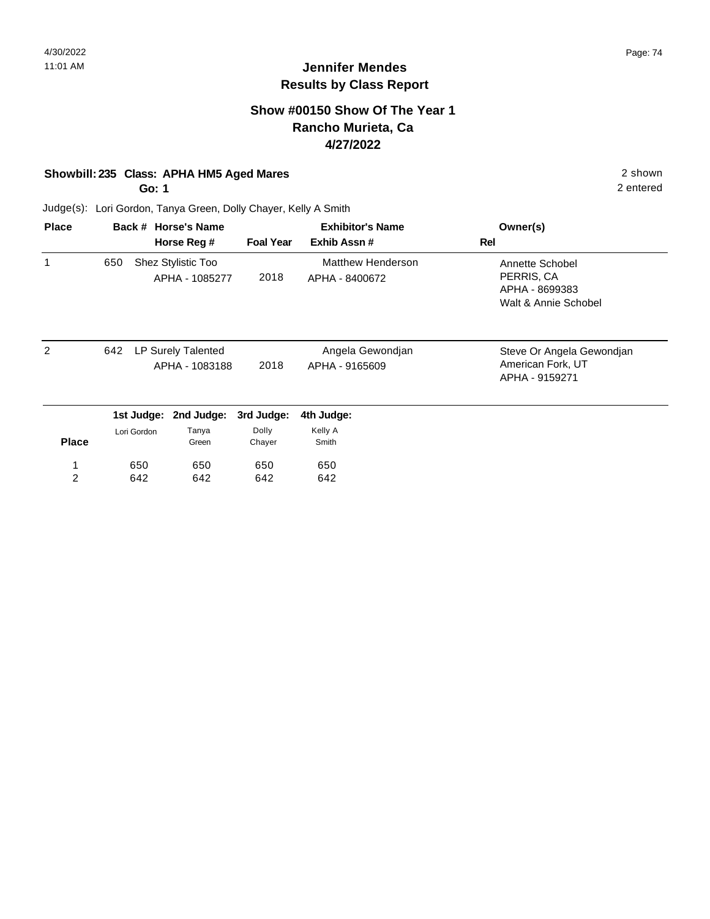# Jennifer Mendes
## Results by Class Report

### Show #00150 Show Of The Year 1
### Rancho Murieta, Ca
### 4/27/2022

**Showbill: 235 Class: APHA HM5 Aged Mares** — 2 shown

**Go: 1** — 2 entered

Judge(s): Lori Gordon, Tanya Green, Dolly Chayer, Kelly A Smith

| Place | Back # | Horse's Name / Horse Reg # | Foal Year | Exhibitor's Name / Exhib Assn # | Rel | Owner(s) |
|---|---|---|---|---|---|---|
| 1 | 650 | Shez Stylistic Too<br>APHA - 1085277 | 2018 | Matthew Henderson<br>APHA - 8400672 | | Annette Schobel<br>PERRIS, CA<br>APHA - 8699383<br>Walt & Annie Schobel |
| 2 | 642 | LP Surely Talented<br>APHA - 1083188 | 2018 | Angela Gewondjan<br>APHA - 9165609 | | Steve Or Angela Gewondjan<br>American Fork, UT<br>APHA - 9159271 |

| Place | 1st Judge: Lori Gordon | 2nd Judge: Tanya Green | 3rd Judge: Dolly Chayer | 4th Judge: Kelly A Smith |
|---|---|---|---|---|
| 1 | 650 | 650 | 650 | 650 |
| 2 | 642 | 642 | 642 | 642 |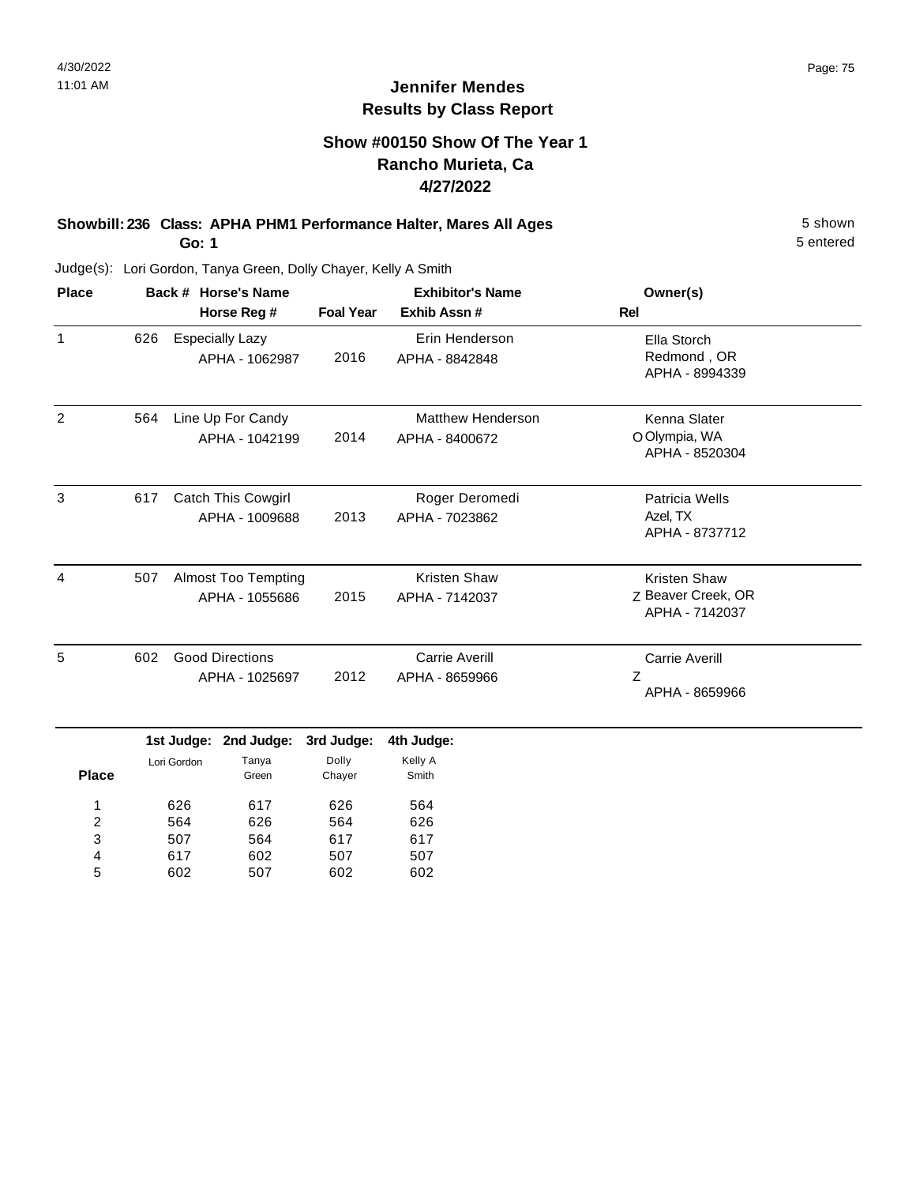## Jennifer Mendes
## Results by Class Report

### Show #00150 Show Of The Year 1
### Rancho Murieta, Ca
### 4/27/2022

**Showbill: 236 Class: APHA PHM1 Performance Halter, Mares All Ages** — 5 shown, 5 entered

**Go: 1**

Judge(s): Lori Gordon, Tanya Green, Dolly Chayer, Kelly A Smith

| Place | Back # | Horse's Name / Horse Reg # | Foal Year | Exhibitor's Name / Exhib Assn # | Rel | Owner(s) |
|---|---|---|---|---|---|---|
| 1 | 626 | Especially Lazy<br>APHA - 1062987 | 2016 | Erin Henderson<br>APHA - 8842848 | | Ella Storch<br>Redmond , OR<br>APHA - 8994339 |
| 2 | 564 | Line Up For Candy<br>APHA - 1042199 | 2014 | Matthew Henderson<br>APHA - 8400672 | O | Kenna Slater<br>Olympia, WA<br>APHA - 8520304 |
| 3 | 617 | Catch This Cowgirl<br>APHA - 1009688 | 2013 | Roger Deromedi<br>APHA - 7023862 | | Patricia Wells<br>Azel, TX<br>APHA - 8737712 |
| 4 | 507 | Almost Too Tempting<br>APHA - 1055686 | 2015 | Kristen Shaw<br>APHA - 7142037 | Z | Kristen Shaw<br>Beaver Creek, OR<br>APHA - 7142037 |
| 5 | 602 | Good Directions<br>APHA - 1025697 | 2012 | Carrie Averill<br>APHA - 8659966 | Z | Carrie Averill<br>APHA - 8659966 |

| Place | 1st Judge: Lori Gordon | 2nd Judge: Tanya Green | 3rd Judge: Dolly Chayer | 4th Judge: Kelly A Smith |
|---|---|---|---|---|
| 1 | 626 | 617 | 626 | 564 |
| 2 | 564 | 626 | 564 | 626 |
| 3 | 507 | 564 | 617 | 617 |
| 4 | 617 | 602 | 507 | 507 |
| 5 | 602 | 507 | 602 | 602 |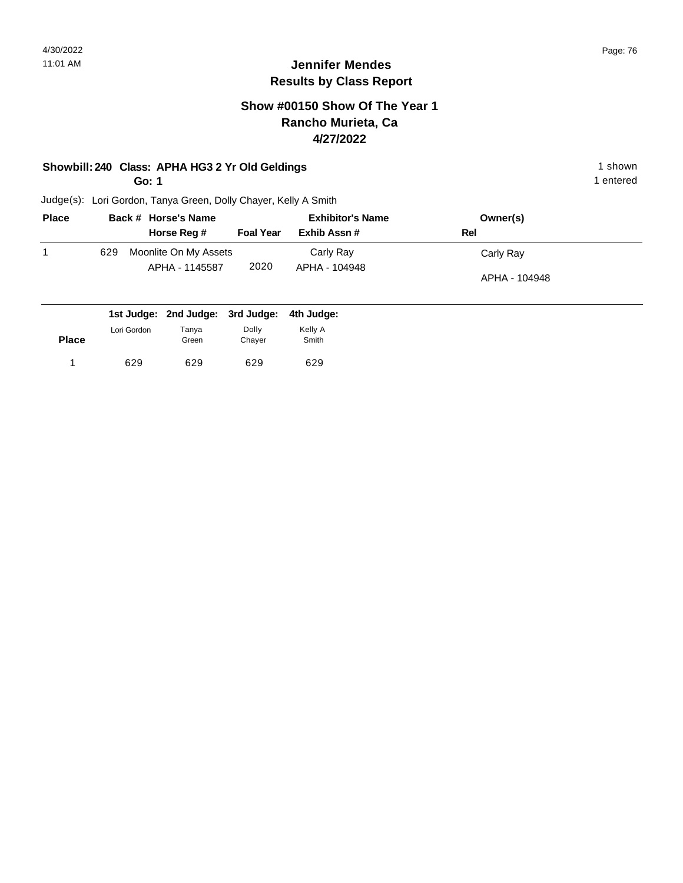# Jennifer Mendes
## Results by Class Report

### Show #00150 Show Of The Year 1
### Rancho Murieta, Ca
### 4/27/2022

**Showbill: 240 Class: APHA HG3 2 Yr Old Geldings** — 1 shown

**Go: 1** — 1 entered

Judge(s): Lori Gordon, Tanya Green, Dolly Chayer, Kelly A Smith

| Place | Back # | Horse's Name / Horse Reg # | Foal Year | Exhibitor's Name / Exhib Assn # | Owner(s) / Rel |
|---|---|---|---|---|---|
| 1 | 629 | Moonlite On My Assets<br>APHA - 1145587 | 2020 | Carly Ray<br>APHA - 104948 | Carly Ray<br>APHA - 104948 |

| Place | 1st Judge: Lori Gordon | 2nd Judge: Tanya Green | 3rd Judge: Dolly Chayer | 4th Judge: Kelly A Smith |
|---|---|---|---|---|
| 1 | 629 | 629 | 629 | 629 |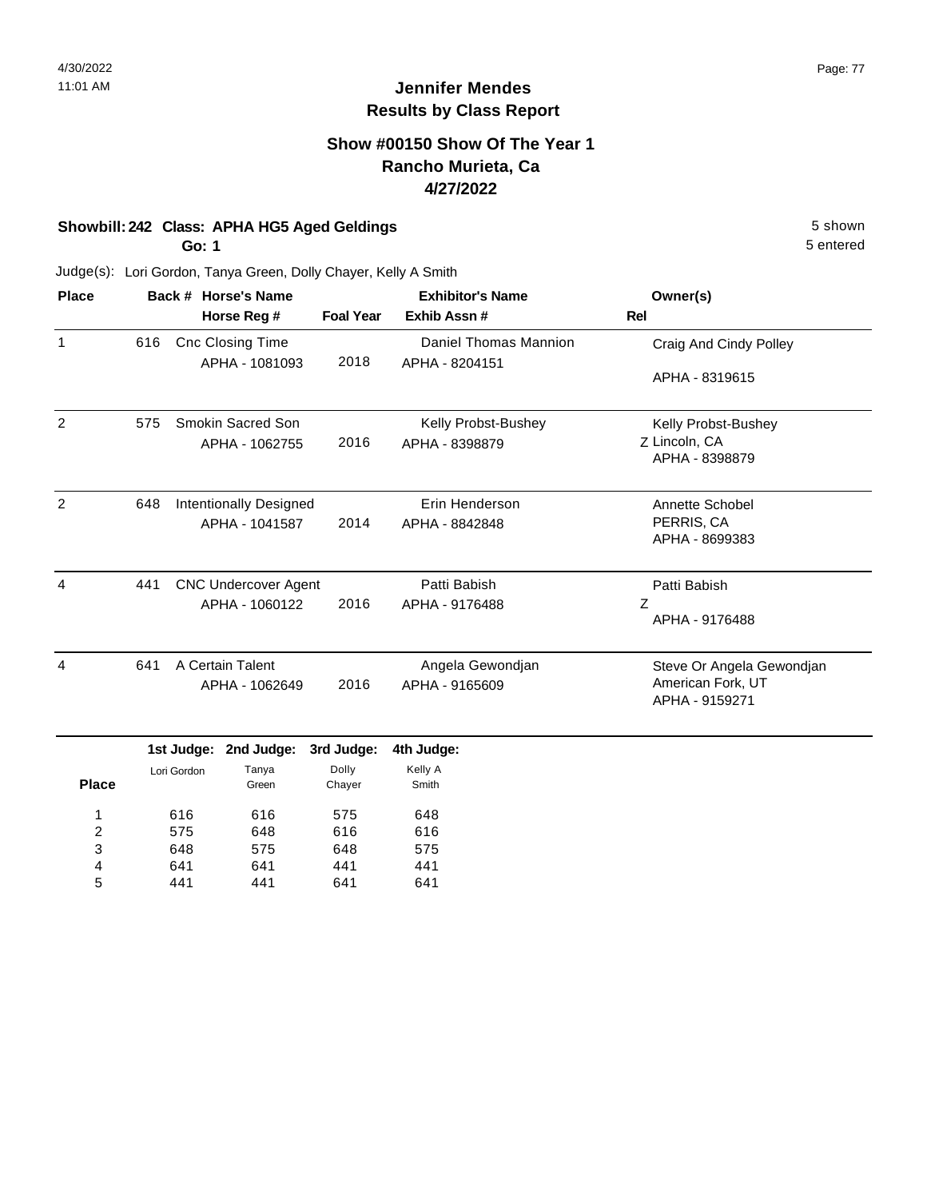# Jennifer Mendes
## Results by Class Report

### Show #00150 Show Of The Year 1
### Rancho Murieta, Ca
### 4/27/2022

**Showbill: 242 Class: APHA HG5 Aged Geldings** — 5 shown

**Go: 1** — 5 entered

Judge(s): Lori Gordon, Tanya Green, Dolly Chayer, Kelly A Smith

| Place | Back # | Horse's Name / Horse Reg # | Foal Year | Exhibitor's Name / Exhib Assn # | Rel | Owner(s) |
|---|---|---|---|---|---|---|
| 1 | 616 | Cnc Closing Time<br>APHA - 1081093 | 2018 | Daniel Thomas Mannion<br>APHA - 8204151 | | Craig And Cindy Polley<br>APHA - 8319615 |
| 2 | 575 | Smokin Sacred Son<br>APHA - 1062755 | 2016 | Kelly Probst-Bushey<br>APHA - 8398879 | Z | Kelly Probst-Bushey<br>Lincoln, CA<br>APHA - 8398879 |
| 2 | 648 | Intentionally Designed<br>APHA - 1041587 | 2014 | Erin Henderson<br>APHA - 8842848 | | Annette Schobel<br>PERRIS, CA<br>APHA - 8699383 |
| 4 | 441 | CNC Undercover Agent<br>APHA - 1060122 | 2016 | Patti Babish<br>APHA - 9176488 | Z | Patti Babish<br>APHA - 9176488 |
| 4 | 641 | A Certain Talent<br>APHA - 1062649 | 2016 | Angela Gewondjan<br>APHA - 9165609 | | Steve Or Angela Gewondjan<br>American Fork, UT<br>APHA - 9159271 |

| Place | 1st Judge: Lori Gordon | 2nd Judge: Tanya Green | 3rd Judge: Dolly Chayer | 4th Judge: Kelly A Smith |
|---|---|---|---|---|
| 1 | 616 | 616 | 575 | 648 |
| 2 | 575 | 648 | 616 | 616 |
| 3 | 648 | 575 | 648 | 575 |
| 4 | 641 | 641 | 441 | 441 |
| 5 | 441 | 441 | 641 | 641 |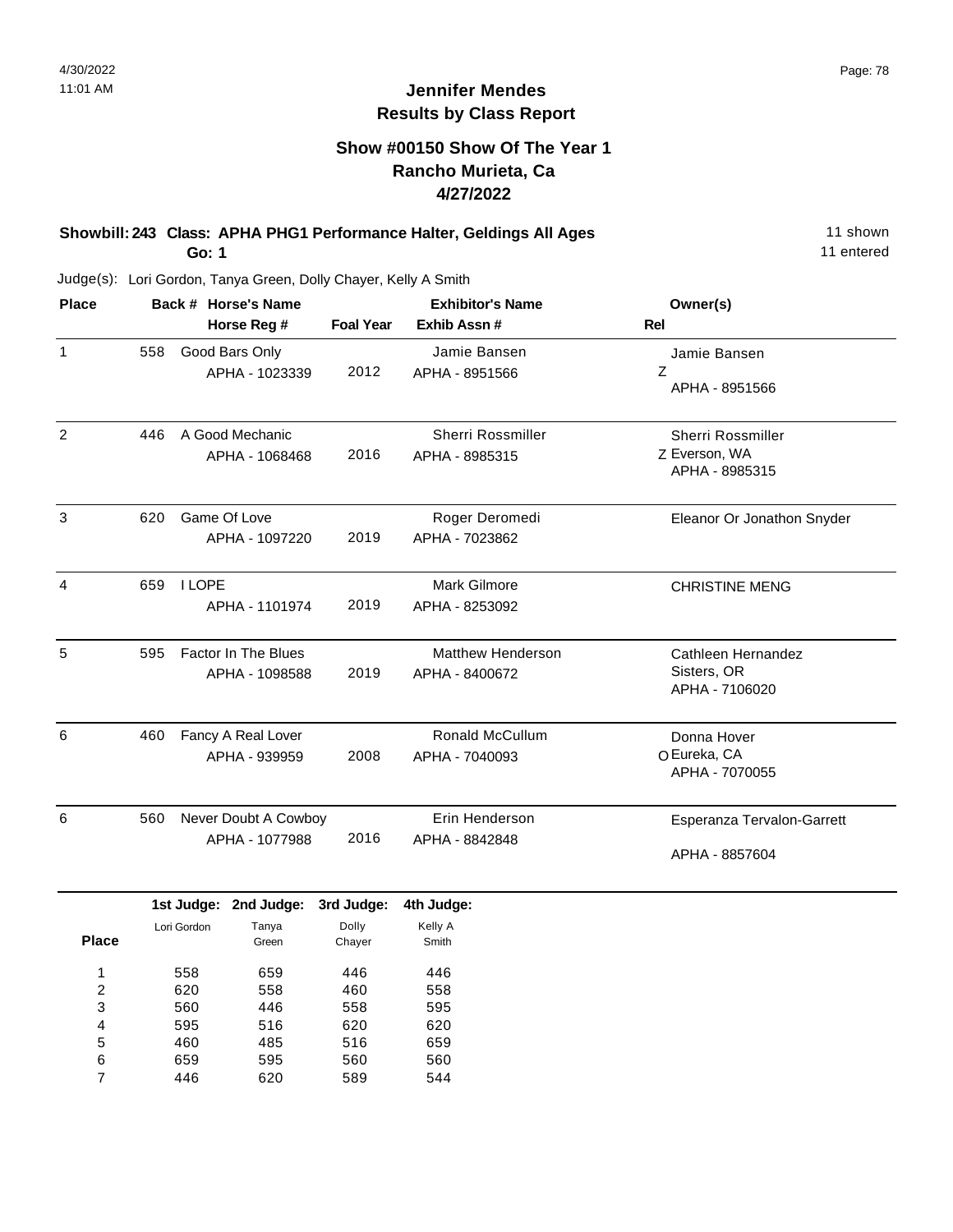# Jennifer Mendes
## Results by Class Report

### Show #00150 Show Of The Year 1
### Rancho Murieta, Ca
### 4/27/2022

**Showbill: 243 Class: APHA PHG1 Performance Halter, Geldings All Ages** 11 shown
**Go: 1** 11 entered

Judge(s): Lori Gordon, Tanya Green, Dolly Chayer, Kelly A Smith

| Place | Back # | Horse's Name / Horse Reg # | Foal Year | Exhibitor's Name / Exhib Assn # | Rel | Owner(s) |
|---|---|---|---|---|---|---|
| 1 | 558 | Good Bars Only<br>APHA - 1023339 | 2012 | Jamie Bansen<br>APHA - 8951566 | Z | Jamie Bansen<br>APHA - 8951566 |
| 2 | 446 | A Good Mechanic<br>APHA - 1068468 | 2016 | Sherri Rossmiller<br>APHA - 8985315 | Z | Sherri Rossmiller<br>Everson, WA<br>APHA - 8985315 |
| 3 | 620 | Game Of Love<br>APHA - 1097220 | 2019 | Roger Deromedi<br>APHA - 7023862 | | Eleanor Or Jonathon Snyder |
| 4 | 659 | I LOPE<br>APHA - 1101974 | 2019 | Mark Gilmore<br>APHA - 8253092 | | CHRISTINE MENG |
| 5 | 595 | Factor In The Blues<br>APHA - 1098588 | 2019 | Matthew Henderson<br>APHA - 8400672 | | Cathleen Hernandez<br>Sisters, OR<br>APHA - 7106020 |
| 6 | 460 | Fancy A Real Lover<br>APHA - 939959 | 2008 | Ronald McCullum<br>APHA - 7040093 | O | Donna Hover<br>Eureka, CA<br>APHA - 7070055 |
| 6 | 560 | Never Doubt A Cowboy<br>APHA - 1077988 | 2016 | Erin Henderson<br>APHA - 8842848 | | Esperanza Tervalon-Garrett<br>APHA - 8857604 |

| Place | 1st Judge: Lori Gordon | 2nd Judge: Tanya Green | 3rd Judge: Dolly Chayer | 4th Judge: Kelly A Smith |
|---|---|---|---|---|
| 1 | 558 | 659 | 446 | 446 |
| 2 | 620 | 558 | 460 | 558 |
| 3 | 560 | 446 | 558 | 595 |
| 4 | 595 | 516 | 620 | 620 |
| 5 | 460 | 485 | 516 | 659 |
| 6 | 659 | 595 | 560 | 560 |
| 7 | 446 | 620 | 589 | 544 |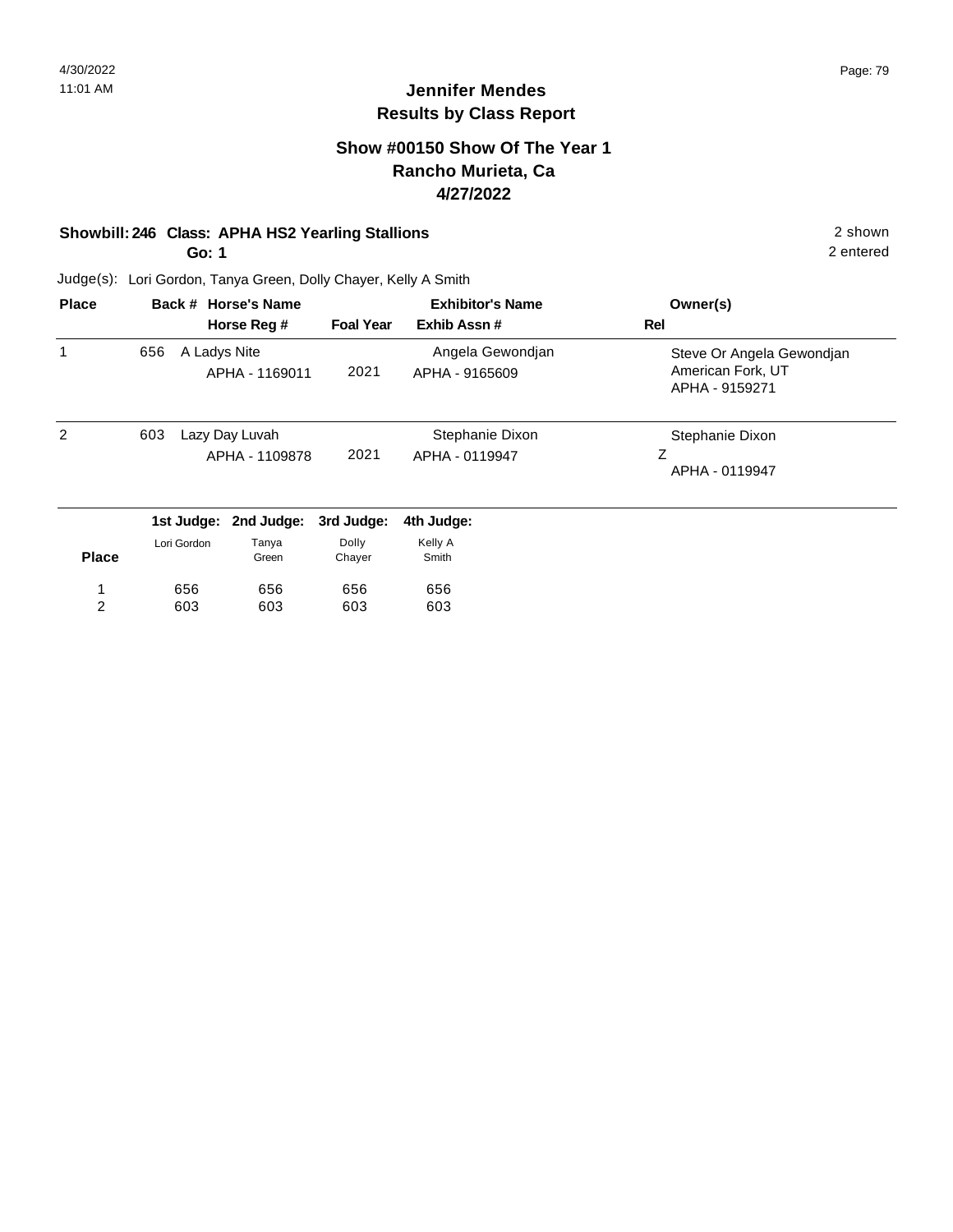# Jennifer Mendes
## Results by Class Report

### Show #00150 Show Of The Year 1
### Rancho Murieta, Ca
### 4/27/2022

**Showbill: 246 Class: APHA HS2 Yearling Stallions** — 2 shown

**Go: 1** — 2 entered

Judge(s): Lori Gordon, Tanya Green, Dolly Chayer, Kelly A Smith

| Place | Back # | Horse's Name / Horse Reg # | Foal Year | Exhibitor's Name / Exhib Assn # | Rel | Owner(s) |
|---|---|---|---|---|---|---|
| 1 | 656 | A Ladys Nite<br>APHA - 1169011 | 2021 | Angela Gewondjan<br>APHA - 9165609 | | Steve Or Angela Gewondjan<br>American Fork, UT<br>APHA - 9159271 |
| 2 | 603 | Lazy Day Luvah<br>APHA - 1109878 | 2021 | Stephanie Dixon<br>APHA - 0119947 | Z | Stephanie Dixon<br>APHA - 0119947 |

| Place | 1st Judge: Lori Gordon | 2nd Judge: Tanya Green | 3rd Judge: Dolly Chayer | 4th Judge: Kelly A Smith |
|---|---|---|---|---|
| 1 | 656 | 656 | 656 | 656 |
| 2 | 603 | 603 | 603 | 603 |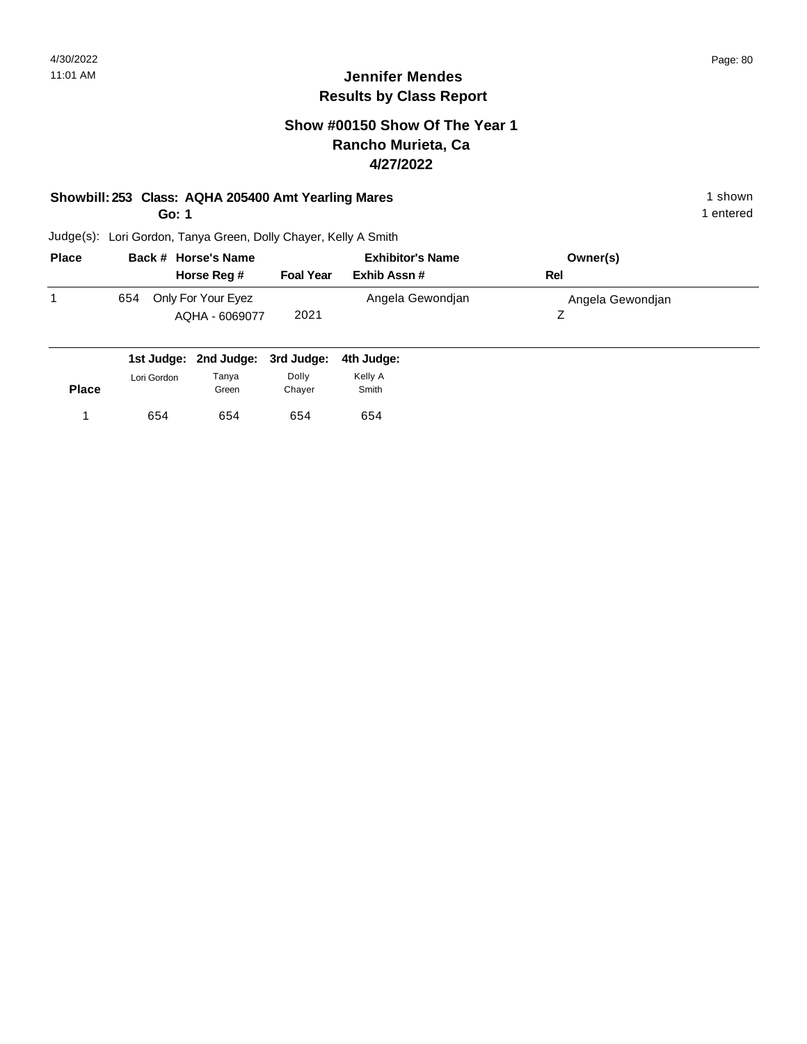## Jennifer Mendes
## Results by Class Report

### Show #00150 Show Of The Year 1
### Rancho Murieta, Ca
### 4/27/2022

**Showbill: 253 Class: AQHA 205400 Amt Yearling Mares** — 1 shown

**Go: 1** — 1 entered

Judge(s): Lori Gordon, Tanya Green, Dolly Chayer, Kelly A Smith

| Place | Back # | Horse's Name / Horse Reg # | Foal Year | Exhibitor's Name / Exhib Assn # | Owner(s) / Rel |
|---|---|---|---|---|---|
| 1 | 654 | Only For Your Eyez<br>AQHA - 6069077 | 2021 | Angela Gewondjan | Angela Gewondjan<br>Z |

| Place | 1st Judge: Lori Gordon | 2nd Judge: Tanya Green | 3rd Judge: Dolly Chayer | 4th Judge: Kelly A Smith |
|---|---|---|---|---|
| 1 | 654 | 654 | 654 | 654 |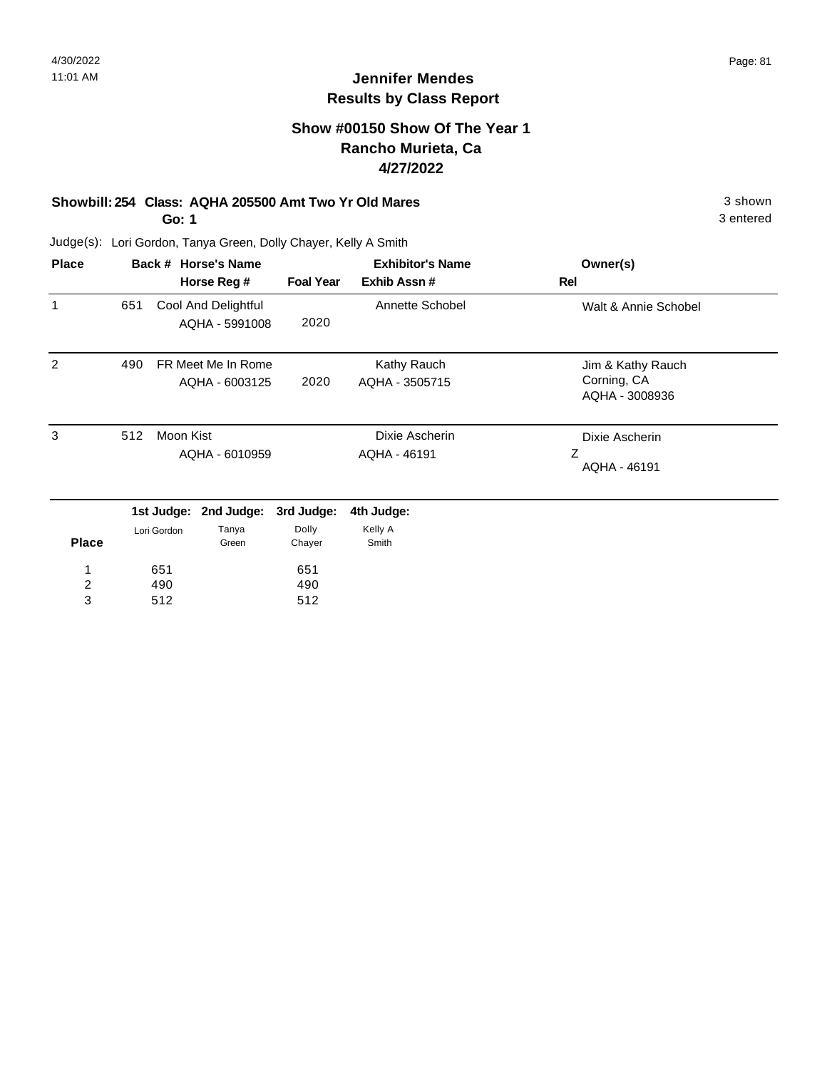# Jennifer Mendes
## Results by Class Report

### Show #00150 Show Of The Year 1
### Rancho Murieta, Ca
### 4/27/2022

**Showbill: 254 Class: AQHA 205500 Amt Two Yr Old Mares** 3 shown
**Go: 1** 3 entered

Judge(s): Lori Gordon, Tanya Green, Dolly Chayer, Kelly A Smith

| Place | Back # | Horse's Name / Horse Reg # | Foal Year | Exhibitor's Name / Exhib Assn # | Owner(s) / Rel |
|---|---|---|---|---|---|
| 1 | 651 | Cool And Delightful<br>AQHA - 5991008 | 2020 | Annette Schobel | Walt & Annie Schobel |
| 2 | 490 | FR Meet Me In Rome<br>AQHA - 6003125 | 2020 | Kathy Rauch<br>AQHA - 3505715 | Jim & Kathy Rauch<br>Corning, CA<br>AQHA - 3008936 |
| 3 | 512 | Moon Kist<br>AQHA - 6010959 | | Dixie Ascherin<br>AQHA - 46191 | Dixie Ascherin<br>Z<br>AQHA - 46191 |

| Place | 1st Judge: Lori Gordon | 2nd Judge: Tanya Green | 3rd Judge: Dolly Chayer | 4th Judge: Kelly A Smith |
|---|---|---|---|---|
| 1 | 651 | | 651 | |
| 2 | 490 | | 490 | |
| 3 | 512 | | 512 | |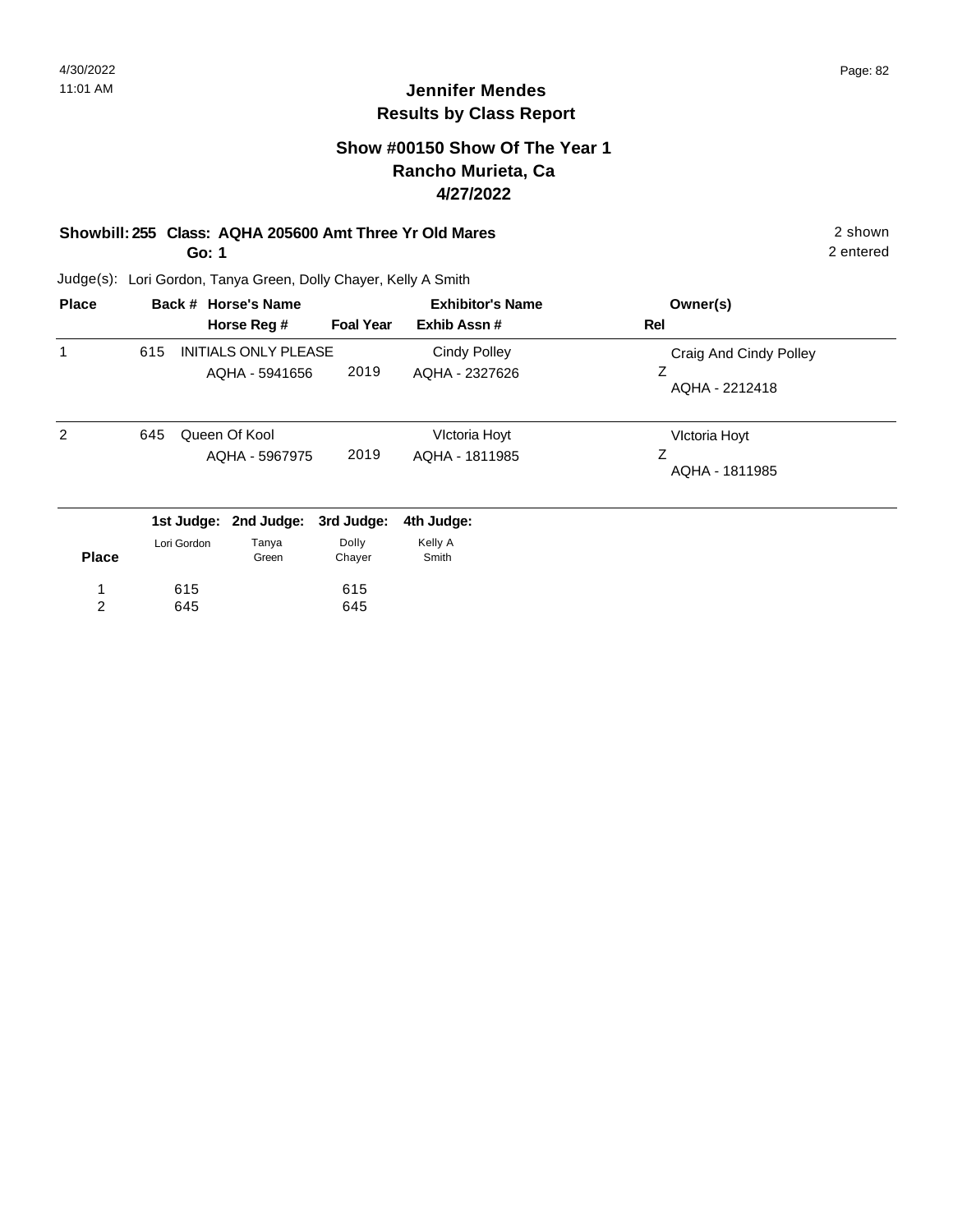## Jennifer Mendes
## Results by Class Report

### Show #00150 Show Of The Year 1
### Rancho Murieta, Ca
### 4/27/2022

**Showbill: 255 Class: AQHA 205600 Amt Three Yr Old Mares** — 2 shown, 2 entered

**Go: 1**

Judge(s): Lori Gordon, Tanya Green, Dolly Chayer, Kelly A Smith

| Place | Back # | Horse's Name / Horse Reg # | Foal Year | Exhibitor's Name / Exhib Assn # | Owner(s) / Rel |
|---|---|---|---|---|---|
| 1 | 615 | INITIALS ONLY PLEASE<br>AQHA - 5941656 | 2019 | Cindy Polley<br>AQHA - 2327626 | Craig And Cindy Polley<br>Z<br>AQHA - 2212418 |
| 2 | 645 | Queen Of Kool<br>AQHA - 5967975 | 2019 | VIctoria Hoyt<br>AQHA - 1811985 | VIctoria Hoyt<br>Z<br>AQHA - 1811985 |

| Place | 1st Judge: Lori Gordon | 2nd Judge: Tanya Green | 3rd Judge: Dolly Chayer | 4th Judge: Kelly A Smith |
|---|---|---|---|---|
| 1 | 615 | | 615 | |
| 2 | 645 | | 645 | |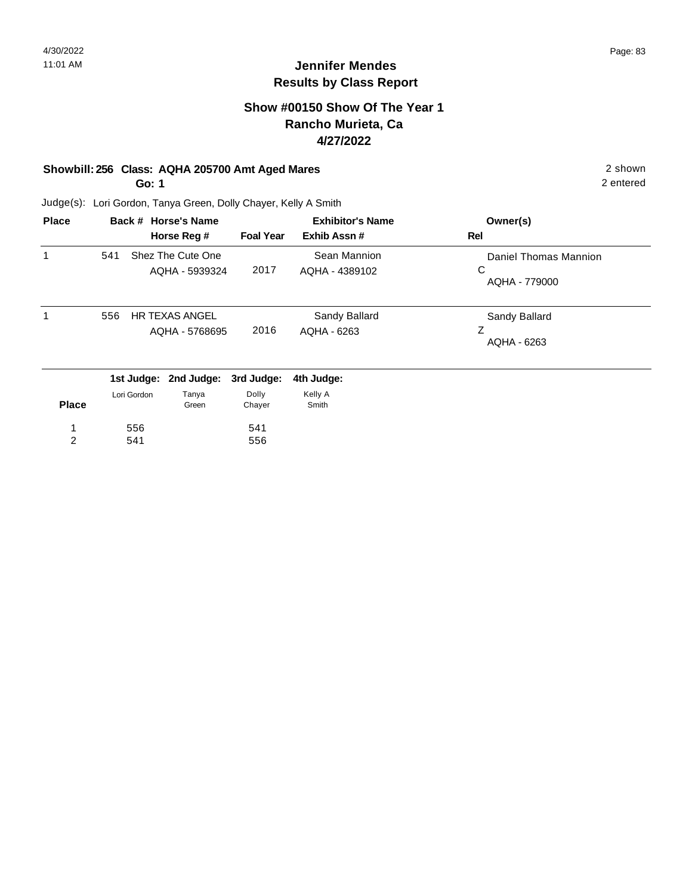# Jennifer Mendes
## Results by Class Report

### Show #00150 Show Of The Year 1
### Rancho Murieta, Ca
### 4/27/2022

**Showbill: 256 Class: AQHA 205700 Amt Aged Mares** — 2 shown

**Go: 1** — 2 entered

Judge(s): Lori Gordon, Tanya Green, Dolly Chayer, Kelly A Smith

| Place | Back # | Horse's Name / Horse Reg # | Foal Year | Exhibitor's Name / Exhib Assn # | Owner(s) / Rel |
|---|---|---|---|---|---|
| 1 | 541 | Shez The Cute One<br>AQHA - 5939324 | 2017 | Sean Mannion<br>AQHA - 4389102 | Daniel Thomas Mannion<br>C<br>AQHA - 779000 |
| 1 | 556 | HR TEXAS ANGEL<br>AQHA - 5768695 | 2016 | Sandy Ballard<br>AQHA - 6263 | Sandy Ballard<br>Z<br>AQHA - 6263 |

| Place | 1st Judge: Lori Gordon | 2nd Judge: Tanya Green | 3rd Judge: Dolly Chayer | 4th Judge: Kelly A Smith |
|---|---|---|---|---|
| 1 | 556 | | 541 | |
| 2 | 541 | | 556 | |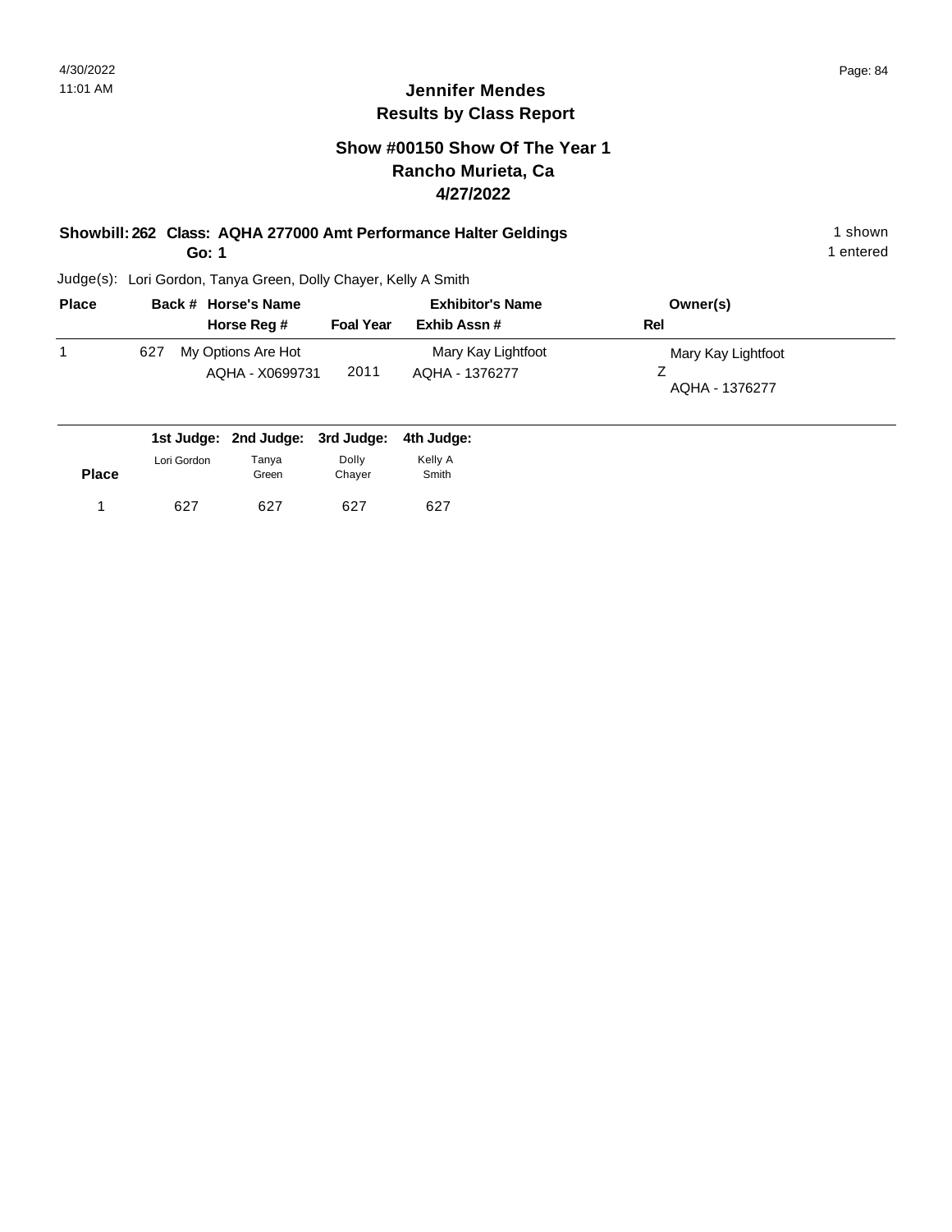## Jennifer Mendes
## Results by Class Report

### Show #00150 Show Of The Year 1
### Rancho Murieta, Ca
### 4/27/2022

**Showbill: 262 Class: AQHA 277000 Amt Performance Halter Geldings** — 1 shown

**Go: 1** — 1 entered

Judge(s): Lori Gordon, Tanya Green, Dolly Chayer, Kelly A Smith

| Place | Back # | Horse's Name / Horse Reg # | Foal Year | Exhibitor's Name / Exhib Assn # | Owner(s) / Rel |
|---|---|---|---|---|---|
| 1 | 627 | My Options Are Hot<br>AQHA - X0699731 | 2011 | Mary Kay Lightfoot<br>AQHA - 1376277 | Mary Kay Lightfoot<br>Z<br>AQHA - 1376277 |

| Place | 1st Judge: Lori Gordon | 2nd Judge: Tanya Green | 3rd Judge: Dolly Chayer | 4th Judge: Kelly A Smith |
|---|---|---|---|---|
| 1 | 627 | 627 | 627 | 627 |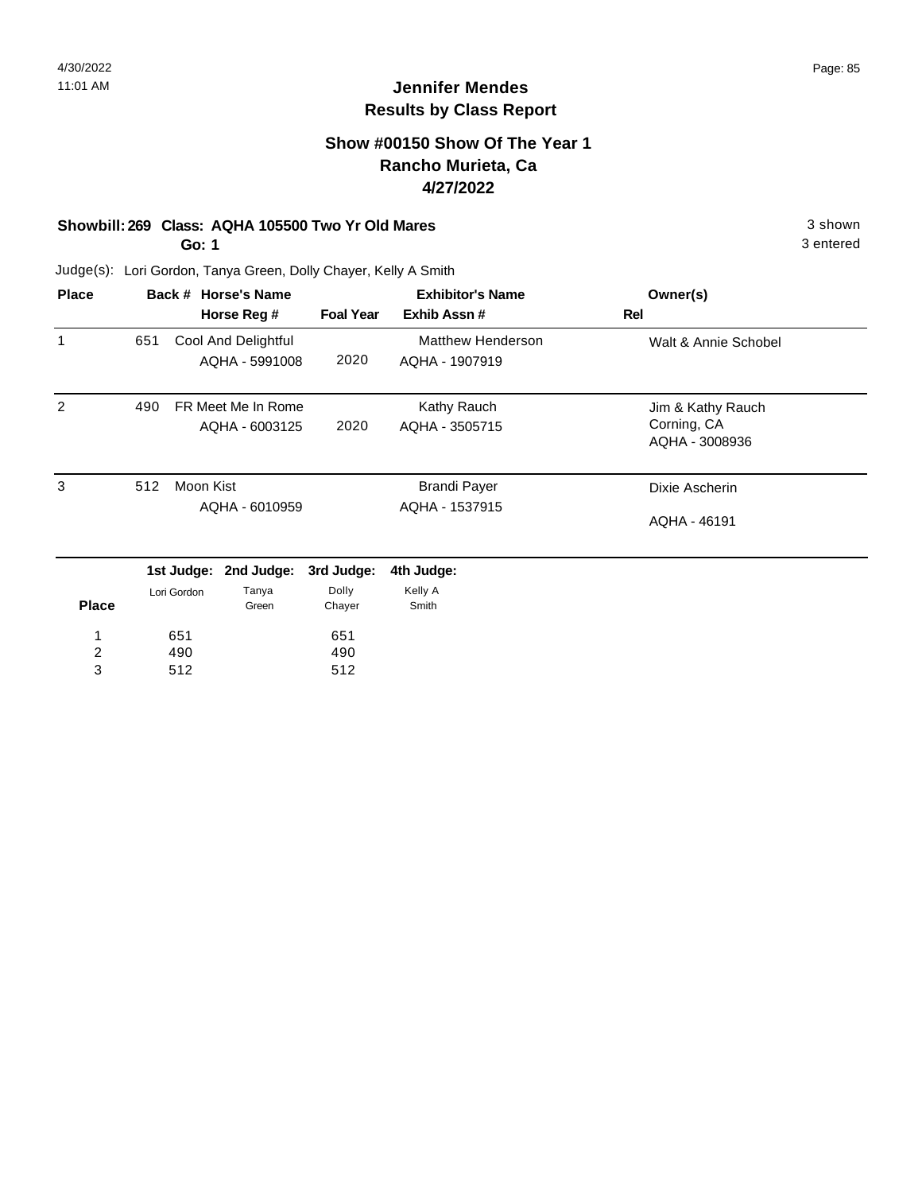# Jennifer Mendes
## Results by Class Report

### Show #00150 Show Of The Year 1
### Rancho Murieta, Ca
### 4/27/2022

**Showbill: 269 Class: AQHA 105500 Two Yr Old Mares** 3 shown

**Go: 1** 3 entered

Judge(s): Lori Gordon, Tanya Green, Dolly Chayer, Kelly A Smith

| Place | Back # | Horse's Name / Horse Reg # | Foal Year | Exhibitor's Name / Exhib Assn # | Owner(s) / Rel |
|---|---|---|---|---|---|
| 1 | 651 | Cool And Delightful<br>AQHA - 5991008 | 2020 | Matthew Henderson<br>AQHA - 1907919 | Walt & Annie Schobel |
| 2 | 490 | FR Meet Me In Rome<br>AQHA - 6003125 | 2020 | Kathy Rauch<br>AQHA - 3505715 | Jim & Kathy Rauch<br>Corning, CA<br>AQHA - 3008936 |
| 3 | 512 | Moon Kist<br>AQHA - 6010959 | | Brandi Payer<br>AQHA - 1537915 | Dixie Ascherin<br>AQHA - 46191 |

| Place | 1st Judge: Lori Gordon | 2nd Judge: Tanya Green | 3rd Judge: Dolly Chayer | 4th Judge: Kelly A Smith |
|---|---|---|---|---|
| 1 | 651 | | 651 | |
| 2 | 490 | | 490 | |
| 3 | 512 | | 512 | |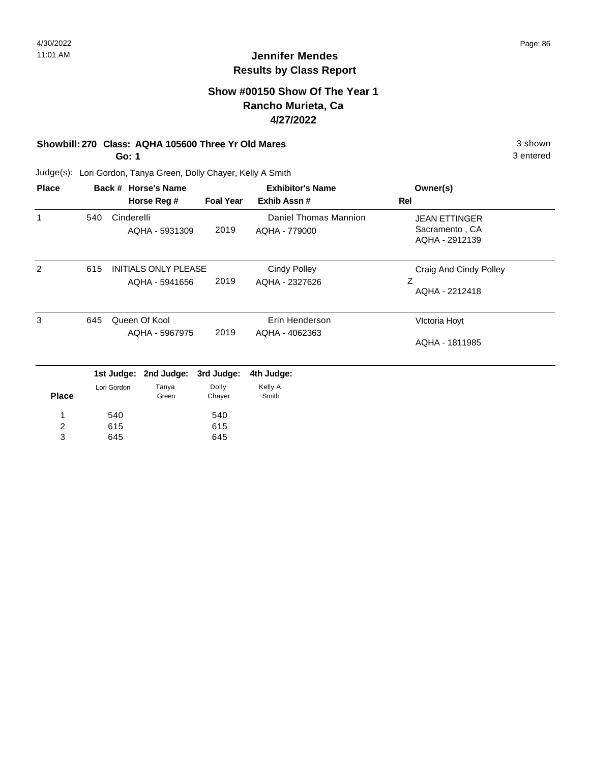## Jennifer Mendes
## Results by Class Report

### Show #00150 Show Of The Year 1
### Rancho Murieta, Ca
### 4/27/2022

**Showbill: 270 Class: AQHA 105600 Three Yr Old Mares** — 3 shown

**Go: 1** — 3 entered

Judge(s): Lori Gordon, Tanya Green, Dolly Chayer, Kelly A Smith

| Place | Back # | Horse's Name / Horse Reg # | Foal Year | Exhibitor's Name / Exhib Assn # | Owner(s) / Rel |
|---|---|---|---|---|---|
| 1 | 540 | Cinderelli<br>AQHA - 5931309 | 2019 | Daniel Thomas Mannion<br>AQHA - 779000 | JEAN ETTINGER<br>Sacramento , CA<br>AQHA - 2912139 |
| 2 | 615 | INITIALS ONLY PLEASE<br>AQHA - 5941656 | 2019 | Cindy Polley<br>AQHA - 2327626 | Craig And Cindy Polley<br>Z<br>AQHA - 2212418 |
| 3 | 645 | Queen Of Kool<br>AQHA - 5967975 | 2019 | Erin Henderson<br>AQHA - 4062363 | VIctoria Hoyt<br>AQHA - 1811985 |

| Place | 1st Judge: Lori Gordon | 2nd Judge: Tanya Green | 3rd Judge: Dolly Chayer | 4th Judge: Kelly A Smith |
|---|---|---|---|---|
| 1 | 540 | | 540 | |
| 2 | 615 | | 615 | |
| 3 | 645 | | 645 | |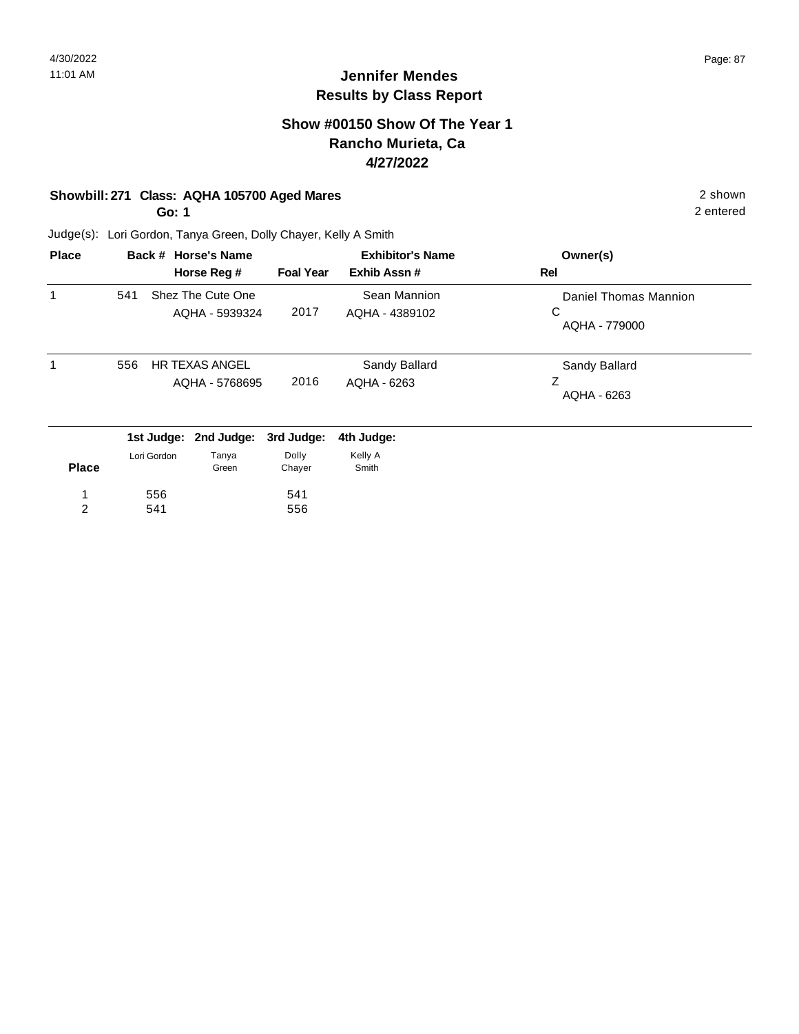**Jennifer Mendes**
**Results by Class Report**

## Show #00150 Show Of The Year 1
## Rancho Murieta, Ca
## 4/27/2022

**Showbill: 271 Class: AQHA 105700 Aged Mares** 2 shown

**Go: 1** 2 entered

Judge(s): Lori Gordon, Tanya Green, Dolly Chayer, Kelly A Smith

| Place | Back # | Horse's Name / Horse Reg # | Foal Year | Exhibitor's Name / Exhib Assn # | Owner(s) / Rel |
|---|---|---|---|---|---|
| 1 | 541 | Shez The Cute One<br>AQHA - 5939324 | 2017 | Sean Mannion<br>AQHA - 4389102 | Daniel Thomas Mannion<br>C<br>AQHA - 779000 |
| 1 | 556 | HR TEXAS ANGEL<br>AQHA - 5768695 | 2016 | Sandy Ballard<br>AQHA - 6263 | Sandy Ballard<br>Z<br>AQHA - 6263 |

| Place | 1st Judge: Lori Gordon | 2nd Judge: Tanya Green | 3rd Judge: Dolly Chayer | 4th Judge: Kelly A Smith |
|---|---|---|---|---|
| 1 | 556 | | 541 | |
| 2 | 541 | | 556 | |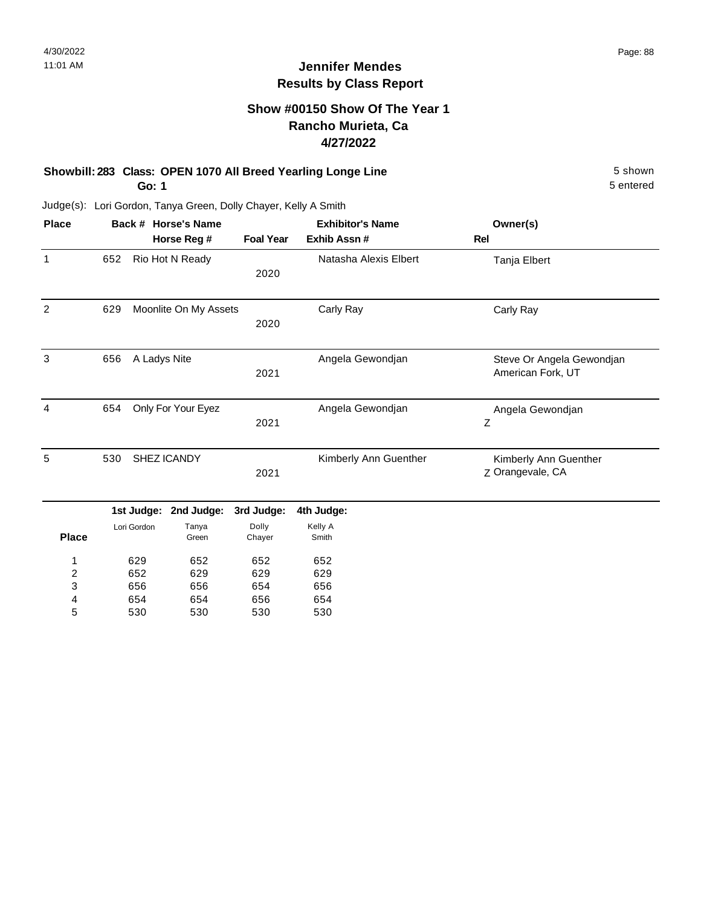## Jennifer Mendes
## Results by Class Report

### Show #00150 Show Of The Year 1
### Rancho Murieta, Ca
### 4/27/2022

**Showbill: 283 Class: OPEN 1070 All Breed Yearling Longe Line** — 5 shown

**Go: 1** — 5 entered

Judge(s): Lori Gordon, Tanya Green, Dolly Chayer, Kelly A Smith

| Place | Back # | Horse's Name / Horse Reg # | Foal Year | Exhibitor's Name / Exhib Assn # | Rel | Owner(s) |
|---|---|---|---|---|---|---|
| 1 | 652 | Rio Hot N Ready | 2020 | Natasha Alexis Elbert | | Tanja Elbert |
| 2 | 629 | Moonlite On My Assets | 2020 | Carly Ray | | Carly Ray |
| 3 | 656 | A Ladys Nite | 2021 | Angela Gewondjan | | Steve Or Angela Gewondjan<br>American Fork, UT |
| 4 | 654 | Only For Your Eyez | 2021 | Angela Gewondjan | Z | Angela Gewondjan |
| 5 | 530 | SHEZ ICANDY | 2021 | Kimberly Ann Guenther | Z | Kimberly Ann Guenther<br>Orangevale, CA |

| Place | 1st Judge: Lori Gordon | 2nd Judge: Tanya Green | 3rd Judge: Dolly Chayer | 4th Judge: Kelly A Smith |
|---|---|---|---|---|
| 1 | 629 | 652 | 652 | 652 |
| 2 | 652 | 629 | 629 | 629 |
| 3 | 656 | 656 | 654 | 656 |
| 4 | 654 | 654 | 656 | 654 |
| 5 | 530 | 530 | 530 | 530 |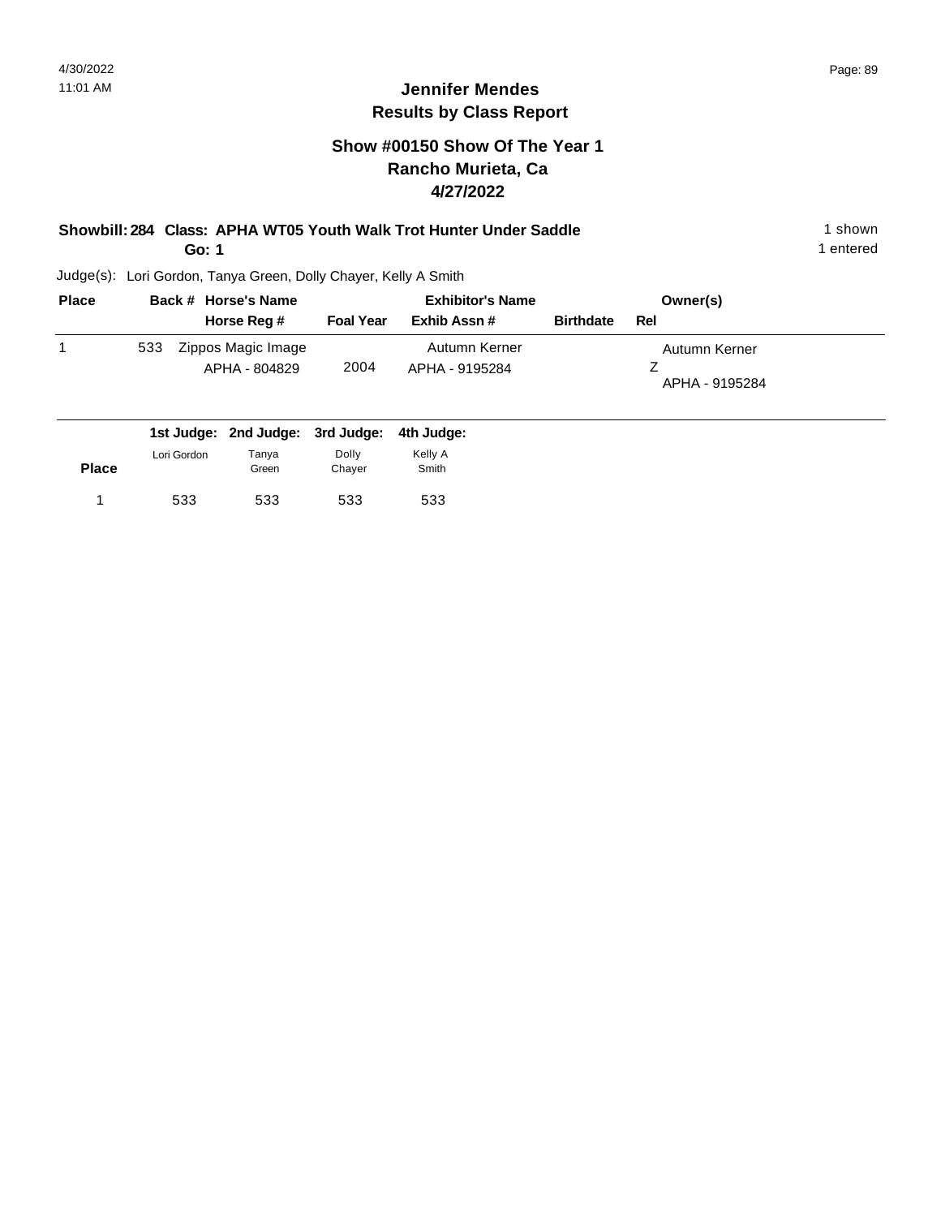# Jennifer Mendes
## Results by Class Report

### Show #00150 Show Of The Year 1
### Rancho Murieta, Ca
### 4/27/2022

**Showbill: 284 Class: APHA WT05 Youth Walk Trot Hunter Under Saddle** — 1 shown

**Go: 1** — 1 entered

Judge(s): Lori Gordon, Tanya Green, Dolly Chayer, Kelly A Smith

| Place | Back # | Horse's Name / Horse Reg # | Foal Year | Exhibitor's Name / Exhib Assn # | Birthdate | Owner(s) / Rel |
|---|---|---|---|---|---|---|
| 1 | 533 | Zippos Magic Image<br>APHA - 804829 | 2004 | Autumn Kerner<br>APHA - 9195284 | | Autumn Kerner<br>Z<br>APHA - 9195284 |

| Place | 1st Judge: Lori Gordon | 2nd Judge: Tanya Green | 3rd Judge: Dolly Chayer | 4th Judge: Kelly A Smith |
|---|---|---|---|---|
| 1 | 533 | 533 | 533 | 533 |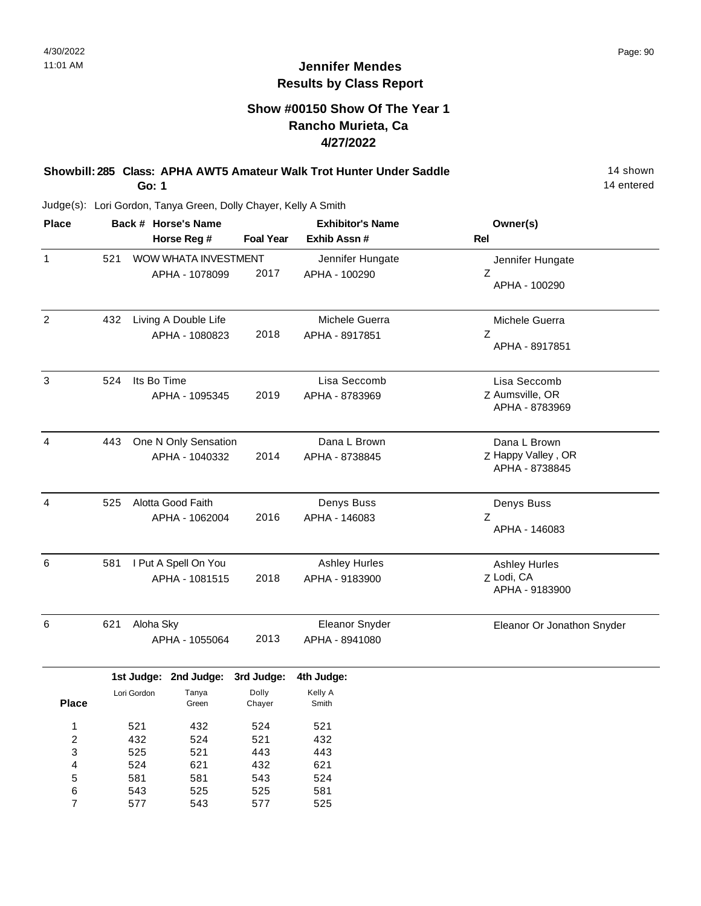# Jennifer Mendes
## Results by Class Report

### Show #00150 Show Of The Year 1
### Rancho Murieta, Ca
### 4/27/2022

**Showbill: 285 Class: APHA AWT5 Amateur Walk Trot Hunter Under Saddle** 14 shown
**Go: 1** 14 entered

Judge(s): Lori Gordon, Tanya Green, Dolly Chayer, Kelly A Smith

| Place | Back # | Horse's Name / Horse Reg # | Foal Year | Exhibitor's Name / Exhib Assn # | Rel | Owner(s) |
|---|---|---|---|---|---|---|
| 1 | 521 | WOW WHATA INVESTMENT<br>APHA - 1078099 | 2017 | Jennifer Hungate<br>APHA - 100290 | Z | Jennifer Hungate<br>APHA - 100290 |
| 2 | 432 | Living A Double Life<br>APHA - 1080823 | 2018 | Michele Guerra<br>APHA - 8917851 | Z | Michele Guerra<br>APHA - 8917851 |
| 3 | 524 | Its Bo Time<br>APHA - 1095345 | 2019 | Lisa Seccomb<br>APHA - 8783969 | Z | Lisa Seccomb<br>Aumsville, OR<br>APHA - 8783969 |
| 4 | 443 | One N Only Sensation<br>APHA - 1040332 | 2014 | Dana L Brown<br>APHA - 8738845 | Z | Dana L Brown<br>Happy Valley , OR<br>APHA - 8738845 |
| 4 | 525 | Alotta Good Faith<br>APHA - 1062004 | 2016 | Denys Buss<br>APHA - 146083 | Z | Denys Buss<br>APHA - 146083 |
| 6 | 581 | I Put A Spell On You<br>APHA - 1081515 | 2018 | Ashley Hurles<br>APHA - 9183900 | Z | Ashley Hurles<br>Lodi, CA<br>APHA - 9183900 |
| 6 | 621 | Aloha Sky<br>APHA - 1055064 | 2013 | Eleanor Snyder<br>APHA - 8941080 | | Eleanor Or Jonathon Snyder |

| Place | 1st Judge: Lori Gordon | 2nd Judge: Tanya Green | 3rd Judge: Dolly Chayer | 4th Judge: Kelly A Smith |
|---|---|---|---|---|
| 1 | 521 | 432 | 524 | 521 |
| 2 | 432 | 524 | 521 | 432 |
| 3 | 525 | 521 | 443 | 443 |
| 4 | 524 | 621 | 432 | 621 |
| 5 | 581 | 581 | 543 | 524 |
| 6 | 543 | 525 | 525 | 581 |
| 7 | 577 | 543 | 577 | 525 |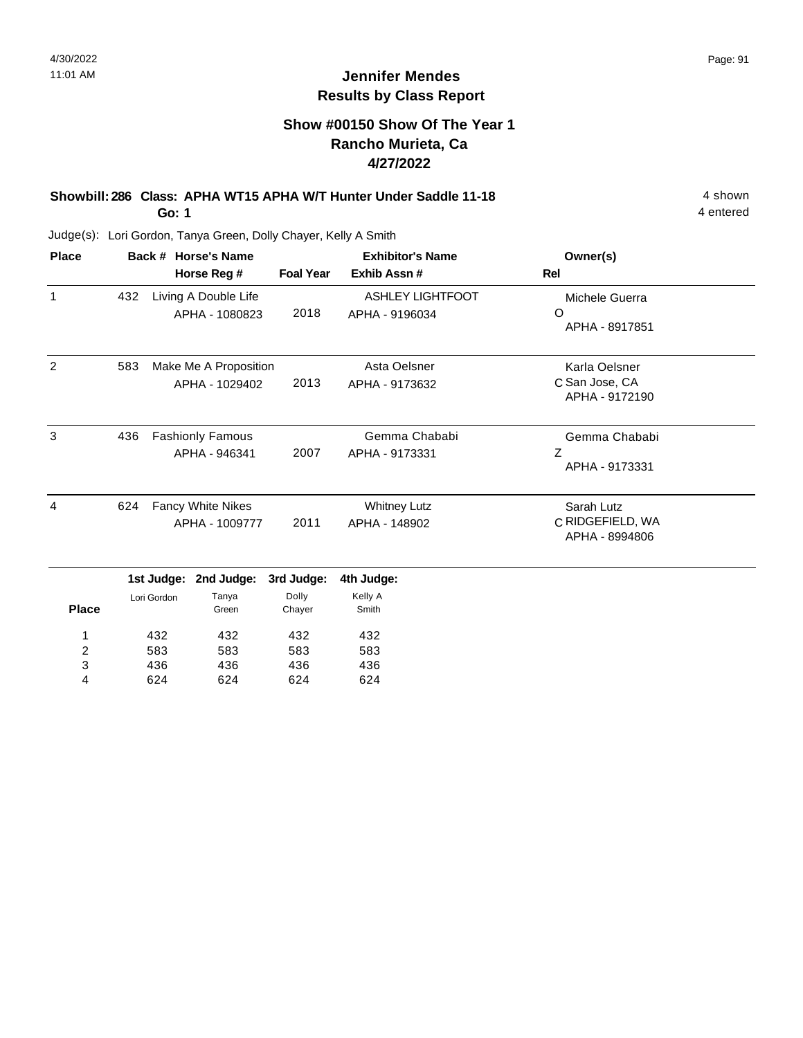# Jennifer Mendes
## Results by Class Report

### Show #00150 Show Of The Year 1
### Rancho Murieta, Ca
### 4/27/2022

**Showbill: 286 Class: APHA WT15 APHA W/T Hunter Under Saddle 11-18** — 4 shown

**Go: 1** — 4 entered

Judge(s): Lori Gordon, Tanya Green, Dolly Chayer, Kelly A Smith

| Place | Back # | Horse's Name / Horse Reg # | Foal Year | Exhibitor's Name / Exhib Assn # | Owner(s) / Rel |
|---|---|---|---|---|---|
| 1 | 432 | Living A Double Life<br>APHA - 1080823 | 2018 | ASHLEY LIGHTFOOT<br>APHA - 9196034 | Michele Guerra<br>O<br>APHA - 8917851 |
| 2 | 583 | Make Me A Proposition<br>APHA - 1029402 | 2013 | Asta Oelsner<br>APHA - 9173632 | Karla Oelsner<br>C San Jose, CA<br>APHA - 9172190 |
| 3 | 436 | Fashionly Famous<br>APHA - 946341 | 2007 | Gemma Chababi<br>APHA - 9173331 | Gemma Chababi<br>Z<br>APHA - 9173331 |
| 4 | 624 | Fancy White Nikes<br>APHA - 1009777 | 2011 | Whitney Lutz<br>APHA - 148902 | Sarah Lutz<br>C RIDGEFIELD, WA<br>APHA - 8994806 |

| Place | 1st Judge: Lori Gordon | 2nd Judge: Tanya Green | 3rd Judge: Dolly Chayer | 4th Judge: Kelly A Smith |
|---|---|---|---|---|
| 1 | 432 | 432 | 432 | 432 |
| 2 | 583 | 583 | 583 | 583 |
| 3 | 436 | 436 | 436 | 436 |
| 4 | 624 | 624 | 624 | 624 |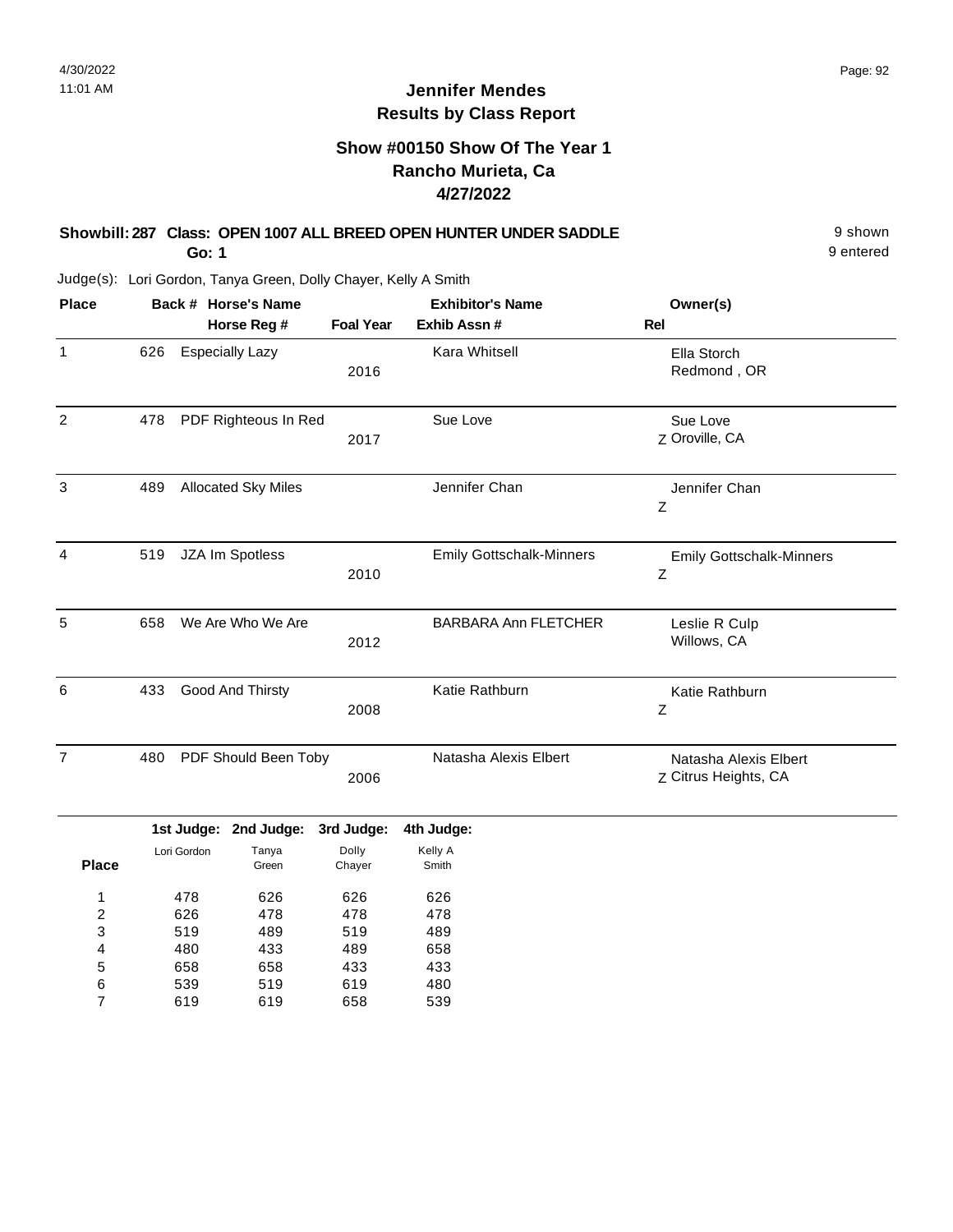# Jennifer Mendes
## Results by Class Report

### Show #00150 Show Of The Year 1
### Rancho Murieta, Ca
### 4/27/2022

**Showbill: 287 Class: OPEN 1007 ALL BREED OPEN HUNTER UNDER SADDLE** 9 shown
**Go: 1** 9 entered

Judge(s): Lori Gordon, Tanya Green, Dolly Chayer, Kelly A Smith

| Place | Back # | Horse's Name / Horse Reg # | Foal Year | Exhibitor's Name / Exhib Assn # | Rel | Owner(s) |
|---|---|---|---|---|---|---|
| 1 | 626 | Especially Lazy | 2016 | Kara Whitsell | | Ella Storch, Redmond , OR |
| 2 | 478 | PDF Righteous In Red | 2017 | Sue Love | Z | Sue Love, Oroville, CA |
| 3 | 489 | Allocated Sky Miles | | Jennifer Chan | Z | Jennifer Chan |
| 4 | 519 | JZA Im Spotless | 2010 | Emily Gottschalk-Minners | Z | Emily Gottschalk-Minners |
| 5 | 658 | We Are Who We Are | 2012 | BARBARA Ann FLETCHER | | Leslie R Culp, Willows, CA |
| 6 | 433 | Good And Thirsty | 2008 | Katie Rathburn | Z | Katie Rathburn |
| 7 | 480 | PDF Should Been Toby | 2006 | Natasha Alexis Elbert | Z | Natasha Alexis Elbert, Citrus Heights, CA |

| Place | 1st Judge: Lori Gordon | 2nd Judge: Tanya Green | 3rd Judge: Dolly Chayer | 4th Judge: Kelly A Smith |
|---|---|---|---|---|
| 1 | 478 | 626 | 626 | 626 |
| 2 | 626 | 478 | 478 | 478 |
| 3 | 519 | 489 | 519 | 489 |
| 4 | 480 | 433 | 489 | 658 |
| 5 | 658 | 658 | 433 | 433 |
| 6 | 539 | 519 | 619 | 480 |
| 7 | 619 | 619 | 658 | 539 |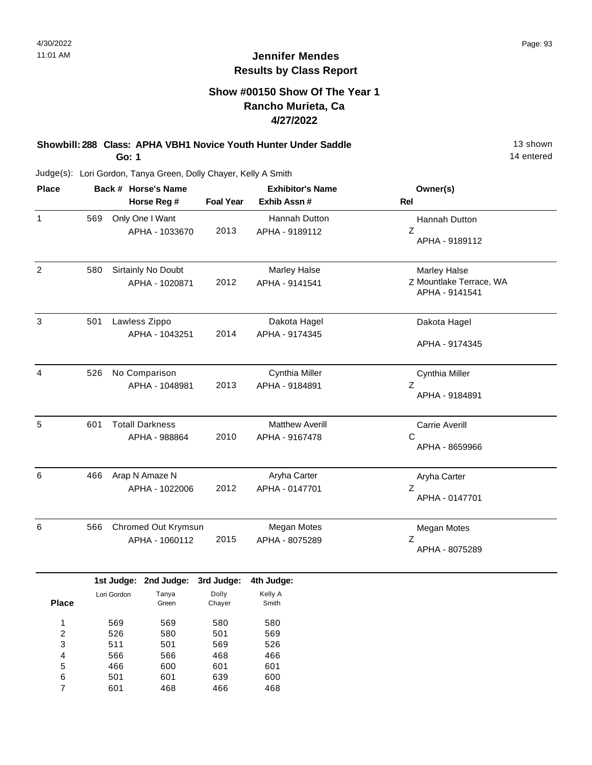# Jennifer Mendes
## Results by Class Report

### Show #00150 Show Of The Year 1
### Rancho Murieta, Ca
### 4/27/2022

**Showbill: 288 Class: APHA VBH1 Novice Youth Hunter Under Saddle** 13 shown
**Go: 1** 14 entered

Judge(s): Lori Gordon, Tanya Green, Dolly Chayer, Kelly A Smith

| Place | Back # | Horse's Name / Horse Reg # | Foal Year | Exhibitor's Name / Exhib Assn # | Owner(s) / Rel |
|---|---|---|---|---|---|
| 1 | 569 | Only One I Want<br>APHA - 1033670 | 2013 | Hannah Dutton<br>APHA - 9189112 | Hannah Dutton<br>Z<br>APHA - 9189112 |
| 2 | 580 | Sirtainly No Doubt<br>APHA - 1020871 | 2012 | Marley Halse<br>APHA - 9141541 | Marley Halse<br>Z Mountlake Terrace, WA<br>APHA - 9141541 |
| 3 | 501 | Lawless Zippo<br>APHA - 1043251 | 2014 | Dakota Hagel<br>APHA - 9174345 | Dakota Hagel<br>APHA - 9174345 |
| 4 | 526 | No Comparison<br>APHA - 1048981 | 2013 | Cynthia Miller<br>APHA - 9184891 | Cynthia Miller<br>Z<br>APHA - 9184891 |
| 5 | 601 | Totall Darkness<br>APHA - 988864 | 2010 | Matthew Averill<br>APHA - 9167478 | Carrie Averill<br>C<br>APHA - 8659966 |
| 6 | 466 | Arap N Amaze N<br>APHA - 1022006 | 2012 | Aryha Carter<br>APHA - 0147701 | Aryha Carter<br>Z<br>APHA - 0147701 |
| 6 | 566 | Chromed Out Krymsun<br>APHA - 1060112 | 2015 | Megan Motes<br>APHA - 8075289 | Megan Motes<br>Z<br>APHA - 8075289 |

| Place | 1st Judge: Lori Gordon | 2nd Judge: Tanya Green | 3rd Judge: Dolly Chayer | 4th Judge: Kelly A Smith |
|---|---|---|---|---|
| 1 | 569 | 569 | 580 | 580 |
| 2 | 526 | 580 | 501 | 569 |
| 3 | 511 | 501 | 569 | 526 |
| 4 | 566 | 566 | 468 | 466 |
| 5 | 466 | 600 | 601 | 601 |
| 6 | 501 | 601 | 639 | 600 |
| 7 | 601 | 468 | 466 | 468 |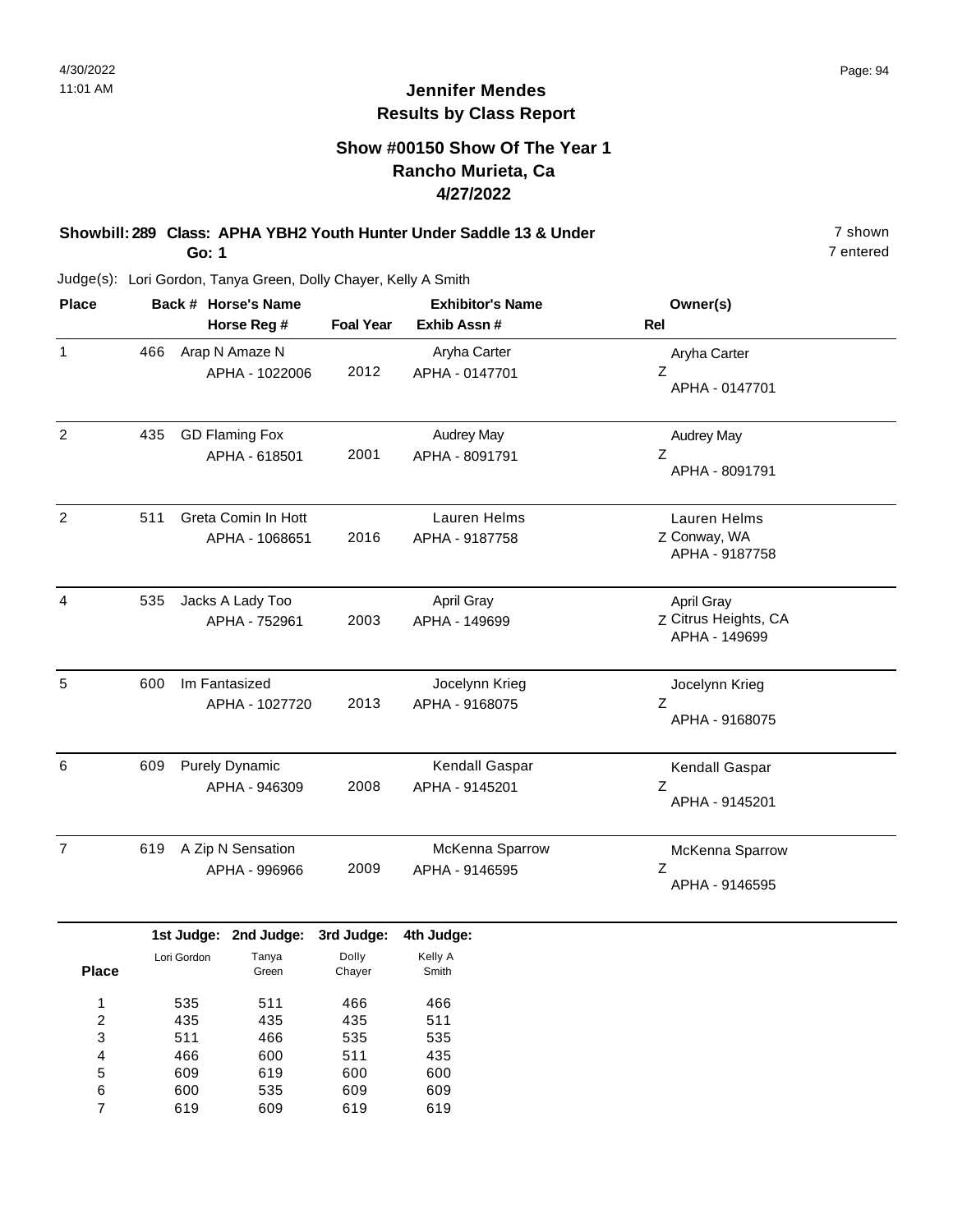4/30/2022
11:01 AM

# Jennifer Mendes
## Results by Class Report

### Show #00150 Show Of The Year 1
### Rancho Murieta, Ca
### 4/27/2022

**Showbill: 289 Class: APHA YBH2 Youth Hunter Under Saddle 13 & Under** — 7 shown
**Go: 1** — 7 entered

Judge(s): Lori Gordon, Tanya Green, Dolly Chayer, Kelly A Smith

| Place | Back # | Horse's Name / Horse Reg # | Foal Year | Exhibitor's Name / Exhib Assn # | Rel | Owner(s) |
|---|---|---|---|---|---|---|
| 1 | 466 | Arap N Amaze N<br>APHA - 1022006 | 2012 | Aryha Carter<br>APHA - 0147701 | Z | Aryha Carter<br>APHA - 0147701 |
| 2 | 435 | GD Flaming Fox<br>APHA - 618501 | 2001 | Audrey May<br>APHA - 8091791 | Z | Audrey May<br>APHA - 8091791 |
| 2 | 511 | Greta Comin In Hott<br>APHA - 1068651 | 2016 | Lauren Helms<br>APHA - 9187758 | Z | Lauren Helms<br>Conway, WA<br>APHA - 9187758 |
| 4 | 535 | Jacks A Lady Too<br>APHA - 752961 | 2003 | April Gray<br>APHA - 149699 | Z | April Gray<br>Citrus Heights, CA<br>APHA - 149699 |
| 5 | 600 | Im Fantasized<br>APHA - 1027720 | 2013 | Jocelynn Krieg<br>APHA - 9168075 | Z | Jocelynn Krieg<br>APHA - 9168075 |
| 6 | 609 | Purely Dynamic<br>APHA - 946309 | 2008 | Kendall Gaspar<br>APHA - 9145201 | Z | Kendall Gaspar<br>APHA - 9145201 |
| 7 | 619 | A Zip N Sensation<br>APHA - 996966 | 2009 | McKenna Sparrow<br>APHA - 9146595 | Z | McKenna Sparrow<br>APHA - 9146595 |

| Place | 1st Judge: Lori Gordon | 2nd Judge: Tanya Green | 3rd Judge: Dolly Chayer | 4th Judge: Kelly A Smith |
|---|---|---|---|---|
| 1 | 535 | 511 | 466 | 466 |
| 2 | 435 | 435 | 435 | 511 |
| 3 | 511 | 466 | 535 | 535 |
| 4 | 466 | 600 | 511 | 435 |
| 5 | 609 | 619 | 600 | 600 |
| 6 | 600 | 535 | 609 | 609 |
| 7 | 619 | 609 | 619 | 619 |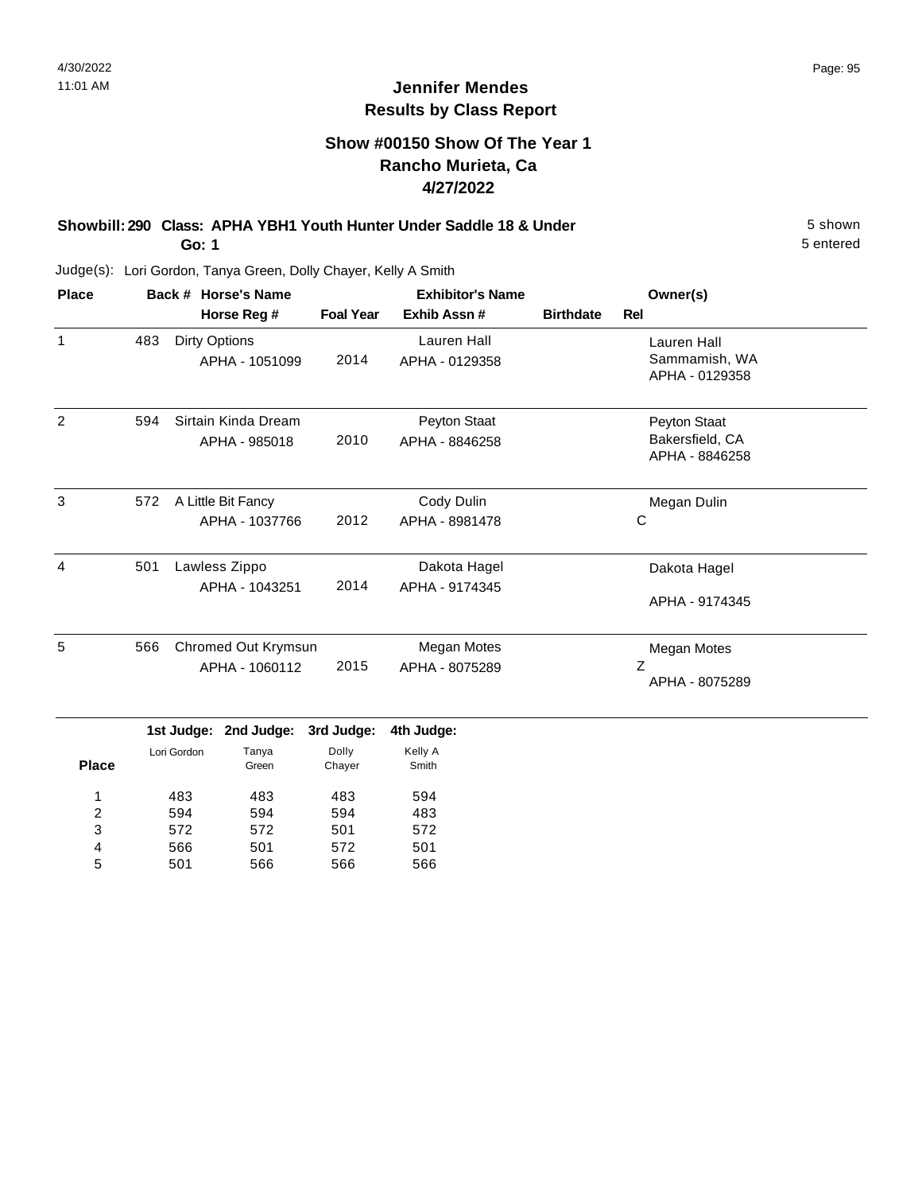# Jennifer Mendes
## Results by Class Report

### Show #00150 Show Of The Year 1
### Rancho Murieta, Ca
### 4/27/2022

**Showbill: 290 Class: APHA YBH1 Youth Hunter Under Saddle 18 & Under** — 5 shown

**Go: 1** — 5 entered

Judge(s): Lori Gordon, Tanya Green, Dolly Chayer, Kelly A Smith

| Place | Back # | Horse's Name / Horse Reg # | Foal Year | Exhibitor's Name / Exhib Assn # | Birthdate | Rel | Owner(s) |
|---|---|---|---|---|---|---|---|
| 1 | 483 | Dirty Options / APHA - 1051099 | 2014 | Lauren Hall / APHA - 0129358 | | | Lauren Hall, Sammamish, WA, APHA - 0129358 |
| 2 | 594 | Sirtain Kinda Dream / APHA - 985018 | 2010 | Peyton Staat / APHA - 8846258 | | | Peyton Staat, Bakersfield, CA, APHA - 8846258 |
| 3 | 572 | A Little Bit Fancy / APHA - 1037766 | 2012 | Cody Dulin / APHA - 8981478 | | C | Megan Dulin |
| 4 | 501 | Lawless Zippo / APHA - 1043251 | 2014 | Dakota Hagel / APHA - 9174345 | | | Dakota Hagel, APHA - 9174345 |
| 5 | 566 | Chromed Out Krymsun / APHA - 1060112 | 2015 | Megan Motes / APHA - 8075289 | | Z | Megan Motes, APHA - 8075289 |

| Place | 1st Judge: Lori Gordon | 2nd Judge: Tanya Green | 3rd Judge: Dolly Chayer | 4th Judge: Kelly A Smith |
|---|---|---|---|---|
| 1 | 483 | 483 | 483 | 594 |
| 2 | 594 | 594 | 594 | 483 |
| 3 | 572 | 572 | 501 | 572 |
| 4 | 566 | 501 | 572 | 501 |
| 5 | 501 | 566 | 566 | 566 |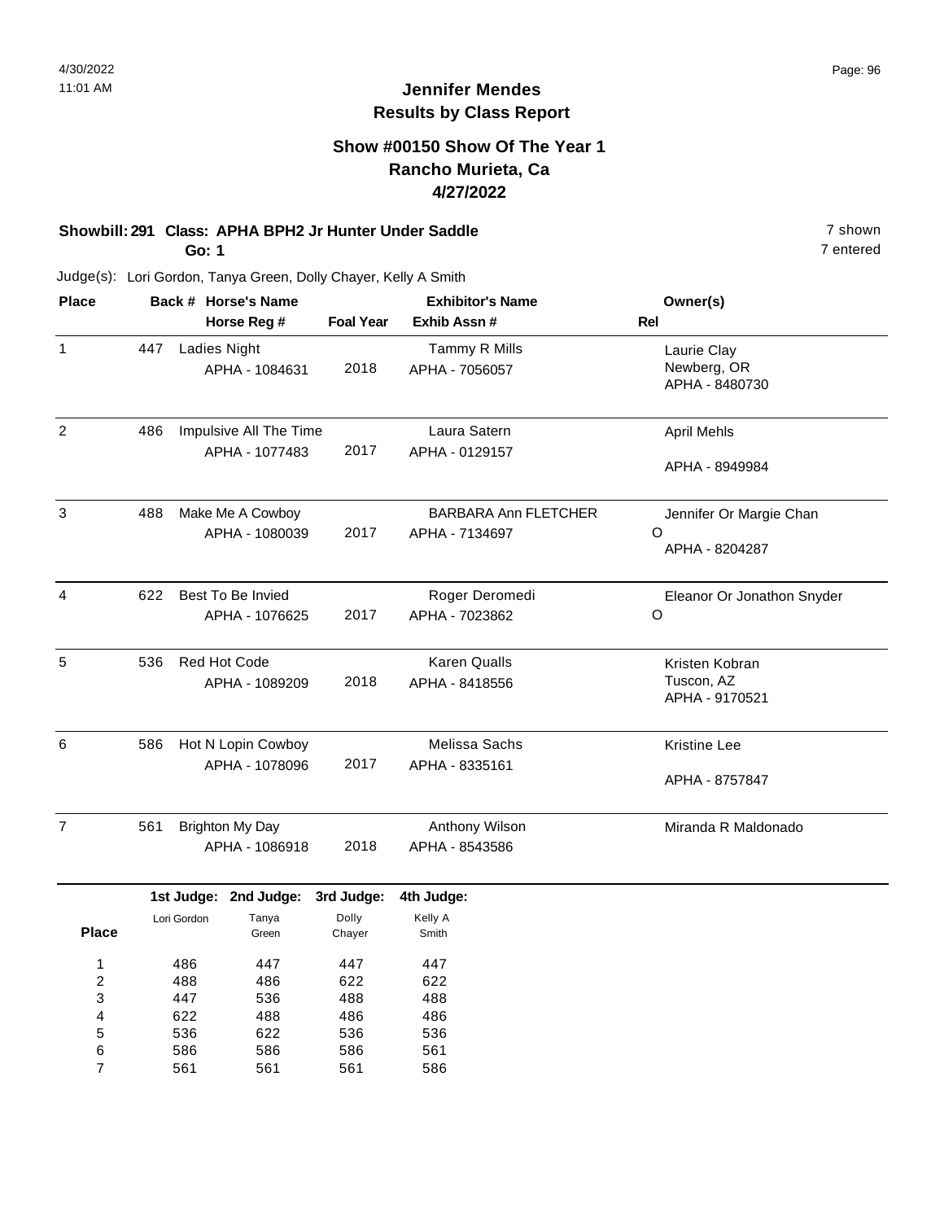4/30/2022
11:01 AM

# Jennifer Mendes
## Results by Class Report

### Show #00150 Show Of The Year 1
### Rancho Murieta, Ca
### 4/27/2022

**Showbill: 291 Class: APHA BPH2 Jr Hunter Under Saddle** — 7 shown

**Go: 1** — 7 entered

Judge(s): Lori Gordon, Tanya Green, Dolly Chayer, Kelly A Smith

| Place | Back # | Horse's Name / Horse Reg # | Foal Year | Exhibitor's Name / Exhib Assn # | Owner(s) / Rel |
|---|---|---|---|---|---|
| 1 | 447 | Ladies Night<br>APHA - 1084631 | 2018 | Tammy R Mills<br>APHA - 7056057 | Laurie Clay<br>Newberg, OR<br>APHA - 8480730 |
| 2 | 486 | Impulsive All The Time<br>APHA - 1077483 | 2017 | Laura Satern<br>APHA - 0129157 | April Mehls<br>APHA - 8949984 |
| 3 | 488 | Make Me A Cowboy<br>APHA - 1080039 | 2017 | BARBARA Ann FLETCHER<br>APHA - 7134697 | Jennifer Or Margie Chan<br>O<br>APHA - 8204287 |
| 4 | 622 | Best To Be Invied<br>APHA - 1076625 | 2017 | Roger Deromedi<br>APHA - 7023862 | Eleanor Or Jonathon Snyder<br>O |
| 5 | 536 | Red Hot Code<br>APHA - 1089209 | 2018 | Karen Qualls<br>APHA - 8418556 | Kristen Kobran<br>Tuscon, AZ<br>APHA - 9170521 |
| 6 | 586 | Hot N Lopin Cowboy<br>APHA - 1078096 | 2017 | Melissa Sachs<br>APHA - 8335161 | Kristine Lee<br>APHA - 8757847 |
| 7 | 561 | Brighton My Day<br>APHA - 1086918 | 2018 | Anthony Wilson<br>APHA - 8543586 | Miranda R Maldonado |

| Place | 1st Judge: Lori Gordon | 2nd Judge: Tanya Green | 3rd Judge: Dolly Chayer | 4th Judge: Kelly A Smith |
|---|---|---|---|---|
| 1 | 486 | 447 | 447 | 447 |
| 2 | 488 | 486 | 622 | 622 |
| 3 | 447 | 536 | 488 | 488 |
| 4 | 622 | 488 | 486 | 486 |
| 5 | 536 | 622 | 536 | 536 |
| 6 | 586 | 586 | 586 | 561 |
| 7 | 561 | 561 | 561 | 586 |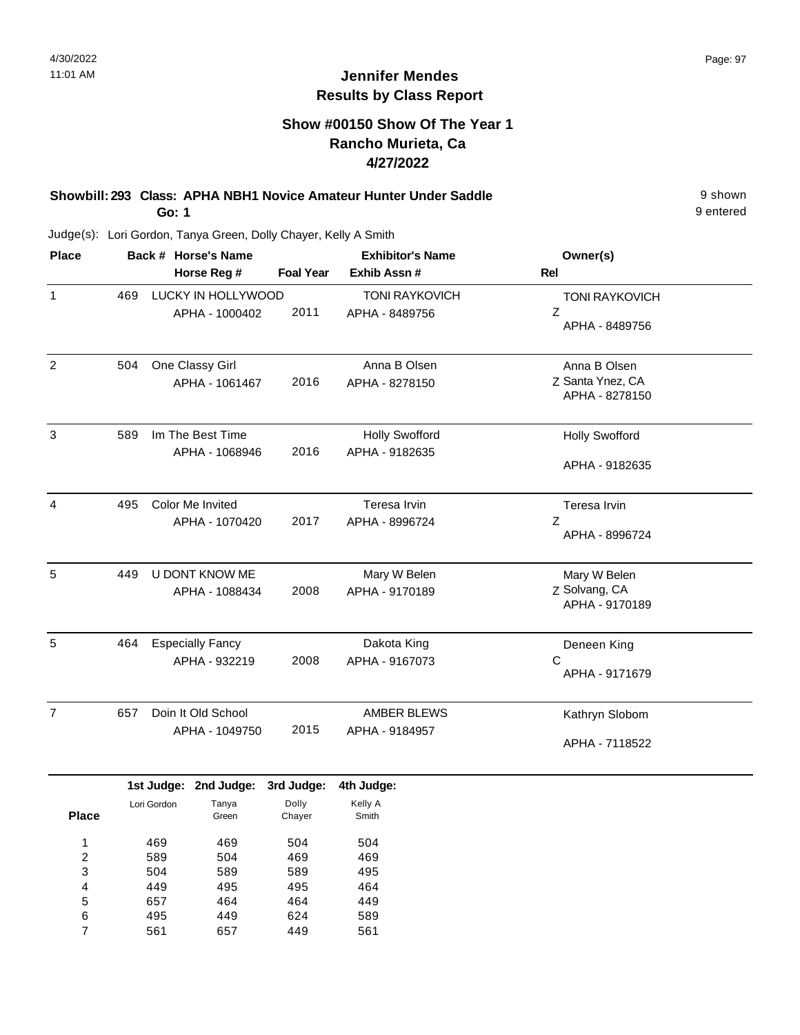# Jennifer Mendes
## Results by Class Report

### Show #00150 Show Of The Year 1
### Rancho Murieta, Ca
### 4/27/2022

**Showbill: 293 Class: APHA NBH1 Novice Amateur Hunter Under Saddle** — 9 shown

**Go: 1** — 9 entered

Judge(s): Lori Gordon, Tanya Green, Dolly Chayer, Kelly A Smith

| Place | Back # | Horse's Name / Horse Reg # | Foal Year | Exhibitor's Name / Exhib Assn # | Rel | Owner(s) |
|---|---|---|---|---|---|---|
| 1 | 469 | LUCKY IN HOLLYWOOD<br>APHA - 1000402 | 2011 | TONI RAYKOVICH<br>APHA - 8489756 | Z | TONI RAYKOVICH<br>APHA - 8489756 |
| 2 | 504 | One Classy Girl<br>APHA - 1061467 | 2016 | Anna B Olsen<br>APHA - 8278150 | Z | Anna B Olsen<br>Santa Ynez, CA<br>APHA - 8278150 |
| 3 | 589 | Im The Best Time<br>APHA - 1068946 | 2016 | Holly Swofford<br>APHA - 9182635 | | Holly Swofford<br>APHA - 9182635 |
| 4 | 495 | Color Me Invited<br>APHA - 1070420 | 2017 | Teresa Irvin<br>APHA - 8996724 | Z | Teresa Irvin<br>APHA - 8996724 |
| 5 | 449 | U DONT KNOW ME<br>APHA - 1088434 | 2008 | Mary W Belen<br>APHA - 9170189 | Z | Mary W Belen<br>Solvang, CA<br>APHA - 9170189 |
| 5 | 464 | Especially Fancy<br>APHA - 932219 | 2008 | Dakota King<br>APHA - 9167073 | C | Deneen King<br>APHA - 9171679 |
| 7 | 657 | Doin It Old School<br>APHA - 1049750 | 2015 | AMBER BLEWS<br>APHA - 9184957 | | Kathryn Slobom<br>APHA - 7118522 |

| Place | 1st Judge: Lori Gordon | 2nd Judge: Tanya Green | 3rd Judge: Dolly Chayer | 4th Judge: Kelly A Smith |
|---|---|---|---|---|
| 1 | 469 | 469 | 504 | 504 |
| 2 | 589 | 504 | 469 | 469 |
| 3 | 504 | 589 | 589 | 495 |
| 4 | 449 | 495 | 495 | 464 |
| 5 | 657 | 464 | 464 | 449 |
| 6 | 495 | 449 | 624 | 589 |
| 7 | 561 | 657 | 449 | 561 |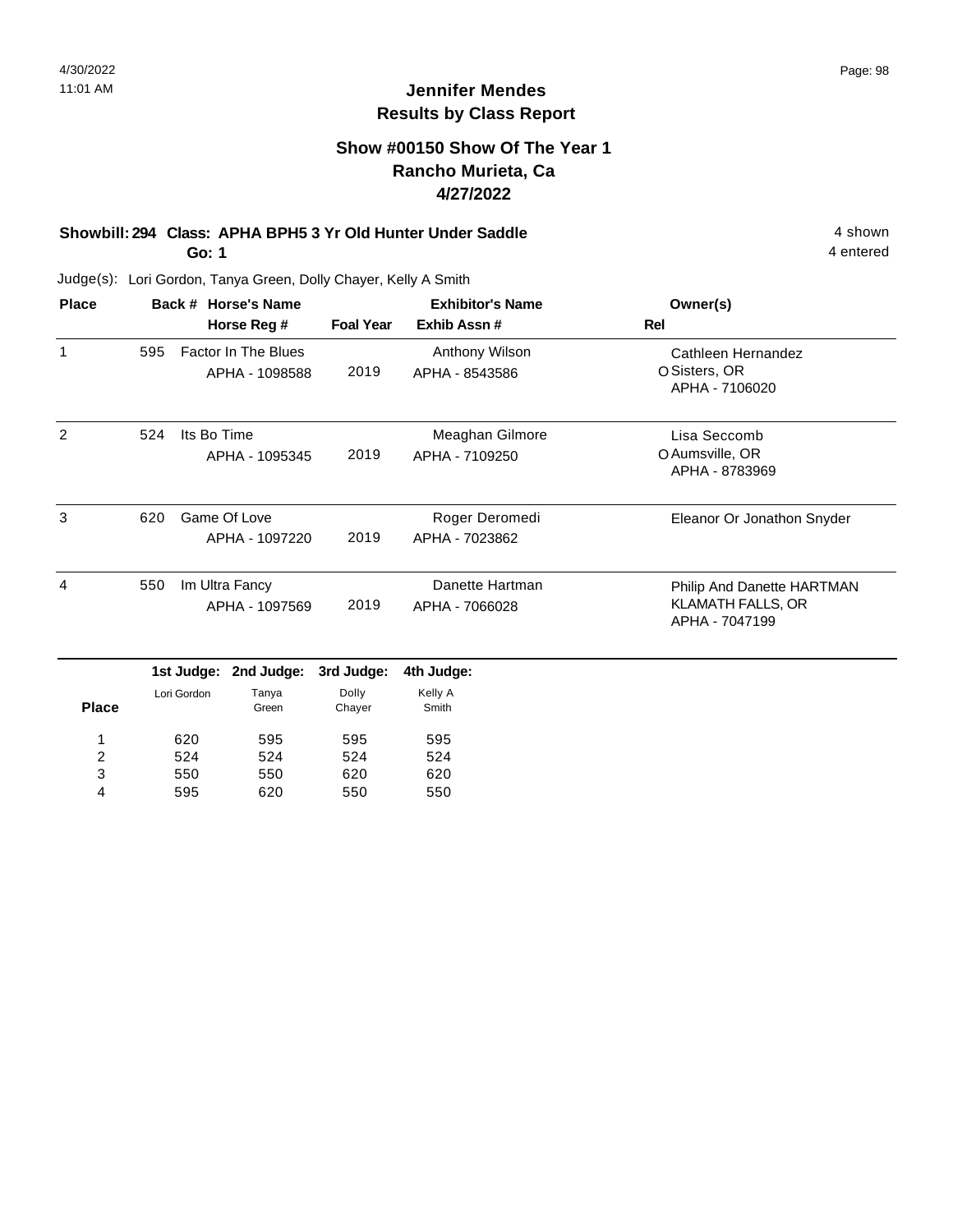## Jennifer Mendes
## Results by Class Report

### Show #00150 Show Of The Year 1
### Rancho Murieta, Ca
### 4/27/2022

**Showbill: 294 Class: APHA BPH5 3 Yr Old Hunter Under Saddle** — 4 shown

**Go: 1** — 4 entered

Judge(s): Lori Gordon, Tanya Green, Dolly Chayer, Kelly A Smith

| Place | Back # | Horse's Name / Horse Reg # | Foal Year | Exhibitor's Name / Exhib Assn # | Rel | Owner(s) |
|---|---|---|---|---|---|---|
| 1 | 595 | Factor In The Blues<br>APHA - 1098588 | 2019 | Anthony Wilson<br>APHA - 8543586 | O | Cathleen Hernandez<br>Sisters, OR<br>APHA - 7106020 |
| 2 | 524 | Its Bo Time<br>APHA - 1095345 | 2019 | Meaghan Gilmore<br>APHA - 7109250 | O | Lisa Seccomb<br>Aumsville, OR<br>APHA - 8783969 |
| 3 | 620 | Game Of Love<br>APHA - 1097220 | 2019 | Roger Deromedi<br>APHA - 7023862 | | Eleanor Or Jonathon Snyder |
| 4 | 550 | Im Ultra Fancy<br>APHA - 1097569 | 2019 | Danette Hartman<br>APHA - 7066028 | | Philip And Danette HARTMAN<br>KLAMATH FALLS, OR<br>APHA - 7047199 |

| Place | 1st Judge: Lori Gordon | 2nd Judge: Tanya Green | 3rd Judge: Dolly Chayer | 4th Judge: Kelly A Smith |
|---|---|---|---|---|
| 1 | 620 | 595 | 595 | 595 |
| 2 | 524 | 524 | 524 | 524 |
| 3 | 550 | 550 | 620 | 620 |
| 4 | 595 | 620 | 550 | 550 |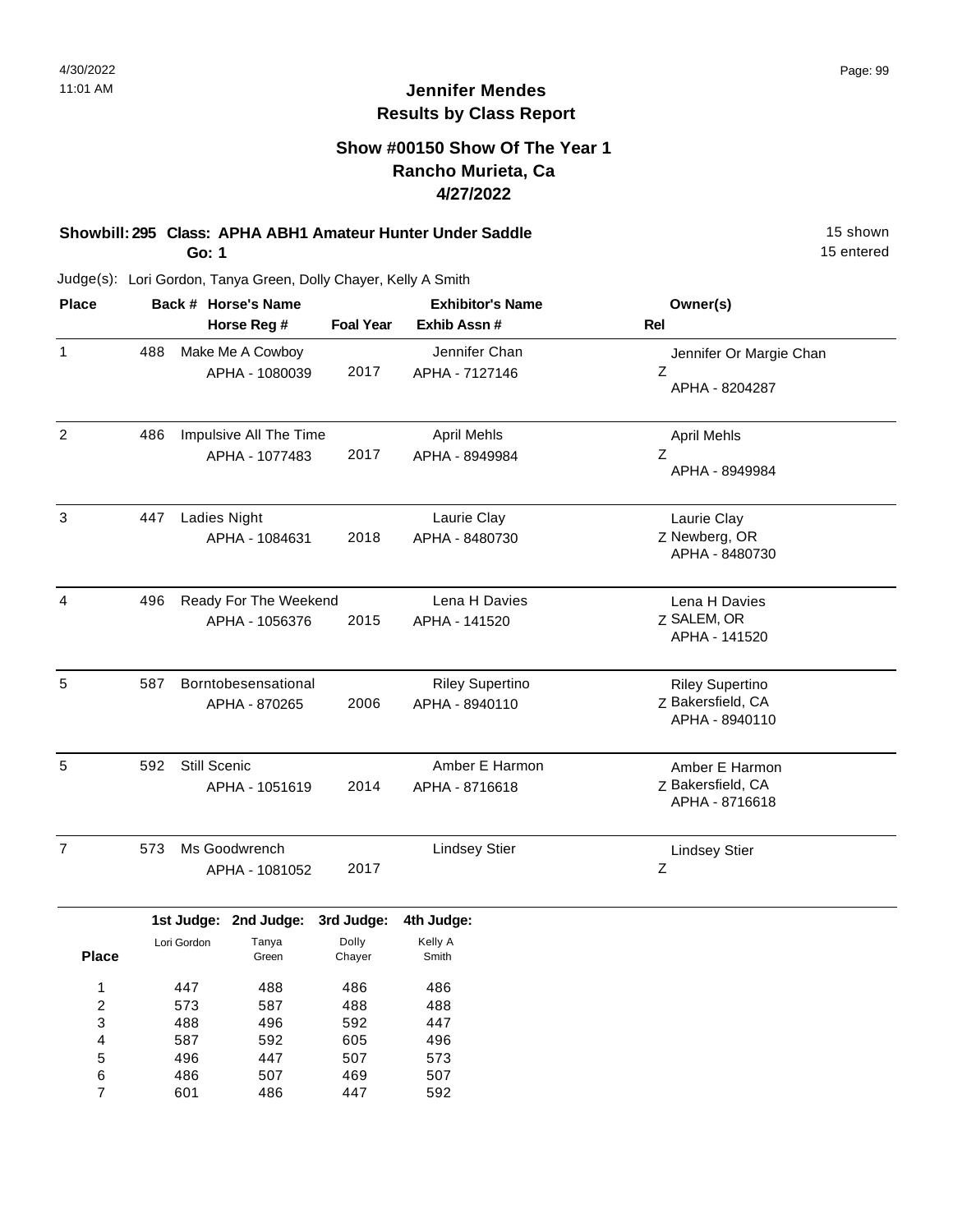# Jennifer Mendes
## Results by Class Report

### Show #00150 Show Of The Year 1
### Rancho Murieta, Ca
### 4/27/2022

**Showbill: 295 Class: APHA ABH1 Amateur Hunter Under Saddle** 15 shown

**Go: 1** 15 entered

Judge(s): Lori Gordon, Tanya Green, Dolly Chayer, Kelly A Smith

| Place | Back # | Horse's Name / Horse Reg # | Foal Year | Exhibitor's Name / Exhib Assn # | Owner(s) / Rel |
|---|---|---|---|---|---|
| 1 | 488 | Make Me A Cowboy<br>APHA - 1080039 | 2017 | Jennifer Chan<br>APHA - 7127146 | Jennifer Or Margie Chan<br>Z<br>APHA - 8204287 |
| 2 | 486 | Impulsive All The Time<br>APHA - 1077483 | 2017 | April Mehls<br>APHA - 8949984 | April Mehls<br>Z<br>APHA - 8949984 |
| 3 | 447 | Ladies Night<br>APHA - 1084631 | 2018 | Laurie Clay<br>APHA - 8480730 | Laurie Clay<br>Z Newberg, OR<br>APHA - 8480730 |
| 4 | 496 | Ready For The Weekend<br>APHA - 1056376 | 2015 | Lena H Davies<br>APHA - 141520 | Lena H Davies<br>Z SALEM, OR<br>APHA - 141520 |
| 5 | 587 | Borntobesensational<br>APHA - 870265 | 2006 | Riley Supertino<br>APHA - 8940110 | Riley Supertino<br>Z Bakersfield, CA<br>APHA - 8940110 |
| 5 | 592 | Still Scenic<br>APHA - 1051619 | 2014 | Amber E Harmon<br>APHA - 8716618 | Amber E Harmon<br>Z Bakersfield, CA<br>APHA - 8716618 |
| 7 | 573 | Ms Goodwrench<br>APHA - 1081052 | 2017 | Lindsey Stier | Lindsey Stier<br>Z |

| Place | 1st Judge: Lori Gordon | 2nd Judge: Tanya Green | 3rd Judge: Dolly Chayer | 4th Judge: Kelly A Smith |
|---|---|---|---|---|
| 1 | 447 | 488 | 486 | 486 |
| 2 | 573 | 587 | 488 | 488 |
| 3 | 488 | 496 | 592 | 447 |
| 4 | 587 | 592 | 605 | 496 |
| 5 | 496 | 447 | 507 | 573 |
| 6 | 486 | 507 | 469 | 507 |
| 7 | 601 | 486 | 447 | 592 |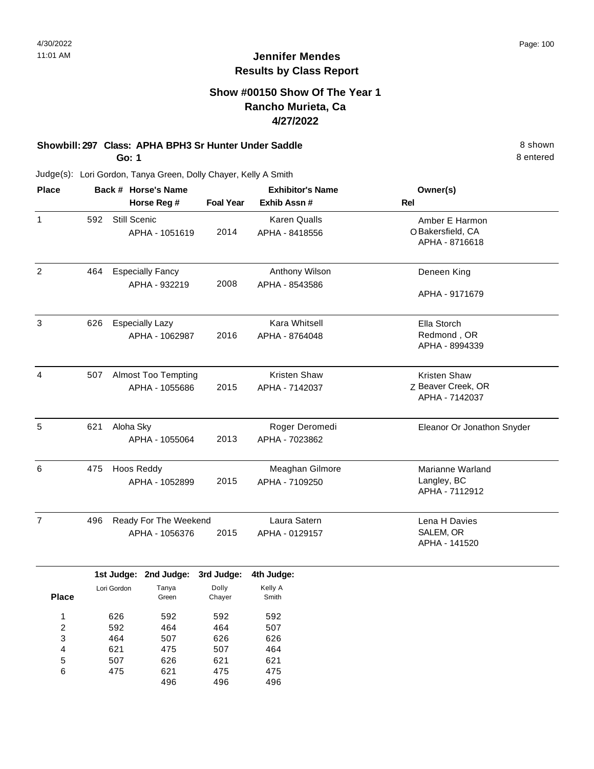# Jennifer Mendes
## Results by Class Report

### Show #00150 Show Of The Year 1
### Rancho Murieta, Ca
### 4/27/2022

**Showbill: 297 Class: APHA BPH3 Sr Hunter Under Saddle** — 8 shown

**Go: 1** — 8 entered

Judge(s): Lori Gordon, Tanya Green, Dolly Chayer, Kelly A Smith

| Place | Back # | Horse's Name / Horse Reg # | Foal Year | Exhibitor's Name / Exhib Assn # | Rel | Owner(s) |
|---|---|---|---|---|---|---|
| 1 | 592 | Still Scenic<br>APHA - 1051619 | 2014 | Karen Qualls<br>APHA - 8418556 | O | Amber E Harmon<br>Bakersfield, CA<br>APHA - 8716618 |
| 2 | 464 | Especially Fancy<br>APHA - 932219 | 2008 | Anthony Wilson<br>APHA - 8543586 | | Deneen King<br>APHA - 9171679 |
| 3 | 626 | Especially Lazy<br>APHA - 1062987 | 2016 | Kara Whitsell<br>APHA - 8764048 | | Ella Storch<br>Redmond , OR<br>APHA - 8994339 |
| 4 | 507 | Almost Too Tempting<br>APHA - 1055686 | 2015 | Kristen Shaw<br>APHA - 7142037 | Z | Kristen Shaw<br>Beaver Creek, OR<br>APHA - 7142037 |
| 5 | 621 | Aloha Sky<br>APHA - 1055064 | 2013 | Roger Deromedi<br>APHA - 7023862 | | Eleanor Or Jonathon Snyder |
| 6 | 475 | Hoos Reddy<br>APHA - 1052899 | 2015 | Meaghan Gilmore<br>APHA - 7109250 | | Marianne Warland<br>Langley, BC<br>APHA - 7112912 |
| 7 | 496 | Ready For The Weekend<br>APHA - 1056376 | 2015 | Laura Satern<br>APHA - 0129157 | | Lena H Davies<br>SALEM, OR<br>APHA - 141520 |

| Place | 1st Judge: Lori Gordon | 2nd Judge: Tanya Green | 3rd Judge: Dolly Chayer | 4th Judge: Kelly A Smith |
|---|---|---|---|---|
| 1 | 626 | 592 | 592 | 592 |
| 2 | 592 | 464 | 464 | 507 |
| 3 | 464 | 507 | 626 | 626 |
| 4 | 621 | 475 | 507 | 464 |
| 5 | 507 | 626 | 621 | 621 |
| 6 | 475 | 621 | 475 | 475 |
| | | 496 | 496 | 496 |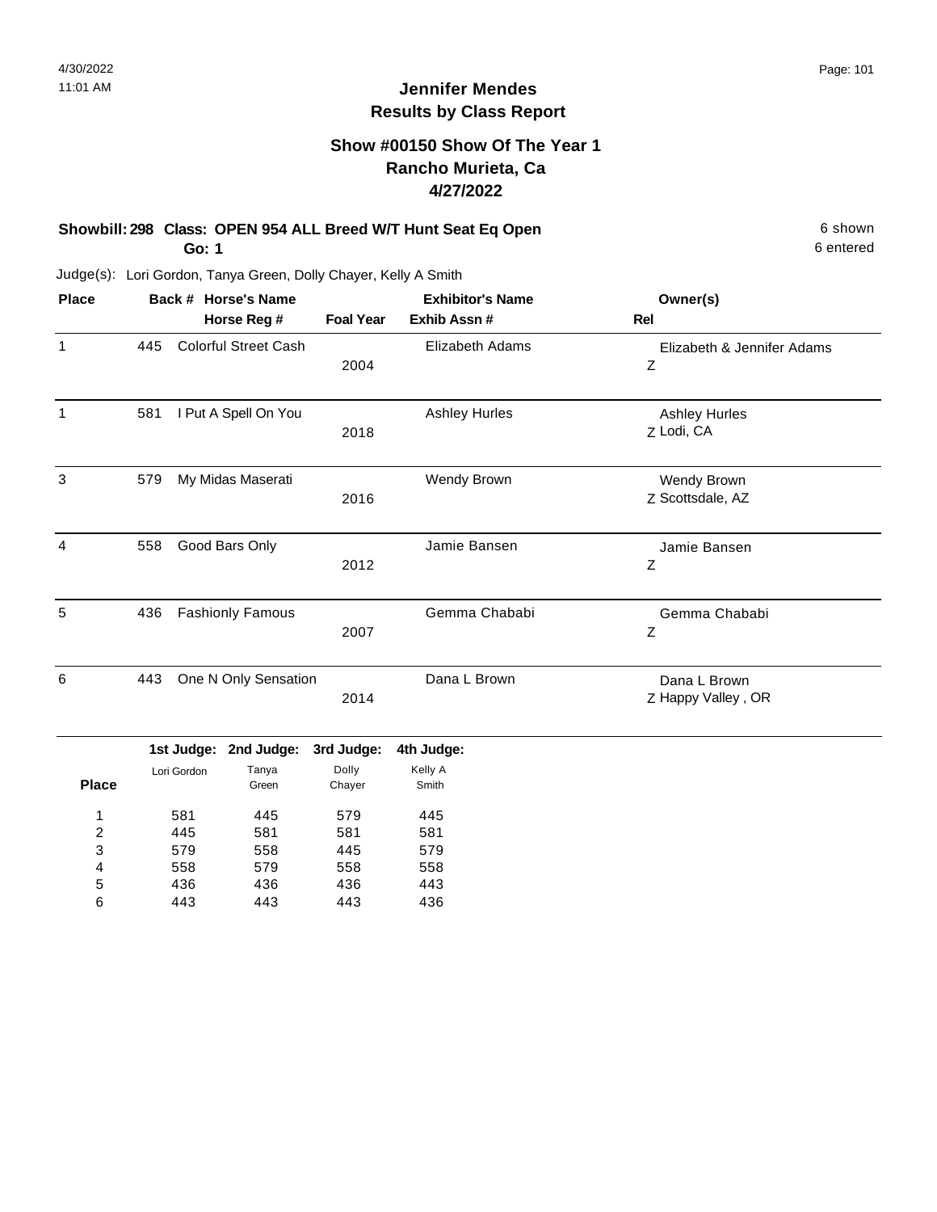# Jennifer Mendes
## Results by Class Report

### Show #00150 Show Of The Year 1
### Rancho Murieta, Ca
### 4/27/2022

**Showbill: 298 Class: OPEN 954 ALL Breed W/T Hunt Seat Eq Open** — 6 shown

**Go: 1** — 6 entered

Judge(s): Lori Gordon, Tanya Green, Dolly Chayer, Kelly A Smith

| Place | Back # | Horse's Name / Horse Reg # | Foal Year | Exhibitor's Name / Exhib Assn # | Owner(s) / Rel |
|---|---|---|---|---|---|
| 1 | 445 | Colorful Street Cash | 2004 | Elizabeth Adams | Elizabeth & Jennifer Adams<br>Z |
| 1 | 581 | I Put A Spell On You | 2018 | Ashley Hurles | Ashley Hurles<br>Z Lodi, CA |
| 3 | 579 | My Midas Maserati | 2016 | Wendy Brown | Wendy Brown<br>Z Scottsdale, AZ |
| 4 | 558 | Good Bars Only | 2012 | Jamie Bansen | Jamie Bansen<br>Z |
| 5 | 436 | Fashionly Famous | 2007 | Gemma Chababi | Gemma Chababi<br>Z |
| 6 | 443 | One N Only Sensation | 2014 | Dana L Brown | Dana L Brown<br>Z Happy Valley , OR |

| Place | 1st Judge: Lori Gordon | 2nd Judge: Tanya Green | 3rd Judge: Dolly Chayer | 4th Judge: Kelly A Smith |
|---|---|---|---|---|
| 1 | 581 | 445 | 579 | 445 |
| 2 | 445 | 581 | 581 | 581 |
| 3 | 579 | 558 | 445 | 579 |
| 4 | 558 | 579 | 558 | 558 |
| 5 | 436 | 436 | 436 | 443 |
| 6 | 443 | 443 | 443 | 436 |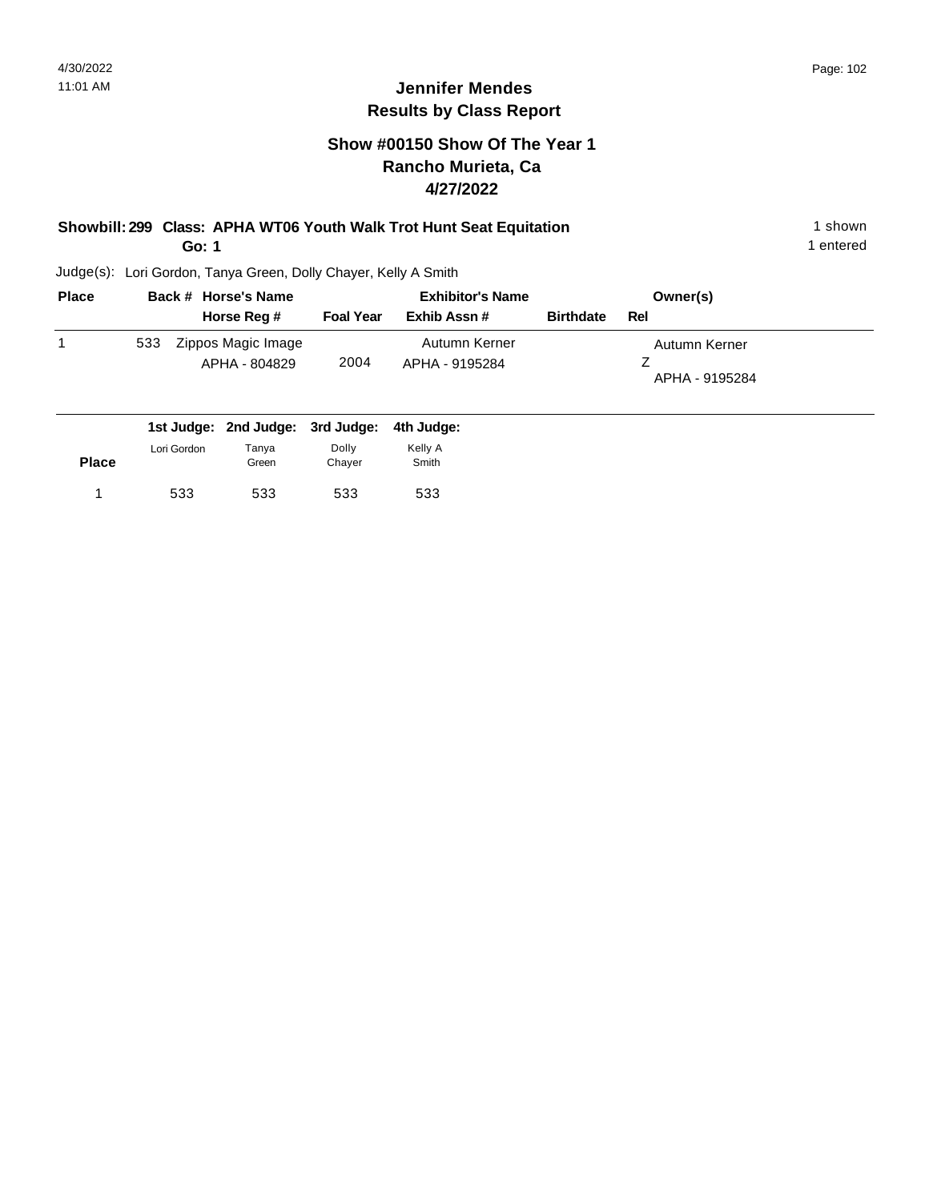## Jennifer Mendes
## Results by Class Report

### Show #00150 Show Of The Year 1
### Rancho Murieta, Ca
### 4/27/2022

**Showbill: 299 Class: APHA WT06 Youth Walk Trot Hunt Seat Equitation** 1 shown

**Go: 1** 1 entered

Judge(s): Lori Gordon, Tanya Green, Dolly Chayer, Kelly A Smith

| Place | Back # | Horse's Name / Horse Reg # | Foal Year | Exhibitor's Name / Exhib Assn # | Birthdate | Owner(s) / Rel |
|---|---|---|---|---|---|---|
| 1 | 533 | Zippos Magic Image<br>APHA - 804829 | 2004 | Autumn Kerner<br>APHA - 9195284 | | Autumn Kerner<br>Z<br>APHA - 9195284 |

| Place | 1st Judge: Lori Gordon | 2nd Judge: Tanya Green | 3rd Judge: Dolly Chayer | 4th Judge: Kelly A Smith |
|---|---|---|---|---|
| 1 | 533 | 533 | 533 | 533 |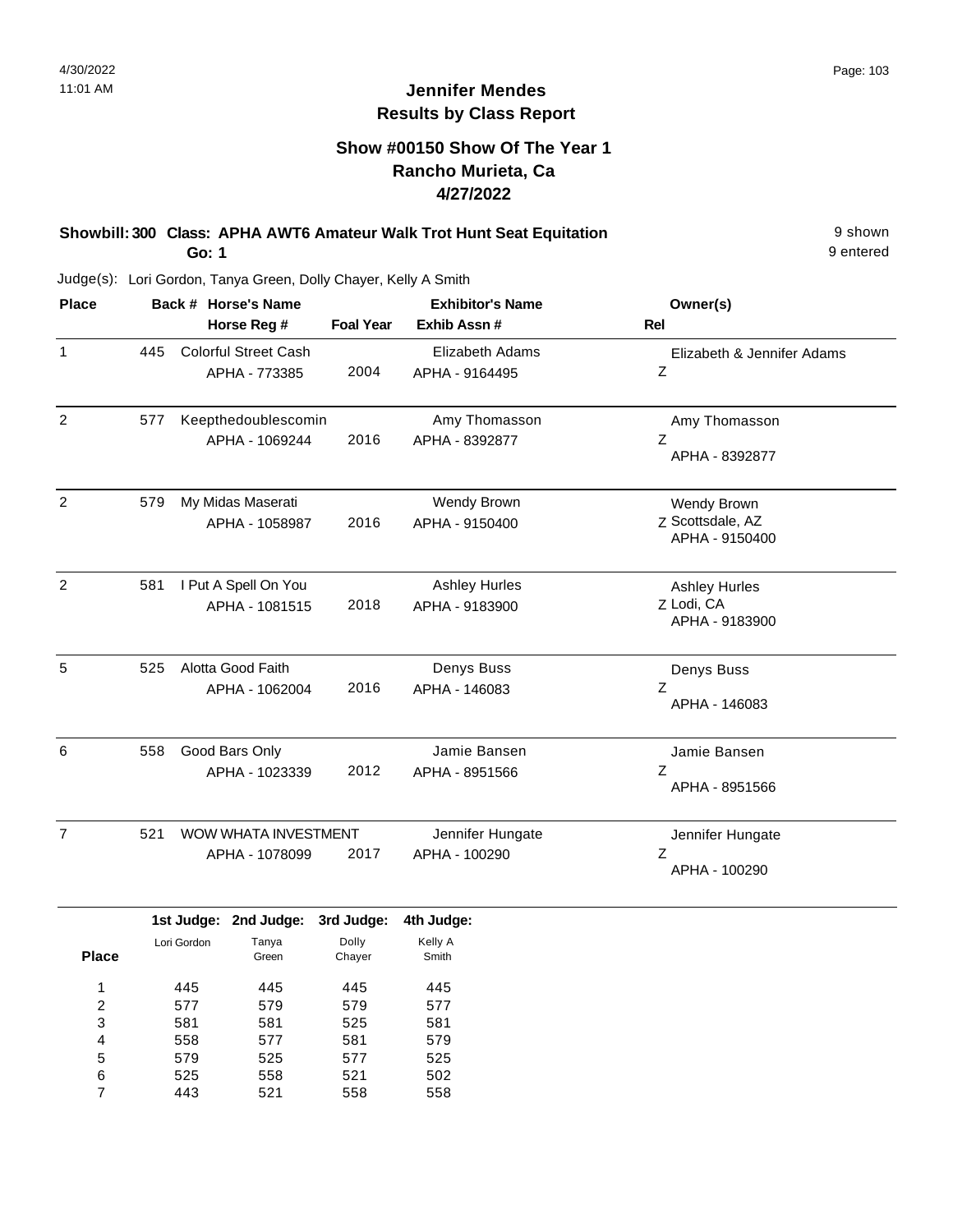4/30/2022
11:01 AM

# Jennifer Mendes
## Results by Class Report

### Show #00150 Show Of The Year 1
### Rancho Murieta, Ca
### 4/27/2022

**Showbill: 300 Class: APHA AWT6 Amateur Walk Trot Hunt Seat Equitation** — 9 shown, 9 entered

**Go: 1**

Judge(s): Lori Gordon, Tanya Green, Dolly Chayer, Kelly A Smith

| Place | Back # | Horse's Name / Horse Reg # | Foal Year | Exhibitor's Name / Exhib Assn # | Owner(s) / Rel |
|---|---|---|---|---|---|
| 1 | 445 | Colorful Street Cash<br>APHA - 773385 | 2004 | Elizabeth Adams<br>APHA - 9164495 | Elizabeth & Jennifer Adams<br>Z |
| 2 | 577 | Keepthedoublescomin<br>APHA - 1069244 | 2016 | Amy Thomasson<br>APHA - 8392877 | Amy Thomasson<br>Z<br>APHA - 8392877 |
| 2 | 579 | My Midas Maserati<br>APHA - 1058987 | 2016 | Wendy Brown<br>APHA - 9150400 | Wendy Brown<br>Z Scottsdale, AZ<br>APHA - 9150400 |
| 2 | 581 | I Put A Spell On You<br>APHA - 1081515 | 2018 | Ashley Hurles<br>APHA - 9183900 | Ashley Hurles<br>Z Lodi, CA<br>APHA - 9183900 |
| 5 | 525 | Alotta Good Faith<br>APHA - 1062004 | 2016 | Denys Buss<br>APHA - 146083 | Denys Buss<br>Z<br>APHA - 146083 |
| 6 | 558 | Good Bars Only<br>APHA - 1023339 | 2012 | Jamie Bansen<br>APHA - 8951566 | Jamie Bansen<br>Z<br>APHA - 8951566 |
| 7 | 521 | WOW WHATA INVESTMENT<br>APHA - 1078099 | 2017 | Jennifer Hungate<br>APHA - 100290 | Jennifer Hungate<br>Z<br>APHA - 100290 |

| Place | 1st Judge: Lori Gordon | 2nd Judge: Tanya Green | 3rd Judge: Dolly Chayer | 4th Judge: Kelly A Smith |
|---|---|---|---|---|
| 1 | 445 | 445 | 445 | 445 |
| 2 | 577 | 579 | 579 | 577 |
| 3 | 581 | 581 | 525 | 581 |
| 4 | 558 | 577 | 581 | 579 |
| 5 | 579 | 525 | 577 | 525 |
| 6 | 525 | 558 | 521 | 502 |
| 7 | 443 | 521 | 558 | 558 |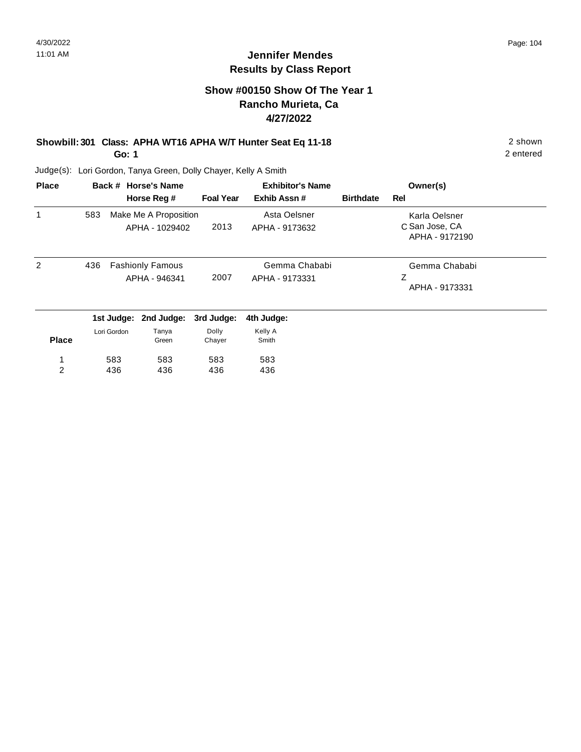## Jennifer Mendes
## Results by Class Report

### Show #00150 Show Of The Year 1
### Rancho Murieta, Ca
### 4/27/2022

**Showbill: 301 Class: APHA WT16 APHA W/T Hunter Seat Eq 11-18** — 2 shown

**Go: 1** — 2 entered

Judge(s): Lori Gordon, Tanya Green, Dolly Chayer, Kelly A Smith

| Place | Back # | Horse's Name / Horse Reg # | Foal Year | Exhibitor's Name / Exhib Assn # | Birthdate | Rel | Owner(s) |
|---|---|---|---|---|---|---|---|
| 1 | 583 | Make Me A Proposition<br>APHA - 1029402 | 2013 | Asta Oelsner<br>APHA - 9173632 | | C | Karla Oelsner<br>San Jose, CA<br>APHA - 9172190 |
| 2 | 436 | Fashionly Famous<br>APHA - 946341 | 2007 | Gemma Chababi<br>APHA - 9173331 | | Z | Gemma Chababi<br>APHA - 9173331 |

| Place | 1st Judge: Lori Gordon | 2nd Judge: Tanya Green | 3rd Judge: Dolly Chayer | 4th Judge: Kelly A Smith |
|---|---|---|---|---|
| 1 | 583 | 583 | 583 | 583 |
| 2 | 436 | 436 | 436 | 436 |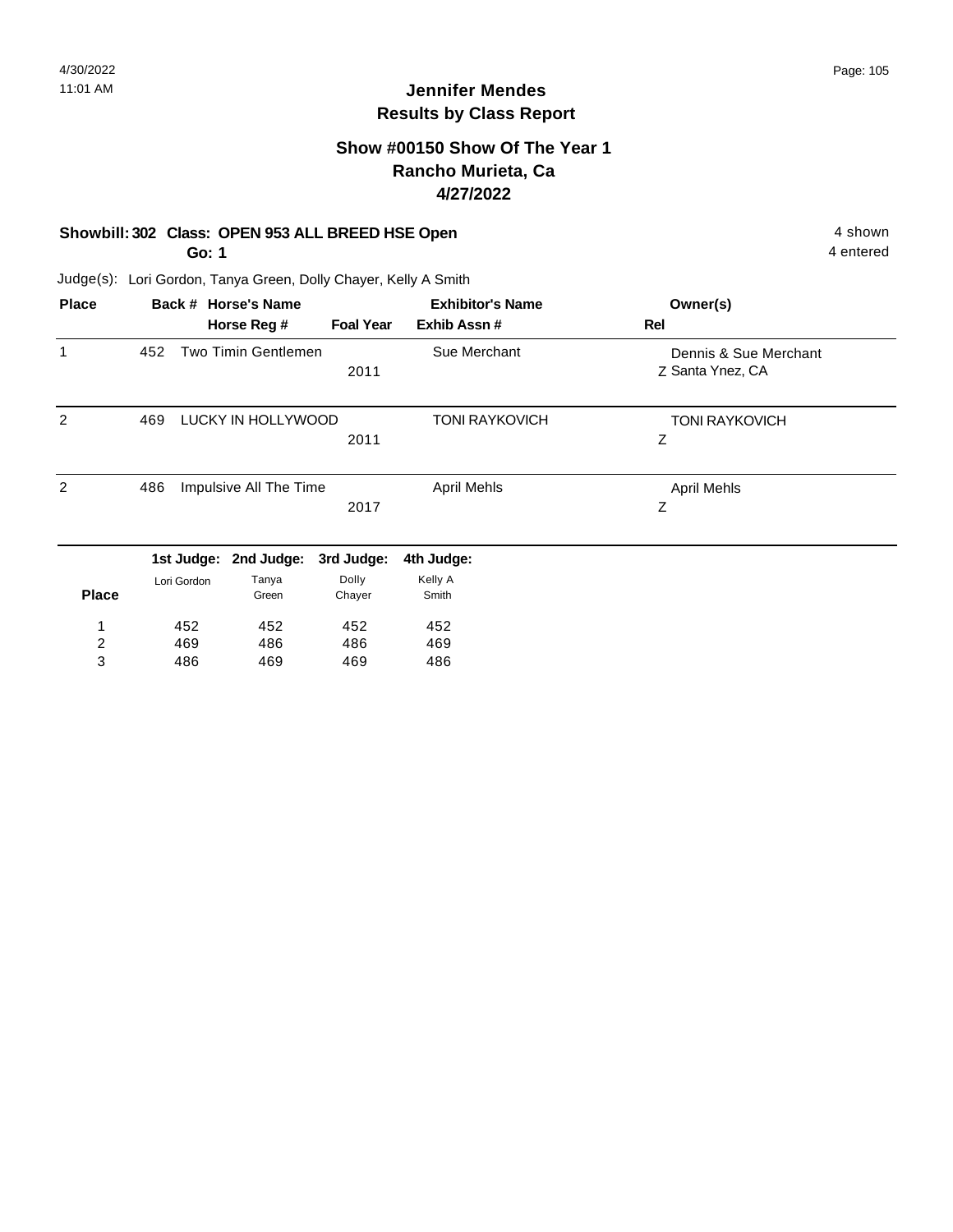# Jennifer Mendes
## Results by Class Report

### Show #00150 Show Of The Year 1
### Rancho Murieta, Ca
### 4/27/2022

**Showbill: 302 Class: OPEN 953 ALL BREED HSE Open** — 4 shown

**Go: 1** — 4 entered

Judge(s): Lori Gordon, Tanya Green, Dolly Chayer, Kelly A Smith

| Place | Back # | Horse's Name / Horse Reg # | Foal Year | Exhibitor's Name / Exhib Assn # | Owner(s) / Rel |
|---|---|---|---|---|---|
| 1 | 452 | Two Timin Gentlemen | 2011 | Sue Merchant | Dennis & Sue Merchant Z Santa Ynez, CA |
| 2 | 469 | LUCKY IN HOLLYWOOD | 2011 | TONI RAYKOVICH | TONI RAYKOVICH Z |
| 2 | 486 | Impulsive All The Time | 2017 | April Mehls | April Mehls Z |

| Place | 1st Judge: Lori Gordon | 2nd Judge: Tanya Green | 3rd Judge: Dolly Chayer | 4th Judge: Kelly A Smith |
|---|---|---|---|---|
| 1 | 452 | 452 | 452 | 452 |
| 2 | 469 | 486 | 486 | 469 |
| 3 | 486 | 469 | 469 | 486 |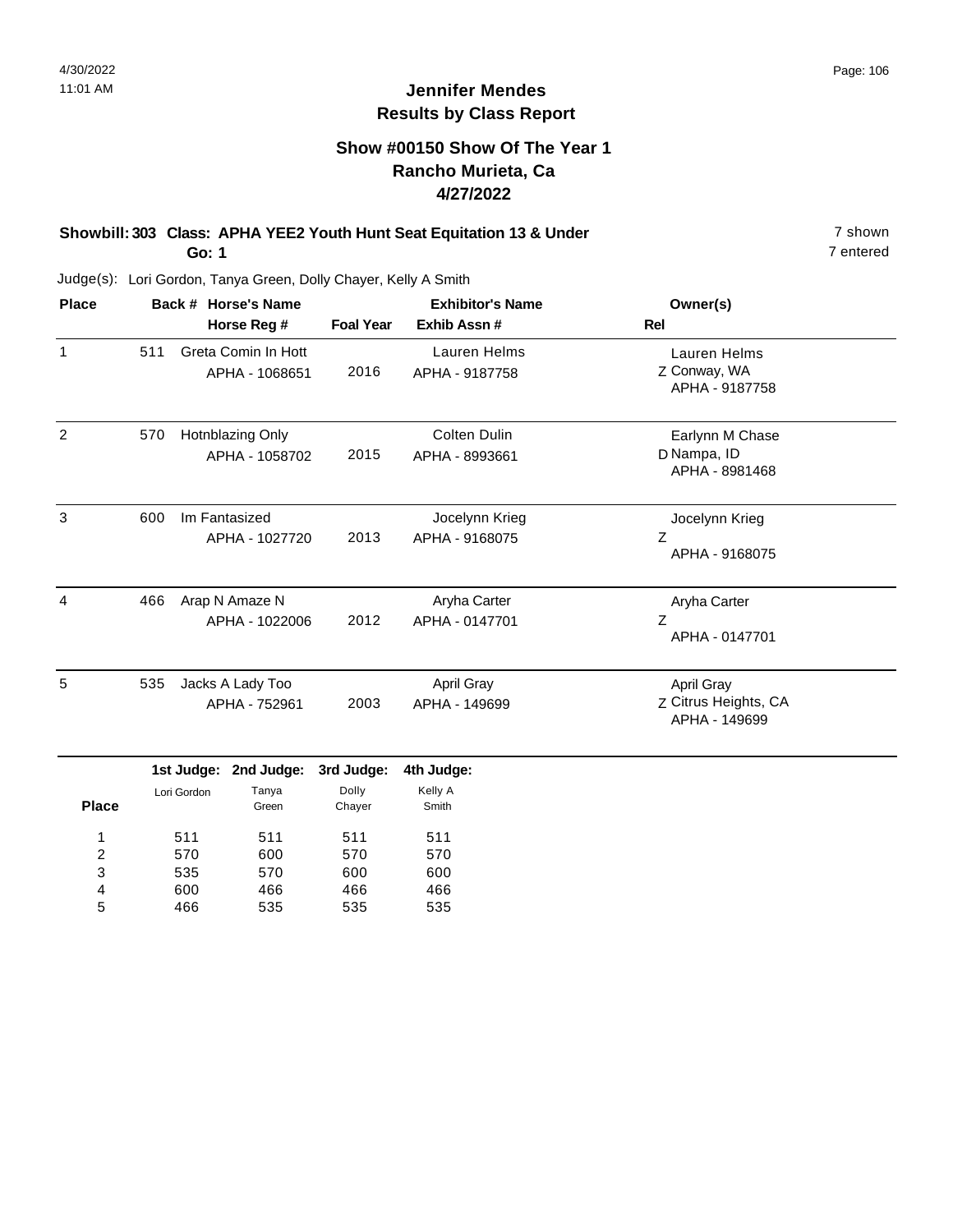4/30/2022
11:01 AM

# Jennifer Mendes
## Results by Class Report

### Show #00150 Show Of The Year 1
### Rancho Murieta, Ca
### 4/27/2022

**Showbill: 303 Class: APHA YEE2 Youth Hunt Seat Equitation 13 & Under** — 7 shown, 7 entered
**Go: 1**

Judge(s): Lori Gordon, Tanya Green, Dolly Chayer, Kelly A Smith

| Place | Back # | Horse's Name / Horse Reg # | Foal Year | Exhibitor's Name / Exhib Assn # | Rel | Owner(s) |
|---|---|---|---|---|---|---|
| 1 | 511 | Greta Comin In Hott<br>APHA - 1068651 | 2016 | Lauren Helms<br>APHA - 9187758 | Z | Lauren Helms<br>Conway, WA<br>APHA - 9187758 |
| 2 | 570 | Hotnblazing Only<br>APHA - 1058702 | 2015 | Colten Dulin<br>APHA - 8993661 | D | Earlynn M Chase<br>Nampa, ID<br>APHA - 8981468 |
| 3 | 600 | Im Fantasized<br>APHA - 1027720 | 2013 | Jocelynn Krieg<br>APHA - 9168075 | Z | Jocelynn Krieg<br>APHA - 9168075 |
| 4 | 466 | Arap N Amaze N<br>APHA - 1022006 | 2012 | Aryha Carter<br>APHA - 0147701 | Z | Aryha Carter<br>APHA - 0147701 |
| 5 | 535 | Jacks A Lady Too<br>APHA - 752961 | 2003 | April Gray<br>APHA - 149699 | Z | April Gray<br>Citrus Heights, CA<br>APHA - 149699 |

| Place | 1st Judge: Lori Gordon | 2nd Judge: Tanya Green | 3rd Judge: Dolly Chayer | 4th Judge: Kelly A Smith |
|---|---|---|---|---|
| 1 | 511 | 511 | 511 | 511 |
| 2 | 570 | 600 | 570 | 570 |
| 3 | 535 | 570 | 600 | 600 |
| 4 | 600 | 466 | 466 | 466 |
| 5 | 466 | 535 | 535 | 535 |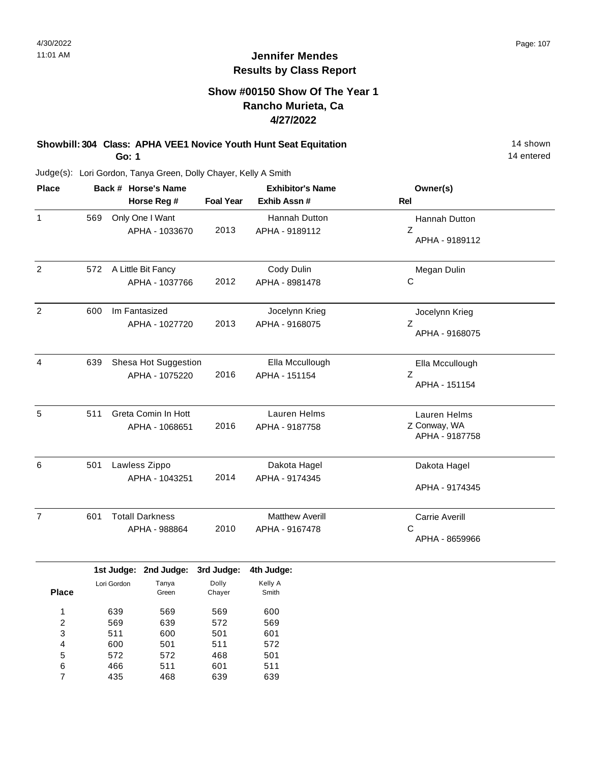# Jennifer Mendes
## Results by Class Report

### Show #00150 Show Of The Year 1
### Rancho Murieta, Ca
### 4/27/2022

**Showbill: 304 Class: APHA VEE1 Novice Youth Hunt Seat Equitation** 14 shown

**Go: 1** 14 entered

Judge(s): Lori Gordon, Tanya Green, Dolly Chayer, Kelly A Smith

| Place | Back # | Horse's Name / Horse Reg # | Foal Year | Exhibitor's Name / Exhib Assn # | Owner(s) / Rel |
|---|---|---|---|---|---|
| 1 | 569 | Only One I Want<br>APHA - 1033670 | 2013 | Hannah Dutton<br>APHA - 9189112 | Hannah Dutton<br>Z<br>APHA - 9189112 |
| 2 | 572 | A Little Bit Fancy<br>APHA - 1037766 | 2012 | Cody Dulin<br>APHA - 8981478 | Megan Dulin<br>C |
| 2 | 600 | Im Fantasized<br>APHA - 1027720 | 2013 | Jocelynn Krieg<br>APHA - 9168075 | Jocelynn Krieg<br>Z<br>APHA - 9168075 |
| 4 | 639 | Shesa Hot Suggestion<br>APHA - 1075220 | 2016 | Ella Mccullough<br>APHA - 151154 | Ella Mccullough<br>Z<br>APHA - 151154 |
| 5 | 511 | Greta Comin In Hott<br>APHA - 1068651 | 2016 | Lauren Helms<br>APHA - 9187758 | Lauren Helms<br>Z Conway, WA<br>APHA - 9187758 |
| 6 | 501 | Lawless Zippo<br>APHA - 1043251 | 2014 | Dakota Hagel<br>APHA - 9174345 | Dakota Hagel<br>APHA - 9174345 |
| 7 | 601 | Totall Darkness<br>APHA - 988864 | 2010 | Matthew Averill<br>APHA - 9167478 | Carrie Averill<br>C<br>APHA - 8659966 |

| Place | 1st Judge: Lori Gordon | 2nd Judge: Tanya Green | 3rd Judge: Dolly Chayer | 4th Judge: Kelly A Smith |
|---|---|---|---|---|
| 1 | 639 | 569 | 569 | 600 |
| 2 | 569 | 639 | 572 | 569 |
| 3 | 511 | 600 | 501 | 601 |
| 4 | 600 | 501 | 511 | 572 |
| 5 | 572 | 572 | 468 | 501 |
| 6 | 466 | 511 | 601 | 511 |
| 7 | 435 | 468 | 639 | 639 |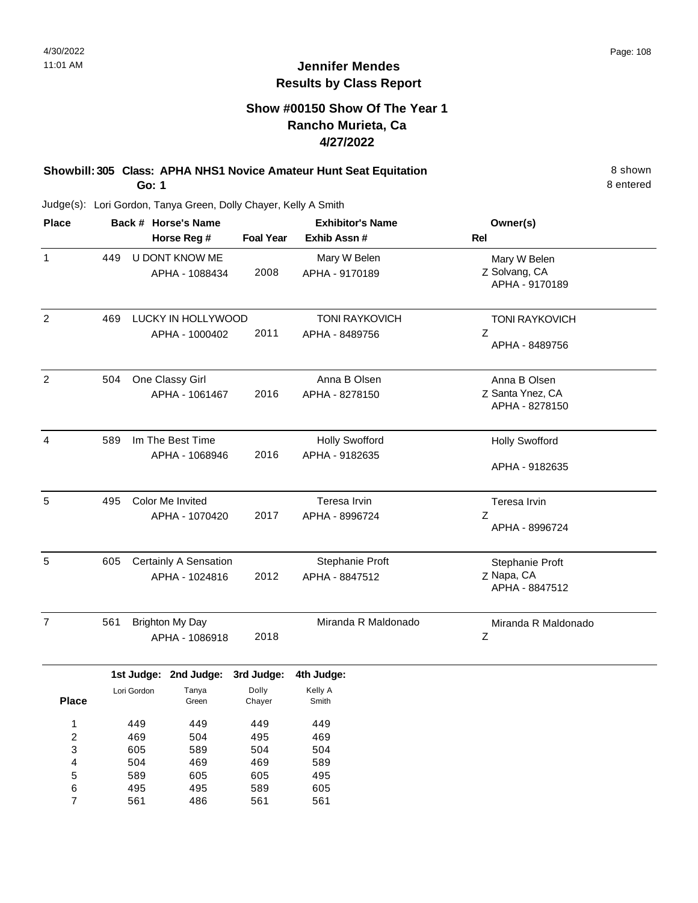# Jennifer Mendes
## Results by Class Report

### Show #00150 Show Of The Year 1
### Rancho Murieta, Ca
### 4/27/2022

**Showbill: 305 Class: APHA NHS1 Novice Amateur Hunt Seat Equitation** 8 shown
**Go: 1** 8 entered

Judge(s): Lori Gordon, Tanya Green, Dolly Chayer, Kelly A Smith

| Place | Back # | Horse's Name / Horse Reg # | Foal Year | Exhibitor's Name / Exhib Assn # | Rel | Owner(s) |
|---|---|---|---|---|---|---|
| 1 | 449 | U DONT KNOW ME<br>APHA - 1088434 | 2008 | Mary W Belen<br>APHA - 9170189 | Z | Mary W Belen<br>Solvang, CA<br>APHA - 9170189 |
| 2 | 469 | LUCKY IN HOLLYWOOD<br>APHA - 1000402 | 2011 | TONI RAYKOVICH<br>APHA - 8489756 | Z | TONI RAYKOVICH<br>APHA - 8489756 |
| 2 | 504 | One Classy Girl<br>APHA - 1061467 | 2016 | Anna B Olsen<br>APHA - 8278150 | Z | Anna B Olsen<br>Santa Ynez, CA<br>APHA - 8278150 |
| 4 | 589 | Im The Best Time<br>APHA - 1068946 | 2016 | Holly Swofford<br>APHA - 9182635 | | Holly Swofford<br>APHA - 9182635 |
| 5 | 495 | Color Me Invited<br>APHA - 1070420 | 2017 | Teresa Irvin<br>APHA - 8996724 | Z | Teresa Irvin<br>APHA - 8996724 |
| 5 | 605 | Certainly A Sensation<br>APHA - 1024816 | 2012 | Stephanie Proft<br>APHA - 8847512 | Z | Stephanie Proft<br>Napa, CA<br>APHA - 8847512 |
| 7 | 561 | Brighton My Day<br>APHA - 1086918 | 2018 | Miranda R Maldonado | Z | Miranda R Maldonado |

| Place | 1st Judge: Lori Gordon | 2nd Judge: Tanya Green | 3rd Judge: Dolly Chayer | 4th Judge: Kelly A Smith |
|---|---|---|---|---|
| 1 | 449 | 449 | 449 | 449 |
| 2 | 469 | 504 | 495 | 469 |
| 3 | 605 | 589 | 504 | 504 |
| 4 | 504 | 469 | 469 | 589 |
| 5 | 589 | 605 | 605 | 495 |
| 6 | 495 | 495 | 589 | 605 |
| 7 | 561 | 486 | 561 | 561 |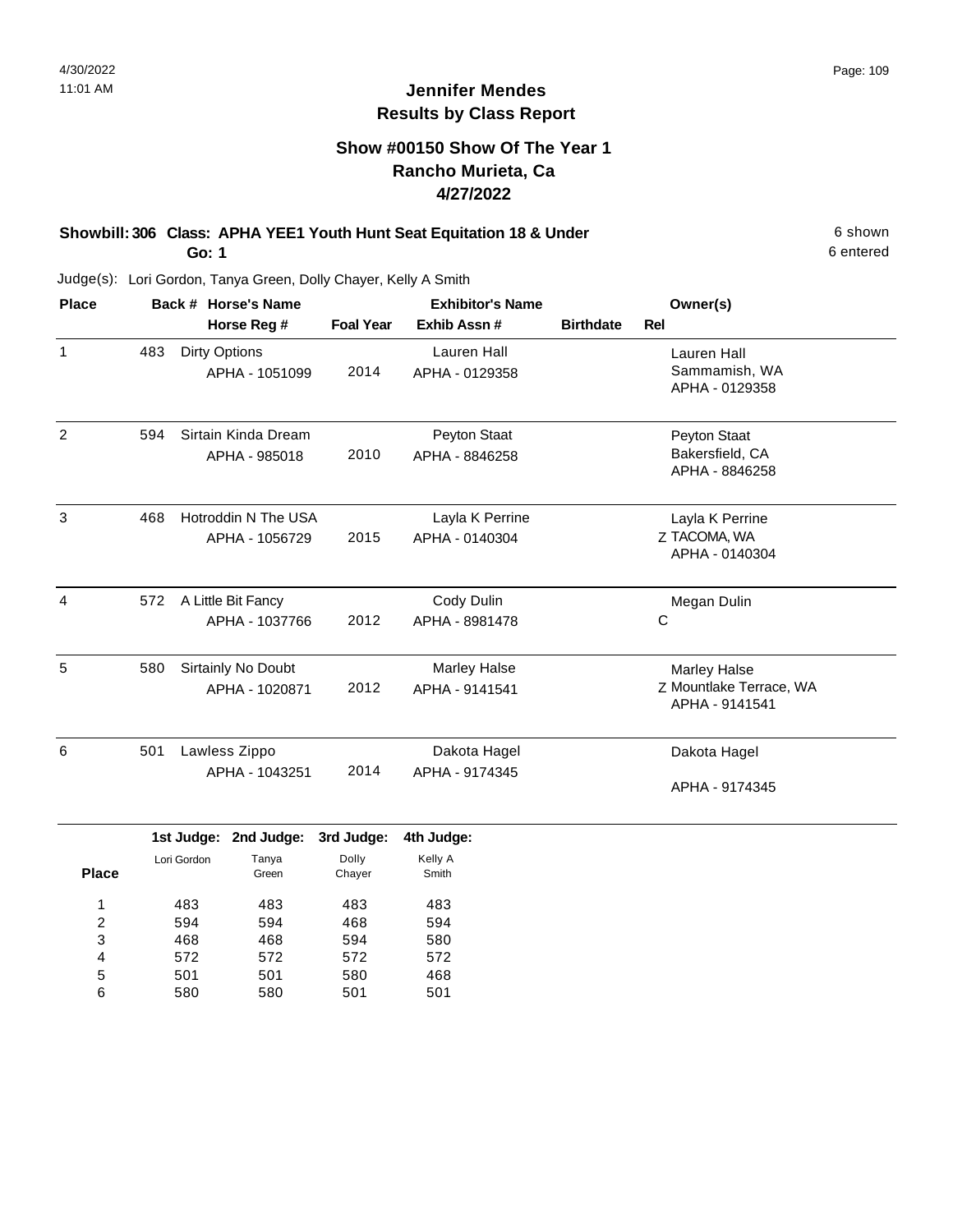# Jennifer Mendes
## Results by Class Report

### Show #00150 Show Of The Year 1
### Rancho Murieta, Ca
### 4/27/2022

**Showbill: 306 Class: APHA YEE1 Youth Hunt Seat Equitation 18 & Under** — 6 shown

**Go: 1** — 6 entered

Judge(s): Lori Gordon, Tanya Green, Dolly Chayer, Kelly A Smith

| Place | Back # | Horse's Name / Horse Reg # | Foal Year | Exhibitor's Name / Exhib Assn # | Birthdate | Rel | Owner(s) |
|---|---|---|---|---|---|---|---|
| 1 | 483 | Dirty Options<br>APHA - 1051099 | 2014 | Lauren Hall<br>APHA - 0129358 | | | Lauren Hall<br>Sammamish, WA<br>APHA - 0129358 |
| 2 | 594 | Sirtain Kinda Dream<br>APHA - 985018 | 2010 | Peyton Staat<br>APHA - 8846258 | | | Peyton Staat<br>Bakersfield, CA<br>APHA - 8846258 |
| 3 | 468 | Hotroddin N The USA<br>APHA - 1056729 | 2015 | Layla K Perrine<br>APHA - 0140304 | | Z | Layla K Perrine<br>TACOMA, WA<br>APHA - 0140304 |
| 4 | 572 | A Little Bit Fancy<br>APHA - 1037766 | 2012 | Cody Dulin<br>APHA - 8981478 | | C | Megan Dulin |
| 5 | 580 | Sirtainly No Doubt<br>APHA - 1020871 | 2012 | Marley Halse<br>APHA - 9141541 | | Z | Marley Halse<br>Mountlake Terrace, WA<br>APHA - 9141541 |
| 6 | 501 | Lawless Zippo<br>APHA - 1043251 | 2014 | Dakota Hagel<br>APHA - 9174345 | | | Dakota Hagel<br>APHA - 9174345 |

| Place | 1st Judge: Lori Gordon | 2nd Judge: Tanya Green | 3rd Judge: Dolly Chayer | 4th Judge: Kelly A Smith |
|---|---|---|---|---|
| 1 | 483 | 483 | 483 | 483 |
| 2 | 594 | 594 | 468 | 594 |
| 3 | 468 | 468 | 594 | 580 |
| 4 | 572 | 572 | 572 | 572 |
| 5 | 501 | 501 | 580 | 468 |
| 6 | 580 | 580 | 501 | 501 |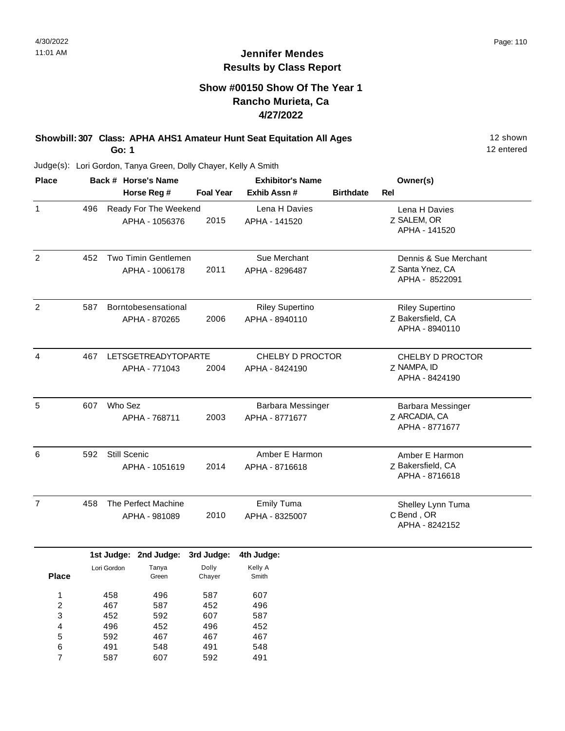# Jennifer Mendes
## Results by Class Report

### Show #00150 Show Of The Year 1
### Rancho Murieta, Ca
### 4/27/2022

**Showbill: 307 Class: APHA AHS1 Amateur Hunt Seat Equitation All Ages** — 12 shown, 12 entered

**Go: 1**

Judge(s): Lori Gordon, Tanya Green, Dolly Chayer, Kelly A Smith

| Place | Back # | Horse's Name / Horse Reg # | Foal Year | Exhibitor's Name / Exhib Assn # | Birthdate | Rel | Owner(s) |
|---|---|---|---|---|---|---|---|
| 1 | 496 | Ready For The Weekend<br>APHA - 1056376 | 2015 | Lena H Davies<br>APHA - 141520 | | Z | Lena H Davies<br>SALEM, OR<br>APHA - 141520 |
| 2 | 452 | Two Timin Gentlemen<br>APHA - 1006178 | 2011 | Sue Merchant<br>APHA - 8296487 | | Z | Dennis & Sue Merchant<br>Santa Ynez, CA<br>APHA - 8522091 |
| 2 | 587 | Borntobesensational<br>APHA - 870265 | 2006 | Riley Supertino<br>APHA - 8940110 | | Z | Riley Supertino<br>Bakersfield, CA<br>APHA - 8940110 |
| 4 | 467 | LETSGETREADYTOPARTE<br>APHA - 771043 | 2004 | CHELBY D PROCTOR<br>APHA - 8424190 | | Z | CHELBY D PROCTOR<br>NAMPA, ID<br>APHA - 8424190 |
| 5 | 607 | Who Sez<br>APHA - 768711 | 2003 | Barbara Messinger<br>APHA - 8771677 | | Z | Barbara Messinger<br>ARCADIA, CA<br>APHA - 8771677 |
| 6 | 592 | Still Scenic<br>APHA - 1051619 | 2014 | Amber E Harmon<br>APHA - 8716618 | | Z | Amber E Harmon<br>Bakersfield, CA<br>APHA - 8716618 |
| 7 | 458 | The Perfect Machine<br>APHA - 981089 | 2010 | Emily Tuma<br>APHA - 8325007 | | C | Shelley Lynn Tuma<br>Bend , OR<br>APHA - 8242152 |

| Place | 1st Judge: Lori Gordon | 2nd Judge: Tanya Green | 3rd Judge: Dolly Chayer | 4th Judge: Kelly A Smith |
|---|---|---|---|---|
| 1 | 458 | 496 | 587 | 607 |
| 2 | 467 | 587 | 452 | 496 |
| 3 | 452 | 592 | 607 | 587 |
| 4 | 496 | 452 | 496 | 452 |
| 5 | 592 | 467 | 467 | 467 |
| 6 | 491 | 548 | 491 | 548 |
| 7 | 587 | 607 | 592 | 491 |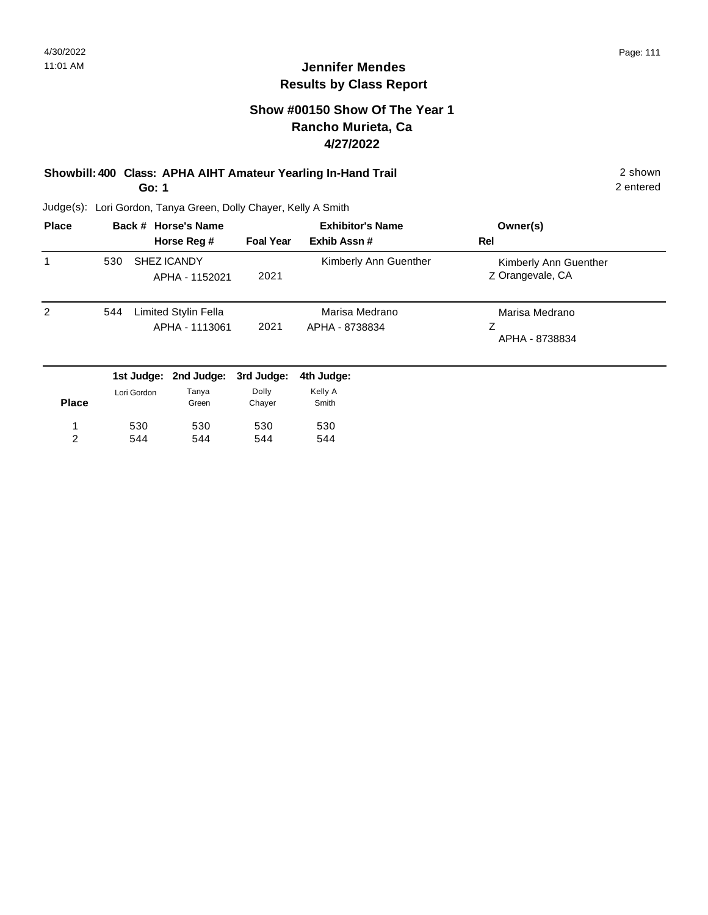# Jennifer Mendes
## Results by Class Report

### Show #00150 Show Of The Year 1
### Rancho Murieta, Ca
### 4/27/2022

**Showbill: 400 Class: APHA AIHT Amateur Yearling In-Hand Trail** — 2 shown, 2 entered

**Go: 1**

Judge(s): Lori Gordon, Tanya Green, Dolly Chayer, Kelly A Smith

| Place | Back # | Horse's Name / Horse Reg # | Foal Year | Exhibitor's Name / Exhib Assn # | Owner(s) / Rel |
|---|---|---|---|---|---|
| 1 | 530 | SHEZ ICANDY<br>APHA - 1152021 | 2021 | Kimberly Ann Guenther | Kimberly Ann Guenther<br>Z Orangevale, CA |
| 2 | 544 | Limited Stylin Fella<br>APHA - 1113061 | 2021 | Marisa Medrano<br>APHA - 8738834 | Marisa Medrano<br>Z<br>APHA - 8738834 |

| Place | 1st Judge: Lori Gordon | 2nd Judge: Tanya Green | 3rd Judge: Dolly Chayer | 4th Judge: Kelly A Smith |
|---|---|---|---|---|
| 1 | 530 | 530 | 530 | 530 |
| 2 | 544 | 544 | 544 | 544 |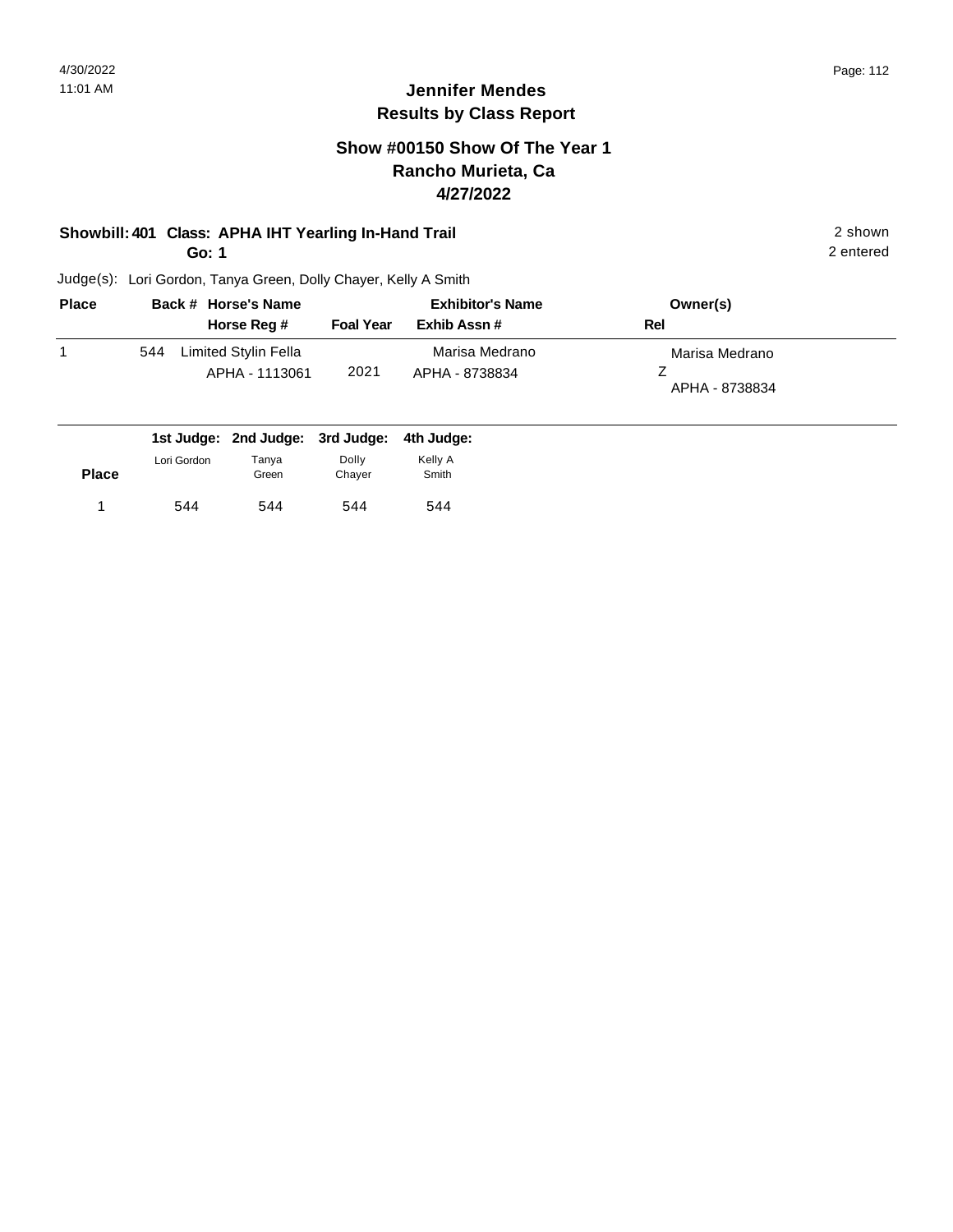## Jennifer Mendes
## Results by Class Report

### Show #00150 Show Of The Year 1
### Rancho Murieta, Ca
### 4/27/2022

**Showbill: 401 Class: APHA IHT Yearling In-Hand Trail** 2 shown

**Go: 1** 2 entered

Judge(s): Lori Gordon, Tanya Green, Dolly Chayer, Kelly A Smith

| Place | Back # | Horse's Name / Horse Reg # | Foal Year | Exhibitor's Name / Exhib Assn # | Owner(s) / Rel |
|---|---|---|---|---|---|
| 1 | 544 | Limited Stylin Fella<br>APHA - 1113061 | 2021 | Marisa Medrano<br>APHA - 8738834 | Marisa Medrano<br>Z<br>APHA - 8738834 |

| Place | 1st Judge: Lori Gordon | 2nd Judge: Tanya Green | 3rd Judge: Dolly Chayer | 4th Judge: Kelly A Smith |
|---|---|---|---|---|
| 1 | 544 | 544 | 544 | 544 |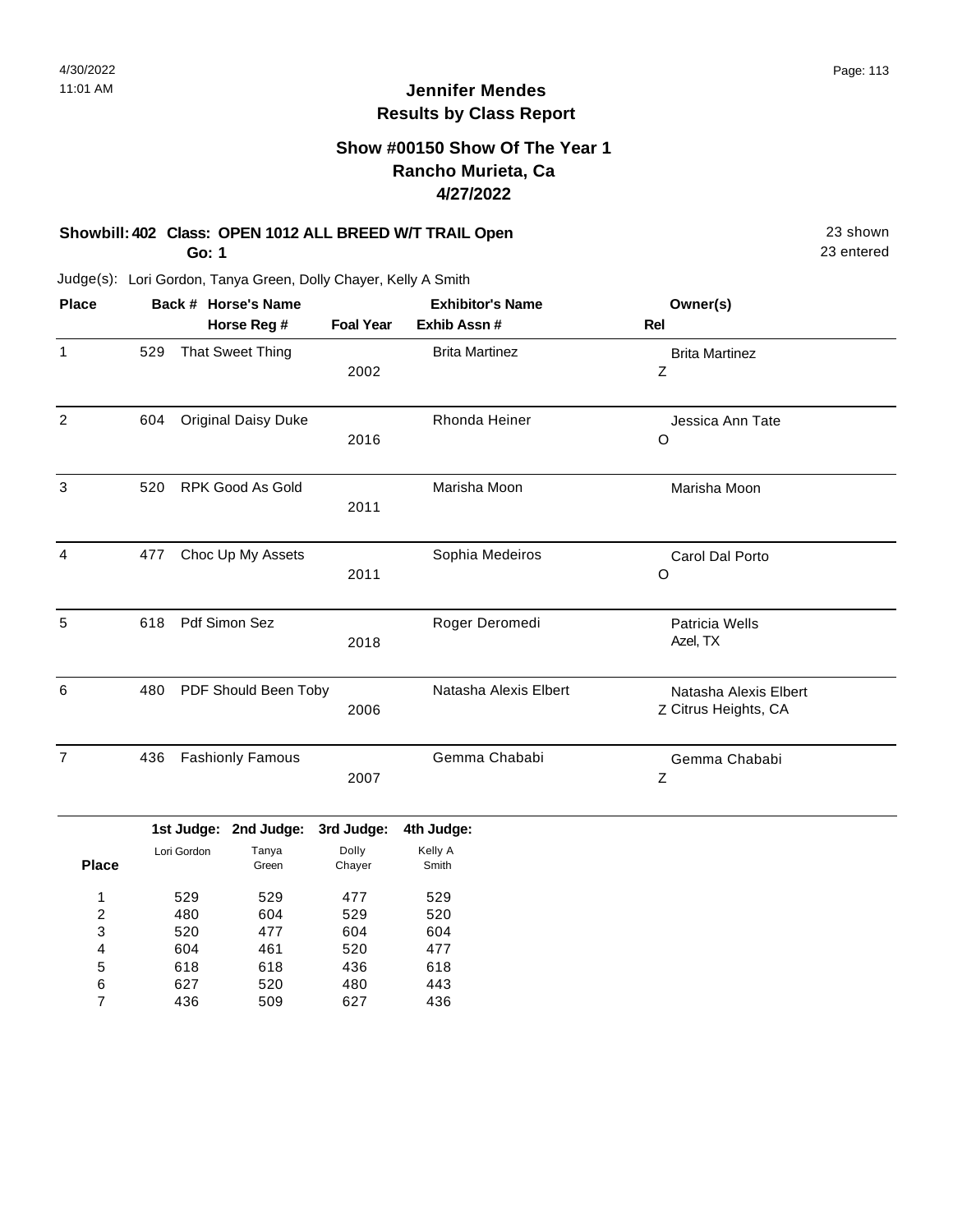# Jennifer Mendes
## Results by Class Report

### Show #00150 Show Of The Year 1
### Rancho Murieta, Ca
### 4/27/2022

**Showbill: 402 Class: OPEN 1012 ALL BREED W/T TRAIL Open** — 23 shown, 23 entered

**Go: 1**

Judge(s): Lori Gordon, Tanya Green, Dolly Chayer, Kelly A Smith

| Place | Back # | Horse's Name / Horse Reg # | Foal Year | Exhibitor's Name / Exhib Assn # | Owner(s) / Rel |
|---|---|---|---|---|---|
| 1 | 529 | That Sweet Thing | 2002 | Brita Martinez | Brita Martinez<br>Z |
| 2 | 604 | Original Daisy Duke | 2016 | Rhonda Heiner | Jessica Ann Tate<br>O |
| 3 | 520 | RPK Good As Gold | 2011 | Marisha Moon | Marisha Moon |
| 4 | 477 | Choc Up My Assets | 2011 | Sophia Medeiros | Carol Dal Porto<br>O |
| 5 | 618 | Pdf Simon Sez | 2018 | Roger Deromedi | Patricia Wells<br>Azel, TX |
| 6 | 480 | PDF Should Been Toby | 2006 | Natasha Alexis Elbert | Natasha Alexis Elbert<br>Z Citrus Heights, CA |
| 7 | 436 | Fashionly Famous | 2007 | Gemma Chababi | Gemma Chababi<br>Z |

| Place | 1st Judge: Lori Gordon | 2nd Judge: Tanya Green | 3rd Judge: Dolly Chayer | 4th Judge: Kelly A Smith |
|---|---|---|---|---|
| 1 | 529 | 529 | 477 | 529 |
| 2 | 480 | 604 | 529 | 520 |
| 3 | 520 | 477 | 604 | 604 |
| 4 | 604 | 461 | 520 | 477 |
| 5 | 618 | 618 | 436 | 618 |
| 6 | 627 | 520 | 480 | 443 |
| 7 | 436 | 509 | 627 | 436 |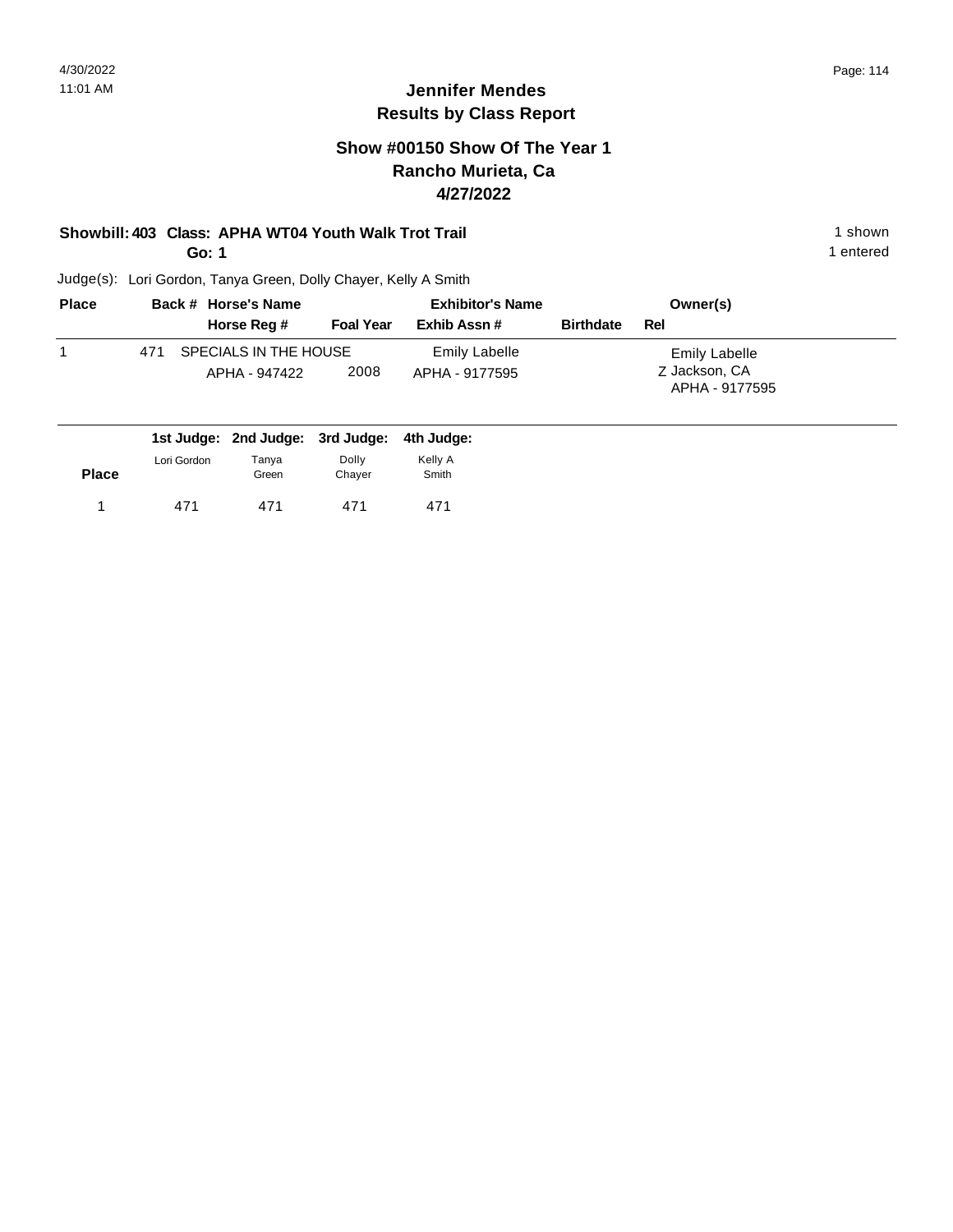## Jennifer Mendes
## Results by Class Report

### Show #00150 Show Of The Year 1
### Rancho Murieta, Ca
### 4/27/2022

**Showbill: 403 Class: APHA WT04 Youth Walk Trot Trail** — 1 shown

**Go: 1** — 1 entered

Judge(s): Lori Gordon, Tanya Green, Dolly Chayer, Kelly A Smith

| Place | Back # | Horse's Name / Horse Reg # | Foal Year | Exhibitor's Name / Exhib Assn # | Birthdate | Owner(s) / Rel |
|---|---|---|---|---|---|---|
| 1 | 471 | SPECIALS IN THE HOUSE<br>APHA - 947422 | 2008 | Emily Labelle<br>APHA - 9177595 | | Emily Labelle<br>Z Jackson, CA<br>APHA - 9177595 |

| Place | 1st Judge: Lori Gordon | 2nd Judge: Tanya Green | 3rd Judge: Dolly Chayer | 4th Judge: Kelly A Smith |
|---|---|---|---|---|
| 1 | 471 | 471 | 471 | 471 |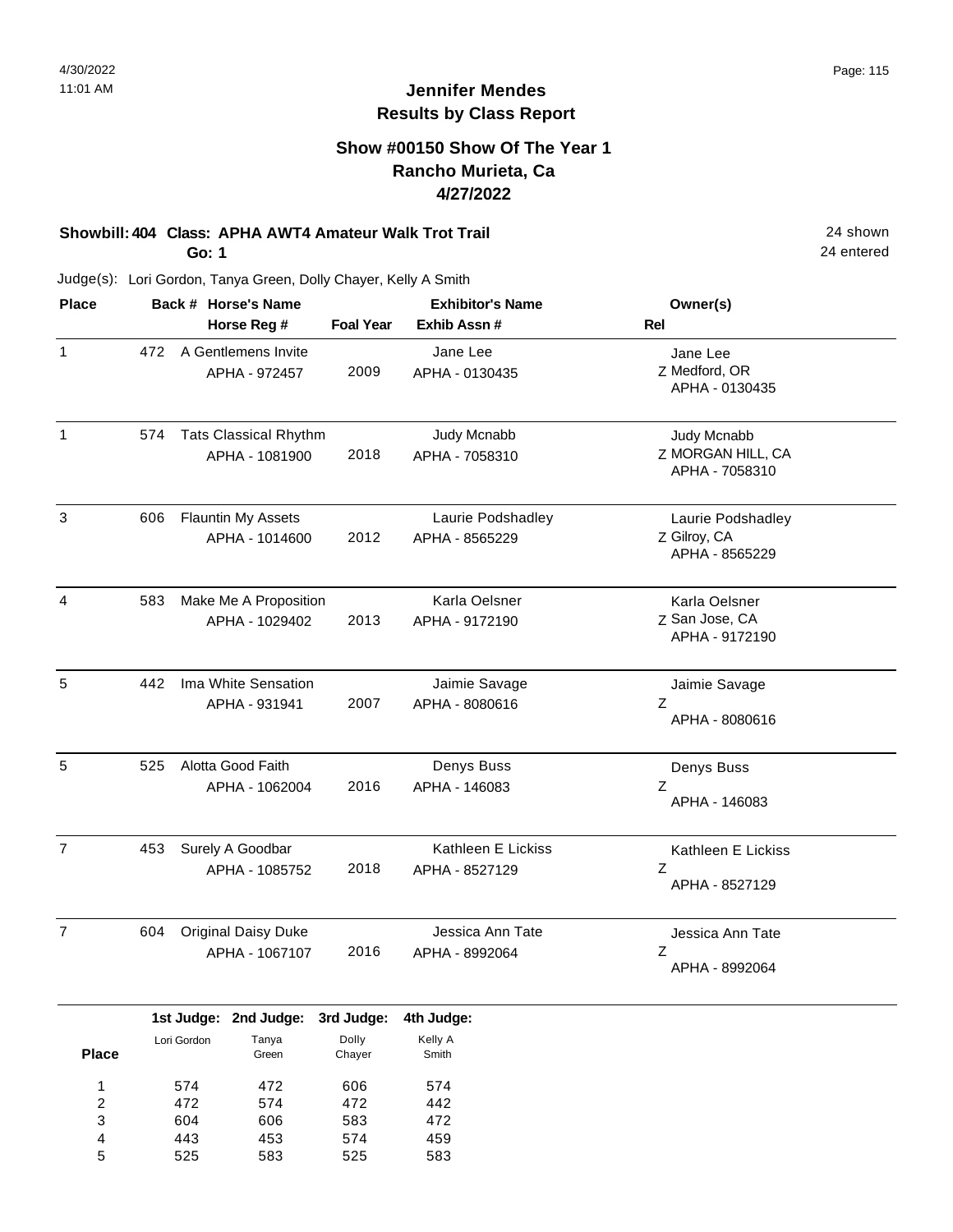# Jennifer Mendes
## Results by Class Report

### Show #00150 Show Of The Year 1
### Rancho Murieta, Ca
### 4/27/2022

**Showbill: 404 Class: APHA AWT4 Amateur Walk Trot Trail** 24 shown
**Go: 1** 24 entered

Judge(s): Lori Gordon, Tanya Green, Dolly Chayer, Kelly A Smith

| Place | Back # | Horse's Name / Horse Reg # | Foal Year | Exhibitor's Name / Exhib Assn # | Rel | Owner(s) |
|---|---|---|---|---|---|---|
| 1 | 472 | A Gentlemens Invite<br>APHA - 972457 | 2009 | Jane Lee<br>APHA - 0130435 | Z | Jane Lee<br>Medford, OR<br>APHA - 0130435 |
| 1 | 574 | Tats Classical Rhythm<br>APHA - 1081900 | 2018 | Judy Mcnabb<br>APHA - 7058310 | Z | Judy Mcnabb<br>MORGAN HILL, CA<br>APHA - 7058310 |
| 3 | 606 | Flauntin My Assets<br>APHA - 1014600 | 2012 | Laurie Podshadley<br>APHA - 8565229 | Z | Laurie Podshadley<br>Gilroy, CA<br>APHA - 8565229 |
| 4 | 583 | Make Me A Proposition<br>APHA - 1029402 | 2013 | Karla Oelsner<br>APHA - 9172190 | Z | Karla Oelsner<br>San Jose, CA<br>APHA - 9172190 |
| 5 | 442 | Ima White Sensation<br>APHA - 931941 | 2007 | Jaimie Savage<br>APHA - 8080616 | Z | Jaimie Savage<br>APHA - 8080616 |
| 5 | 525 | Alotta Good Faith<br>APHA - 1062004 | 2016 | Denys Buss<br>APHA - 146083 | Z | Denys Buss<br>APHA - 146083 |
| 7 | 453 | Surely A Goodbar<br>APHA - 1085752 | 2018 | Kathleen E Lickiss<br>APHA - 8527129 | Z | Kathleen E Lickiss<br>APHA - 8527129 |
| 7 | 604 | Original Daisy Duke<br>APHA - 1067107 | 2016 | Jessica Ann Tate<br>APHA - 8992064 | Z | Jessica Ann Tate<br>APHA - 8992064 |

| Place | 1st Judge: Lori Gordon | 2nd Judge: Tanya Green | 3rd Judge: Dolly Chayer | 4th Judge: Kelly A Smith |
|---|---|---|---|---|
| 1 | 574 | 472 | 606 | 574 |
| 2 | 472 | 574 | 472 | 442 |
| 3 | 604 | 606 | 583 | 472 |
| 4 | 443 | 453 | 574 | 459 |
| 5 | 525 | 583 | 525 | 583 |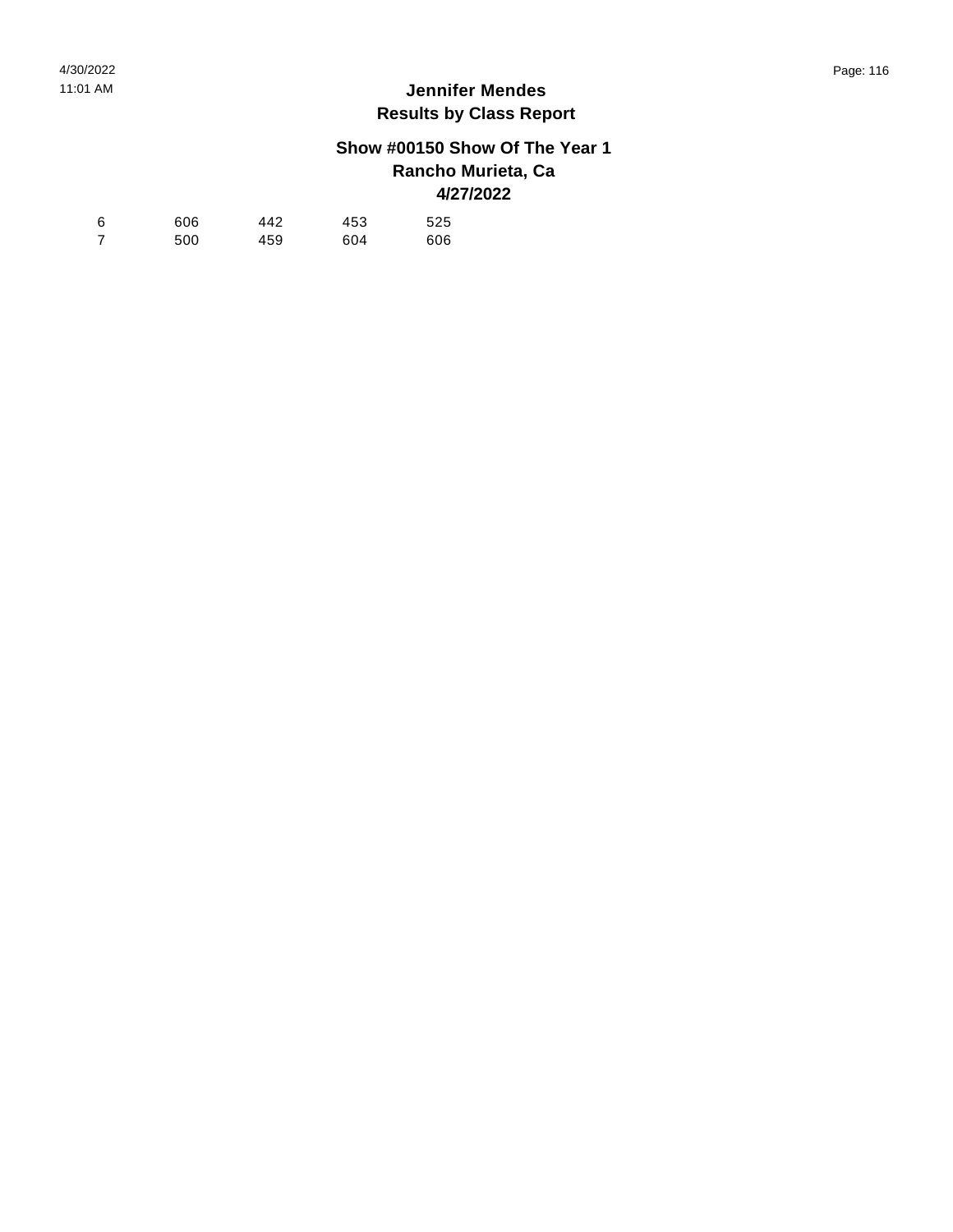**Jennifer Mendes**
**Results by Class Report**

**Show #00150 Show Of The Year 1**
**Rancho Murieta, Ca**
**4/27/2022**

| | | | | |
|---|---|---|---|---|
| 6 | 606 | 442 | 453 | 525 |
| 7 | 500 | 459 | 604 | 606 |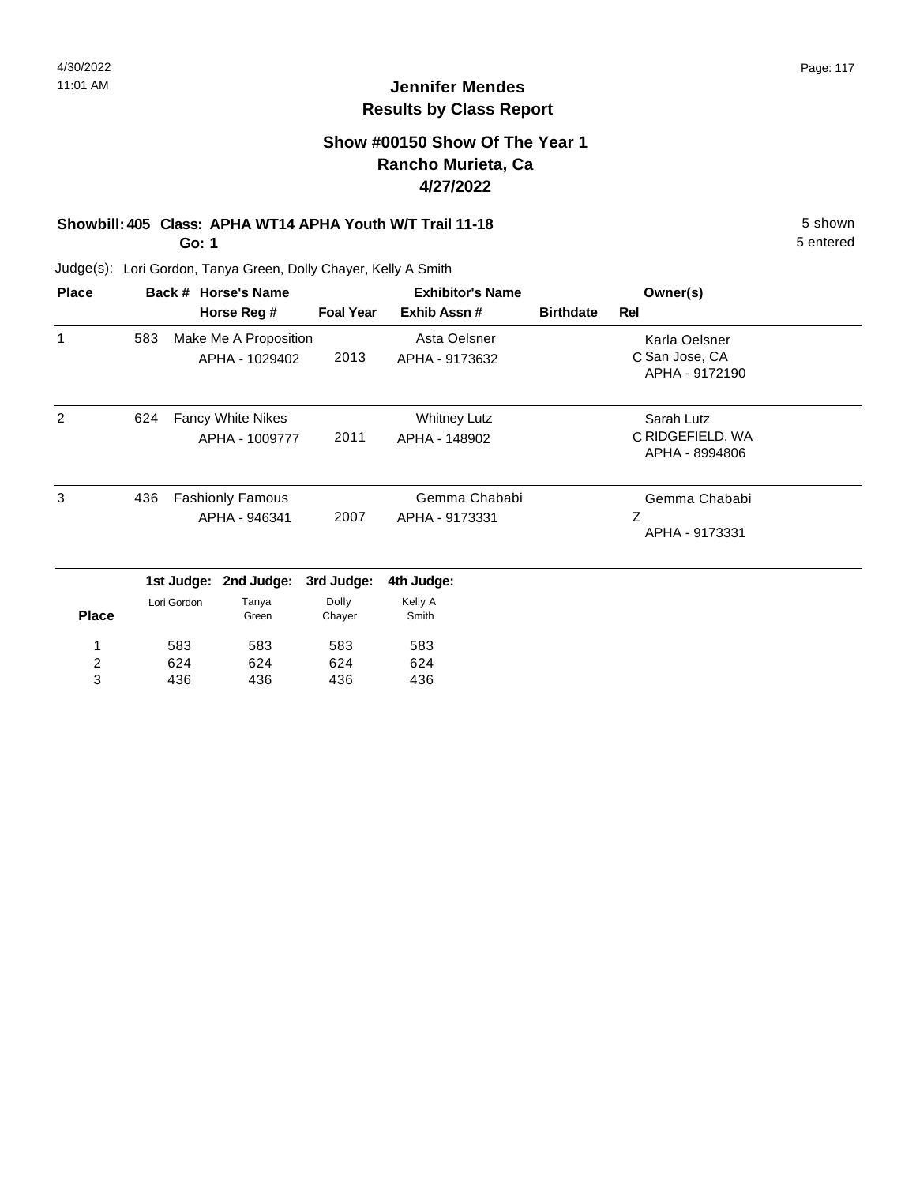# Jennifer Mendes
## Results by Class Report

### Show #00150 Show Of The Year 1
### Rancho Murieta, Ca
### 4/27/2022

**Showbill: 405 Class: APHA WT14 APHA Youth W/T Trail 11-18** — 5 shown

**Go: 1** — 5 entered

Judge(s): Lori Gordon, Tanya Green, Dolly Chayer, Kelly A Smith

| Place | Back # | Horse's Name / Horse Reg # | Foal Year | Exhibitor's Name / Exhib Assn # | Birthdate | Rel | Owner(s) |
|---|---|---|---|---|---|---|---|
| 1 | 583 | Make Me A Proposition<br>APHA - 1029402 | 2013 | Asta Oelsner<br>APHA - 9173632 | | C | Karla Oelsner<br>San Jose, CA<br>APHA - 9172190 |
| 2 | 624 | Fancy White Nikes<br>APHA - 1009777 | 2011 | Whitney Lutz<br>APHA - 148902 | | C | Sarah Lutz<br>RIDGEFIELD, WA<br>APHA - 8994806 |
| 3 | 436 | Fashionly Famous<br>APHA - 946341 | 2007 | Gemma Chababi<br>APHA - 9173331 | | Z | Gemma Chababi<br>APHA - 9173331 |

| Place | 1st Judge: Lori Gordon | 2nd Judge: Tanya Green | 3rd Judge: Dolly Chayer | 4th Judge: Kelly A Smith |
|---|---|---|---|---|
| 1 | 583 | 583 | 583 | 583 |
| 2 | 624 | 624 | 624 | 624 |
| 3 | 436 | 436 | 436 | 436 |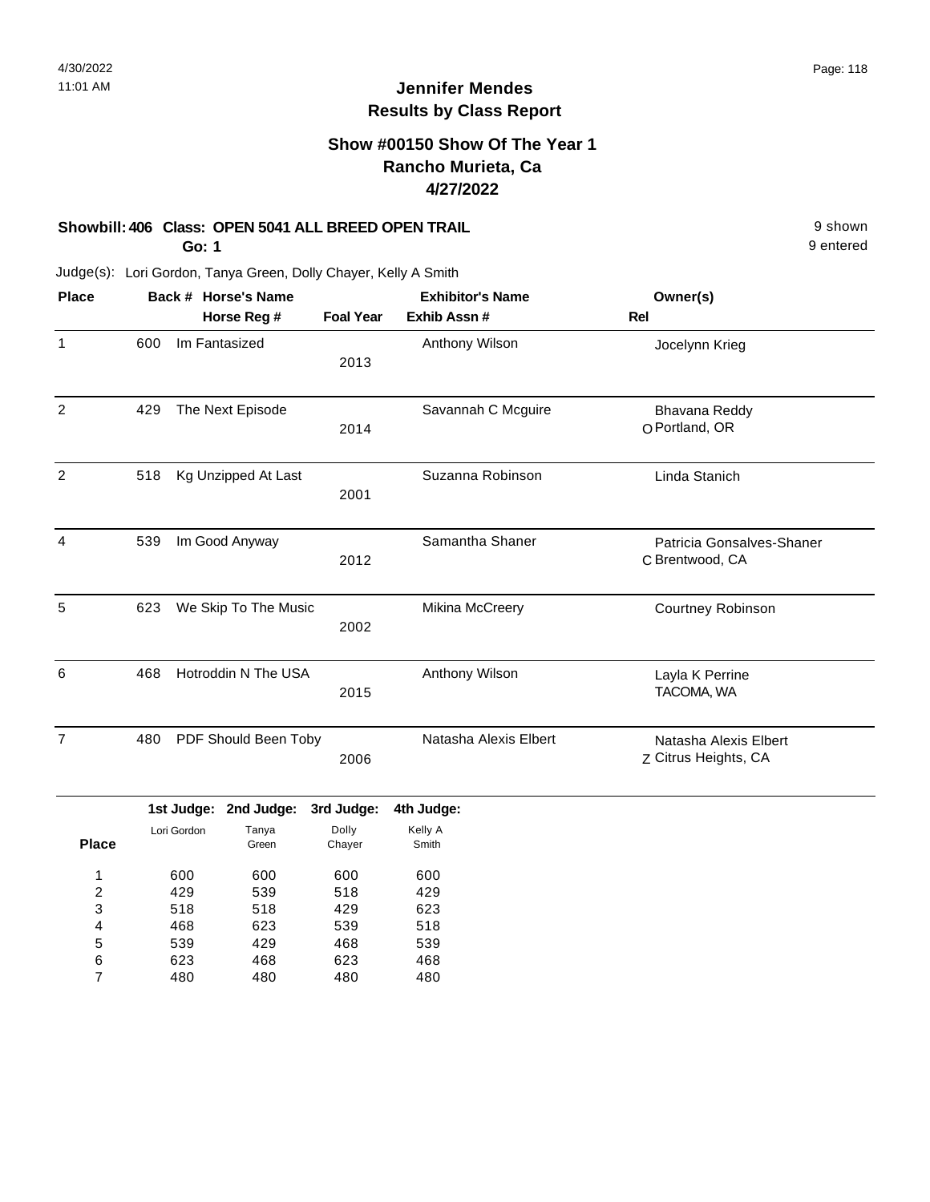# Jennifer Mendes
## Results by Class Report

### Show #00150 Show Of The Year 1
### Rancho Murieta, Ca
### 4/27/2022

**Showbill: 406 Class: OPEN 5041 ALL BREED OPEN TRAIL** — 9 shown

**Go: 1** — 9 entered

Judge(s): Lori Gordon, Tanya Green, Dolly Chayer, Kelly A Smith

| Place | Back # | Horse's Name / Horse Reg # | Foal Year | Exhibitor's Name / Exhib Assn # | Owner(s) / Rel |
|---|---|---|---|---|---|
| 1 | 600 | Im Fantasized | 2013 | Anthony Wilson | Jocelynn Krieg |
| 2 | 429 | The Next Episode | 2014 | Savannah C Mcguire | Bhavana Reddy<br>O Portland, OR |
| 2 | 518 | Kg Unzipped At Last | 2001 | Suzanna Robinson | Linda Stanich |
| 4 | 539 | Im Good Anyway | 2012 | Samantha Shaner | Patricia Gonsalves-Shaner<br>C Brentwood, CA |
| 5 | 623 | We Skip To The Music | 2002 | Mikina McCreery | Courtney Robinson |
| 6 | 468 | Hotroddin N The USA | 2015 | Anthony Wilson | Layla K Perrine<br>TACOMA, WA |
| 7 | 480 | PDF Should Been Toby | 2006 | Natasha Alexis Elbert | Natasha Alexis Elbert<br>Z Citrus Heights, CA |

| Place | 1st Judge: Lori Gordon | 2nd Judge: Tanya Green | 3rd Judge: Dolly Chayer | 4th Judge: Kelly A Smith |
|---|---|---|---|---|
| 1 | 600 | 600 | 600 | 600 |
| 2 | 429 | 539 | 518 | 429 |
| 3 | 518 | 518 | 429 | 623 |
| 4 | 468 | 623 | 539 | 518 |
| 5 | 539 | 429 | 468 | 539 |
| 6 | 623 | 468 | 623 | 468 |
| 7 | 480 | 480 | 480 | 480 |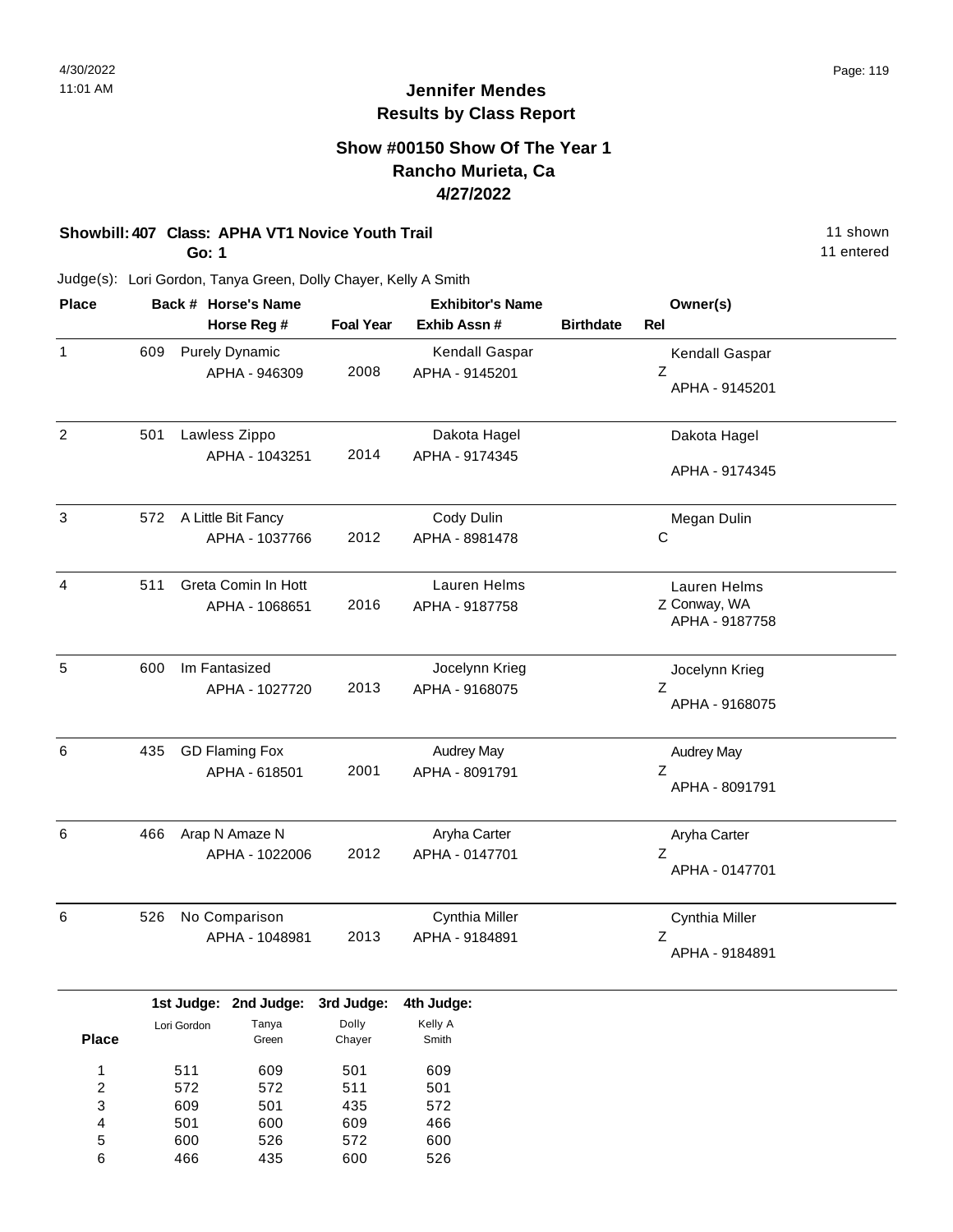4/30/2022
11:01 AM

# Jennifer Mendes
## Results by Class Report

### Show #00150 Show Of The Year 1
### Rancho Murieta, Ca
### 4/27/2022

**Showbill: 407 Class: APHA VT1 Novice Youth Trail** — 11 shown
**Go: 1** — 11 entered

Judge(s): Lori Gordon, Tanya Green, Dolly Chayer, Kelly A Smith

| Place | Back # | Horse's Name / Horse Reg # | Foal Year | Exhibitor's Name / Exhib Assn # | Birthdate | Owner(s) / Rel |
|---|---|---|---|---|---|---|
| 1 | 609 | Purely Dynamic<br>APHA - 946309 | 2008 | Kendall Gaspar<br>APHA - 9145201 | | Kendall Gaspar<br>Z<br>APHA - 9145201 |
| 2 | 501 | Lawless Zippo<br>APHA - 1043251 | 2014 | Dakota Hagel<br>APHA - 9174345 | | Dakota Hagel<br>APHA - 9174345 |
| 3 | 572 | A Little Bit Fancy<br>APHA - 1037766 | 2012 | Cody Dulin<br>APHA - 8981478 | | Megan Dulin<br>C |
| 4 | 511 | Greta Comin In Hott<br>APHA - 1068651 | 2016 | Lauren Helms<br>APHA - 9187758 | | Lauren Helms<br>Z Conway, WA<br>APHA - 9187758 |
| 5 | 600 | Im Fantasized<br>APHA - 1027720 | 2013 | Jocelynn Krieg<br>APHA - 9168075 | | Jocelynn Krieg<br>Z<br>APHA - 9168075 |
| 6 | 435 | GD Flaming Fox<br>APHA - 618501 | 2001 | Audrey May<br>APHA - 8091791 | | Audrey May<br>Z<br>APHA - 8091791 |
| 6 | 466 | Arap N Amaze N<br>APHA - 1022006 | 2012 | Aryha Carter<br>APHA - 0147701 | | Aryha Carter<br>Z<br>APHA - 0147701 |
| 6 | 526 | No Comparison<br>APHA - 1048981 | 2013 | Cynthia Miller<br>APHA - 9184891 | | Cynthia Miller<br>Z<br>APHA - 9184891 |

| Place | 1st Judge: Lori Gordon | 2nd Judge: Tanya Green | 3rd Judge: Dolly Chayer | 4th Judge: Kelly A Smith |
|---|---|---|---|---|
| 1 | 511 | 609 | 501 | 609 |
| 2 | 572 | 572 | 511 | 501 |
| 3 | 609 | 501 | 435 | 572 |
| 4 | 501 | 600 | 609 | 466 |
| 5 | 600 | 526 | 572 | 600 |
| 6 | 466 | 435 | 600 | 526 |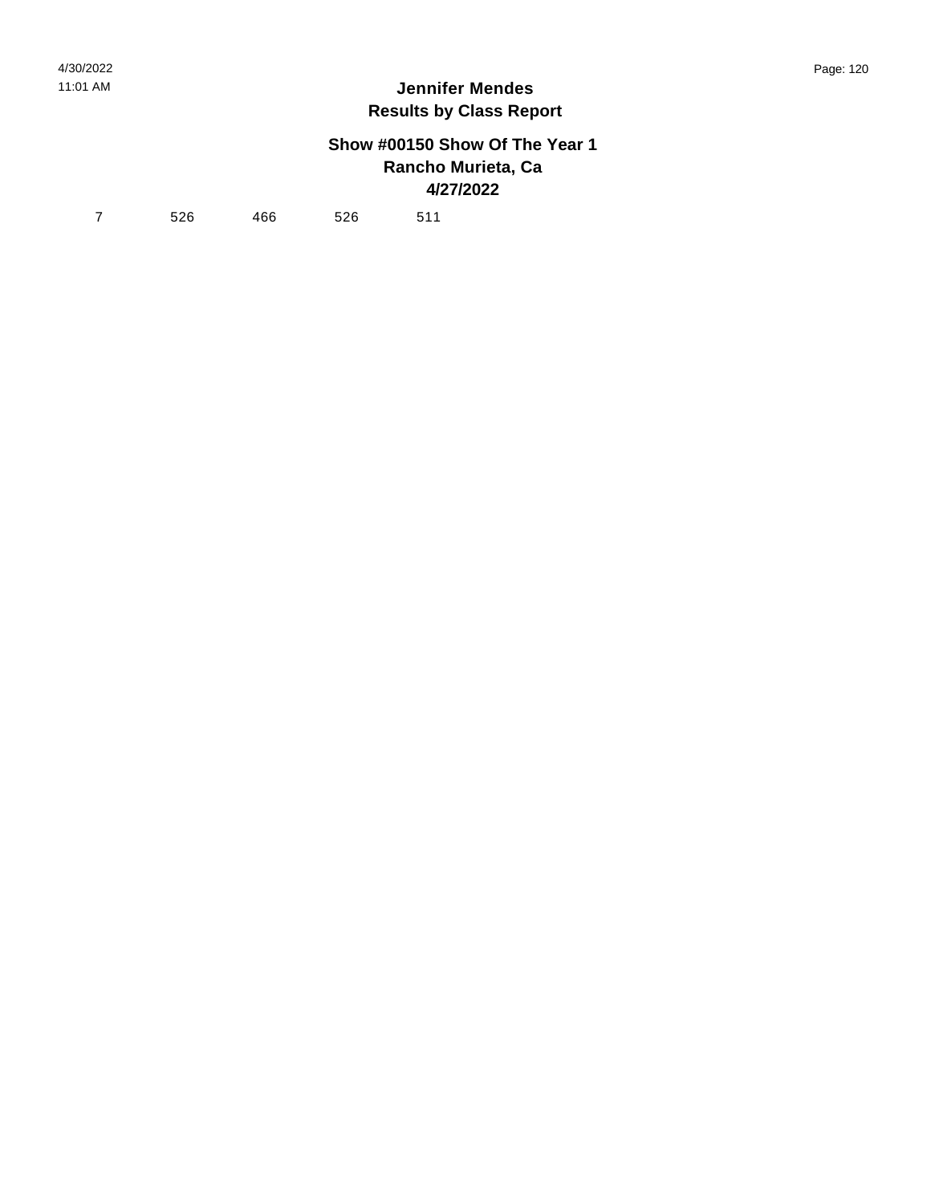**Jennifer Mendes**
**Results by Class Report**

**Show #00150 Show Of The Year 1**
**Rancho Murieta, Ca**
**4/27/2022**

| 7 | 526 | 466 | 526 | 511 |
|---|---|---|---|---|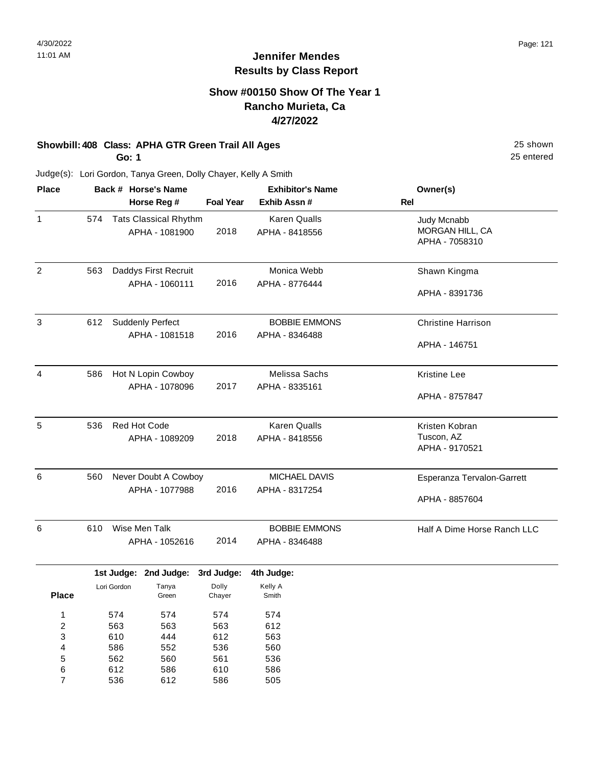# Jennifer Mendes
## Results by Class Report

### Show #00150 Show Of The Year 1
### Rancho Murieta, Ca
### 4/27/2022

**Showbill: 408 Class: APHA GTR Green Trail All Ages** 25 shown

**Go: 1** 25 entered

Judge(s): Lori Gordon, Tanya Green, Dolly Chayer, Kelly A Smith

| Place | Back # | Horse's Name / Horse Reg # | Foal Year | Exhibitor's Name / Exhib Assn # | Rel | Owner(s) |
|---|---|---|---|---|---|---|
| 1 | 574 | Tats Classical Rhythm<br>APHA - 1081900 | 2018 | Karen Qualls<br>APHA - 8418556 | | Judy Mcnabb<br>MORGAN HILL, CA<br>APHA - 7058310 |
| 2 | 563 | Daddys First Recruit<br>APHA - 1060111 | 2016 | Monica Webb<br>APHA - 8776444 | | Shawn Kingma<br>APHA - 8391736 |
| 3 | 612 | Suddenly Perfect<br>APHA - 1081518 | 2016 | BOBBIE EMMONS<br>APHA - 8346488 | | Christine Harrison<br>APHA - 146751 |
| 4 | 586 | Hot N Lopin Cowboy<br>APHA - 1078096 | 2017 | Melissa Sachs<br>APHA - 8335161 | | Kristine Lee<br>APHA - 8757847 |
| 5 | 536 | Red Hot Code<br>APHA - 1089209 | 2018 | Karen Qualls<br>APHA - 8418556 | | Kristen Kobran<br>Tuscon, AZ<br>APHA - 9170521 |
| 6 | 560 | Never Doubt A Cowboy<br>APHA - 1077988 | 2016 | MICHAEL DAVIS<br>APHA - 8317254 | | Esperanza Tervalon-Garrett<br>APHA - 8857604 |
| 6 | 610 | Wise Men Talk<br>APHA - 1052616 | 2014 | BOBBIE EMMONS<br>APHA - 8346488 | | Half A Dime Horse Ranch LLC |

| Place | 1st Judge: Lori Gordon | 2nd Judge: Tanya Green | 3rd Judge: Dolly Chayer | 4th Judge: Kelly A Smith |
|---|---|---|---|---|
| 1 | 574 | 574 | 574 | 574 |
| 2 | 563 | 563 | 563 | 612 |
| 3 | 610 | 444 | 612 | 563 |
| 4 | 586 | 552 | 536 | 560 |
| 5 | 562 | 560 | 561 | 536 |
| 6 | 612 | 586 | 610 | 586 |
| 7 | 536 | 612 | 586 | 505 |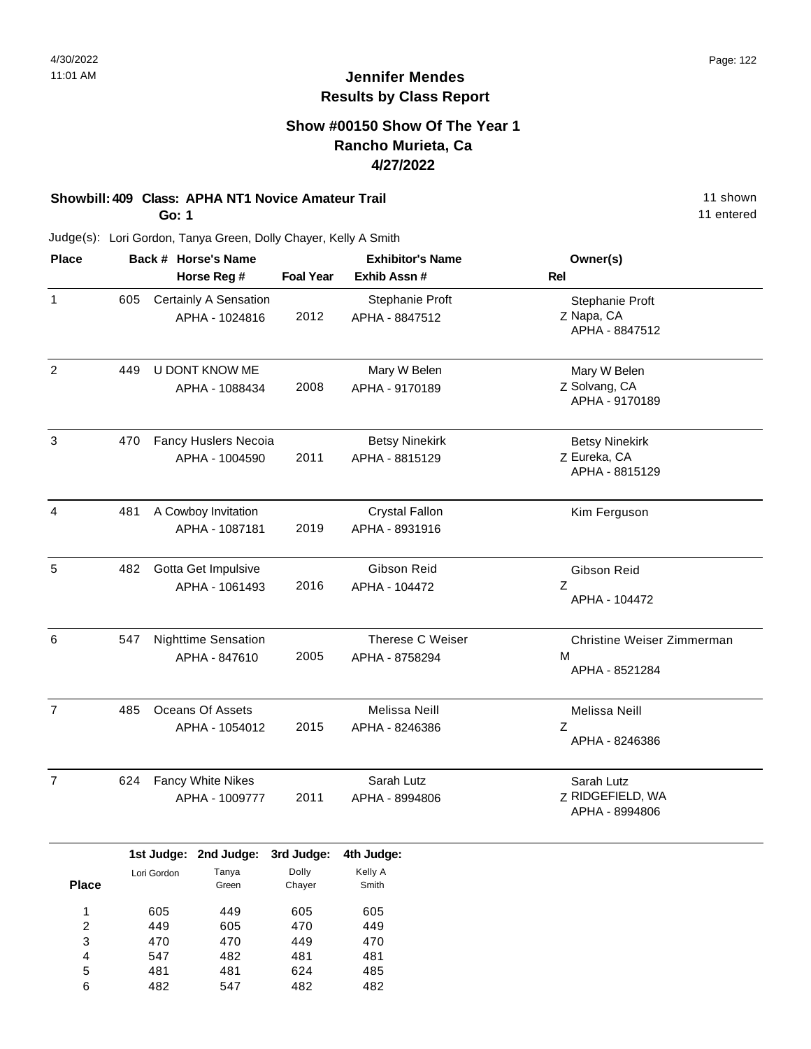# Jennifer Mendes
## Results by Class Report

### Show #00150 Show Of The Year 1
### Rancho Murieta, Ca
### 4/27/2022

**Showbill: 409 Class: APHA NT1 Novice Amateur Trail** — 11 shown, 11 entered

**Go: 1**

Judge(s): Lori Gordon, Tanya Green, Dolly Chayer, Kelly A Smith

| Place | Back # | Horse's Name / Horse Reg # | Foal Year | Exhibitor's Name / Exhib Assn # | Rel | Owner(s) |
|---|---|---|---|---|---|---|
| 1 | 605 | Certainly A Sensation<br>APHA - 1024816 | 2012 | Stephanie Proft<br>APHA - 8847512 | Z | Stephanie Proft<br>Napa, CA<br>APHA - 8847512 |
| 2 | 449 | U DONT KNOW ME<br>APHA - 1088434 | 2008 | Mary W Belen<br>APHA - 9170189 | Z | Mary W Belen<br>Solvang, CA<br>APHA - 9170189 |
| 3 | 470 | Fancy Huslers Necoia<br>APHA - 1004590 | 2011 | Betsy Ninekirk<br>APHA - 8815129 | Z | Betsy Ninekirk<br>Eureka, CA<br>APHA - 8815129 |
| 4 | 481 | A Cowboy Invitation<br>APHA - 1087181 | 2019 | Crystal Fallon<br>APHA - 8931916 | | Kim Ferguson |
| 5 | 482 | Gotta Get Impulsive<br>APHA - 1061493 | 2016 | Gibson Reid<br>APHA - 104472 | Z | Gibson Reid<br>APHA - 104472 |
| 6 | 547 | Nighttime Sensation<br>APHA - 847610 | 2005 | Therese C Weiser<br>APHA - 8758294 | M | Christine Weiser Zimmerman<br>APHA - 8521284 |
| 7 | 485 | Oceans Of Assets<br>APHA - 1054012 | 2015 | Melissa Neill<br>APHA - 8246386 | Z | Melissa Neill<br>APHA - 8246386 |
| 7 | 624 | Fancy White Nikes<br>APHA - 1009777 | 2011 | Sarah Lutz<br>APHA - 8994806 | Z | Sarah Lutz<br>RIDGEFIELD, WA<br>APHA - 8994806 |

| Place | 1st Judge: Lori Gordon | 2nd Judge: Tanya Green | 3rd Judge: Dolly Chayer | 4th Judge: Kelly A Smith |
|---|---|---|---|---|
| 1 | 605 | 449 | 605 | 605 |
| 2 | 449 | 605 | 470 | 449 |
| 3 | 470 | 470 | 449 | 470 |
| 4 | 547 | 482 | 481 | 481 |
| 5 | 481 | 481 | 624 | 485 |
| 6 | 482 | 547 | 482 | 482 |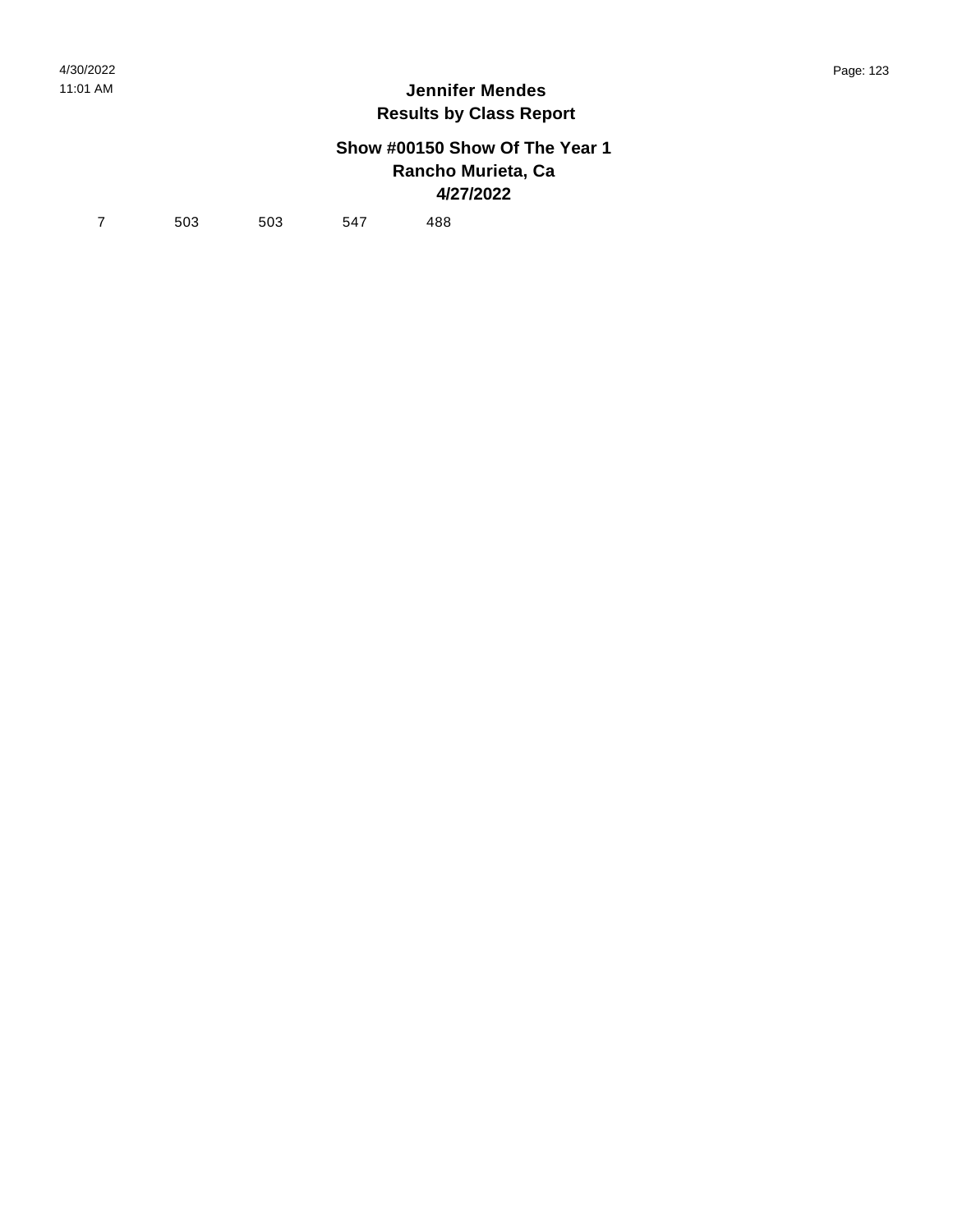**Jennifer Mendes**
**Results by Class Report**

**Show #00150 Show Of The Year 1**
**Rancho Murieta, Ca**
**4/27/2022**

| | | | | |
|---|---|---|---|---|
| 7 | 503 | 503 | 547 | 488 |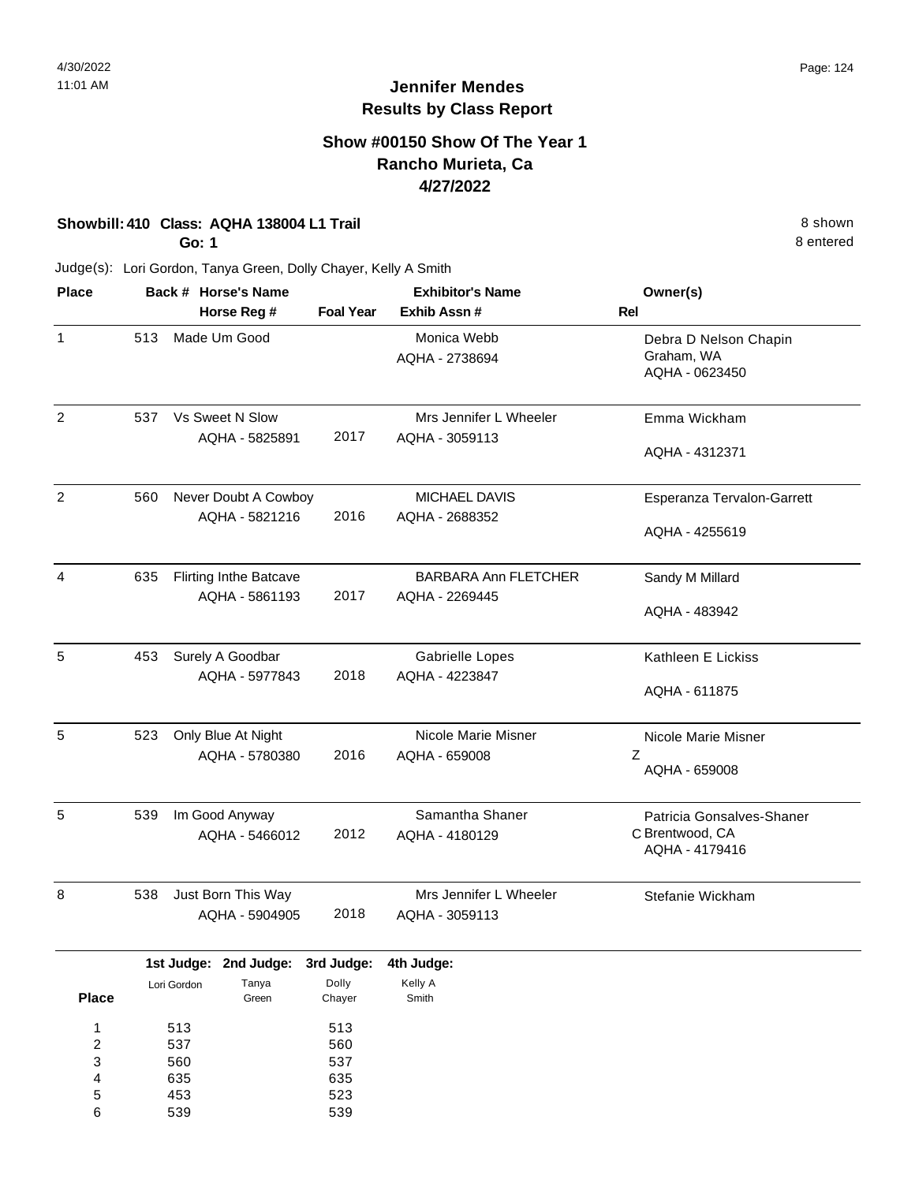# Jennifer Mendes
## Results by Class Report

### Show #00150 Show Of The Year 1
### Rancho Murieta, Ca
### 4/27/2022

**Showbill: 410 Class: AQHA 138004 L1 Trail** — 8 shown

**Go: 1** — 8 entered

Judge(s): Lori Gordon, Tanya Green, Dolly Chayer, Kelly A Smith

| Place | Back # | Horse's Name / Horse Reg # | Foal Year | Exhibitor's Name / Exhib Assn # | Rel | Owner(s) |
|---|---|---|---|---|---|---|
| 1 | 513 | Made Um Good | | Monica Webb<br>AQHA - 2738694 | | Debra D Nelson Chapin<br>Graham, WA<br>AQHA - 0623450 |
| 2 | 537 | Vs Sweet N Slow<br>AQHA - 5825891 | 2017 | Mrs Jennifer L Wheeler<br>AQHA - 3059113 | | Emma Wickham<br>AQHA - 4312371 |
| 2 | 560 | Never Doubt A Cowboy<br>AQHA - 5821216 | 2016 | MICHAEL DAVIS<br>AQHA - 2688352 | | Esperanza Tervalon-Garrett<br>AQHA - 4255619 |
| 4 | 635 | Flirting Inthe Batcave<br>AQHA - 5861193 | 2017 | BARBARA Ann FLETCHER<br>AQHA - 2269445 | | Sandy M Millard<br>AQHA - 483942 |
| 5 | 453 | Surely A Goodbar<br>AQHA - 5977843 | 2018 | Gabrielle Lopes<br>AQHA - 4223847 | | Kathleen E Lickiss<br>AQHA - 611875 |
| 5 | 523 | Only Blue At Night<br>AQHA - 5780380 | 2016 | Nicole Marie Misner<br>AQHA - 659008 | Z | Nicole Marie Misner<br>AQHA - 659008 |
| 5 | 539 | Im Good Anyway<br>AQHA - 5466012 | 2012 | Samantha Shaner<br>AQHA - 4180129 | C | Patricia Gonsalves-Shaner<br>Brentwood, CA<br>AQHA - 4179416 |
| 8 | 538 | Just Born This Way<br>AQHA - 5904905 | 2018 | Mrs Jennifer L Wheeler<br>AQHA - 3059113 | | Stefanie Wickham |

| Place | 1st Judge: Lori Gordon | 2nd Judge: Tanya Green | 3rd Judge: Dolly Chayer | 4th Judge: Kelly A Smith |
|---|---|---|---|---|
| 1 | 513 | | 513 | |
| 2 | 537 | | 560 | |
| 3 | 560 | | 537 | |
| 4 | 635 | | 635 | |
| 5 | 453 | | 523 | |
| 6 | 539 | | 539 | |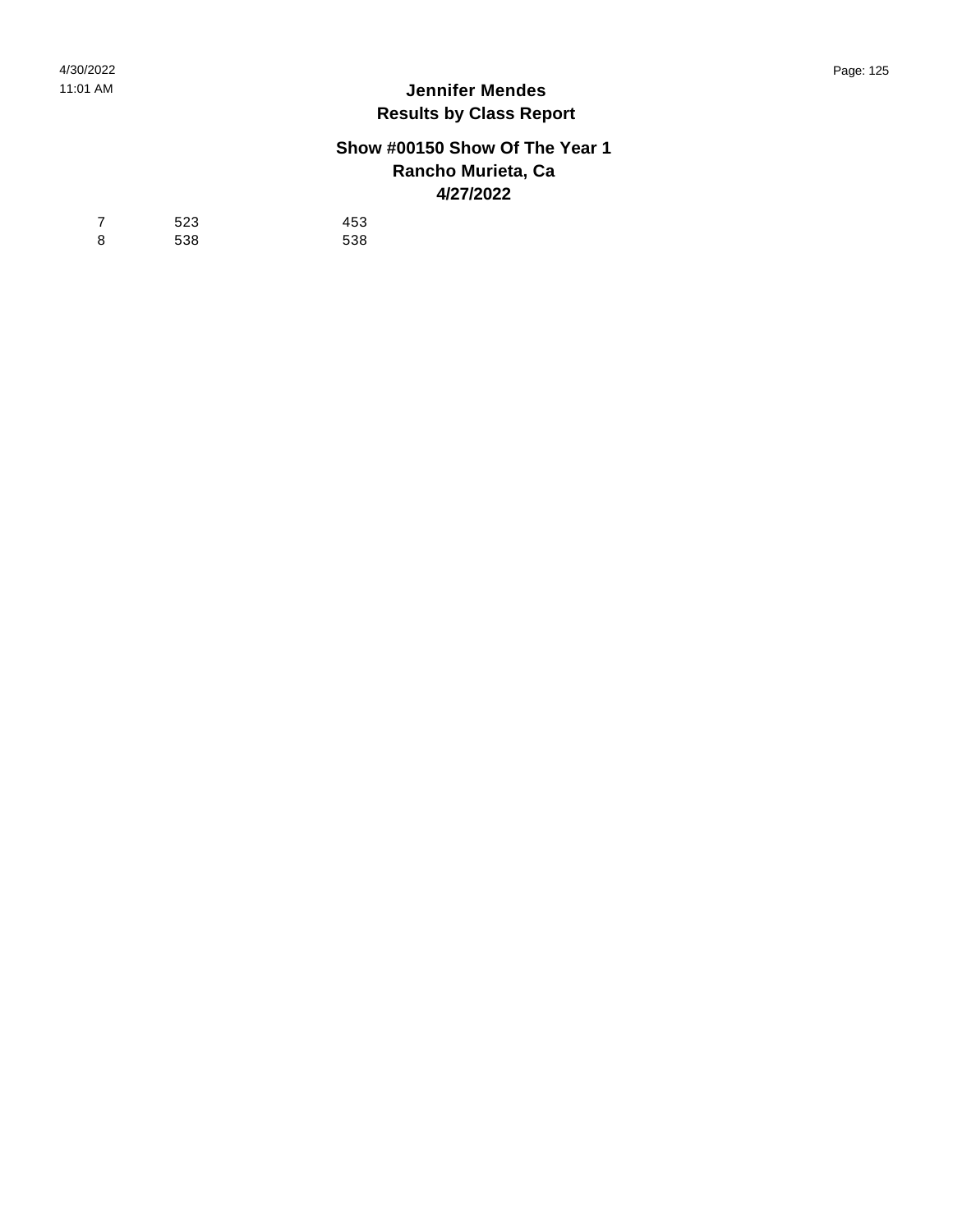| | | |
|---|---|---|
| 7 | 523 | 453 |
| 8 | 538 | 538 |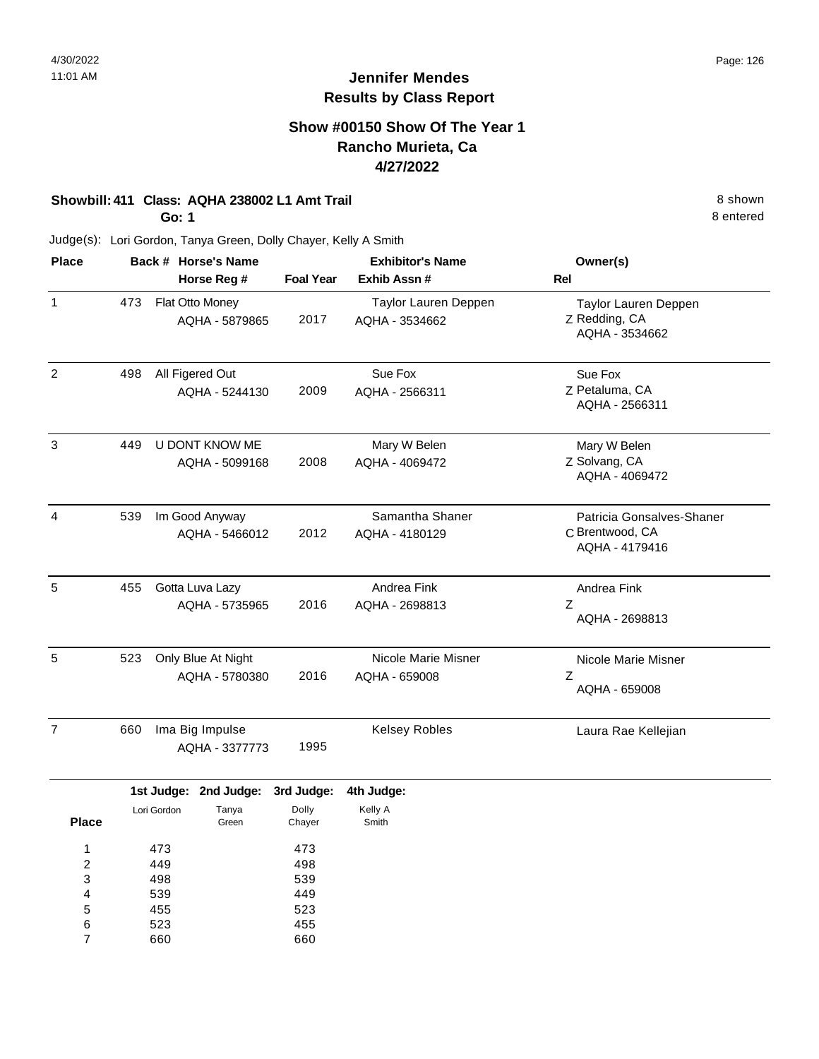# Jennifer Mendes
## Results by Class Report

### Show #00150 Show Of The Year 1
### Rancho Murieta, Ca
### 4/27/2022

**Showbill: 411 Class: AQHA 238002 L1 Amt Trail** — 8 shown

**Go: 1** — 8 entered

Judge(s): Lori Gordon, Tanya Green, Dolly Chayer, Kelly A Smith

| Place | Back # | Horse's Name / Horse Reg # | Foal Year | Exhibitor's Name / Exhib Assn # | Rel | Owner(s) |
|---|---|---|---|---|---|---|
| 1 | 473 | Flat Otto Money<br>AQHA - 5879865 | 2017 | Taylor Lauren Deppen<br>AQHA - 3534662 | Z | Taylor Lauren Deppen<br>Redding, CA<br>AQHA - 3534662 |
| 2 | 498 | All Figered Out<br>AQHA - 5244130 | 2009 | Sue Fox<br>AQHA - 2566311 | Z | Sue Fox<br>Petaluma, CA<br>AQHA - 2566311 |
| 3 | 449 | U DONT KNOW ME<br>AQHA - 5099168 | 2008 | Mary W Belen<br>AQHA - 4069472 | Z | Mary W Belen<br>Solvang, CA<br>AQHA - 4069472 |
| 4 | 539 | Im Good Anyway<br>AQHA - 5466012 | 2012 | Samantha Shaner<br>AQHA - 4180129 | C | Patricia Gonsalves-Shaner<br>Brentwood, CA<br>AQHA - 4179416 |
| 5 | 455 | Gotta Luva Lazy<br>AQHA - 5735965 | 2016 | Andrea Fink<br>AQHA - 2698813 | Z | Andrea Fink<br>AQHA - 2698813 |
| 5 | 523 | Only Blue At Night<br>AQHA - 5780380 | 2016 | Nicole Marie Misner<br>AQHA - 659008 | Z | Nicole Marie Misner<br>AQHA - 659008 |
| 7 | 660 | Ima Big Impulse<br>AQHA - 3377773 | 1995 | Kelsey Robles | | Laura Rae Kellejian |

| Place | 1st Judge: Lori Gordon | 2nd Judge: Tanya Green | 3rd Judge: Dolly Chayer | 4th Judge: Kelly A Smith |
|---|---|---|---|---|
| 1 | 473 | | 473 | |
| 2 | 449 | | 498 | |
| 3 | 498 | | 539 | |
| 4 | 539 | | 449 | |
| 5 | 455 | | 523 | |
| 6 | 523 | | 455 | |
| 7 | 660 | | 660 | |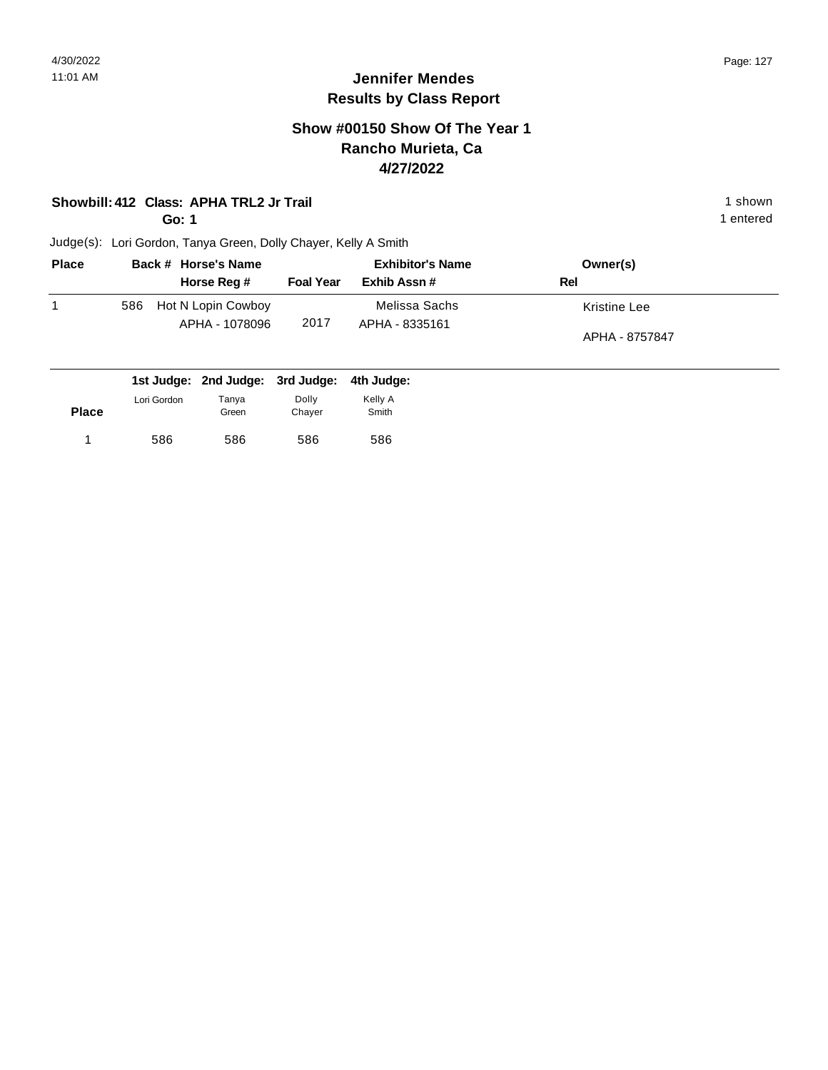## Jennifer Mendes
## Results by Class Report

### Show #00150 Show Of The Year 1
### Rancho Murieta, Ca
### 4/27/2022

**Showbill: 412 Class: APHA TRL2 Jr Trail** 1 shown

**Go: 1** 1 entered

Judge(s): Lori Gordon, Tanya Green, Dolly Chayer, Kelly A Smith

| Place | Back # | Horse's Name / Horse Reg # | Foal Year | Exhibitor's Name / Exhib Assn # | Owner(s) / Rel |
|---|---|---|---|---|---|
| 1 | 586 | Hot N Lopin Cowboy<br>APHA - 1078096 | 2017 | Melissa Sachs<br>APHA - 8335161 | Kristine Lee<br>APHA - 8757847 |

| Place | 1st Judge: Lori Gordon | 2nd Judge: Tanya Green | 3rd Judge: Dolly Chayer | 4th Judge: Kelly A Smith |
|---|---|---|---|---|
| 1 | 586 | 586 | 586 | 586 |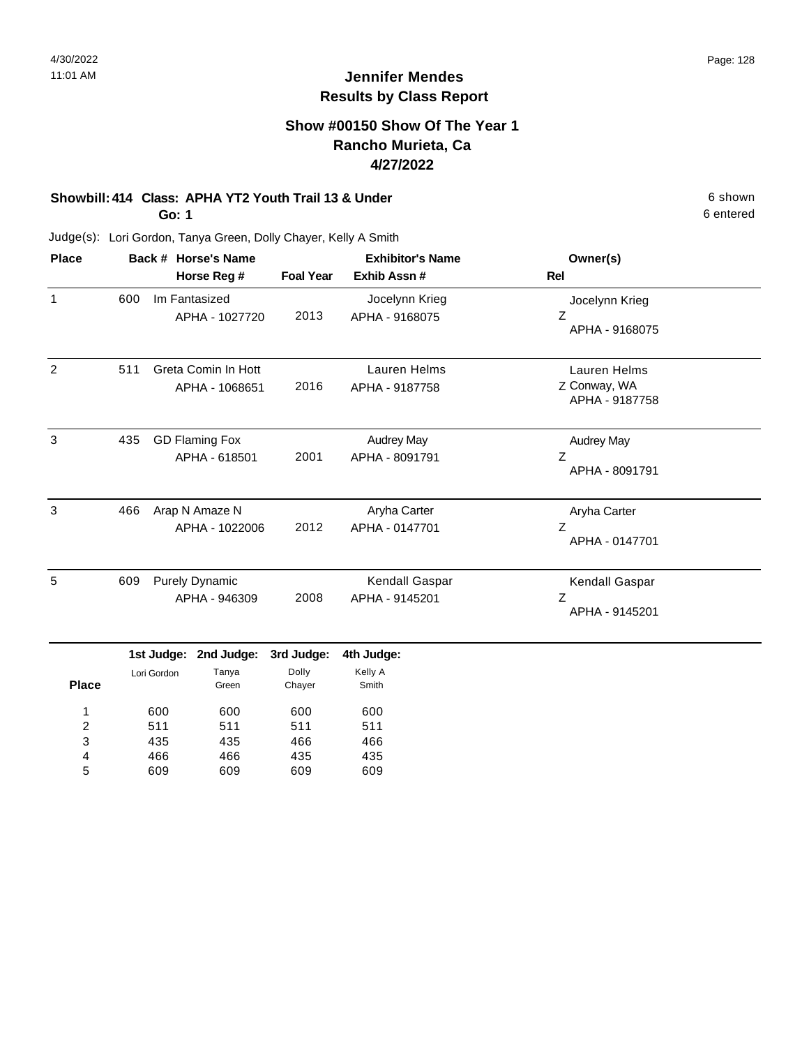# Jennifer Mendes
## Results by Class Report

### Show #00150 Show Of The Year 1
### Rancho Murieta, Ca
### 4/27/2022

**Showbill: 414 Class: APHA YT2 Youth Trail 13 & Under** 6 shown

**Go: 1** 6 entered

Judge(s): Lori Gordon, Tanya Green, Dolly Chayer, Kelly A Smith

| Place | Back # | Horse's Name / Horse Reg # | Foal Year | Exhibitor's Name / Exhib Assn # | Owner(s) / Rel |
|---|---|---|---|---|---|
| 1 | 600 | Im Fantasized<br>APHA - 1027720 | 2013 | Jocelynn Krieg<br>APHA - 9168075 | Jocelynn Krieg<br>Z<br>APHA - 9168075 |
| 2 | 511 | Greta Comin In Hott<br>APHA - 1068651 | 2016 | Lauren Helms<br>APHA - 9187758 | Lauren Helms<br>Z Conway, WA<br>APHA - 9187758 |
| 3 | 435 | GD Flaming Fox<br>APHA - 618501 | 2001 | Audrey May<br>APHA - 8091791 | Audrey May<br>Z<br>APHA - 8091791 |
| 3 | 466 | Arap N Amaze N<br>APHA - 1022006 | 2012 | Aryha Carter<br>APHA - 0147701 | Aryha Carter<br>Z<br>APHA - 0147701 |
| 5 | 609 | Purely Dynamic<br>APHA - 946309 | 2008 | Kendall Gaspar<br>APHA - 9145201 | Kendall Gaspar<br>Z<br>APHA - 9145201 |

| Place | 1st Judge: Lori Gordon | 2nd Judge: Tanya Green | 3rd Judge: Dolly Chayer | 4th Judge: Kelly A Smith |
|---|---|---|---|---|
| 1 | 600 | 600 | 600 | 600 |
| 2 | 511 | 511 | 511 | 511 |
| 3 | 435 | 435 | 466 | 466 |
| 4 | 466 | 466 | 435 | 435 |
| 5 | 609 | 609 | 609 | 609 |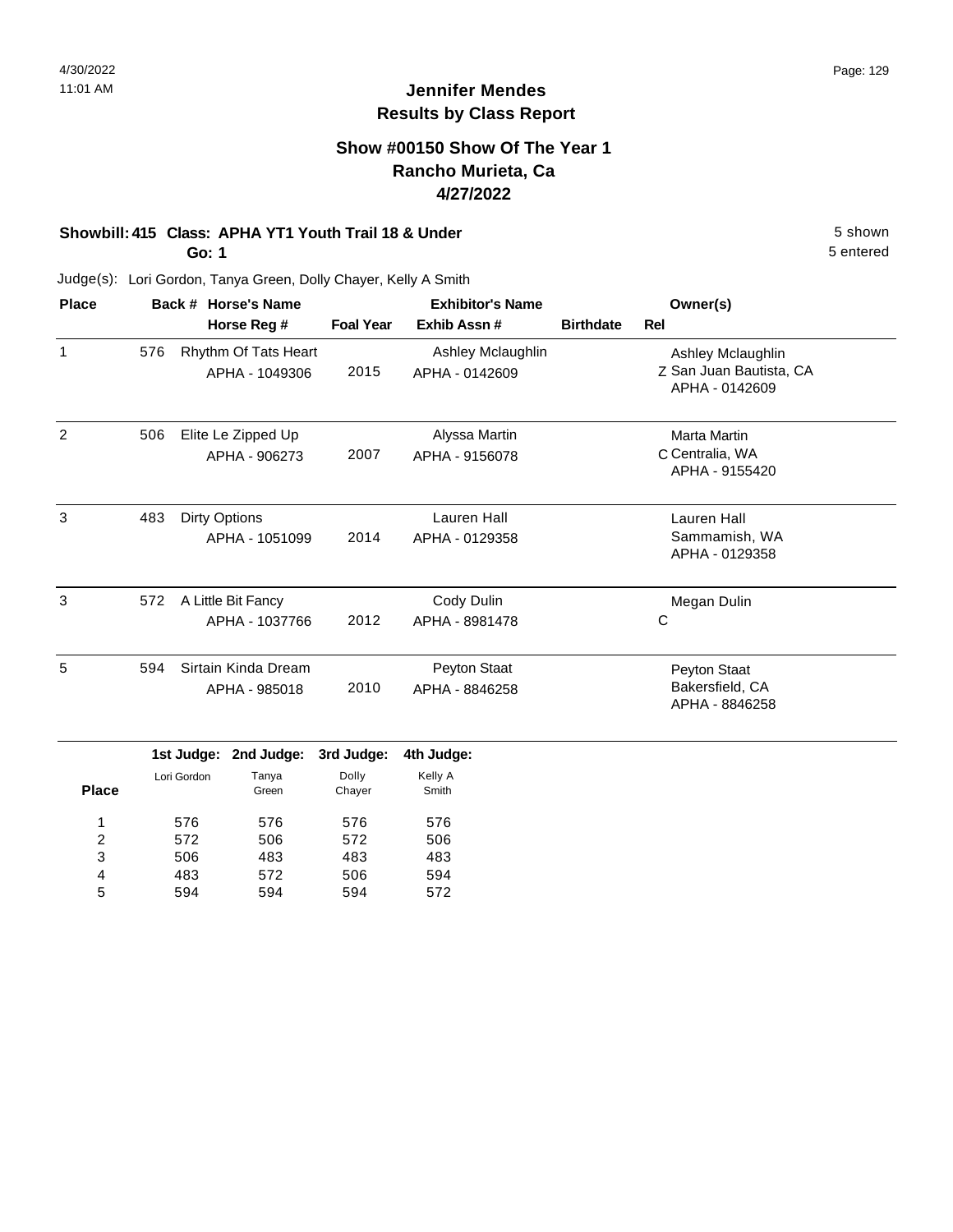# Jennifer Mendes
## Results by Class Report

### Show #00150 Show Of The Year 1
### Rancho Murieta, Ca
### 4/27/2022

**Showbill: 415 Class: APHA YT1 Youth Trail 18 & Under** — 5 shown

**Go: 1** — 5 entered

Judge(s): Lori Gordon, Tanya Green, Dolly Chayer, Kelly A Smith

| Place | Back # | Horse's Name / Horse Reg # | Foal Year | Exhibitor's Name / Exhib Assn # | Birthdate | Rel | Owner(s) |
|---|---|---|---|---|---|---|---|
| 1 | 576 | Rhythm Of Tats Heart<br>APHA - 1049306 | 2015 | Ashley Mclaughlin<br>APHA - 0142609 | | Z | Ashley Mclaughlin<br>San Juan Bautista, CA<br>APHA - 0142609 |
| 2 | 506 | Elite Le Zipped Up<br>APHA - 906273 | 2007 | Alyssa Martin<br>APHA - 9156078 | | C | Marta Martin<br>Centralia, WA<br>APHA - 9155420 |
| 3 | 483 | Dirty Options<br>APHA - 1051099 | 2014 | Lauren Hall<br>APHA - 0129358 | | | Lauren Hall<br>Sammamish, WA<br>APHA - 0129358 |
| 3 | 572 | A Little Bit Fancy<br>APHA - 1037766 | 2012 | Cody Dulin<br>APHA - 8981478 | | C | Megan Dulin |
| 5 | 594 | Sirtain Kinda Dream<br>APHA - 985018 | 2010 | Peyton Staat<br>APHA - 8846258 | | | Peyton Staat<br>Bakersfield, CA<br>APHA - 8846258 |

| Place | 1st Judge: Lori Gordon | 2nd Judge: Tanya Green | 3rd Judge: Dolly Chayer | 4th Judge: Kelly A Smith |
|---|---|---|---|---|
| 1 | 576 | 576 | 576 | 576 |
| 2 | 572 | 506 | 572 | 506 |
| 3 | 506 | 483 | 483 | 483 |
| 4 | 483 | 572 | 506 | 594 |
| 5 | 594 | 594 | 594 | 572 |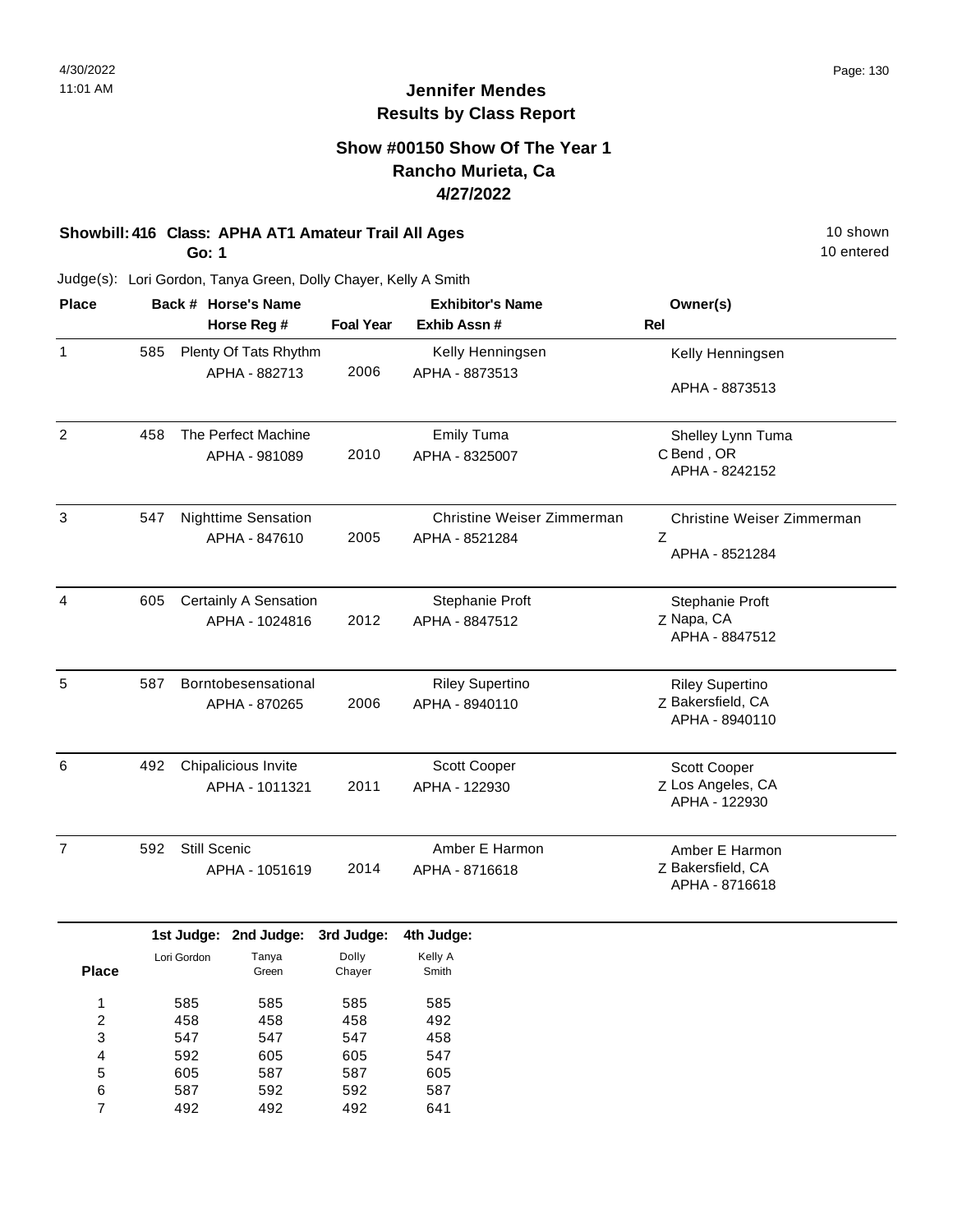# Jennifer Mendes
## Results by Class Report

### Show #00150 Show Of The Year 1
### Rancho Murieta, Ca
### 4/27/2022

**Showbill: 416 Class: APHA AT1 Amateur Trail All Ages** — 10 shown, 10 entered

**Go: 1**

Judge(s): Lori Gordon, Tanya Green, Dolly Chayer, Kelly A Smith

| Place | Back # | Horse's Name / Horse Reg # | Foal Year | Exhibitor's Name / Exhib Assn # | Rel | Owner(s) |
|---|---|---|---|---|---|---|
| 1 | 585 | Plenty Of Tats Rhythm<br>APHA - 882713 | 2006 | Kelly Henningsen<br>APHA - 8873513 | | Kelly Henningsen<br>APHA - 8873513 |
| 2 | 458 | The Perfect Machine<br>APHA - 981089 | 2010 | Emily Tuma<br>APHA - 8325007 | C | Shelley Lynn Tuma<br>Bend , OR<br>APHA - 8242152 |
| 3 | 547 | Nighttime Sensation<br>APHA - 847610 | 2005 | Christine Weiser Zimmerman<br>APHA - 8521284 | Z | Christine Weiser Zimmerman<br>APHA - 8521284 |
| 4 | 605 | Certainly A Sensation<br>APHA - 1024816 | 2012 | Stephanie Proft<br>APHA - 8847512 | Z | Stephanie Proft<br>Napa, CA<br>APHA - 8847512 |
| 5 | 587 | Borntobesensational<br>APHA - 870265 | 2006 | Riley Supertino<br>APHA - 8940110 | Z | Riley Supertino<br>Bakersfield, CA<br>APHA - 8940110 |
| 6 | 492 | Chipalicious Invite<br>APHA - 1011321 | 2011 | Scott Cooper<br>APHA - 122930 | Z | Scott Cooper<br>Los Angeles, CA<br>APHA - 122930 |
| 7 | 592 | Still Scenic<br>APHA - 1051619 | 2014 | Amber E Harmon<br>APHA - 8716618 | Z | Amber E Harmon<br>Bakersfield, CA<br>APHA - 8716618 |

| Place | 1st Judge: Lori Gordon | 2nd Judge: Tanya Green | 3rd Judge: Dolly Chayer | 4th Judge: Kelly A Smith |
|---|---|---|---|---|
| 1 | 585 | 585 | 585 | 585 |
| 2 | 458 | 458 | 458 | 492 |
| 3 | 547 | 547 | 547 | 458 |
| 4 | 592 | 605 | 605 | 547 |
| 5 | 605 | 587 | 587 | 605 |
| 6 | 587 | 592 | 592 | 587 |
| 7 | 492 | 492 | 492 | 641 |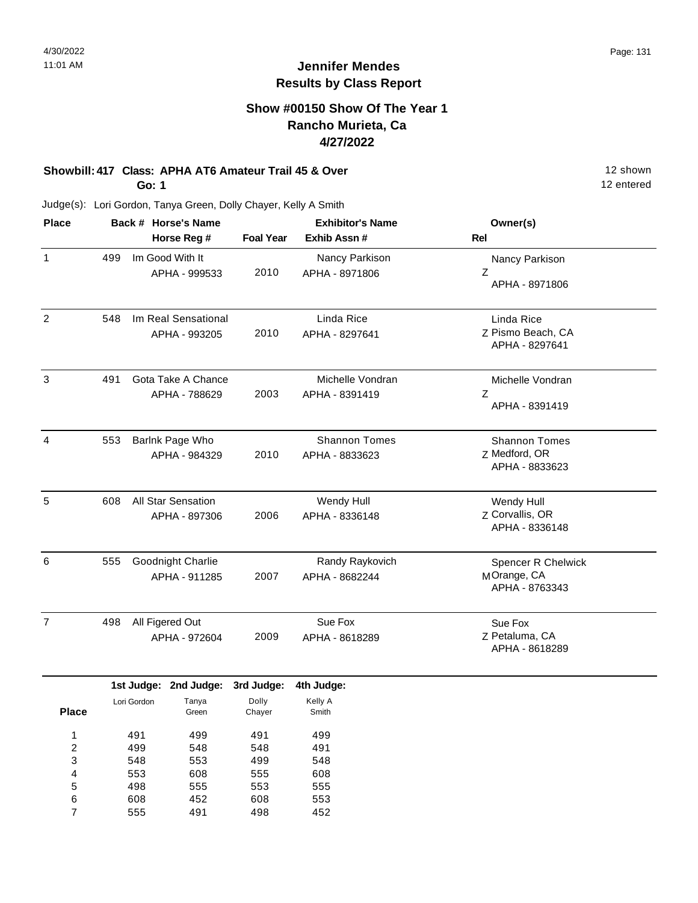# Jennifer Mendes
## Results by Class Report

### Show #00150 Show Of The Year 1
### Rancho Murieta, Ca
### 4/27/2022

**Showbill: 417 Class: APHA AT6 Amateur Trail 45 & Over** 12 shown
**Go: 1** 12 entered

Judge(s): Lori Gordon, Tanya Green, Dolly Chayer, Kelly A Smith

| Place | Back # | Horse's Name / Horse Reg # | Foal Year | Exhibitor's Name / Exhib Assn # | Rel | Owner(s) |
|---|---|---|---|---|---|---|
| 1 | 499 | Im Good With It<br>APHA - 999533 | 2010 | Nancy Parkison<br>APHA - 8971806 | Z | Nancy Parkison<br>APHA - 8971806 |
| 2 | 548 | Im Real Sensational<br>APHA - 993205 | 2010 | Linda Rice<br>APHA - 8297641 | Z | Linda Rice<br>Pismo Beach, CA<br>APHA - 8297641 |
| 3 | 491 | Gota Take A Chance<br>APHA - 788629 | 2003 | Michelle Vondran<br>APHA - 8391419 | Z | Michelle Vondran<br>APHA - 8391419 |
| 4 | 553 | Barlnk Page Who<br>APHA - 984329 | 2010 | Shannon Tomes<br>APHA - 8833623 | Z | Shannon Tomes<br>Medford, OR<br>APHA - 8833623 |
| 5 | 608 | All Star Sensation<br>APHA - 897306 | 2006 | Wendy Hull<br>APHA - 8336148 | Z | Wendy Hull<br>Corvallis, OR<br>APHA - 8336148 |
| 6 | 555 | Goodnight Charlie<br>APHA - 911285 | 2007 | Randy Raykovich<br>APHA - 8682244 | M | Spencer R Chelwick<br>Orange, CA<br>APHA - 8763343 |
| 7 | 498 | All Figered Out<br>APHA - 972604 | 2009 | Sue Fox<br>APHA - 8618289 | Z | Sue Fox<br>Petaluma, CA<br>APHA - 8618289 |

| Place | 1st Judge: Lori Gordon | 2nd Judge: Tanya Green | 3rd Judge: Dolly Chayer | 4th Judge: Kelly A Smith |
|---|---|---|---|---|
| 1 | 491 | 499 | 491 | 499 |
| 2 | 499 | 548 | 548 | 491 |
| 3 | 548 | 553 | 499 | 548 |
| 4 | 553 | 608 | 555 | 608 |
| 5 | 498 | 555 | 553 | 555 |
| 6 | 608 | 452 | 608 | 553 |
| 7 | 555 | 491 | 498 | 452 |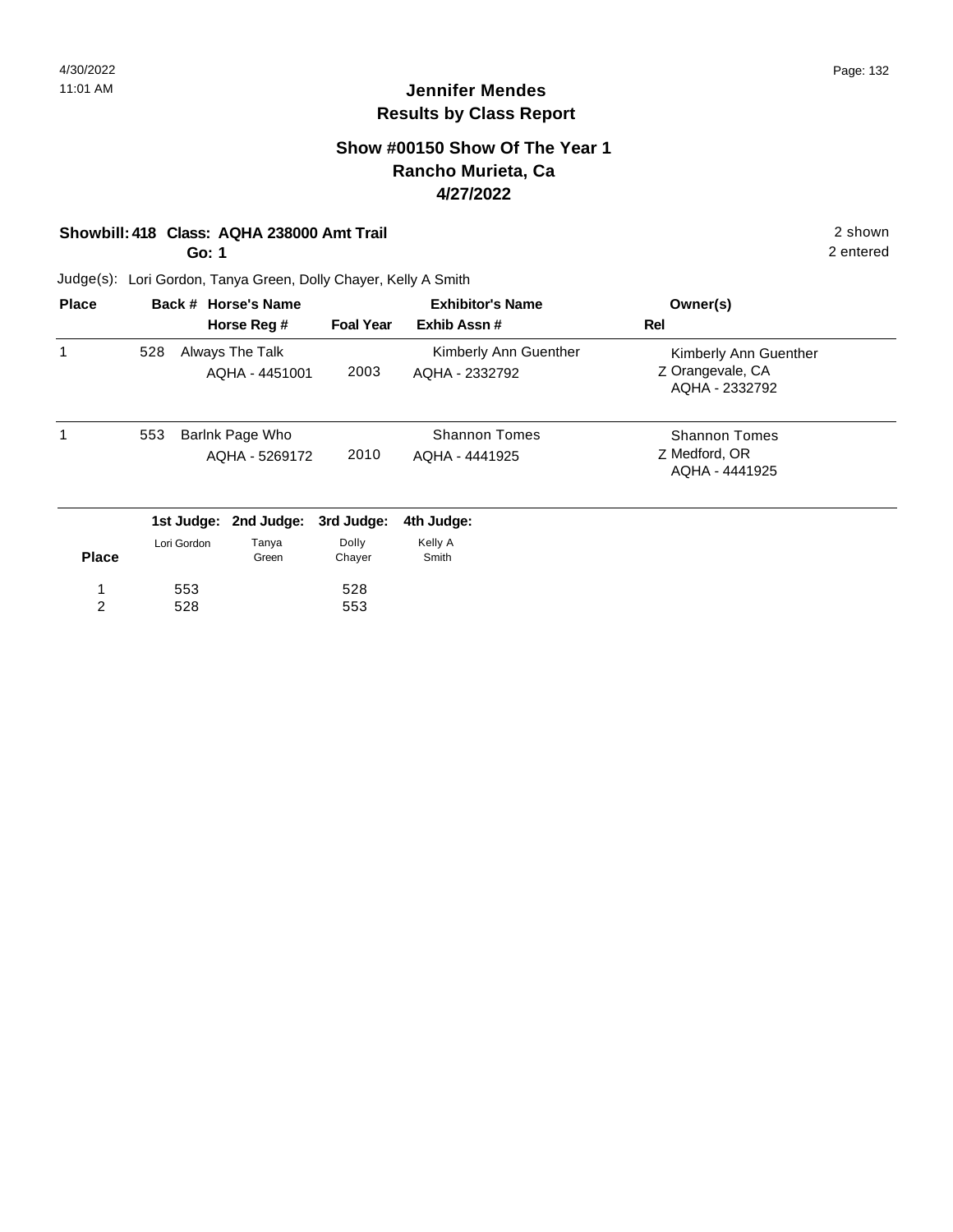# Jennifer Mendes
## Results by Class Report

### Show #00150 Show Of The Year 1
### Rancho Murieta, Ca
### 4/27/2022

**Showbill: 418 Class: AQHA 238000 Amt Trail** — 2 shown

**Go: 1** — 2 entered

Judge(s): Lori Gordon, Tanya Green, Dolly Chayer, Kelly A Smith

| Place | Back # | Horse's Name / Horse Reg # | Foal Year | Exhibitor's Name / Exhib Assn # | Owner(s) / Rel |
|---|---|---|---|---|---|
| 1 | 528 | Always The Talk<br>AQHA - 4451001 | 2003 | Kimberly Ann Guenther<br>AQHA - 2332792 | Kimberly Ann Guenther<br>Z Orangevale, CA<br>AQHA - 2332792 |
| 1 | 553 | Barlnk Page Who<br>AQHA - 5269172 | 2010 | Shannon Tomes<br>AQHA - 4441925 | Shannon Tomes<br>Z Medford, OR<br>AQHA - 4441925 |

| Place | 1st Judge: Lori Gordon | 2nd Judge: Tanya Green | 3rd Judge: Dolly Chayer | 4th Judge: Kelly A Smith |
|---|---|---|---|---|
| 1 | 553 | | 528 | |
| 2 | 528 | | 553 | |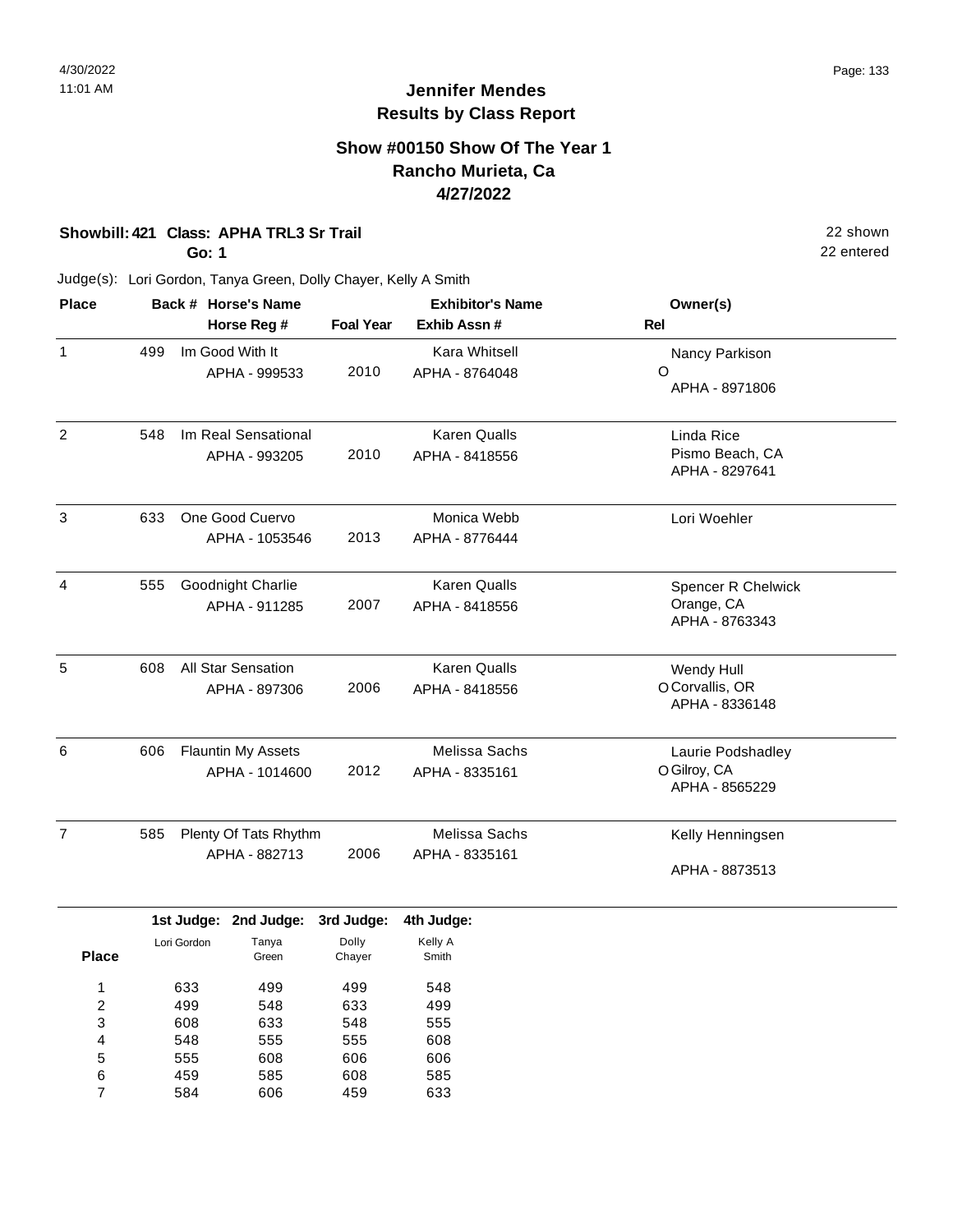# Jennifer Mendes
## Results by Class Report

### Show #00150 Show Of The Year 1
### Rancho Murieta, Ca
### 4/27/2022

**Showbill: 421 Class: APHA TRL3 Sr Trail** 22 shown
**Go: 1** 22 entered

Judge(s): Lori Gordon, Tanya Green, Dolly Chayer, Kelly A Smith

| Place | Back # | Horse's Name / Horse Reg # | Foal Year | Exhibitor's Name / Exhib Assn # | Rel | Owner(s) |
|---|---|---|---|---|---|---|
| 1 | 499 | Im Good With It<br>APHA - 999533 | 2010 | Kara Whitsell<br>APHA - 8764048 | O | Nancy Parkison<br>APHA - 8971806 |
| 2 | 548 | Im Real Sensational<br>APHA - 993205 | 2010 | Karen Qualls<br>APHA - 8418556 | | Linda Rice<br>Pismo Beach, CA<br>APHA - 8297641 |
| 3 | 633 | One Good Cuervo<br>APHA - 1053546 | 2013 | Monica Webb<br>APHA - 8776444 | | Lori Woehler |
| 4 | 555 | Goodnight Charlie<br>APHA - 911285 | 2007 | Karen Qualls<br>APHA - 8418556 | | Spencer R Chelwick<br>Orange, CA<br>APHA - 8763343 |
| 5 | 608 | All Star Sensation<br>APHA - 897306 | 2006 | Karen Qualls<br>APHA - 8418556 | O | Wendy Hull<br>Corvallis, OR<br>APHA - 8336148 |
| 6 | 606 | Flauntin My Assets<br>APHA - 1014600 | 2012 | Melissa Sachs<br>APHA - 8335161 | O | Laurie Podshadley<br>Gilroy, CA<br>APHA - 8565229 |
| 7 | 585 | Plenty Of Tats Rhythm<br>APHA - 882713 | 2006 | Melissa Sachs<br>APHA - 8335161 | | Kelly Henningsen<br>APHA - 8873513 |

| Place | 1st Judge: Lori Gordon | 2nd Judge: Tanya Green | 3rd Judge: Dolly Chayer | 4th Judge: Kelly A Smith |
|---|---|---|---|---|
| 1 | 633 | 499 | 499 | 548 |
| 2 | 499 | 548 | 633 | 499 |
| 3 | 608 | 633 | 548 | 555 |
| 4 | 548 | 555 | 555 | 608 |
| 5 | 555 | 608 | 606 | 606 |
| 6 | 459 | 585 | 608 | 585 |
| 7 | 584 | 606 | 459 | 633 |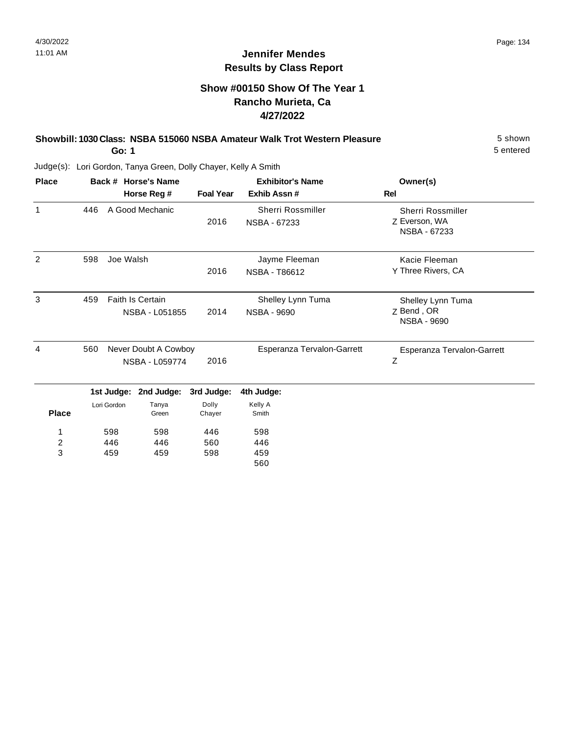# Jennifer Mendes
## Results by Class Report

### Show #00150 Show Of The Year 1
### Rancho Murieta, Ca
### 4/27/2022

**Showbill: 1030 Class: NSBA 515060 NSBA Amateur Walk Trot Western Pleasure** — 5 shown, 5 entered

**Go: 1**

Judge(s): Lori Gordon, Tanya Green, Dolly Chayer, Kelly A Smith

| Place | Back # | Horse's Name / Horse Reg # | Foal Year | Exhibitor's Name / Exhib Assn # | Rel | Owner(s) |
|---|---|---|---|---|---|---|
| 1 | 446 | A Good Mechanic | 2016 | Sherri Rossmiller<br>NSBA - 67233 | Z | Sherri Rossmiller<br>Everson, WA<br>NSBA - 67233 |
| 2 | 598 | Joe Walsh | 2016 | Jayme Fleeman<br>NSBA - T86612 | Y | Kacie Fleeman<br>Three Rivers, CA |
| 3 | 459 | Faith Is Certain<br>NSBA - L051855 | 2014 | Shelley Lynn Tuma<br>NSBA - 9690 | Z | Shelley Lynn Tuma<br>Bend , OR<br>NSBA - 9690 |
| 4 | 560 | Never Doubt A Cowboy<br>NSBA - L059774 | 2016 | Esperanza Tervalon-Garrett | Z | Esperanza Tervalon-Garrett |

| Place | 1st Judge: Lori Gordon | 2nd Judge: Tanya Green | 3rd Judge: Dolly Chayer | 4th Judge: Kelly A Smith |
|---|---|---|---|---|
| 1 | 598 | 598 | 446 | 598 |
| 2 | 446 | 446 | 560 | 446 |
| 3 | 459 | 459 | 598 | 459 |
| | | | | 560 |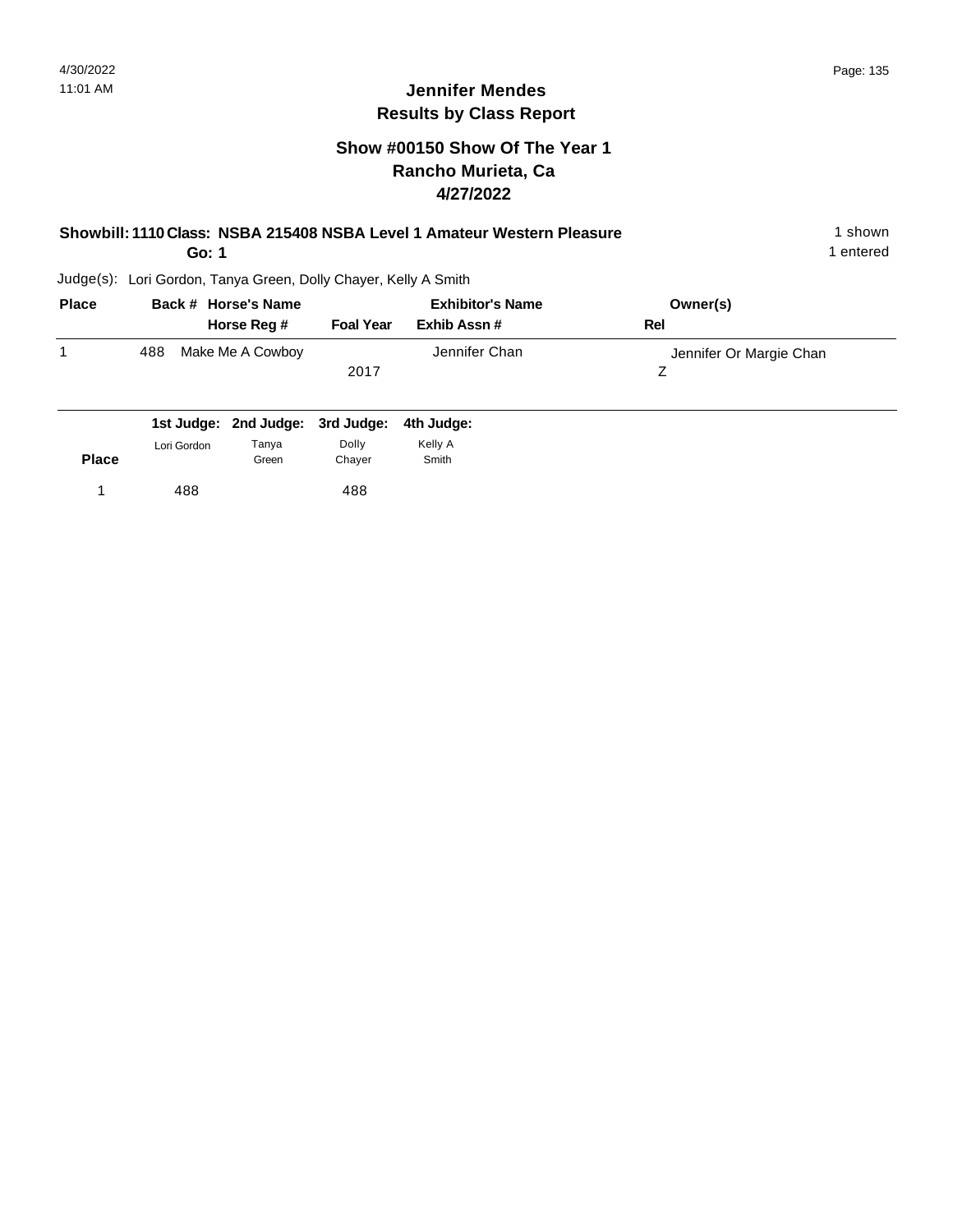# Jennifer Mendes
## Results by Class Report

### Show #00150 Show Of The Year 1
### Rancho Murieta, Ca
### 4/27/2022

**Showbill: 1110 Class: NSBA 215408 NSBA Level 1 Amateur Western Pleasure** 1 shown

**Go: 1** 1 entered

Judge(s): Lori Gordon, Tanya Green, Dolly Chayer, Kelly A Smith

| Place | Back # | Horse's Name / Horse Reg # | Foal Year | Exhibitor's Name / Exhib Assn # | Owner(s) / Rel |
|---|---|---|---|---|---|
| 1 | 488 | Make Me A Cowboy | 2017 | Jennifer Chan | Jennifer Or Margie Chan<br>Z |

| Place | 1st Judge: Lori Gordon | 2nd Judge: Tanya Green | 3rd Judge: Dolly Chayer | 4th Judge: Kelly A Smith |
|---|---|---|---|---|
| 1 | 488 | | 488 | |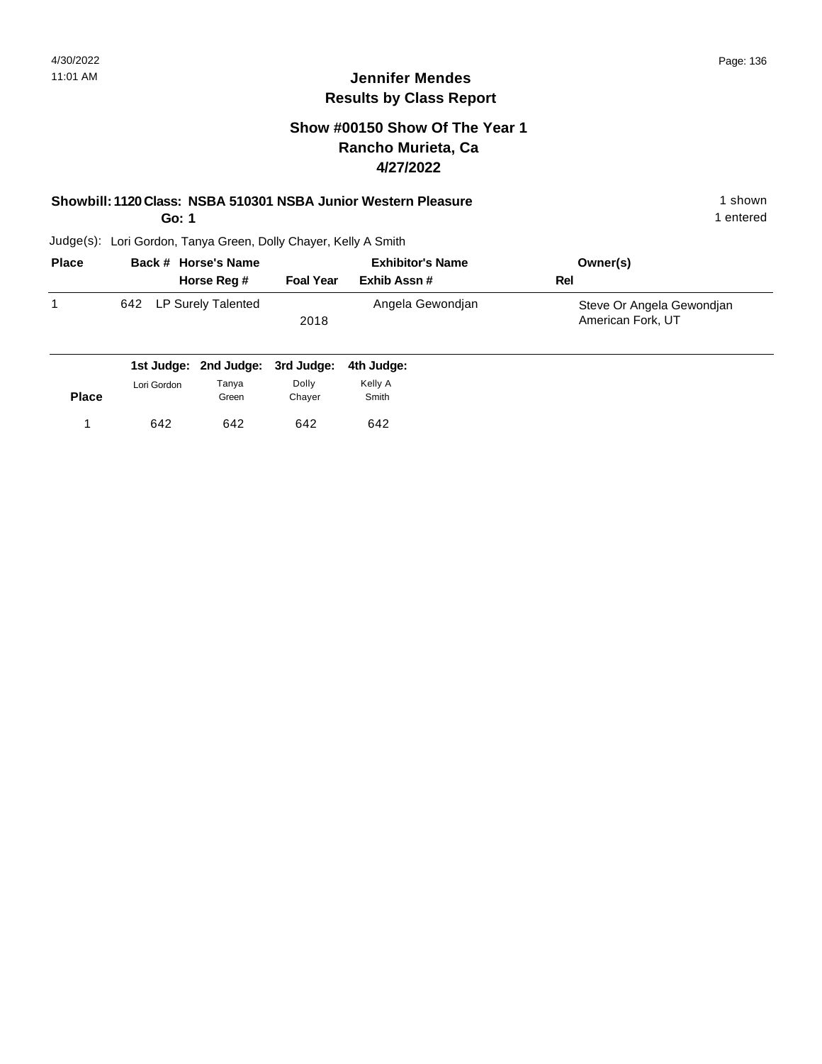## Jennifer Mendes
## Results by Class Report

### Show #00150 Show Of The Year 1
### Rancho Murieta, Ca
### 4/27/2022

**Showbill: 1120 Class: NSBA 510301 NSBA Junior Western Pleasure** — 1 shown

**Go: 1** — 1 entered

Judge(s): Lori Gordon, Tanya Green, Dolly Chayer, Kelly A Smith

| Place | Back # | Horse's Name / Horse Reg # | Foal Year | Exhibitor's Name / Exhib Assn # | Owner(s) / Rel |
|---|---|---|---|---|---|
| 1 | 642 | LP Surely Talented | 2018 | Angela Gewondjan | Steve Or Angela Gewondjan<br>American Fork, UT |

| Place | 1st Judge: Lori Gordon | 2nd Judge: Tanya Green | 3rd Judge: Dolly Chayer | 4th Judge: Kelly A Smith |
|---|---|---|---|---|
| 1 | 642 | 642 | 642 | 642 |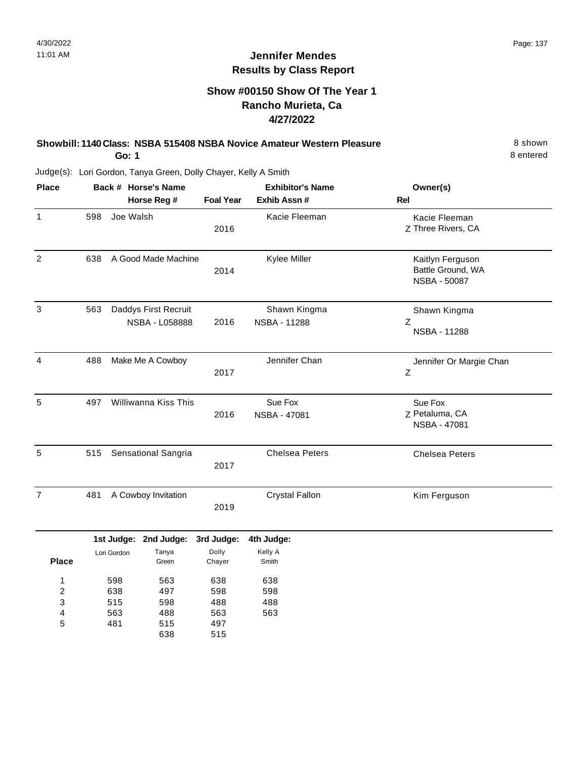## Jennifer Mendes
## Results by Class Report

### Show #00150 Show Of The Year 1
### Rancho Murieta, Ca
### 4/27/2022

**Showbill: 1140 Class: NSBA 515408 NSBA Novice Amateur Western Pleasure** — 8 shown

**Go: 1** — 8 entered

Judge(s): Lori Gordon, Tanya Green, Dolly Chayer, Kelly A Smith

| Place | Back # | Horse's Name / Horse Reg # | Foal Year | Exhibitor's Name / Exhib Assn # | Rel | Owner(s) |
|---|---|---|---|---|---|---|
| 1 | 598 | Joe Walsh | 2016 | Kacie Fleeman | Z | Kacie Fleeman, Three Rivers, CA |
| 2 | 638 | A Good Made Machine | 2014 | Kylee Miller | | Kaitlyn Ferguson, Battle Ground, WA, NSBA - 50087 |
| 3 | 563 | Daddys First Recruit, NSBA - L058888 | 2016 | Shawn Kingma, NSBA - 11288 | Z | Shawn Kingma, NSBA - 11288 |
| 4 | 488 | Make Me A Cowboy | 2017 | Jennifer Chan | Z | Jennifer Or Margie Chan |
| 5 | 497 | Williwanna Kiss This | 2016 | Sue Fox, NSBA - 47081 | Z | Sue Fox, Petaluma, CA, NSBA - 47081 |
| 5 | 515 | Sensational Sangria | 2017 | Chelsea Peters | | Chelsea Peters |
| 7 | 481 | A Cowboy Invitation | 2019 | Crystal Fallon | | Kim Ferguson |

| Place | 1st Judge: Lori Gordon | 2nd Judge: Tanya Green | 3rd Judge: Dolly Chayer | 4th Judge: Kelly A Smith |
|---|---|---|---|---|
| 1 | 598 | 563 | 638 | 638 |
| 2 | 638 | 497 | 598 | 598 |
| 3 | 515 | 598 | 488 | 488 |
| 4 | 563 | 488 | 563 | 563 |
| 5 | 481 | 515 | 497 | |
| | | 638 | 515 | |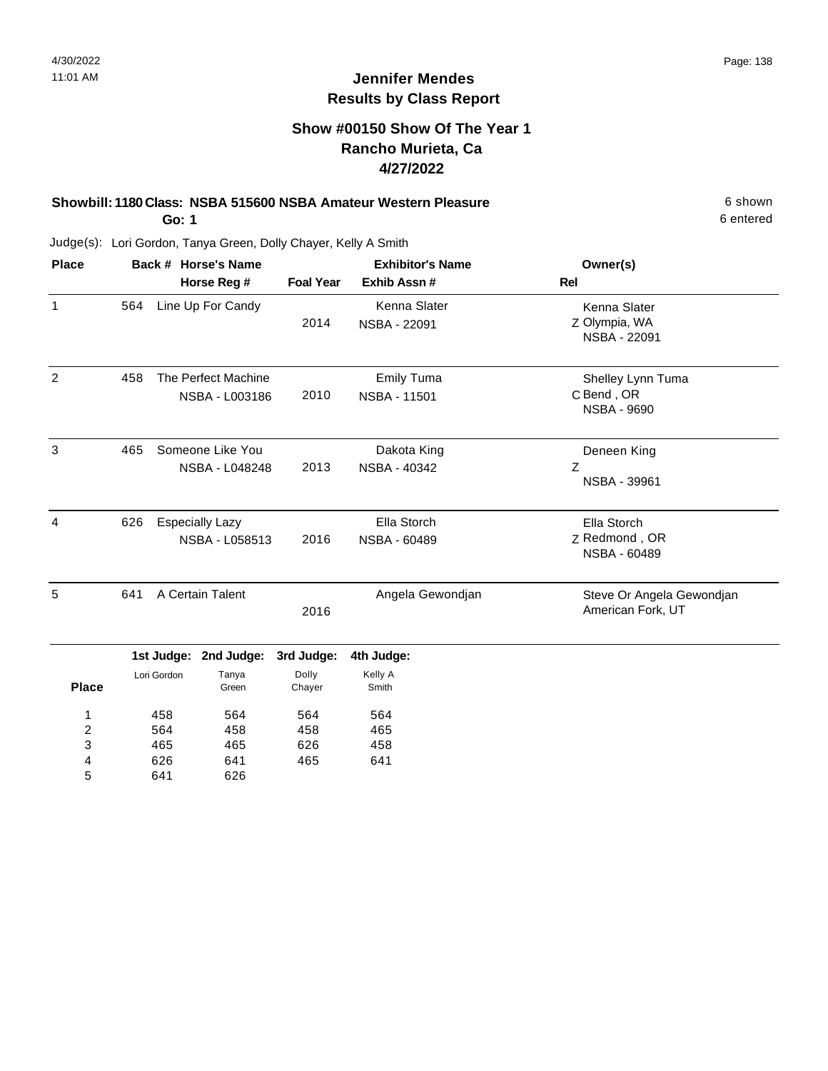## Jennifer Mendes
## Results by Class Report

### Show #00150 Show Of The Year 1
### Rancho Murieta, Ca
### 4/27/2022

**Showbill: 1180 Class: NSBA 515600 NSBA Amateur Western Pleasure** — 6 shown, 6 entered

**Go: 1**

Judge(s): Lori Gordon, Tanya Green, Dolly Chayer, Kelly A Smith

| Place | Back # | Horse's Name / Horse Reg # | Foal Year | Exhibitor's Name / Exhib Assn # | Rel | Owner(s) |
|---|---|---|---|---|---|---|
| 1 | 564 | Line Up For Candy | 2014 | Kenna Slater<br>NSBA - 22091 | Z | Kenna Slater<br>Olympia, WA<br>NSBA - 22091 |
| 2 | 458 | The Perfect Machine<br>NSBA - L003186 | 2010 | Emily Tuma<br>NSBA - 11501 | C | Shelley Lynn Tuma<br>Bend , OR<br>NSBA - 9690 |
| 3 | 465 | Someone Like You<br>NSBA - L048248 | 2013 | Dakota King<br>NSBA - 40342 | Z | Deneen King<br>NSBA - 39961 |
| 4 | 626 | Especially Lazy<br>NSBA - L058513 | 2016 | Ella Storch<br>NSBA - 60489 | Z | Ella Storch<br>Redmond , OR<br>NSBA - 60489 |
| 5 | 641 | A Certain Talent | 2016 | Angela Gewondjan | | Steve Or Angela Gewondjan<br>American Fork, UT |

| Place | 1st Judge: Lori Gordon | 2nd Judge: Tanya Green | 3rd Judge: Dolly Chayer | 4th Judge: Kelly A Smith |
|---|---|---|---|---|
| 1 | 458 | 564 | 564 | 564 |
| 2 | 564 | 458 | 458 | 465 |
| 3 | 465 | 465 | 626 | 458 |
| 4 | 626 | 641 | 465 | 641 |
| 5 | 641 | 626 | | |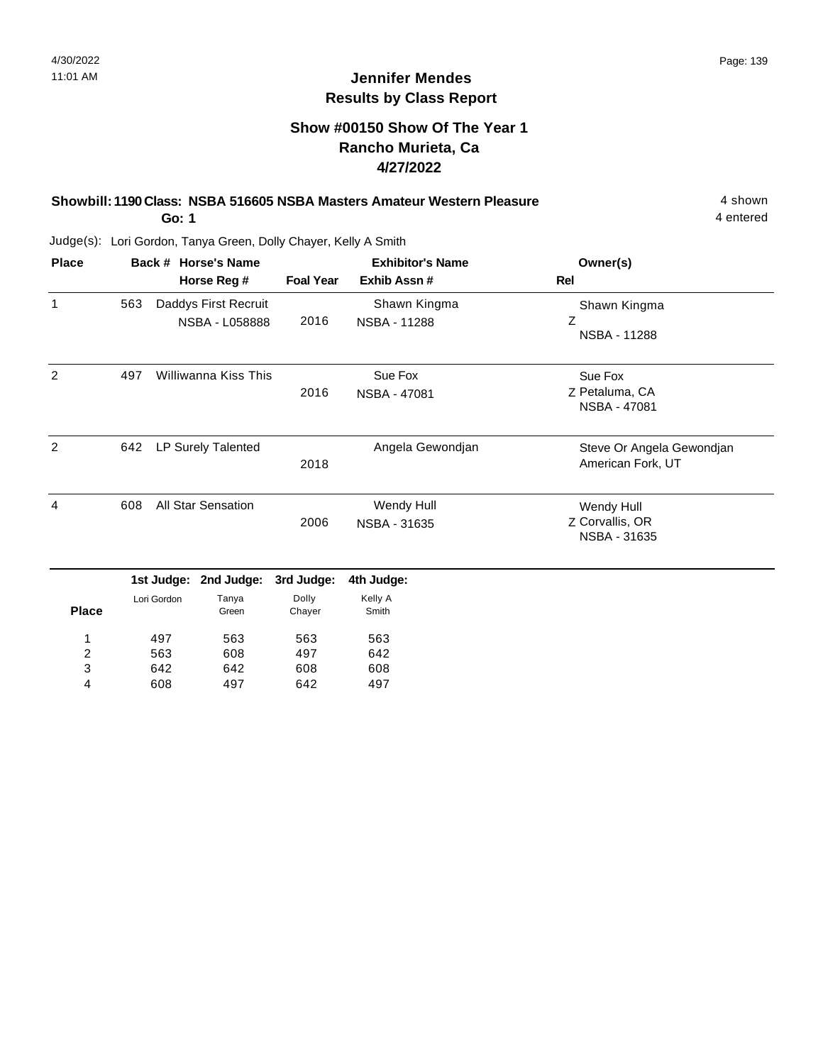# Jennifer Mendes
## Results by Class Report

### Show #00150 Show Of The Year 1
### Rancho Murieta, Ca
### 4/27/2022

**Showbill: 1190 Class: NSBA 516605 NSBA Masters Amateur Western Pleasure** — 4 shown

**Go: 1** — 4 entered

Judge(s): Lori Gordon, Tanya Green, Dolly Chayer, Kelly A Smith

| Place | Back # | Horse's Name / Horse Reg # | Foal Year | Exhibitor's Name / Exhib Assn # | Owner(s) / Rel |
|---|---|---|---|---|---|
| 1 | 563 | Daddys First Recruit<br>NSBA - L058888 | 2016 | Shawn Kingma<br>NSBA - 11288 | Shawn Kingma<br>Z<br>NSBA - 11288 |
| 2 | 497 | Williwanna Kiss This | 2016 | Sue Fox<br>NSBA - 47081 | Sue Fox<br>Z Petaluma, CA<br>NSBA - 47081 |
| 2 | 642 | LP Surely Talented | 2018 | Angela Gewondjan | Steve Or Angela Gewondjan<br>American Fork, UT |
| 4 | 608 | All Star Sensation | 2006 | Wendy Hull<br>NSBA - 31635 | Wendy Hull<br>Z Corvallis, OR<br>NSBA - 31635 |

| Place | 1st Judge: Lori Gordon | 2nd Judge: Tanya Green | 3rd Judge: Dolly Chayer | 4th Judge: Kelly A Smith |
|---|---|---|---|---|
| 1 | 497 | 563 | 563 | 563 |
| 2 | 563 | 608 | 497 | 642 |
| 3 | 642 | 642 | 608 | 608 |
| 4 | 608 | 497 | 642 | 497 |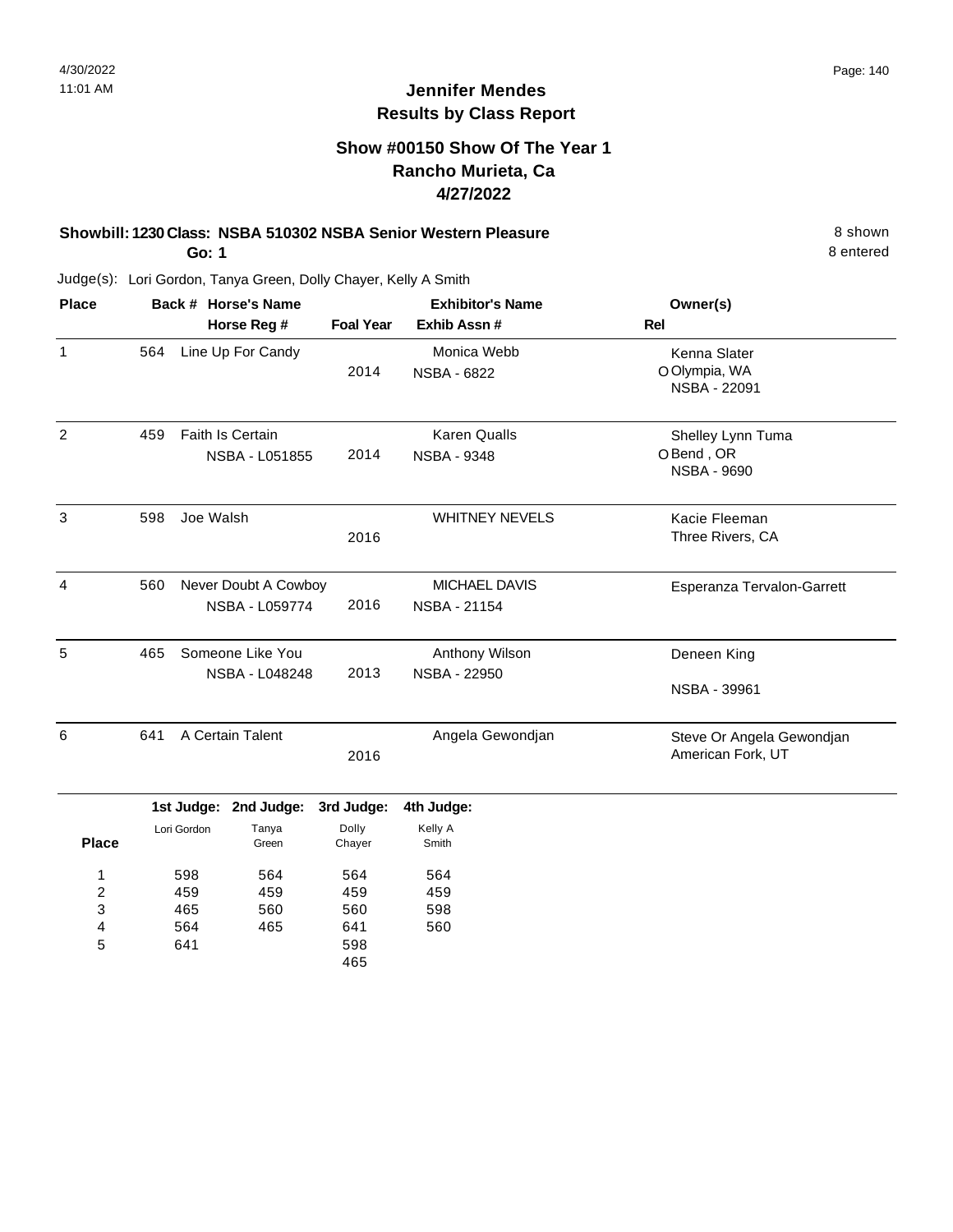# Jennifer Mendes
## Results by Class Report

### Show #00150 Show Of The Year 1
### Rancho Murieta, Ca
### 4/27/2022

**Showbill: 1230 Class: NSBA 510302 NSBA Senior Western Pleasure** — 8 shown

**Go: 1** — 8 entered

Judge(s): Lori Gordon, Tanya Green, Dolly Chayer, Kelly A Smith

| Place | Back # | Horse's Name / Horse Reg # | Foal Year | Exhibitor's Name / Exhib Assn # | Rel | Owner(s) |
|---|---|---|---|---|---|---|
| 1 | 564 | Line Up For Candy | 2014 | Monica Webb<br>NSBA - 6822 | O | Kenna Slater<br>Olympia, WA<br>NSBA - 22091 |
| 2 | 459 | Faith Is Certain<br>NSBA - L051855 | 2014 | Karen Qualls<br>NSBA - 9348 | O | Shelley Lynn Tuma<br>Bend , OR<br>NSBA - 9690 |
| 3 | 598 | Joe Walsh | 2016 | WHITNEY NEVELS | | Kacie Fleeman<br>Three Rivers, CA |
| 4 | 560 | Never Doubt A Cowboy<br>NSBA - L059774 | 2016 | MICHAEL DAVIS<br>NSBA - 21154 | | Esperanza Tervalon-Garrett |
| 5 | 465 | Someone Like You<br>NSBA - L048248 | 2013 | Anthony Wilson<br>NSBA - 22950 | | Deneen King<br>NSBA - 39961 |
| 6 | 641 | A Certain Talent | 2016 | Angela Gewondjan | | Steve Or Angela Gewondjan<br>American Fork, UT |

| Place | 1st Judge: Lori Gordon | 2nd Judge: Tanya Green | 3rd Judge: Dolly Chayer | 4th Judge: Kelly A Smith |
|---|---|---|---|---|
| 1 | 598 | 564 | 564 | 564 |
| 2 | 459 | 459 | 459 | 459 |
| 3 | 465 | 560 | 560 | 598 |
| 4 | 564 | 465 | 641 | 560 |
| 5 | 641 | | 598 | |
| | | | 465 | |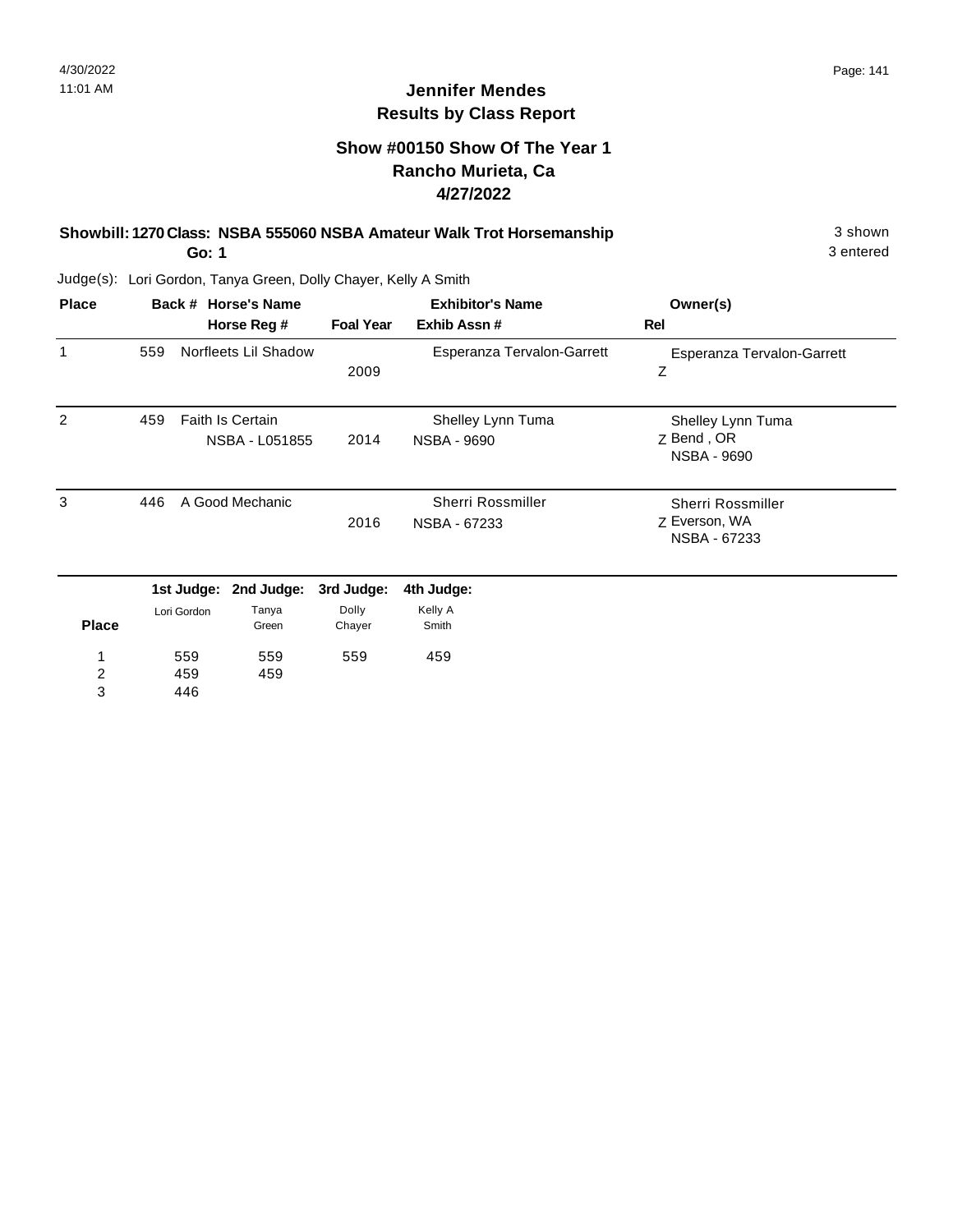## Jennifer Mendes
## Results by Class Report

### Show #00150 Show Of The Year 1
### Rancho Murieta, Ca
### 4/27/2022

**Showbill: 1270 Class: NSBA 555060 NSBA Amateur Walk Trot Horsemanship** 3 shown

**Go: 1** 3 entered

Judge(s): Lori Gordon, Tanya Green, Dolly Chayer, Kelly A Smith

| Place | Back # | Horse's Name / Horse Reg # | Foal Year | Exhibitor's Name / Exhib Assn # | Owner(s) / Rel |
|---|---|---|---|---|---|
| 1 | 559 | Norfleets Lil Shadow | 2009 | Esperanza Tervalon-Garrett | Esperanza Tervalon-Garrett Z |
| 2 | 459 | Faith Is Certain NSBA - L051855 | 2014 | Shelley Lynn Tuma NSBA - 9690 | Shelley Lynn Tuma Z Bend , OR NSBA - 9690 |
| 3 | 446 | A Good Mechanic | 2016 | Sherri Rossmiller NSBA - 67233 | Sherri Rossmiller Z Everson, WA NSBA - 67233 |

| Place | 1st Judge: Lori Gordon | 2nd Judge: Tanya Green | 3rd Judge: Dolly Chayer | 4th Judge: Kelly A Smith |
|---|---|---|---|---|
| 1 | 559 | 559 | 559 | 459 |
| 2 | 459 | 459 | | |
| 3 | 446 | | | |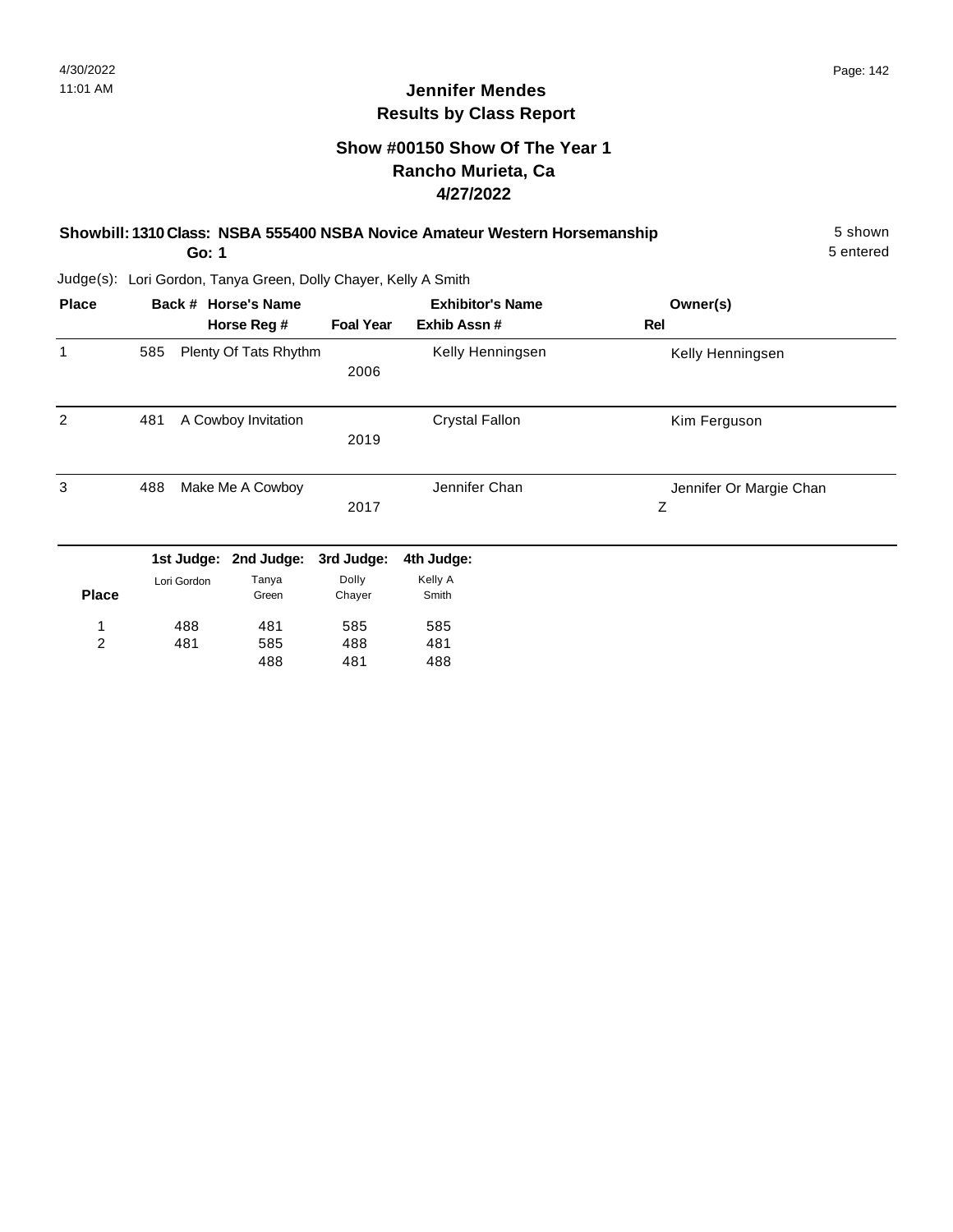**Jennifer Mendes**
**Results by Class Report**

## Show #00150 Show Of The Year 1
## Rancho Murieta, Ca
## 4/27/2022

**Showbill: 1310 Class: NSBA 555400 NSBA Novice Amateur Western Horsemanship** 5 shown

**Go: 1** 5 entered

Judge(s): Lori Gordon, Tanya Green, Dolly Chayer, Kelly A Smith

| Place | Back # | Horse's Name / Horse Reg # | Foal Year | Exhibitor's Name / Exhib Assn # | Owner(s) / Rel |
|---|---|---|---|---|---|
| 1 | 585 | Plenty Of Tats Rhythm | 2006 | Kelly Henningsen | Kelly Henningsen |
| 2 | 481 | A Cowboy Invitation | 2019 | Crystal Fallon | Kim Ferguson |
| 3 | 488 | Make Me A Cowboy | 2017 | Jennifer Chan | Jennifer Or Margie Chan<br>Z |

| Place | 1st Judge: Lori Gordon | 2nd Judge: Tanya Green | 3rd Judge: Dolly Chayer | 4th Judge: Kelly A Smith |
|---|---|---|---|---|
| 1 | 488 | 481 | 585 | 585 |
| 2 | 481 | 585 | 488 | 481 |
| | | 488 | 481 | 488 |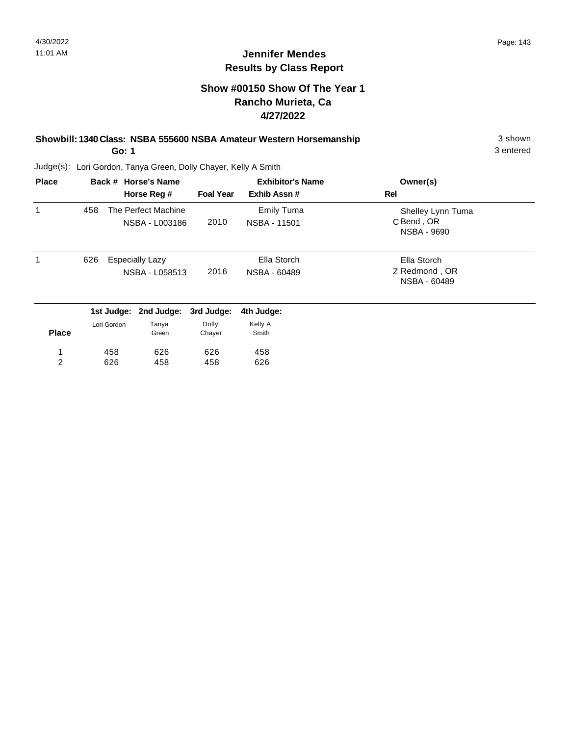## Jennifer Mendes
## Results by Class Report

### Show #00150 Show Of The Year 1
### Rancho Murieta, Ca
### 4/27/2022

**Showbill: 1340 Class: NSBA 555600 NSBA Amateur Western Horsemanship** 3 shown

**Go: 1** 3 entered

Judge(s): Lori Gordon, Tanya Green, Dolly Chayer, Kelly A Smith

| Place | Back # | Horse's Name / Horse Reg # | Foal Year | Exhibitor's Name / Exhib Assn # | Rel | Owner(s) |
|---|---|---|---|---|---|---|
| 1 | 458 | The Perfect Machine<br>NSBA - L003186 | 2010 | Emily Tuma<br>NSBA - 11501 | C | Shelley Lynn Tuma<br>Bend , OR<br>NSBA - 9690 |
| 1 | 626 | Especially Lazy<br>NSBA - L058513 | 2016 | Ella Storch<br>NSBA - 60489 | Z | Ella Storch<br>Redmond , OR<br>NSBA - 60489 |

| Place | 1st Judge: Lori Gordon | 2nd Judge: Tanya Green | 3rd Judge: Dolly Chayer | 4th Judge: Kelly A Smith |
|---|---|---|---|---|
| 1 | 458 | 626 | 626 | 458 |
| 2 | 626 | 458 | 458 | 626 |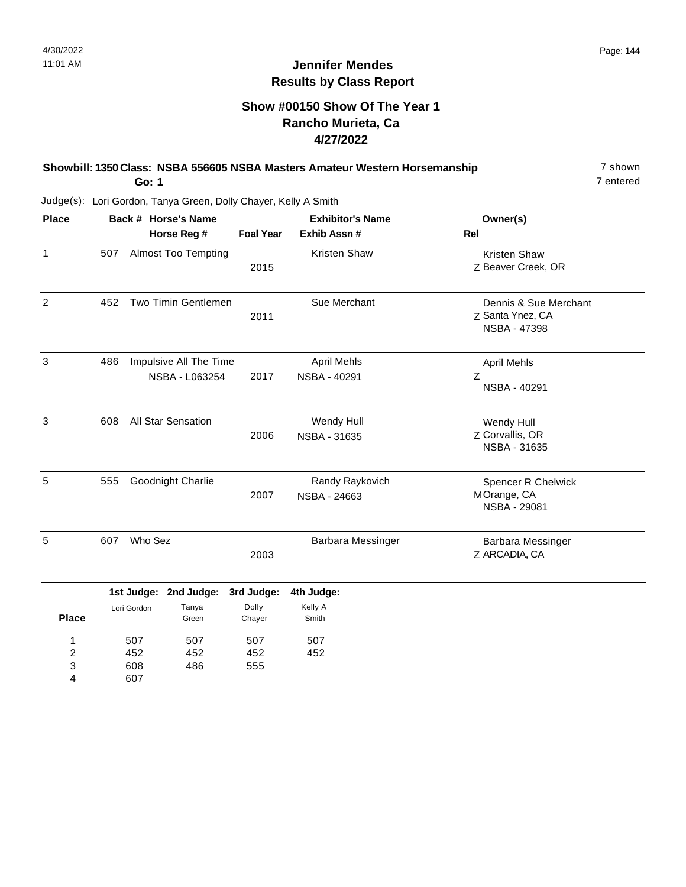# Jennifer Mendes
## Results by Class Report

### Show #00150 Show Of The Year 1
### Rancho Murieta, Ca
### 4/27/2022

**Showbill: 1350 Class: NSBA 556605 NSBA Masters Amateur Western Horsemanship** 7 shown
**Go: 1** 7 entered

Judge(s): Lori Gordon, Tanya Green, Dolly Chayer, Kelly A Smith

| Place | Back # | Horse's Name / Horse Reg # | Foal Year | Exhibitor's Name / Exhib Assn # | Rel | Owner(s) |
|---|---|---|---|---|---|---|
| 1 | 507 | Almost Too Tempting | 2015 | Kristen Shaw | Z | Kristen Shaw, Beaver Creek, OR |
| 2 | 452 | Two Timin Gentlemen | 2011 | Sue Merchant | Z | Dennis & Sue Merchant, Santa Ynez, CA, NSBA - 47398 |
| 3 | 486 | Impulsive All The Time, NSBA - L063254 | 2017 | April Mehls, NSBA - 40291 | Z | April Mehls, NSBA - 40291 |
| 3 | 608 | All Star Sensation | 2006 | Wendy Hull, NSBA - 31635 | Z | Wendy Hull, Corvallis, OR, NSBA - 31635 |
| 5 | 555 | Goodnight Charlie | 2007 | Randy Raykovich, NSBA - 24663 | M | Spencer R Chelwick, Orange, CA, NSBA - 29081 |
| 5 | 607 | Who Sez | 2003 | Barbara Messinger | Z | Barbara Messinger, ARCADIA, CA |

| Place | 1st Judge: Lori Gordon | 2nd Judge: Tanya Green | 3rd Judge: Dolly Chayer | 4th Judge: Kelly A Smith |
|---|---|---|---|---|
| 1 | 507 | 507 | 507 | 507 |
| 2 | 452 | 452 | 452 | 452 |
| 3 | 608 | 486 | 555 | |
| 4 | 607 | | | |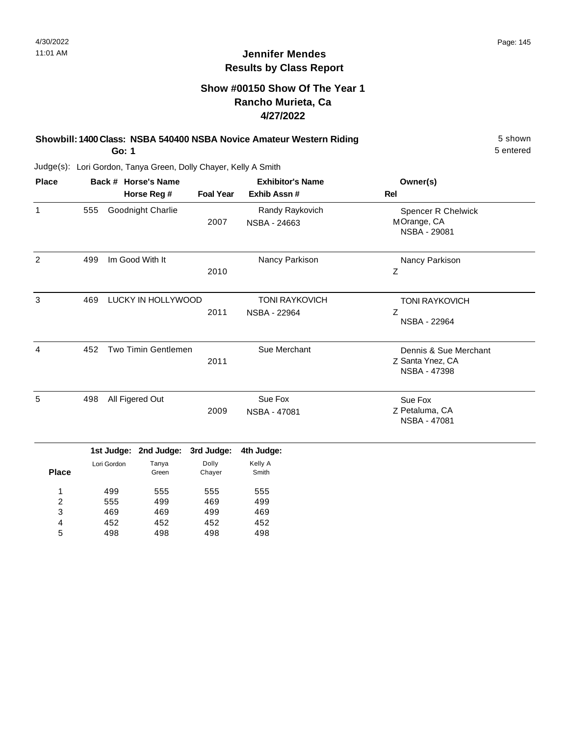# Jennifer Mendes
## Results by Class Report

### Show #00150 Show Of The Year 1
### Rancho Murieta, Ca
### 4/27/2022

**Showbill: 1400 Class: NSBA 540400 NSBA Novice Amateur Western Riding** — 5 shown

**Go: 1** — 5 entered

Judge(s): Lori Gordon, Tanya Green, Dolly Chayer, Kelly A Smith

| Place | Back # | Horse's Name / Horse Reg # | Foal Year | Exhibitor's Name / Exhib Assn # | Rel | Owner(s) |
|---|---|---|---|---|---|---|
| 1 | 555 | Goodnight Charlie | 2007 | Randy Raykovich<br>NSBA - 24663 | M | Spencer R Chelwick<br>Orange, CA<br>NSBA - 29081 |
| 2 | 499 | Im Good With It | 2010 | Nancy Parkison | Z | Nancy Parkison |
| 3 | 469 | LUCKY IN HOLLYWOOD | 2011 | TONI RAYKOVICH<br>NSBA - 22964 | Z | TONI RAYKOVICH<br>NSBA - 22964 |
| 4 | 452 | Two Timin Gentlemen | 2011 | Sue Merchant | Z | Dennis & Sue Merchant<br>Santa Ynez, CA<br>NSBA - 47398 |
| 5 | 498 | All Figered Out | 2009 | Sue Fox<br>NSBA - 47081 | Z | Sue Fox<br>Petaluma, CA<br>NSBA - 47081 |

| Place | 1st Judge: Lori Gordon | 2nd Judge: Tanya Green | 3rd Judge: Dolly Chayer | 4th Judge: Kelly A Smith |
|---|---|---|---|---|
| 1 | 499 | 555 | 555 | 555 |
| 2 | 555 | 499 | 469 | 499 |
| 3 | 469 | 469 | 499 | 469 |
| 4 | 452 | 452 | 452 | 452 |
| 5 | 498 | 498 | 498 | 498 |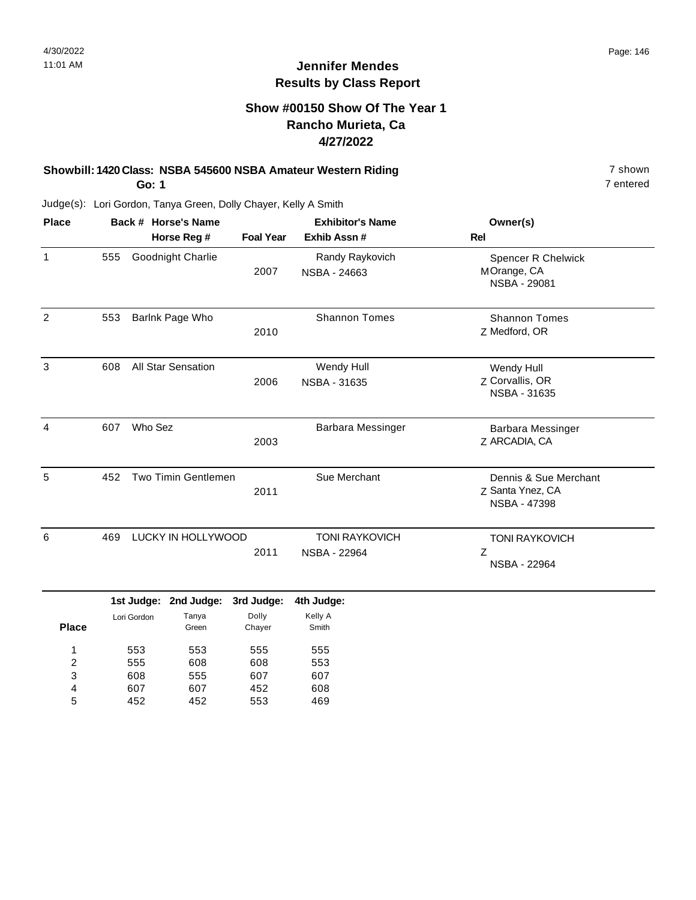# Jennifer Mendes
## Results by Class Report

### Show #00150 Show Of The Year 1
### Rancho Murieta, Ca
### 4/27/2022

**Showbill: 1420 Class: NSBA 545600 NSBA Amateur Western Riding** 7 shown
**Go: 1** 7 entered

Judge(s): Lori Gordon, Tanya Green, Dolly Chayer, Kelly A Smith

| Place | Back # | Horse's Name / Horse Reg # | Foal Year | Exhibitor's Name / Exhib Assn # | Rel | Owner(s) |
|---|---|---|---|---|---|---|
| 1 | 555 | Goodnight Charlie | 2007 | Randy Raykovich<br>NSBA - 24663 | M | Spencer R Chelwick<br>Orange, CA<br>NSBA - 29081 |
| 2 | 553 | Barlnk Page Who | 2010 | Shannon Tomes | Z | Shannon Tomes<br>Medford, OR |
| 3 | 608 | All Star Sensation | 2006 | Wendy Hull<br>NSBA - 31635 | Z | Wendy Hull<br>Corvallis, OR<br>NSBA - 31635 |
| 4 | 607 | Who Sez | 2003 | Barbara Messinger | Z | Barbara Messinger<br>ARCADIA, CA |
| 5 | 452 | Two Timin Gentlemen | 2011 | Sue Merchant | Z | Dennis & Sue Merchant<br>Santa Ynez, CA<br>NSBA - 47398 |
| 6 | 469 | LUCKY IN HOLLYWOOD | 2011 | TONI RAYKOVICH<br>NSBA - 22964 | Z | TONI RAYKOVICH<br>NSBA - 22964 |

| Place | 1st Judge: Lori Gordon | 2nd Judge: Tanya Green | 3rd Judge: Dolly Chayer | 4th Judge: Kelly A Smith |
|---|---|---|---|---|
| 1 | 553 | 553 | 555 | 555 |
| 2 | 555 | 608 | 608 | 553 |
| 3 | 608 | 555 | 607 | 607 |
| 4 | 607 | 607 | 452 | 608 |
| 5 | 452 | 452 | 553 | 469 |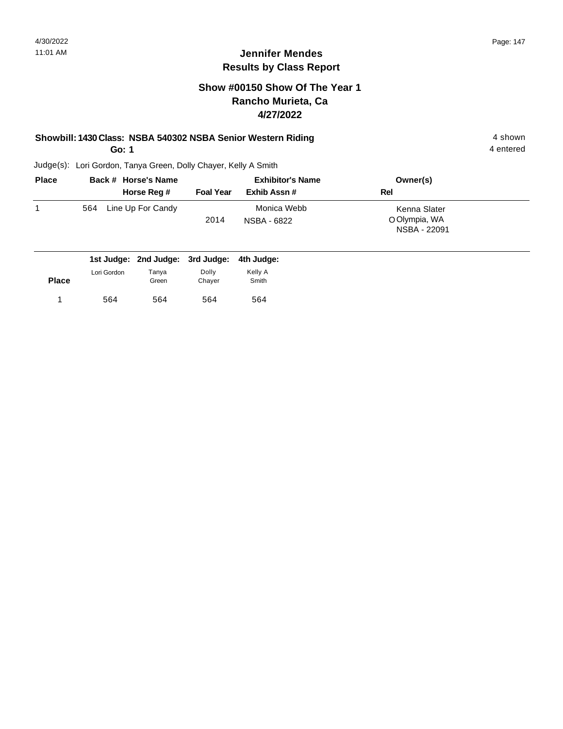4/30/2022
11:01 AM

## Jennifer Mendes
## Results by Class Report

### Show #00150 Show Of The Year 1
### Rancho Murieta, Ca
### 4/27/2022

**Showbill: 1430 Class: NSBA 540302 NSBA Senior Western Riding** — 4 shown

**Go: 1** — 4 entered

Judge(s): Lori Gordon, Tanya Green, Dolly Chayer, Kelly A Smith

| Place | Back # | Horse's Name / Horse Reg # | Foal Year | Exhibitor's Name / Exhib Assn # | Rel | Owner(s) |
|---|---|---|---|---|---|---|
| 1 | 564 | Line Up For Candy | 2014 | Monica Webb<br>NSBA - 6822 | O | Kenna Slater<br>Olympia, WA<br>NSBA - 22091 |

| Place | 1st Judge: Lori Gordon | 2nd Judge: Tanya Green | 3rd Judge: Dolly Chayer | 4th Judge: Kelly A Smith |
|---|---|---|---|---|
| 1 | 564 | 564 | 564 | 564 |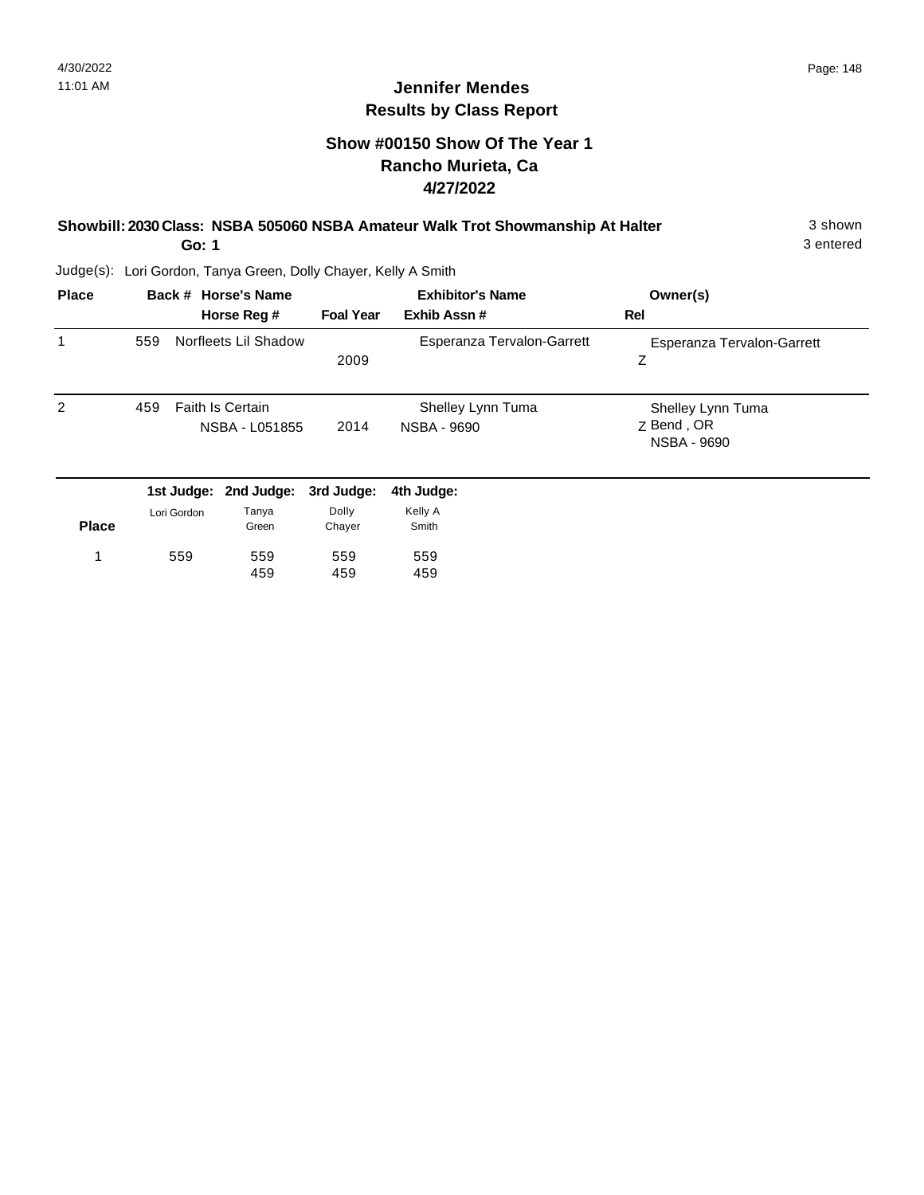# Jennifer Mendes
## Results by Class Report

### Show #00150 Show Of The Year 1
### Rancho Murieta, Ca
### 4/27/2022

**Showbill: 2030 Class: NSBA 505060 NSBA Amateur Walk Trot Showmanship At Halter** 3 shown

**Go: 1** 3 entered

Judge(s): Lori Gordon, Tanya Green, Dolly Chayer, Kelly A Smith

| Place | Back # | Horse's Name / Horse Reg # | Foal Year | Exhibitor's Name / Exhib Assn # | Owner(s) / Rel |
|---|---|---|---|---|---|
| 1 | 559 | Norfleets Lil Shadow | 2009 | Esperanza Tervalon-Garrett | Esperanza Tervalon-Garrett<br>Z |
| 2 | 459 | Faith Is Certain<br>NSBA - L051855 | 2014 | Shelley Lynn Tuma<br>NSBA - 9690 | Shelley Lynn Tuma<br>Z Bend , OR<br>NSBA - 9690 |

| Place | 1st Judge: Lori Gordon | 2nd Judge: Tanya Green | 3rd Judge: Dolly Chayer | 4th Judge: Kelly A Smith |
|---|---|---|---|---|
| 1 | 559 | 559<br>459 | 559<br>459 | 559<br>459 |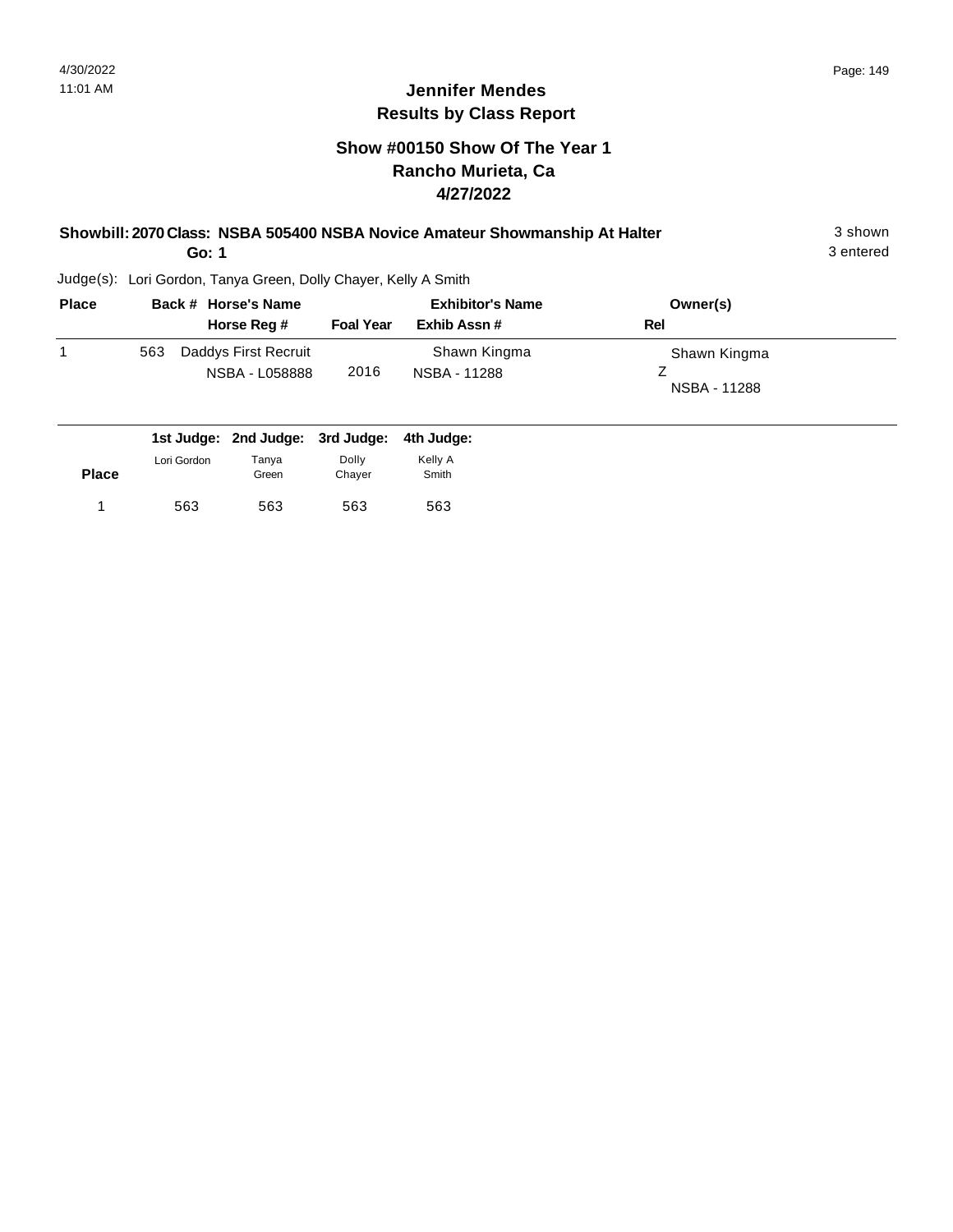# Jennifer Mendes
## Results by Class Report

### Show #00150 Show Of The Year 1
### Rancho Murieta, Ca
### 4/27/2022

**Showbill: 2070 Class: NSBA 505400 NSBA Novice Amateur Showmanship At Halter** 3 shown

**Go: 1** 3 entered

Judge(s): Lori Gordon, Tanya Green, Dolly Chayer, Kelly A Smith

| Place | Back # | Horse's Name / Horse Reg # | Foal Year | Exhibitor's Name / Exhib Assn # | Owner(s) / Rel |
|---|---|---|---|---|---|
| 1 | 563 | Daddys First Recruit<br>NSBA - L058888 | 2016 | Shawn Kingma<br>NSBA - 11288 | Shawn Kingma<br>Z<br>NSBA - 11288 |

| Place | 1st Judge: Lori Gordon | 2nd Judge: Tanya Green | 3rd Judge: Dolly Chayer | 4th Judge: Kelly A Smith |
|---|---|---|---|---|
| 1 | 563 | 563 | 563 | 563 |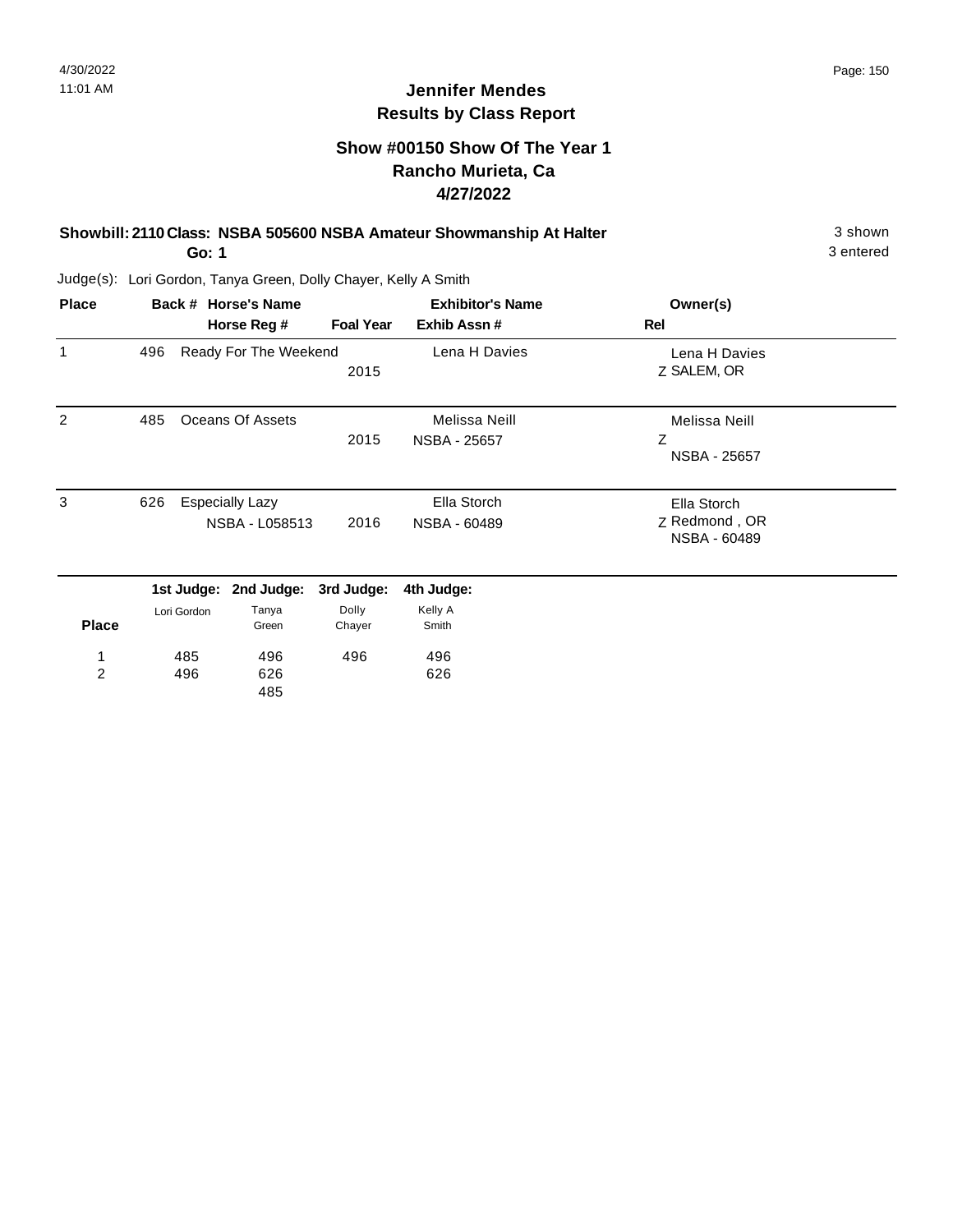# Jennifer Mendes
## Results by Class Report

### Show #00150 Show Of The Year 1
### Rancho Murieta, Ca
### 4/27/2022

**Showbill: 2110 Class: NSBA 505600 NSBA Amateur Showmanship At Halter** — 3 shown, 3 entered

**Go: 1**

Judge(s): Lori Gordon, Tanya Green, Dolly Chayer, Kelly A Smith

| Place | Back # | Horse's Name / Horse Reg # | Foal Year | Exhibitor's Name / Exhib Assn # | Rel | Owner(s) |
|---|---|---|---|---|---|---|
| 1 | 496 | Ready For The Weekend | 2015 | Lena H Davies | Z | Lena H Davies<br>SALEM, OR |
| 2 | 485 | Oceans Of Assets | 2015 | Melissa Neill<br>NSBA - 25657 | Z | Melissa Neill<br>NSBA - 25657 |
| 3 | 626 | Especially Lazy<br>NSBA - L058513 | 2016 | Ella Storch<br>NSBA - 60489 | Z | Ella Storch<br>Redmond , OR<br>NSBA - 60489 |

| Place | 1st Judge: Lori Gordon | 2nd Judge: Tanya Green | 3rd Judge: Dolly Chayer | 4th Judge: Kelly A Smith |
|---|---|---|---|---|
| 1 | 485 | 496 | 496 | 496 |
| 2 | 496 | 626 | | 626 |
| | | 485 | | |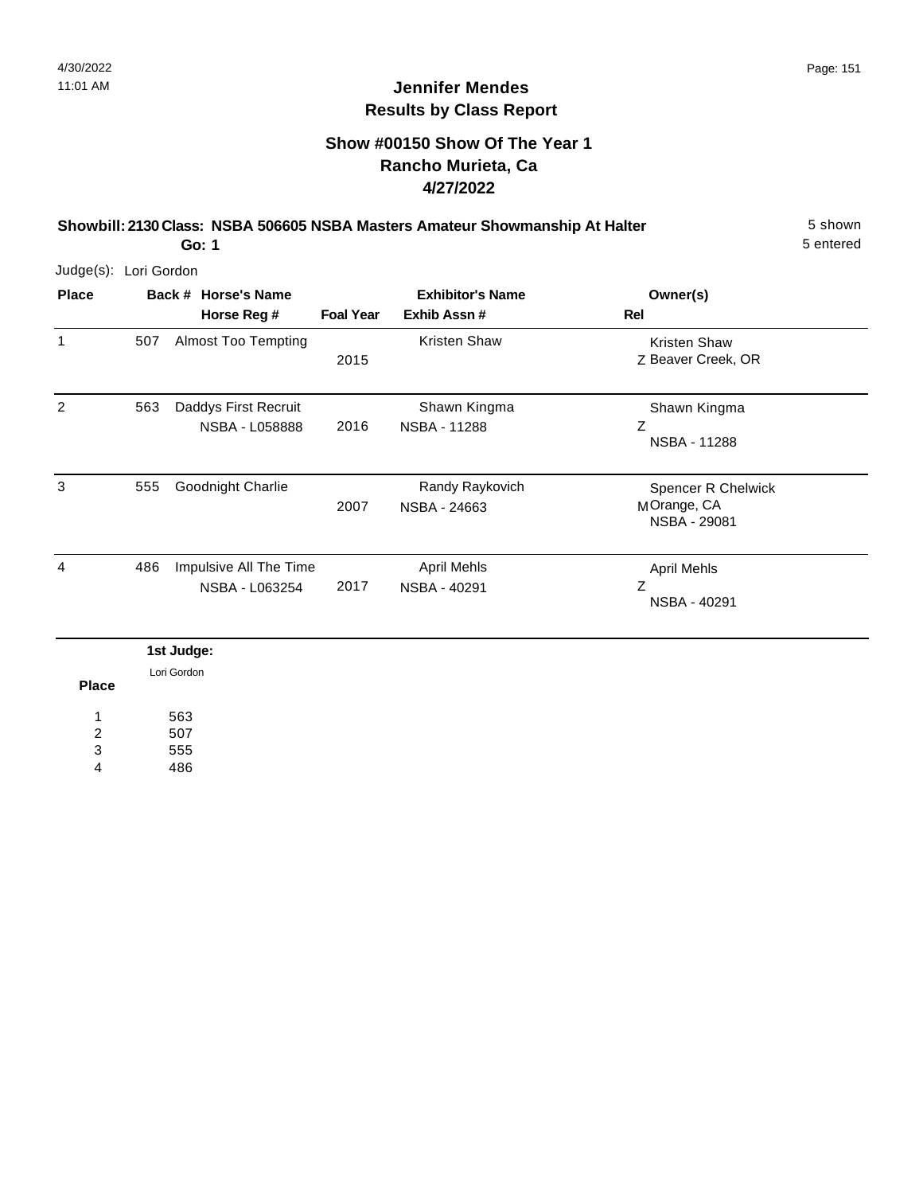## Jennifer Mendes
## Results by Class Report

### Show #00150 Show Of The Year 1
### Rancho Murieta, Ca
### 4/27/2022

**Showbill: 2130 Class: NSBA 506605 NSBA Masters Amateur Showmanship At Halter** 5 shown

**Go: 1** 5 entered

Judge(s): Lori Gordon

| Place | Back # | Horse's Name / Horse Reg # | Foal Year | Exhibitor's Name / Exhib Assn # | Rel | Owner(s) |
|---|---|---|---|---|---|---|
| 1 | 507 | Almost Too Tempting | 2015 | Kristen Shaw | Z | Kristen Shaw<br>Beaver Creek, OR |
| 2 | 563 | Daddys First Recruit<br>NSBA - L058888 | 2016 | Shawn Kingma<br>NSBA - 11288 | Z | Shawn Kingma<br>NSBA - 11288 |
| 3 | 555 | Goodnight Charlie | 2007 | Randy Raykovich<br>NSBA - 24663 | M | Spencer R Chelwick<br>Orange, CA<br>NSBA - 29081 |
| 4 | 486 | Impulsive All The Time<br>NSBA - L063254 | 2017 | April Mehls<br>NSBA - 40291 | Z | April Mehls<br>NSBA - 40291 |

| Place | 1st Judge: Lori Gordon |
|---|---|
| 1 | 563 |
| 2 | 507 |
| 3 | 555 |
| 4 | 486 |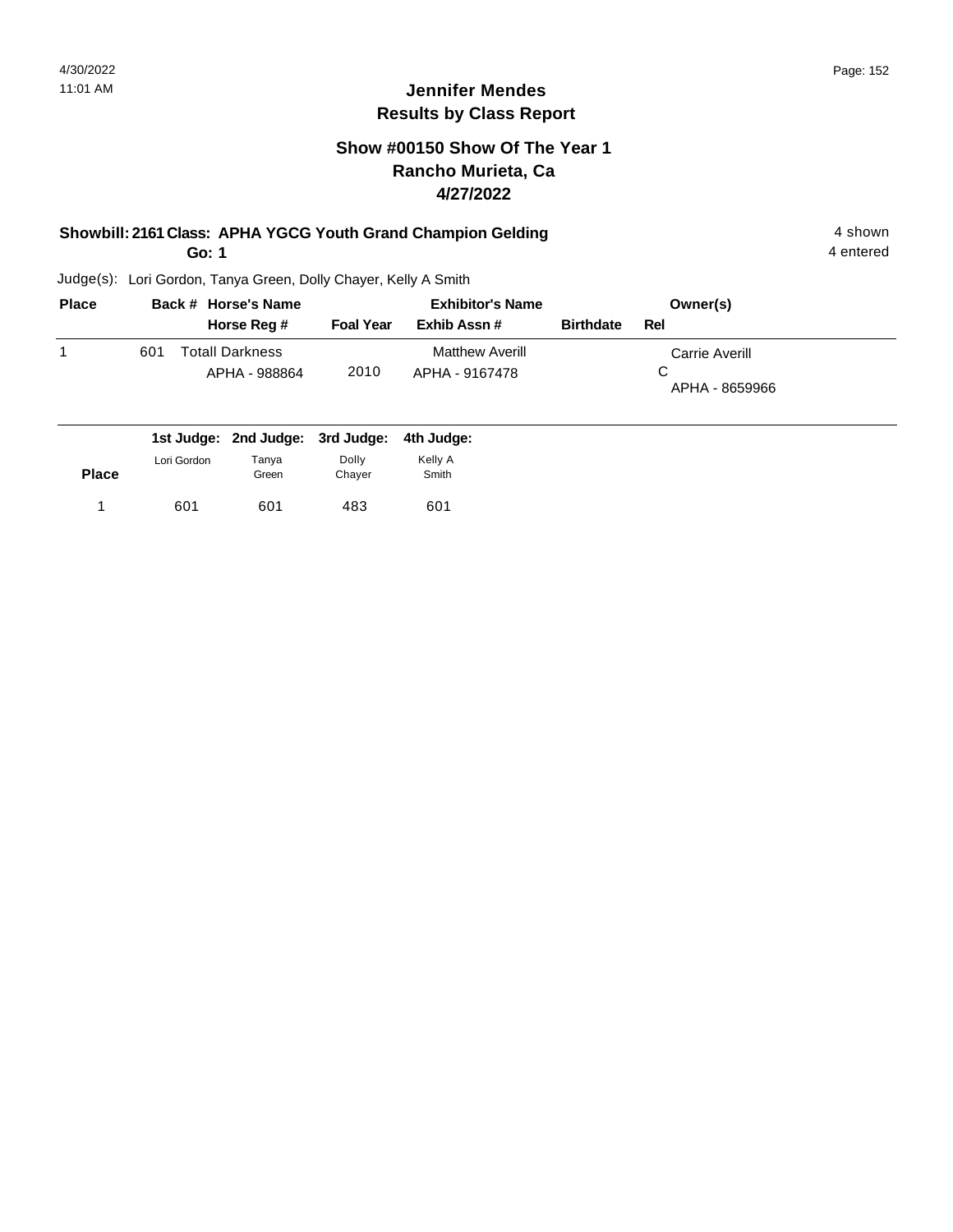## Jennifer Mendes
## Results by Class Report

### Show #00150 Show Of The Year 1
### Rancho Murieta, Ca
### 4/27/2022

**Showbill: 2161 Class: APHA YGCG Youth Grand Champion Gelding** — 4 shown

**Go: 1** — 4 entered

Judge(s): Lori Gordon, Tanya Green, Dolly Chayer, Kelly A Smith

| Place | Back # | Horse's Name / Horse Reg # | Foal Year | Exhibitor's Name / Exhib Assn # | Birthdate | Owner(s) / Rel |
|---|---|---|---|---|---|---|
| 1 | 601 | Totall Darkness<br>APHA - 988864 | 2010 | Matthew Averill<br>APHA - 9167478 | | Carrie Averill<br>C<br>APHA - 8659966 |

| Place | 1st Judge: Lori Gordon | 2nd Judge: Tanya Green | 3rd Judge: Dolly Chayer | 4th Judge: Kelly A Smith |
|---|---|---|---|---|
| 1 | 601 | 601 | 483 | 601 |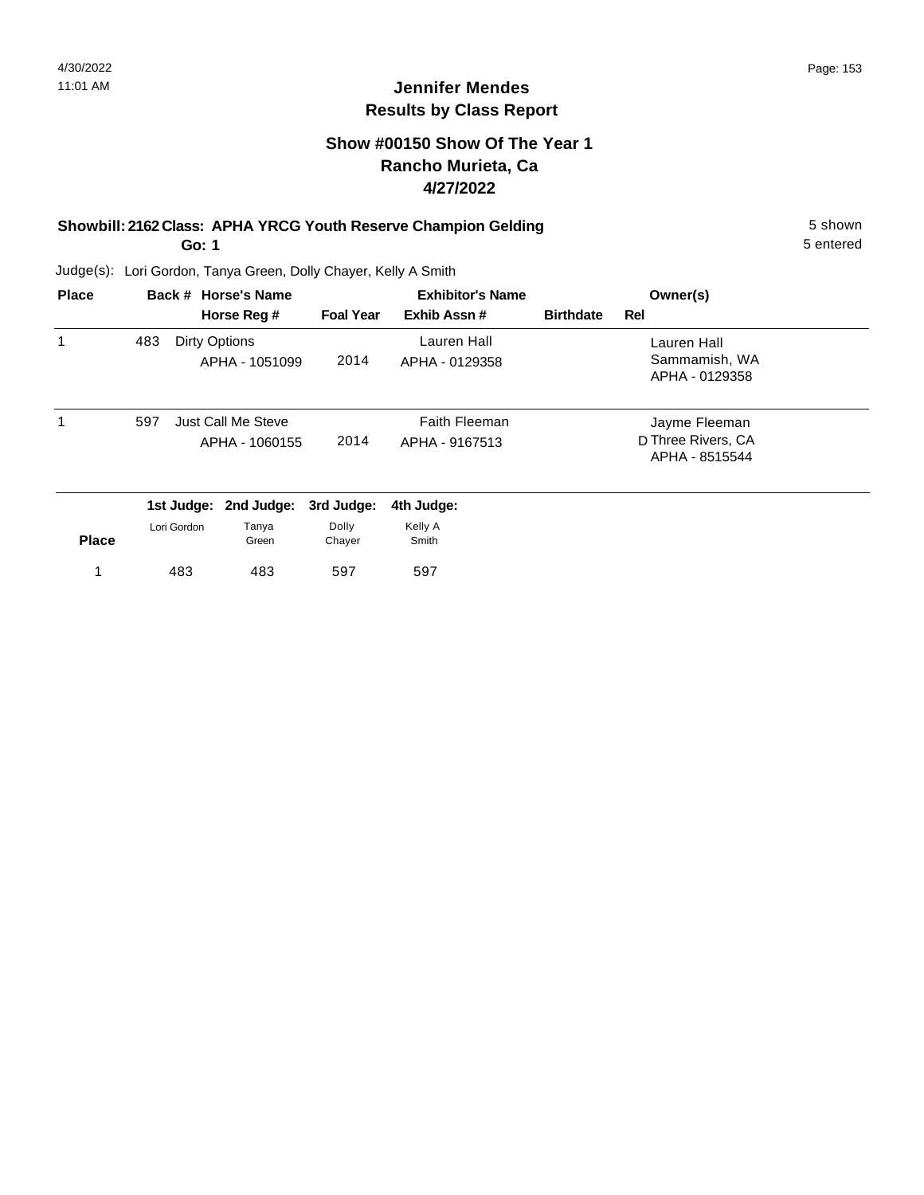## Jennifer Mendes
## Results by Class Report

### Show #00150 Show Of The Year 1
### Rancho Murieta, Ca
### 4/27/2022

**Showbill: 2162 Class: APHA YRCG Youth Reserve Champion Gelding** — 5 shown, 5 entered

**Go: 1**

Judge(s): Lori Gordon, Tanya Green, Dolly Chayer, Kelly A Smith

| Place | Back # | Horse's Name / Horse Reg # | Foal Year | Exhibitor's Name / Exhib Assn # | Birthdate | Rel | Owner(s) |
|---|---|---|---|---|---|---|---|
| 1 | 483 | Dirty Options<br>APHA - 1051099 | 2014 | Lauren Hall<br>APHA - 0129358 | | | Lauren Hall<br>Sammamish, WA<br>APHA - 0129358 |
| 1 | 597 | Just Call Me Steve<br>APHA - 1060155 | 2014 | Faith Fleeman<br>APHA - 9167513 | | D | Jayme Fleeman<br>Three Rivers, CA<br>APHA - 8515544 |

| Place | 1st Judge: Lori Gordon | 2nd Judge: Tanya Green | 3rd Judge: Dolly Chayer | 4th Judge: Kelly A Smith |
|---|---|---|---|---|
| 1 | 483 | 483 | 597 | 597 |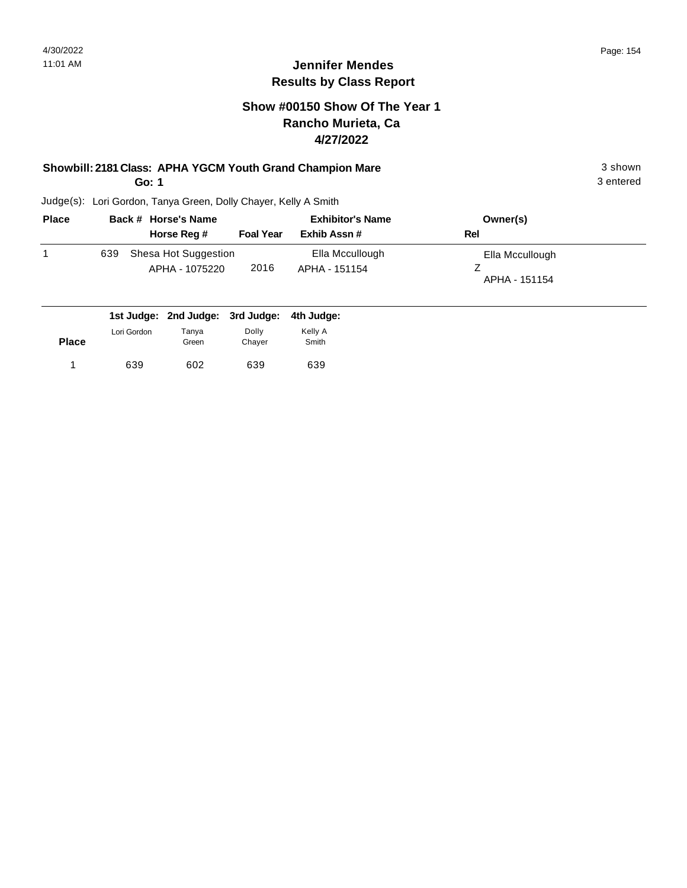## Jennifer Mendes
## Results by Class Report

### Show #00150 Show Of The Year 1
### Rancho Murieta, Ca
### 4/27/2022

**Showbill: 2181 Class: APHA YGCM Youth Grand Champion Mare** — 3 shown
**Go: 1** — 3 entered

Judge(s): Lori Gordon, Tanya Green, Dolly Chayer, Kelly A Smith

| Place | Back # | Horse's Name / Horse Reg # | Foal Year | Exhibitor's Name / Exhib Assn # | Owner(s) / Rel |
|---|---|---|---|---|---|
| 1 | 639 | Shesa Hot Suggestion<br>APHA - 1075220 | 2016 | Ella Mccullough<br>APHA - 151154 | Ella Mccullough<br>Z<br>APHA - 151154 |

| Place | 1st Judge: Lori Gordon | 2nd Judge: Tanya Green | 3rd Judge: Dolly Chayer | 4th Judge: Kelly A Smith |
|---|---|---|---|---|
| 1 | 639 | 602 | 639 | 639 |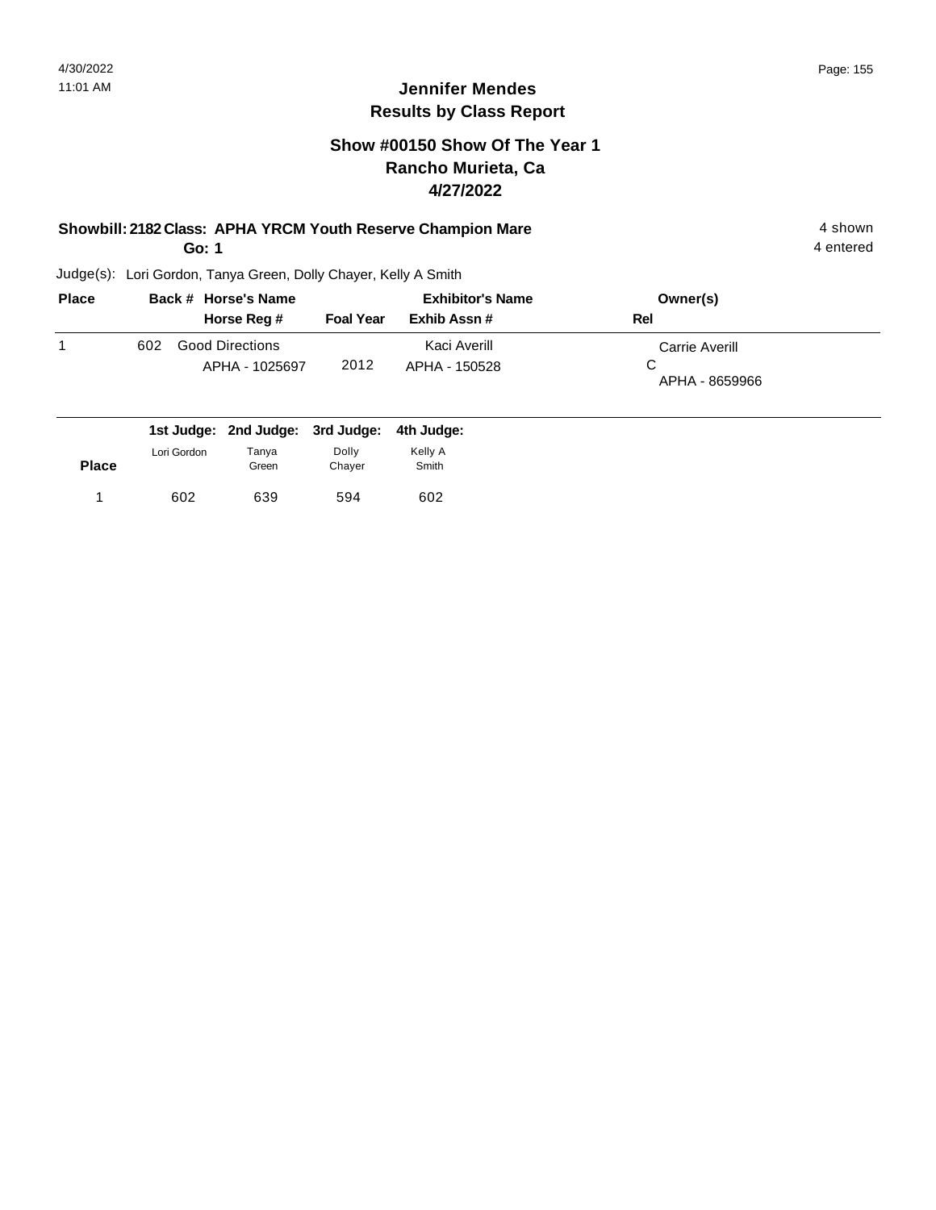## Jennifer Mendes
## Results by Class Report

### Show #00150 Show Of The Year 1
### Rancho Murieta, Ca
### 4/27/2022

**Showbill: 2182 Class: APHA YRCM Youth Reserve Champion Mare** 4 shown

**Go: 1** 4 entered

Judge(s): Lori Gordon, Tanya Green, Dolly Chayer, Kelly A Smith

| Place | Back # | Horse's Name / Horse Reg # | Foal Year | Exhibitor's Name / Exhib Assn # | Owner(s) / Rel |
|---|---|---|---|---|---|
| 1 | 602 | Good Directions<br>APHA - 1025697 | 2012 | Kaci Averill<br>APHA - 150528 | Carrie Averill<br>C<br>APHA - 8659966 |

| Place | 1st Judge: Lori Gordon | 2nd Judge: Tanya Green | 3rd Judge: Dolly Chayer | 4th Judge: Kelly A Smith |
|---|---|---|---|---|
| 1 | 602 | 639 | 594 | 602 |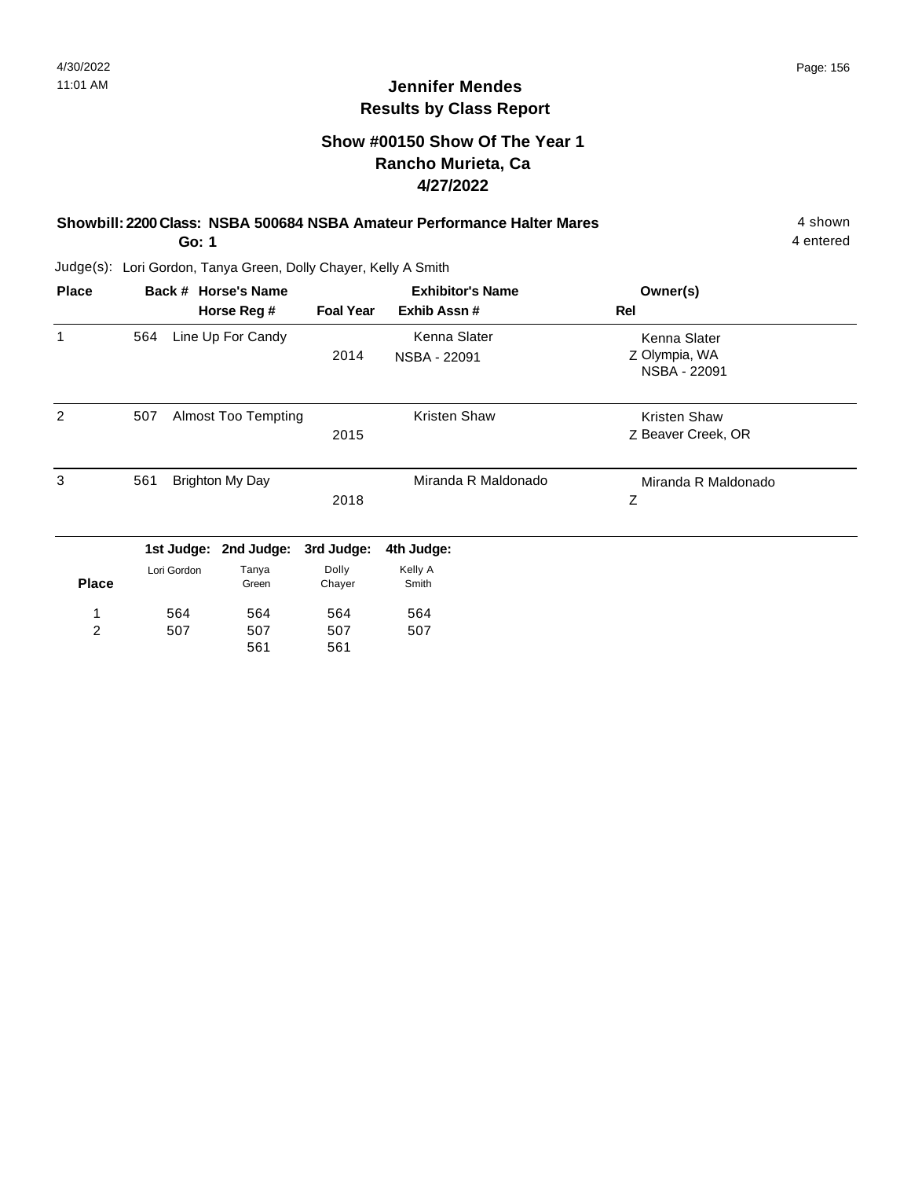## Jennifer Mendes
## Results by Class Report

### Show #00150 Show Of The Year 1
### Rancho Murieta, Ca
### 4/27/2022

**Showbill: 2200 Class: NSBA 500684 NSBA Amateur Performance Halter Mares** — 4 shown

**Go: 1** — 4 entered

Judge(s): Lori Gordon, Tanya Green, Dolly Chayer, Kelly A Smith

| Place | Back # | Horse's Name / Horse Reg # | Foal Year | Exhibitor's Name / Exhib Assn # | Owner(s) / Rel |
|---|---|---|---|---|---|
| 1 | 564 | Line Up For Candy | 2014 | Kenna Slater<br>NSBA - 22091 | Kenna Slater<br>Z Olympia, WA<br>NSBA - 22091 |
| 2 | 507 | Almost Too Tempting | 2015 | Kristen Shaw | Kristen Shaw<br>Z Beaver Creek, OR |
| 3 | 561 | Brighton My Day | 2018 | Miranda R Maldonado | Miranda R Maldonado<br>Z |

| Place | 1st Judge: Lori Gordon | 2nd Judge: Tanya Green | 3rd Judge: Dolly Chayer | 4th Judge: Kelly A Smith |
|---|---|---|---|---|
| 1 | 564 | 564 | 564 | 564 |
| 2 | 507 | 507 | 507 | 507 |
| | | 561 | 561 | |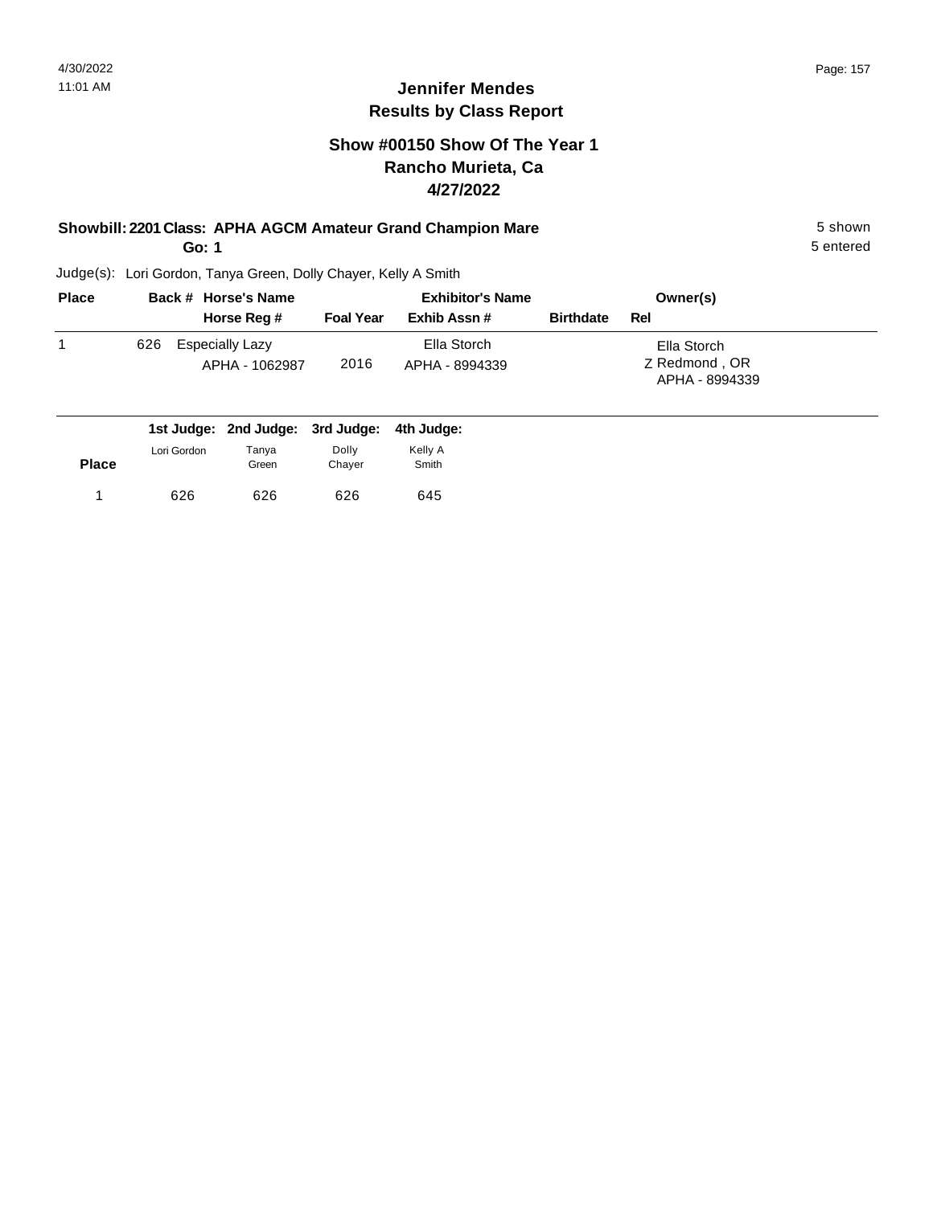# Jennifer Mendes
## Results by Class Report

### Show #00150 Show Of The Year 1
### Rancho Murieta, Ca
### 4/27/2022

**Showbill: 2201 Class: APHA AGCM Amateur Grand Champion Mare** 5 shown

**Go: 1** 5 entered

Judge(s): Lori Gordon, Tanya Green, Dolly Chayer, Kelly A Smith

| Place | Back # | Horse's Name / Horse Reg # | Foal Year | Exhibitor's Name / Exhib Assn # | Birthdate | Owner(s) / Rel |
|---|---|---|---|---|---|---|
| 1 | 626 | Especially Lazy<br>APHA - 1062987 | 2016 | Ella Storch<br>APHA - 8994339 | | Ella Storch<br>Z Redmond , OR<br>APHA - 8994339 |

| Place | 1st Judge: Lori Gordon | 2nd Judge: Tanya Green | 3rd Judge: Dolly Chayer | 4th Judge: Kelly A Smith |
|---|---|---|---|---|
| 1 | 626 | 626 | 626 | 645 |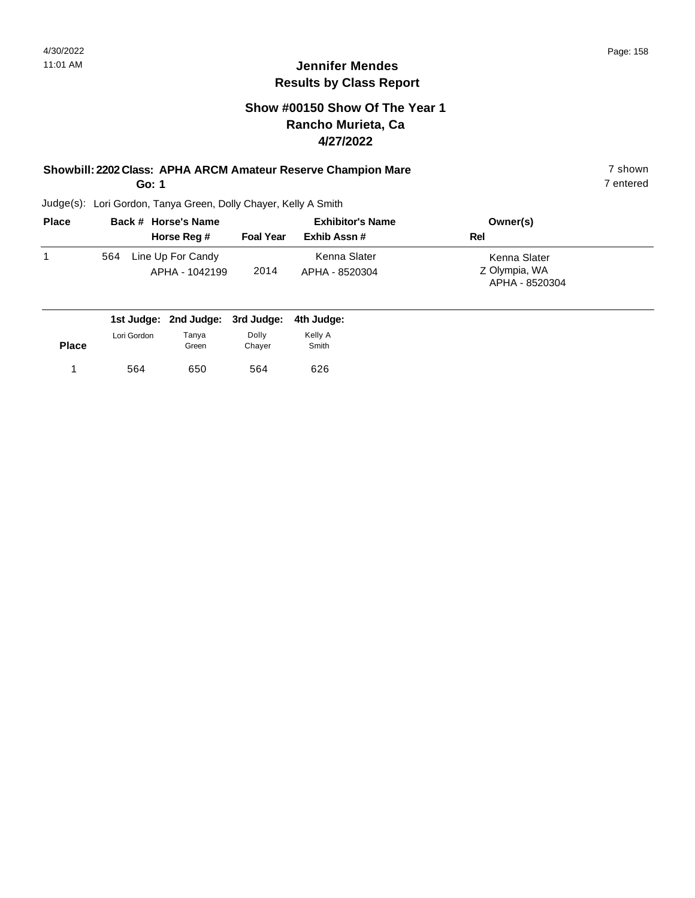# Jennifer Mendes
## Results by Class Report

### Show #00150 Show Of The Year 1
### Rancho Murieta, Ca
### 4/27/2022

**Showbill: 2202 Class: APHA ARCM Amateur Reserve Champion Mare** — 7 shown

**Go: 1** — 7 entered

Judge(s): Lori Gordon, Tanya Green, Dolly Chayer, Kelly A Smith

| Place | Back # | Horse's Name / Horse Reg # | Foal Year | Exhibitor's Name / Exhib Assn # | Owner(s) / Rel |
|---|---|---|---|---|---|
| 1 | 564 | Line Up For Candy<br>APHA - 1042199 | 2014 | Kenna Slater<br>APHA - 8520304 | Kenna Slater<br>Z Olympia, WA<br>APHA - 8520304 |

| Place | 1st Judge: Lori Gordon | 2nd Judge: Tanya Green | 3rd Judge: Dolly Chayer | 4th Judge: Kelly A Smith |
|---|---|---|---|---|
| 1 | 564 | 650 | 564 | 626 |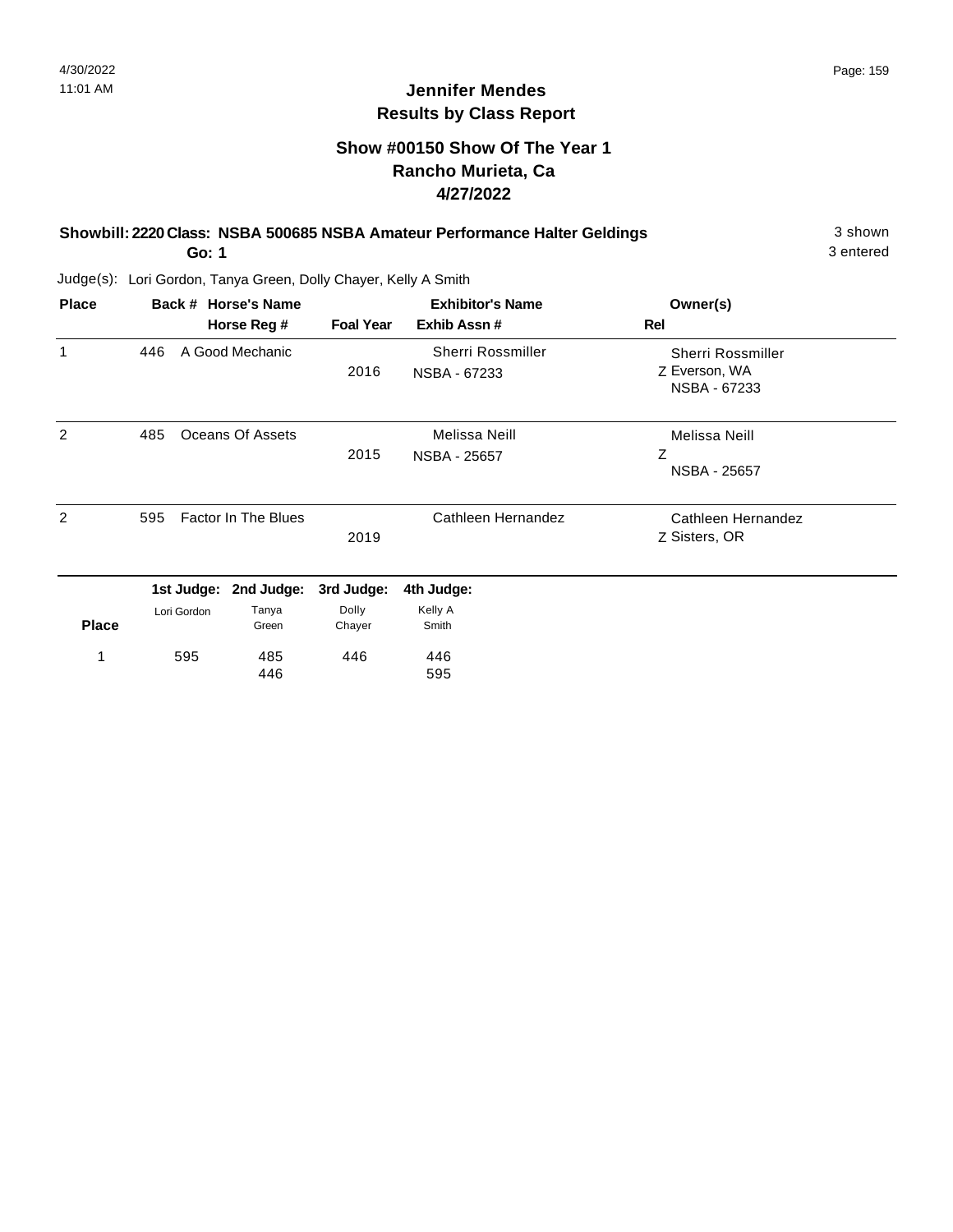# Jennifer Mendes
## Results by Class Report

### Show #00150 Show Of The Year 1
### Rancho Murieta, Ca
### 4/27/2022

**Showbill: 2220 Class: NSBA 500685 NSBA Amateur Performance Halter Geldings** — 3 shown

**Go: 1** — 3 entered

Judge(s): Lori Gordon, Tanya Green, Dolly Chayer, Kelly A Smith

| Place | Back # | Horse's Name / Horse Reg # | Foal Year | Exhibitor's Name / Exhib Assn # | Owner(s) / Rel |
|---|---|---|---|---|---|
| 1 | 446 | A Good Mechanic | 2016 | Sherri Rossmiller<br>NSBA - 67233 | Sherri Rossmiller<br>Z Everson, WA<br>NSBA - 67233 |
| 2 | 485 | Oceans Of Assets | 2015 | Melissa Neill<br>NSBA - 25657 | Melissa Neill<br>Z<br>NSBA - 25657 |
| 2 | 595 | Factor In The Blues | 2019 | Cathleen Hernandez | Cathleen Hernandez<br>Z Sisters, OR |

| Place | 1st Judge: Lori Gordon | 2nd Judge: Tanya Green | 3rd Judge: Dolly Chayer | 4th Judge: Kelly A Smith |
|---|---|---|---|---|
| 1 | 595 | 485<br>446 | 446 | 446<br>595 |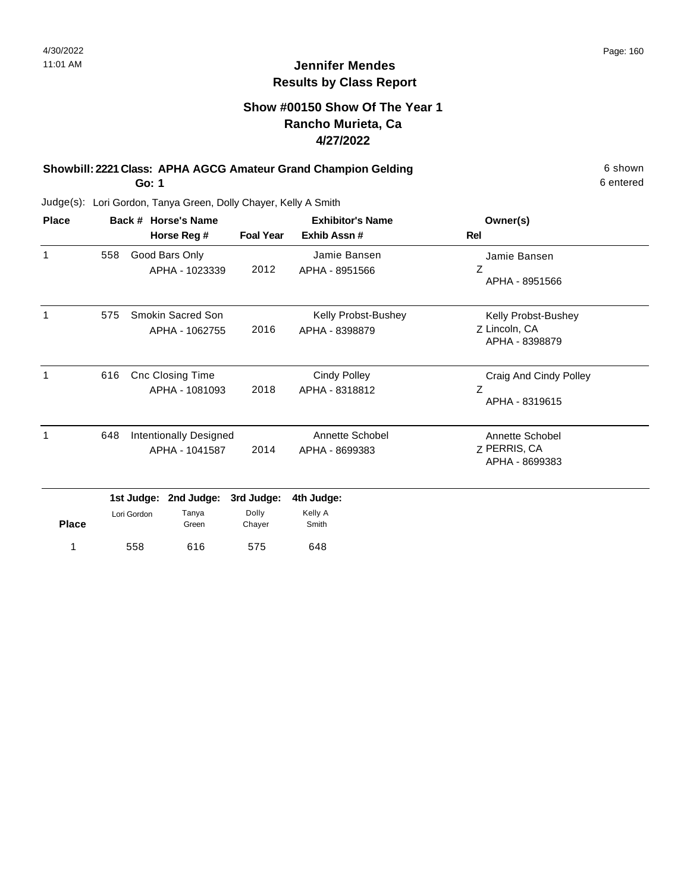# Jennifer Mendes
## Results by Class Report

### Show #00150 Show Of The Year 1
### Rancho Murieta, Ca
### 4/27/2022

**Showbill: 2221 Class: APHA AGCG Amateur Grand Champion Gelding** — 6 shown, 6 entered

**Go: 1**

Judge(s): Lori Gordon, Tanya Green, Dolly Chayer, Kelly A Smith

| Place | Back # | Horse's Name / Horse Reg # | Foal Year | Exhibitor's Name / Exhib Assn # | Rel | Owner(s) |
|---|---|---|---|---|---|---|
| 1 | 558 | Good Bars Only<br>APHA - 1023339 | 2012 | Jamie Bansen<br>APHA - 8951566 | Z | Jamie Bansen<br>APHA - 8951566 |
| 1 | 575 | Smokin Sacred Son<br>APHA - 1062755 | 2016 | Kelly Probst-Bushey<br>APHA - 8398879 | Z | Kelly Probst-Bushey<br>Lincoln, CA<br>APHA - 8398879 |
| 1 | 616 | Cnc Closing Time<br>APHA - 1081093 | 2018 | Cindy Polley<br>APHA - 8318812 | Z | Craig And Cindy Polley<br>APHA - 8319615 |
| 1 | 648 | Intentionally Designed<br>APHA - 1041587 | 2014 | Annette Schobel<br>APHA - 8699383 | Z | Annette Schobel<br>PERRIS, CA<br>APHA - 8699383 |

| Place | 1st Judge: Lori Gordon | 2nd Judge: Tanya Green | 3rd Judge: Dolly Chayer | 4th Judge: Kelly A Smith |
|---|---|---|---|---|
| 1 | 558 | 616 | 575 | 648 |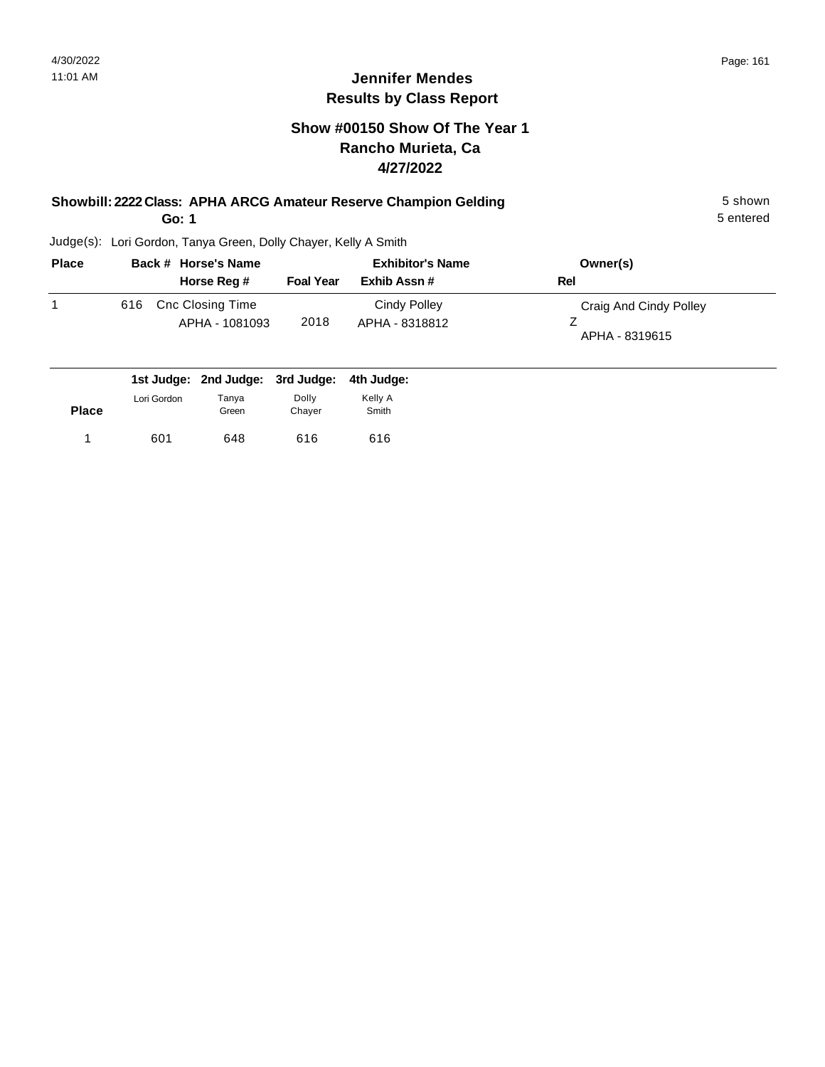## Jennifer Mendes
## Results by Class Report

### Show #00150 Show Of The Year 1
### Rancho Murieta, Ca
### 4/27/2022

**Showbill: 2222 Class: APHA ARCG Amateur Reserve Champion Gelding** 5 shown

**Go: 1** 5 entered

Judge(s): Lori Gordon, Tanya Green, Dolly Chayer, Kelly A Smith

| Place | Back # | Horse's Name / Horse Reg # | Foal Year | Exhibitor's Name / Exhib Assn # | Owner(s) / Rel |
|---|---|---|---|---|---|
| 1 | 616 | Cnc Closing Time<br>APHA - 1081093 | 2018 | Cindy Polley<br>APHA - 8318812 | Craig And Cindy Polley<br>Z<br>APHA - 8319615 |

| Place | 1st Judge: Lori Gordon | 2nd Judge: Tanya Green | 3rd Judge: Dolly Chayer | 4th Judge: Kelly A Smith |
|---|---|---|---|---|
| 1 | 601 | 648 | 616 | 616 |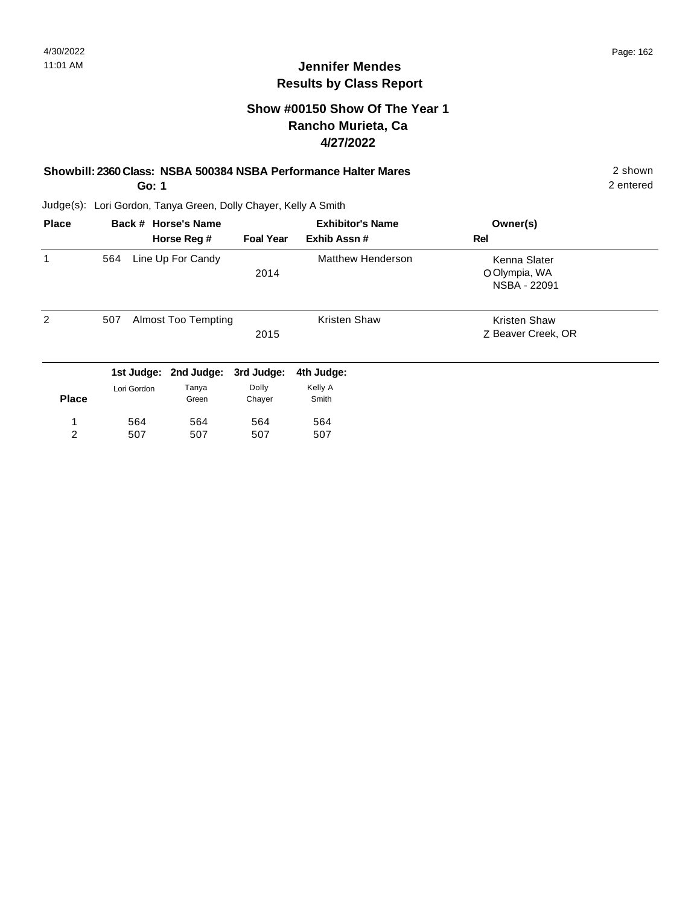## Jennifer Mendes
## Results by Class Report

### Show #00150 Show Of The Year 1
### Rancho Murieta, Ca
### 4/27/2022

**Showbill: 2360 Class: NSBA 500384 NSBA Performance Halter Mares** 2 shown
**Go: 1** 2 entered

Judge(s): Lori Gordon, Tanya Green, Dolly Chayer, Kelly A Smith

| Place | Back # | Horse's Name / Horse Reg # | Foal Year | Exhibitor's Name / Exhib Assn # | Rel | Owner(s) |
|---|---|---|---|---|---|---|
| 1 | 564 | Line Up For Candy | 2014 | Matthew Henderson | O | Kenna Slater<br>Olympia, WA<br>NSBA - 22091 |
| 2 | 507 | Almost Too Tempting | 2015 | Kristen Shaw | Z | Kristen Shaw<br>Beaver Creek, OR |

| Place | 1st Judge: Lori Gordon | 2nd Judge: Tanya Green | 3rd Judge: Dolly Chayer | 4th Judge: Kelly A Smith |
|---|---|---|---|---|
| 1 | 564 | 564 | 564 | 564 |
| 2 | 507 | 507 | 507 | 507 |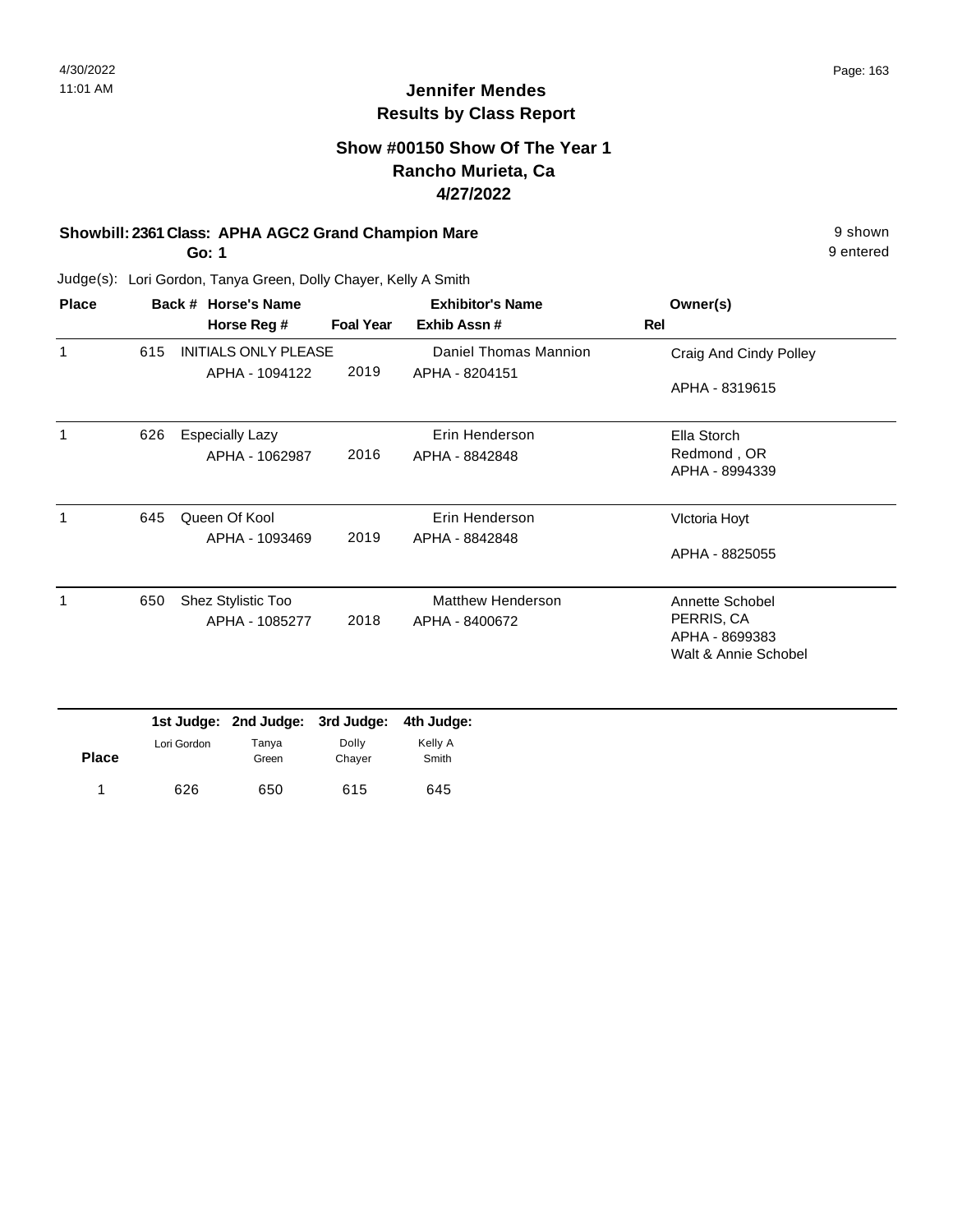# Jennifer Mendes
## Results by Class Report

### Show #00150 Show Of The Year 1
### Rancho Murieta, Ca
### 4/27/2022

**Showbill: 2361 Class: APHA AGC2 Grand Champion Mare** — 9 shown

**Go: 1** — 9 entered

Judge(s): Lori Gordon, Tanya Green, Dolly Chayer, Kelly A Smith

| Place | Back # | Horse's Name / Horse Reg # | Foal Year | Exhibitor's Name / Exhib Assn # | Rel | Owner(s) |
|---|---|---|---|---|---|---|
| 1 | 615 | INITIALS ONLY PLEASE<br>APHA - 1094122 | 2019 | Daniel Thomas Mannion<br>APHA - 8204151 | | Craig And Cindy Polley<br>APHA - 8319615 |
| 1 | 626 | Especially Lazy<br>APHA - 1062987 | 2016 | Erin Henderson<br>APHA - 8842848 | | Ella Storch<br>Redmond , OR<br>APHA - 8994339 |
| 1 | 645 | Queen Of Kool<br>APHA - 1093469 | 2019 | Erin Henderson<br>APHA - 8842848 | | VIctoria Hoyt<br>APHA - 8825055 |
| 1 | 650 | Shez Stylistic Too<br>APHA - 1085277 | 2018 | Matthew Henderson<br>APHA - 8400672 | | Annette Schobel<br>PERRIS, CA<br>APHA - 8699383<br>Walt & Annie Schobel |

| Place | 1st Judge: Lori Gordon | 2nd Judge: Tanya Green | 3rd Judge: Dolly Chayer | 4th Judge: Kelly A Smith |
|---|---|---|---|---|
| 1 | 626 | 650 | 615 | 645 |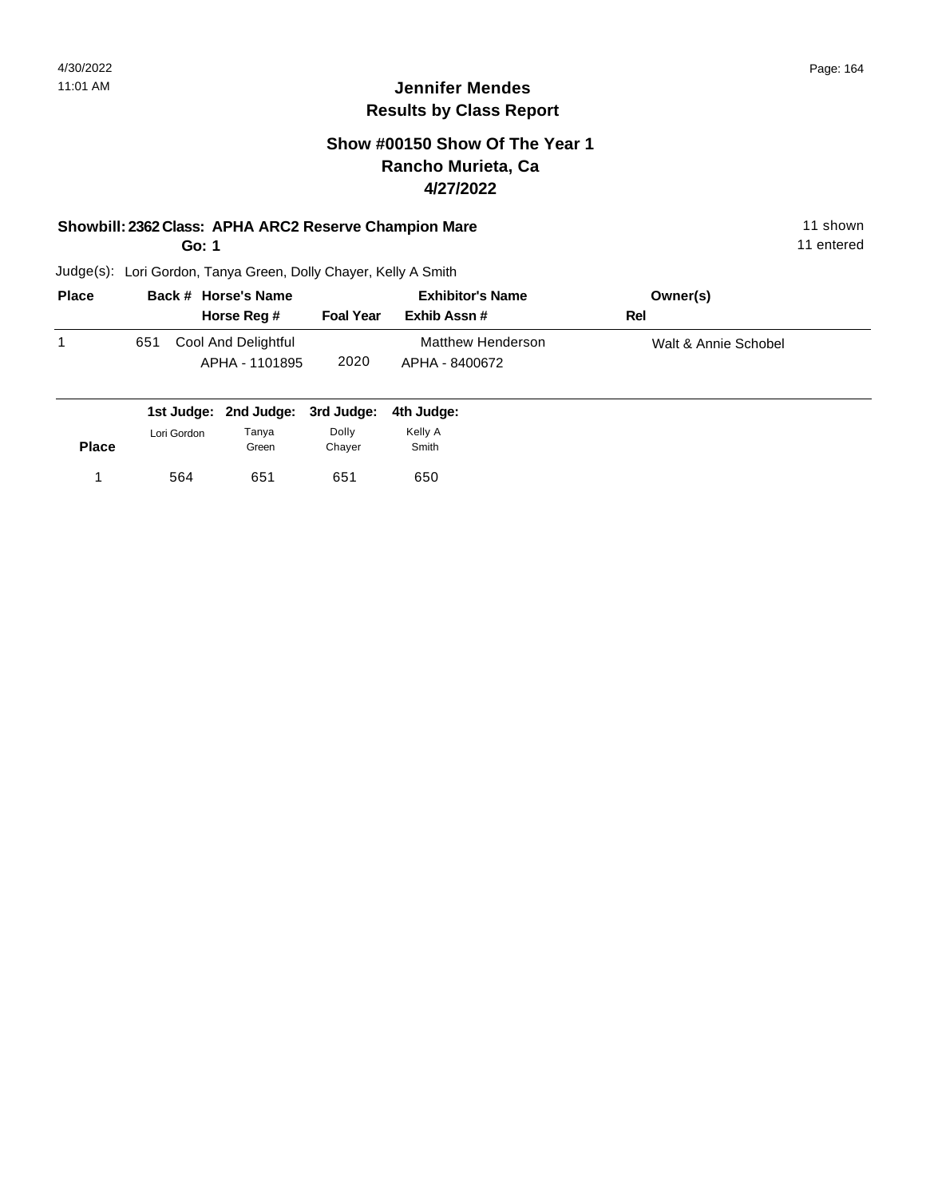4/30/2022
11:01 AM

## Jennifer Mendes
## Results by Class Report

### Show #00150 Show Of The Year 1
### Rancho Murieta, Ca
### 4/27/2022

**Showbill: 2362 Class: APHA ARC2 Reserve Champion Mare** 11 shown
**Go: 1** 11 entered

Judge(s): Lori Gordon, Tanya Green, Dolly Chayer, Kelly A Smith

| Place | Back # | Horse's Name / Horse Reg # | Foal Year | Exhibitor's Name / Exhib Assn # | Owner(s) / Rel |
|---|---|---|---|---|---|
| 1 | 651 | Cool And Delightful<br>APHA - 1101895 | 2020 | Matthew Henderson<br>APHA - 8400672 | Walt & Annie Schobel |

| Place | 1st Judge: Lori Gordon | 2nd Judge: Tanya Green | 3rd Judge: Dolly Chayer | 4th Judge: Kelly A Smith |
|---|---|---|---|---|
| 1 | 564 | 651 | 651 | 650 |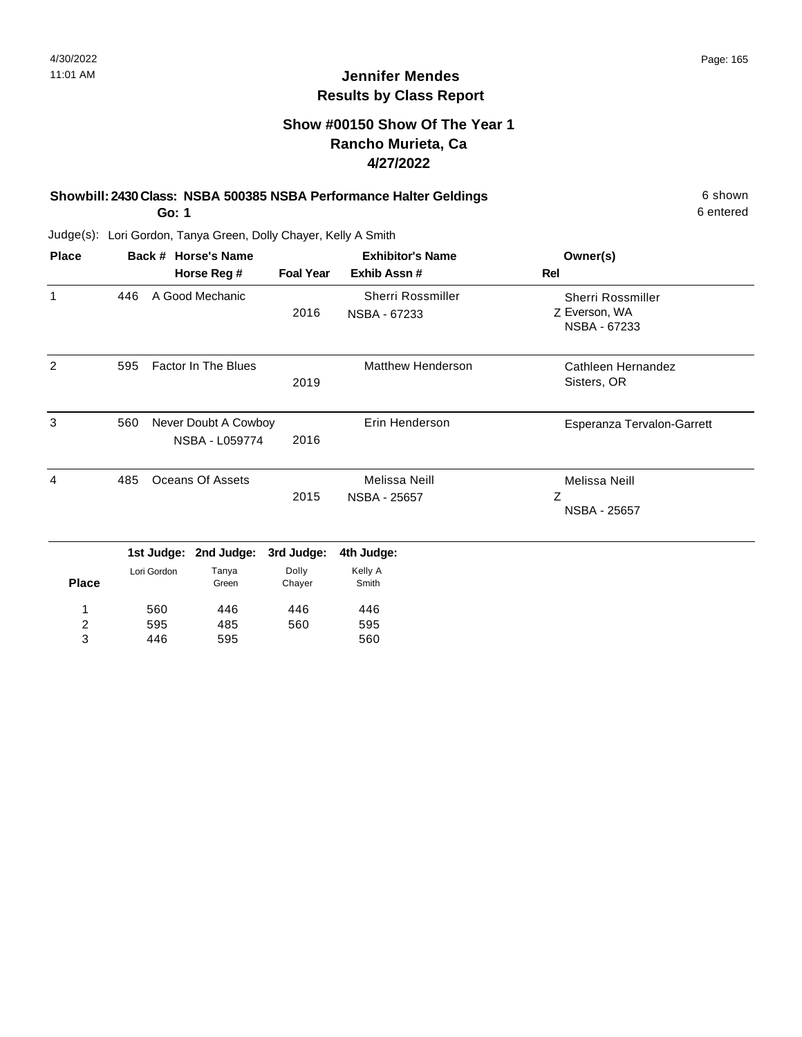4/30/2022
11:01 AM

## Jennifer Mendes
## Results by Class Report

### Show #00150 Show Of The Year 1
### Rancho Murieta, Ca
### 4/27/2022

**Showbill: 2430 Class: NSBA 500385 NSBA Performance Halter Geldings** — 6 shown

**Go: 1** — 6 entered

Judge(s): Lori Gordon, Tanya Green, Dolly Chayer, Kelly A Smith

| Place | Back # | Horse's Name / Horse Reg # | Foal Year | Exhibitor's Name / Exhib Assn # | Rel | Owner(s) |
|---|---|---|---|---|---|---|
| 1 | 446 | A Good Mechanic | 2016 | Sherri Rossmiller<br>NSBA - 67233 | Z | Sherri Rossmiller<br>Everson, WA<br>NSBA - 67233 |
| 2 | 595 | Factor In The Blues | 2019 | Matthew Henderson | | Cathleen Hernandez<br>Sisters, OR |
| 3 | 560 | Never Doubt A Cowboy<br>NSBA - L059774 | 2016 | Erin Henderson | | Esperanza Tervalon-Garrett |
| 4 | 485 | Oceans Of Assets | 2015 | Melissa Neill<br>NSBA - 25657 | Z | Melissa Neill<br>NSBA - 25657 |

| Place | 1st Judge: Lori Gordon | 2nd Judge: Tanya Green | 3rd Judge: Dolly Chayer | 4th Judge: Kelly A Smith |
|---|---|---|---|---|
| 1 | 560 | 446 | 446 | 446 |
| 2 | 595 | 485 | 560 | 595 |
| 3 | 446 | 595 | | 560 |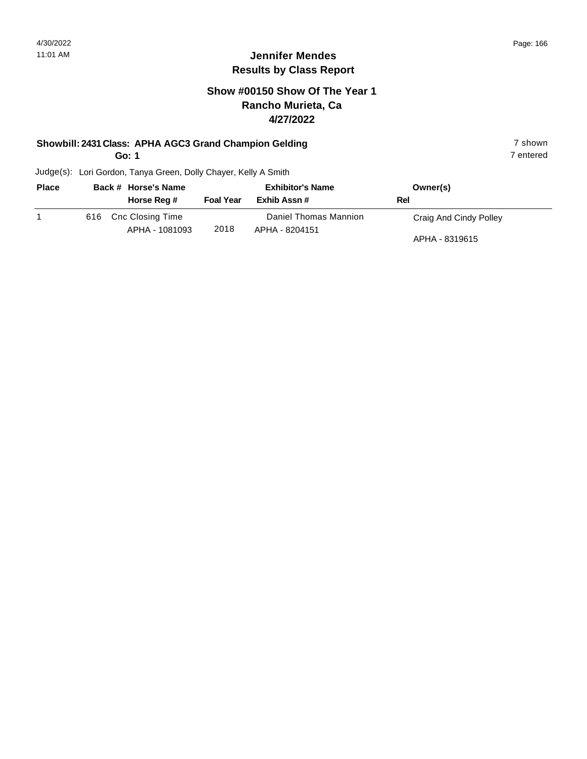# Jennifer Mendes
## Results by Class Report

### Show #00150 Show Of The Year 1
### Rancho Murieta, Ca
### 4/27/2022

**Showbill: 2431 Class: APHA AGC3 Grand Champion Gelding** — 7 shown

**Go: 1** — 7 entered

Judge(s): Lori Gordon, Tanya Green, Dolly Chayer, Kelly A Smith

| Place | Back # | Horse's Name / Horse Reg # | Foal Year | Exhibitor's Name / Exhib Assn # | Rel | Owner(s) |
|---|---|---|---|---|---|---|
| 1 | 616 | Cnc Closing Time<br>APHA - 1081093 | 2018 | Daniel Thomas Mannion<br>APHA - 8204151 | | Craig And Cindy Polley<br>APHA - 8319615 |